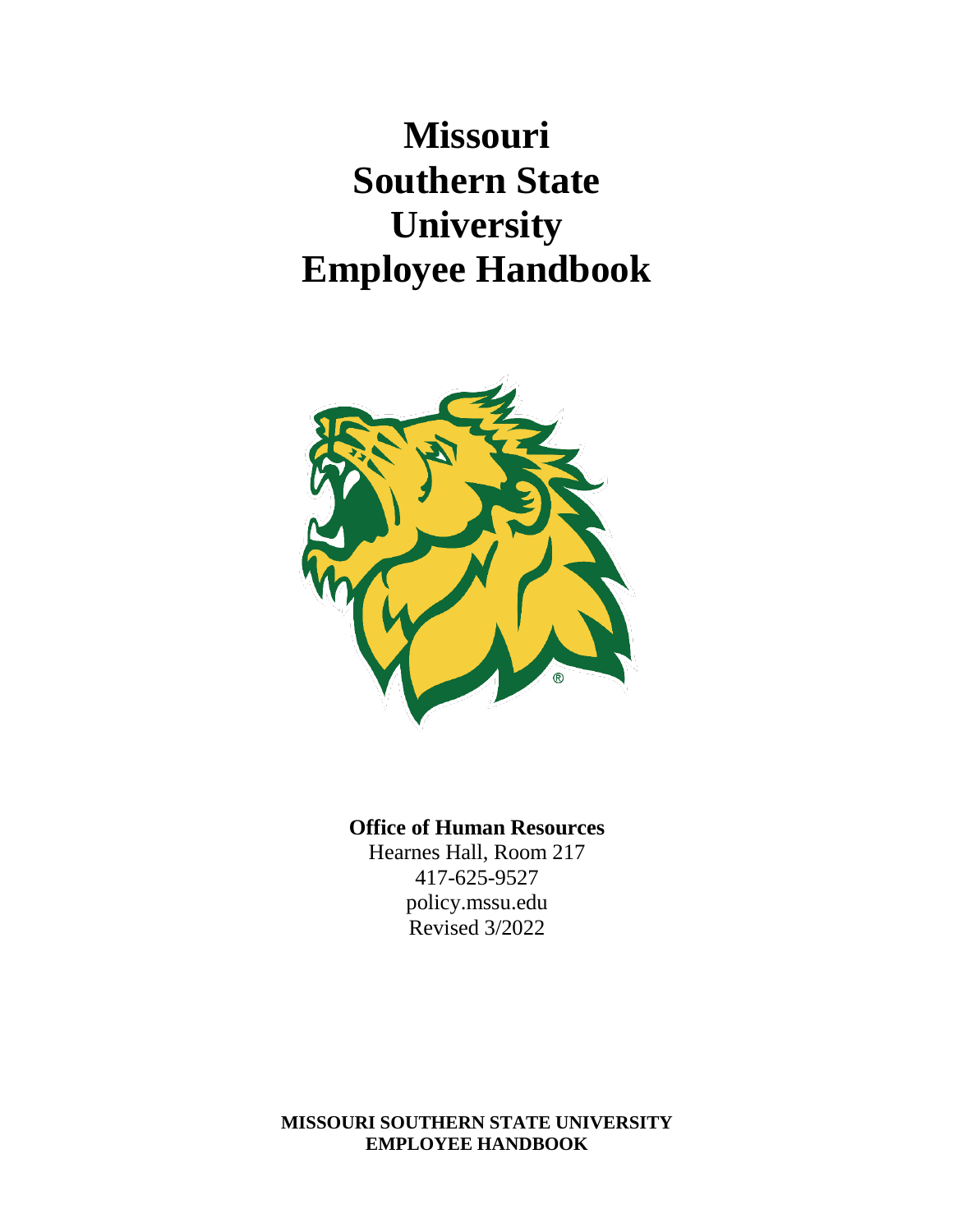# Missouri Southern State University Employee Handbook

**Office of Human Resources**

Hearnes Hall, Room 217

417-625-9527

policy.mssu.edu

Revised 3/2022

**MISSOURI SOUTHERN STATE UNIVERSITY EMPLOYEE HANDBOOK**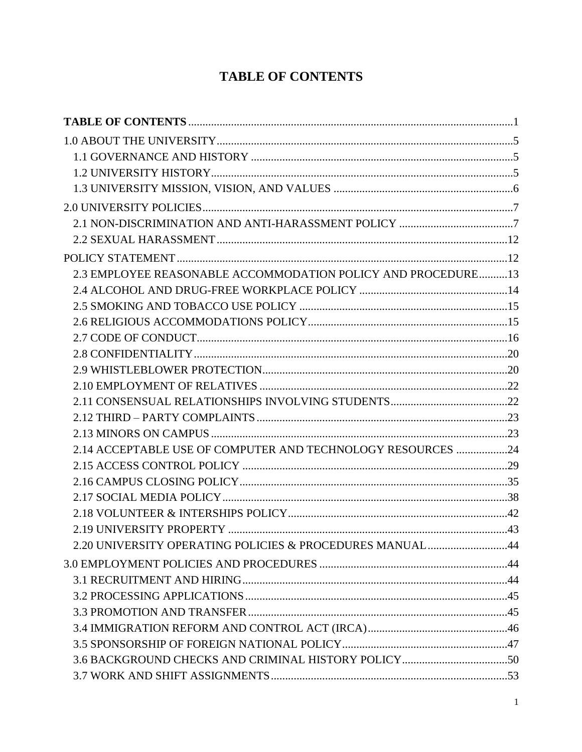# TABLE OF CONTENTS

**TABLE OF CONTENTS** .................................................................................................................1

1.0 ABOUT THE UNIVERSITY.......................................................................................................5

- 1.1 GOVERNANCE AND HISTORY ............................................................................................5
- 1.2 UNIVERSITY HISTORY.........................................................................................................5
- 1.3 UNIVERSITY MISSION, VISION, AND VALUES ...............................................................6

2.0 UNIVERSITY POLICIES............................................................................................................7

- 2.1 NON-DISCRIMINATION AND ANTI-HARASSMENT POLICY ........................................7
- 2.2 SEXUAL HARASSMENT......................................................................................................12

POLICY STATEMENT...................................................................................................................12

- 2.3 EMPLOYEE REASONABLE ACCOMMODATION POLICY AND PROCEDURE..........13
- 2.4 ALCOHOL AND DRUG-FREE WORKPLACE POLICY ....................................................14
- 2.5 SMOKING AND TOBACCO USE POLICY .........................................................................15
- 2.6 RELIGIOUS ACCOMMODATIONS POLICY......................................................................15
- 2.7 CODE OF CONDUCT............................................................................................................16
- 2.8 CONFIDENTIALITY..............................................................................................................20
- 2.9 WHISTLEBLOWER PROTECTION......................................................................................20
- 2.10 EMPLOYMENT OF RELATIVES .......................................................................................22
- 2.11 CONSENSUAL RELATIONSHIPS INVOLVING STUDENTS.........................................22
- 2.12 THIRD – PARTY COMPLAINTS........................................................................................23
- 2.13 MINORS ON CAMPUS........................................................................................................23
- 2.14 ACCEPTABLE USE OF COMPUTER AND TECHNOLOGY RESOURCES ..................24
- 2.15 ACCESS CONTROL POLICY .............................................................................................29
- 2.16 CAMPUS CLOSING POLICY..............................................................................................35
- 2.17 SOCIAL MEDIA POLICY....................................................................................................38
- 2.18 VOLUNTEER & INTERSHIPS POLICY.............................................................................42
- 2.19 UNIVERSITY PROPERTY ..................................................................................................43
- 2.20 UNIVERSITY OPERATING POLICIES & PROCEDURES MANUAL............................44

3.0 EMPLOYMENT POLICIES AND PROCEDURES ..................................................................44

- 3.1 RECRUITMENT AND HIRING.............................................................................................44
- 3.2 PROCESSING APPLICATIONS............................................................................................45
- 3.3 PROMOTION AND TRANSFER...........................................................................................45
- 3.4 IMMIGRATION REFORM AND CONTROL ACT (IRCA).................................................46
- 3.5 SPONSORSHIP OF FOREIGN NATIONAL POLICY..........................................................47
- 3.6 BACKGROUND CHECKS AND CRIMINAL HISTORY POLICY.....................................50
- 3.7 WORK AND SHIFT ASSIGNMENTS...................................................................................53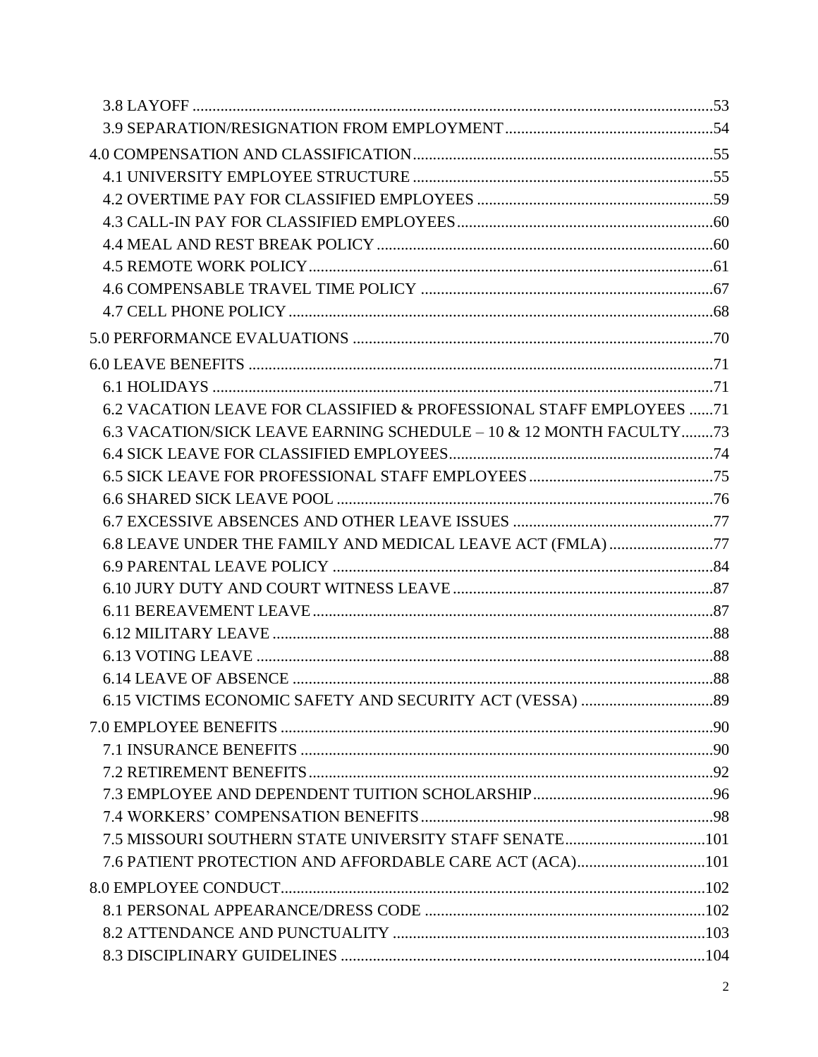3.8 LAYOFF ..........53
3.9 SEPARATION/RESIGNATION FROM EMPLOYMENT ..........54

4.0 COMPENSATION AND CLASSIFICATION ..........55
4.1 UNIVERSITY EMPLOYEE STRUCTURE ..........55
4.2 OVERTIME PAY FOR CLASSIFIED EMPLOYEES ..........59
4.3 CALL-IN PAY FOR CLASSIFIED EMPLOYEES ..........60
4.4 MEAL AND REST BREAK POLICY ..........60
4.5 REMOTE WORK POLICY ..........61
4.6 COMPENSABLE TRAVEL TIME POLICY ..........67
4.7 CELL PHONE POLICY ..........68

5.0 PERFORMANCE EVALUATIONS ..........70

6.0 LEAVE BENEFITS ..........71
6.1 HOLIDAYS ..........71
6.2 VACATION LEAVE FOR CLASSIFIED & PROFESSIONAL STAFF EMPLOYEES ..........71
6.3 VACATION/SICK LEAVE EARNING SCHEDULE – 10 & 12 MONTH FACULTY ..........73
6.4 SICK LEAVE FOR CLASSIFIED EMPLOYEES ..........74
6.5 SICK LEAVE FOR PROFESSIONAL STAFF EMPLOYEES ..........75
6.6 SHARED SICK LEAVE POOL ..........76
6.7 EXCESSIVE ABSENCES AND OTHER LEAVE ISSUES ..........77
6.8 LEAVE UNDER THE FAMILY AND MEDICAL LEAVE ACT (FMLA) ..........77
6.9 PARENTAL LEAVE POLICY ..........84
6.10 JURY DUTY AND COURT WITNESS LEAVE ..........87
6.11 BEREAVEMENT LEAVE ..........87
6.12 MILITARY LEAVE ..........88
6.13 VOTING LEAVE ..........88
6.14 LEAVE OF ABSENCE ..........88
6.15 VICTIMS ECONOMIC SAFETY AND SECURITY ACT (VESSA) ..........89

7.0 EMPLOYEE BENEFITS ..........90
7.1 INSURANCE BENEFITS ..........90
7.2 RETIREMENT BENEFITS ..........92
7.3 EMPLOYEE AND DEPENDENT TUITION SCHOLARSHIP ..........96
7.4 WORKERS' COMPENSATION BENEFITS ..........98
7.5 MISSOURI SOUTHERN STATE UNIVERSITY STAFF SENATE ..........101
7.6 PATIENT PROTECTION AND AFFORDABLE CARE ACT (ACA) ..........101

8.0 EMPLOYEE CONDUCT ..........102
8.1 PERSONAL APPEARANCE/DRESS CODE ..........102
8.2 ATTENDANCE AND PUNCTUALITY ..........103
8.3 DISCIPLINARY GUIDELINES ..........104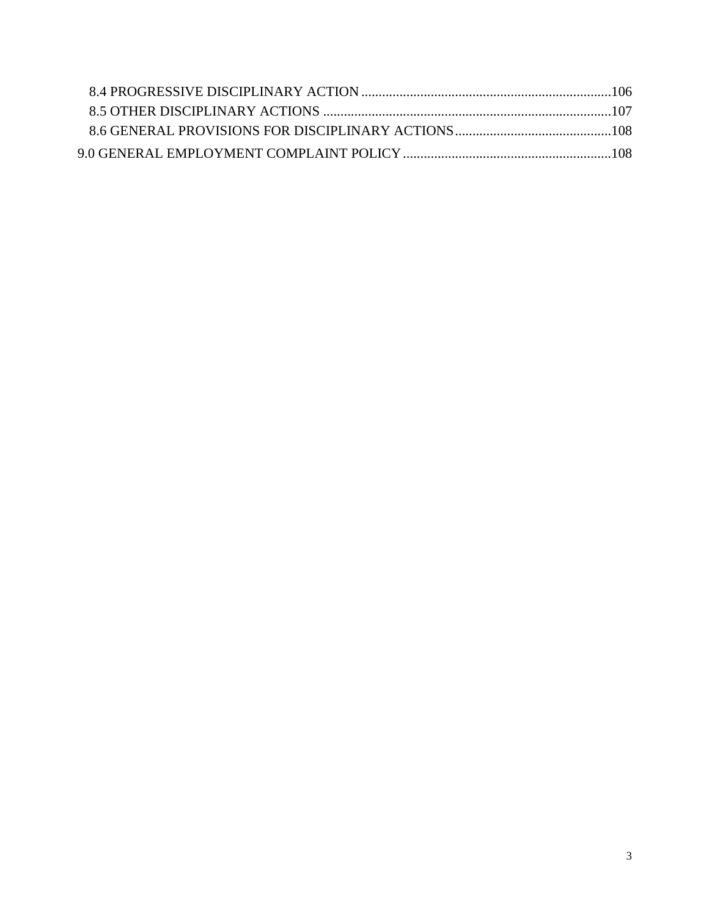8.4 PROGRESSIVE DISCIPLINARY ACTION ........................................................................106
8.5 OTHER DISCIPLINARY ACTIONS ...................................................................................107
8.6 GENERAL PROVISIONS FOR DISCIPLINARY ACTIONS.............................................108

9.0 GENERAL EMPLOYMENT COMPLAINT POLICY ............................................................108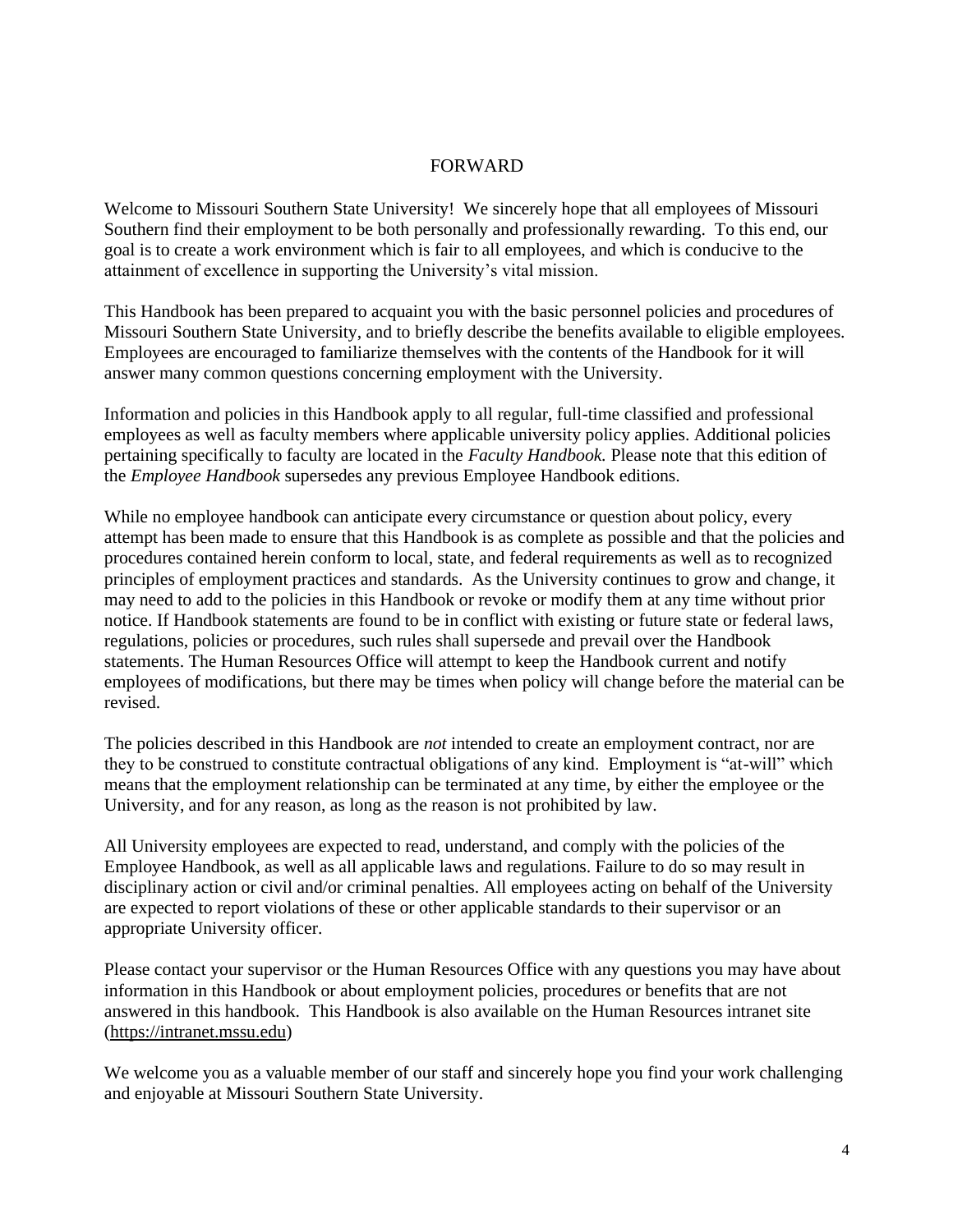# FORWARD

Welcome to Missouri Southern State University! We sincerely hope that all employees of Missouri Southern find their employment to be both personally and professionally rewarding. To this end, our goal is to create a work environment which is fair to all employees, and which is conducive to the attainment of excellence in supporting the University's vital mission.

This Handbook has been prepared to acquaint you with the basic personnel policies and procedures of Missouri Southern State University, and to briefly describe the benefits available to eligible employees. Employees are encouraged to familiarize themselves with the contents of the Handbook for it will answer many common questions concerning employment with the University.

Information and policies in this Handbook apply to all regular, full-time classified and professional employees as well as faculty members where applicable university policy applies. Additional policies pertaining specifically to faculty are located in the *Faculty Handbook.* Please note that this edition of the *Employee Handbook* supersedes any previous Employee Handbook editions.

While no employee handbook can anticipate every circumstance or question about policy, every attempt has been made to ensure that this Handbook is as complete as possible and that the policies and procedures contained herein conform to local, state, and federal requirements as well as to recognized principles of employment practices and standards. As the University continues to grow and change, it may need to add to the policies in this Handbook or revoke or modify them at any time without prior notice. If Handbook statements are found to be in conflict with existing or future state or federal laws, regulations, policies or procedures, such rules shall supersede and prevail over the Handbook statements. The Human Resources Office will attempt to keep the Handbook current and notify employees of modifications, but there may be times when policy will change before the material can be revised.

The policies described in this Handbook are *not* intended to create an employment contract, nor are they to be construed to constitute contractual obligations of any kind. Employment is "at-will" which means that the employment relationship can be terminated at any time, by either the employee or the University, and for any reason, as long as the reason is not prohibited by law.

All University employees are expected to read, understand, and comply with the policies of the Employee Handbook, as well as all applicable laws and regulations. Failure to do so may result in disciplinary action or civil and/or criminal penalties. All employees acting on behalf of the University are expected to report violations of these or other applicable standards to their supervisor or an appropriate University officer.

Please contact your supervisor or the Human Resources Office with any questions you may have about information in this Handbook or about employment policies, procedures or benefits that are not answered in this handbook. This Handbook is also available on the Human Resources intranet site (https://intranet.mssu.edu)

We welcome you as a valuable member of our staff and sincerely hope you find your work challenging and enjoyable at Missouri Southern State University.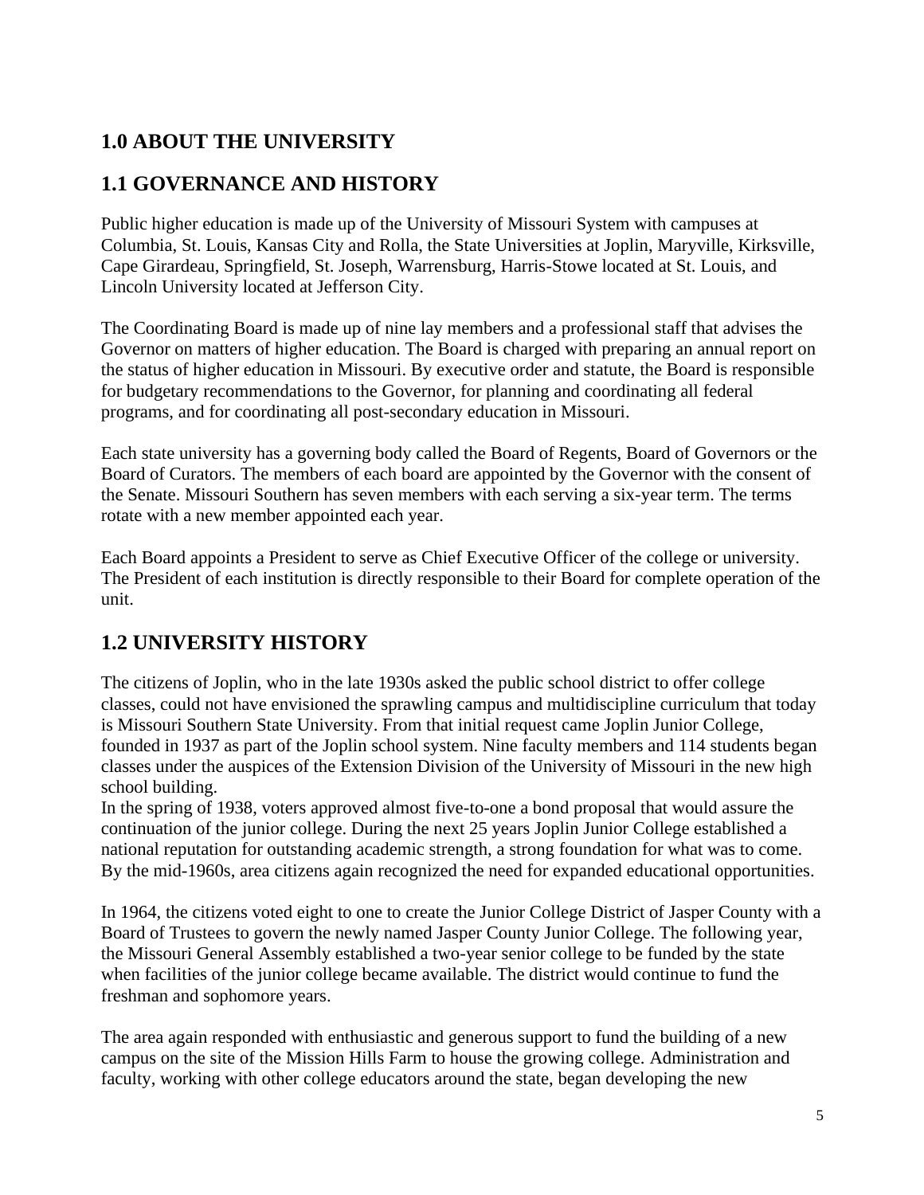# 1.0 ABOUT THE UNIVERSITY

## 1.1 GOVERNANCE AND HISTORY

Public higher education is made up of the University of Missouri System with campuses at Columbia, St. Louis, Kansas City and Rolla, the State Universities at Joplin, Maryville, Kirksville, Cape Girardeau, Springfield, St. Joseph, Warrensburg, Harris-Stowe located at St. Louis, and Lincoln University located at Jefferson City.

The Coordinating Board is made up of nine lay members and a professional staff that advises the Governor on matters of higher education. The Board is charged with preparing an annual report on the status of higher education in Missouri. By executive order and statute, the Board is responsible for budgetary recommendations to the Governor, for planning and coordinating all federal programs, and for coordinating all post-secondary education in Missouri.

Each state university has a governing body called the Board of Regents, Board of Governors or the Board of Curators. The members of each board are appointed by the Governor with the consent of the Senate. Missouri Southern has seven members with each serving a six-year term. The terms rotate with a new member appointed each year.

Each Board appoints a President to serve as Chief Executive Officer of the college or university. The President of each institution is directly responsible to their Board for complete operation of the unit.

## 1.2 UNIVERSITY HISTORY

The citizens of Joplin, who in the late 1930s asked the public school district to offer college classes, could not have envisioned the sprawling campus and multidiscipline curriculum that today is Missouri Southern State University. From that initial request came Joplin Junior College, founded in 1937 as part of the Joplin school system. Nine faculty members and 114 students began classes under the auspices of the Extension Division of the University of Missouri in the new high school building.
In the spring of 1938, voters approved almost five-to-one a bond proposal that would assure the continuation of the junior college. During the next 25 years Joplin Junior College established a national reputation for outstanding academic strength, a strong foundation for what was to come. By the mid-1960s, area citizens again recognized the need for expanded educational opportunities.

In 1964, the citizens voted eight to one to create the Junior College District of Jasper County with a Board of Trustees to govern the newly named Jasper County Junior College. The following year, the Missouri General Assembly established a two-year senior college to be funded by the state when facilities of the junior college became available. The district would continue to fund the freshman and sophomore years.

The area again responded with enthusiastic and generous support to fund the building of a new campus on the site of the Mission Hills Farm to house the growing college. Administration and faculty, working with other college educators around the state, began developing the new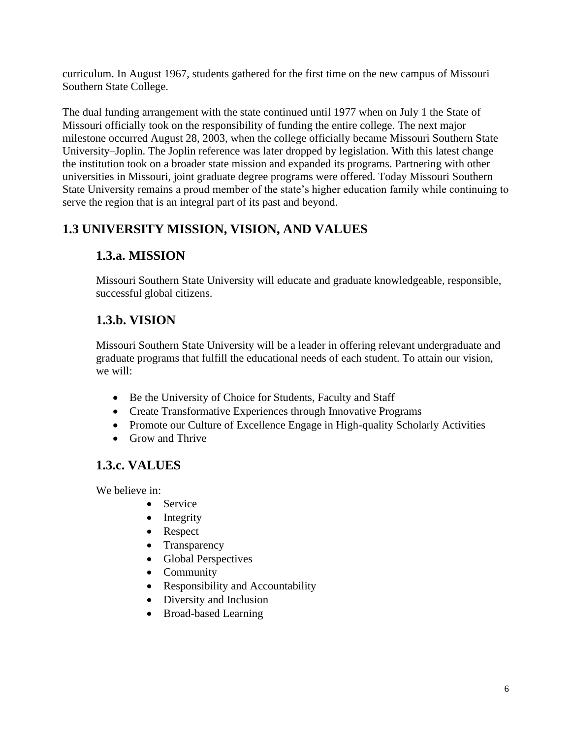curriculum. In August 1967, students gathered for the first time on the new campus of Missouri Southern State College.

The dual funding arrangement with the state continued until 1977 when on July 1 the State of Missouri officially took on the responsibility of funding the entire college. The next major milestone occurred August 28, 2003, when the college officially became Missouri Southern State University–Joplin. The Joplin reference was later dropped by legislation. With this latest change the institution took on a broader state mission and expanded its programs. Partnering with other universities in Missouri, joint graduate degree programs were offered. Today Missouri Southern State University remains a proud member of the state's higher education family while continuing to serve the region that is an integral part of its past and beyond.

## 1.3 UNIVERSITY MISSION, VISION, AND VALUES

### 1.3.a. MISSION

Missouri Southern State University will educate and graduate knowledgeable, responsible, successful global citizens.

### 1.3.b. VISION

Missouri Southern State University will be a leader in offering relevant undergraduate and graduate programs that fulfill the educational needs of each student. To attain our vision, we will:

- Be the University of Choice for Students, Faculty and Staff
- Create Transformative Experiences through Innovative Programs
- Promote our Culture of Excellence Engage in High-quality Scholarly Activities
- Grow and Thrive

### 1.3.c. VALUES

We believe in:

- Service
- Integrity
- Respect
- Transparency
- Global Perspectives
- Community
- Responsibility and Accountability
- Diversity and Inclusion
- Broad-based Learning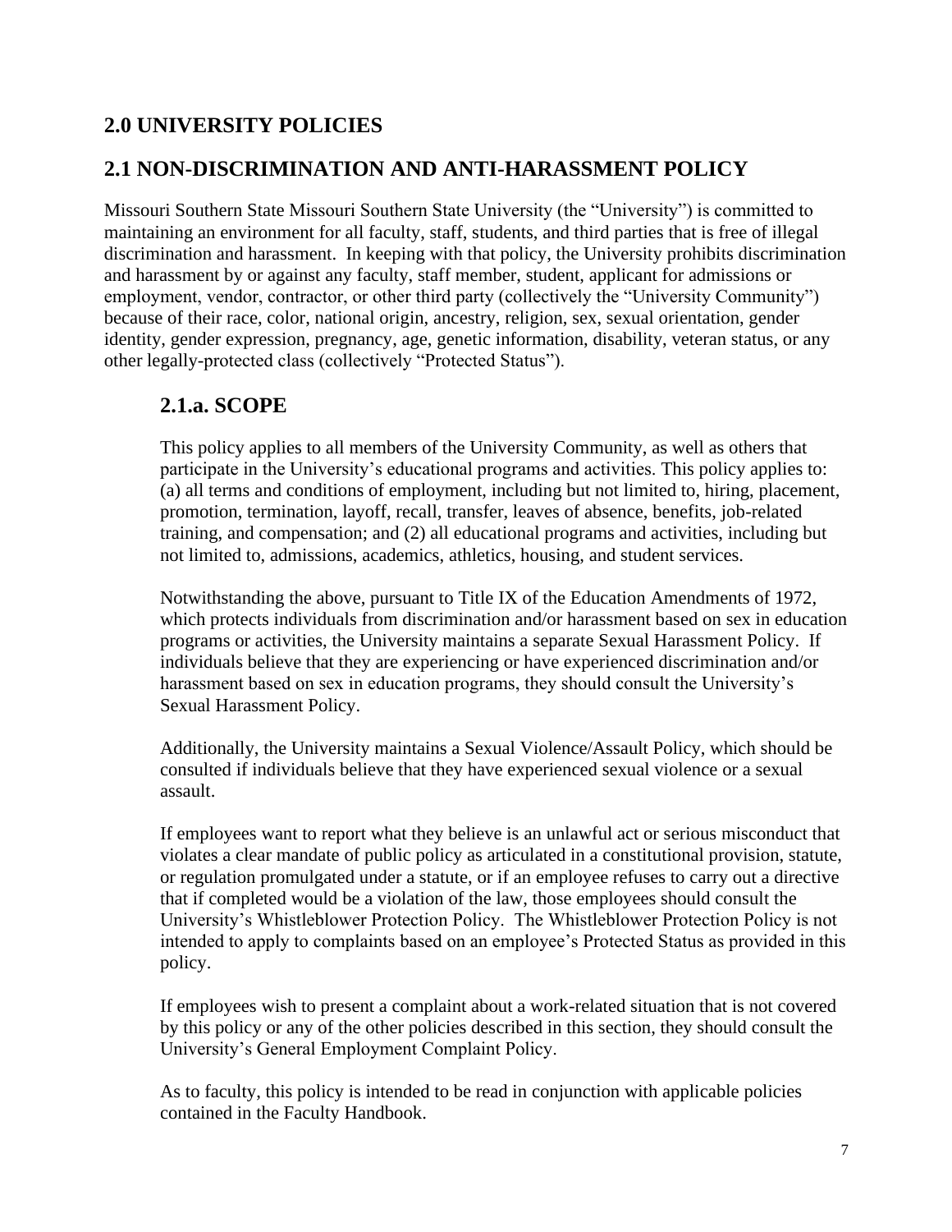# 2.0 UNIVERSITY POLICIES

## 2.1 NON-DISCRIMINATION AND ANTI-HARASSMENT POLICY

Missouri Southern State Missouri Southern State University (the "University") is committed to maintaining an environment for all faculty, staff, students, and third parties that is free of illegal discrimination and harassment. In keeping with that policy, the University prohibits discrimination and harassment by or against any faculty, staff member, student, applicant for admissions or employment, vendor, contractor, or other third party (collectively the "University Community") because of their race, color, national origin, ancestry, religion, sex, sexual orientation, gender identity, gender expression, pregnancy, age, genetic information, disability, veteran status, or any other legally-protected class (collectively "Protected Status").

### 2.1.a. SCOPE

This policy applies to all members of the University Community, as well as others that participate in the University's educational programs and activities. This policy applies to: (a) all terms and conditions of employment, including but not limited to, hiring, placement, promotion, termination, layoff, recall, transfer, leaves of absence, benefits, job-related training, and compensation; and (2) all educational programs and activities, including but not limited to, admissions, academics, athletics, housing, and student services.

Notwithstanding the above, pursuant to Title IX of the Education Amendments of 1972, which protects individuals from discrimination and/or harassment based on sex in education programs or activities, the University maintains a separate Sexual Harassment Policy. If individuals believe that they are experiencing or have experienced discrimination and/or harassment based on sex in education programs, they should consult the University's Sexual Harassment Policy.

Additionally, the University maintains a Sexual Violence/Assault Policy, which should be consulted if individuals believe that they have experienced sexual violence or a sexual assault.

If employees want to report what they believe is an unlawful act or serious misconduct that violates a clear mandate of public policy as articulated in a constitutional provision, statute, or regulation promulgated under a statute, or if an employee refuses to carry out a directive that if completed would be a violation of the law, those employees should consult the University's Whistleblower Protection Policy. The Whistleblower Protection Policy is not intended to apply to complaints based on an employee's Protected Status as provided in this policy.

If employees wish to present a complaint about a work-related situation that is not covered by this policy or any of the other policies described in this section, they should consult the University's General Employment Complaint Policy.

As to faculty, this policy is intended to be read in conjunction with applicable policies contained in the Faculty Handbook.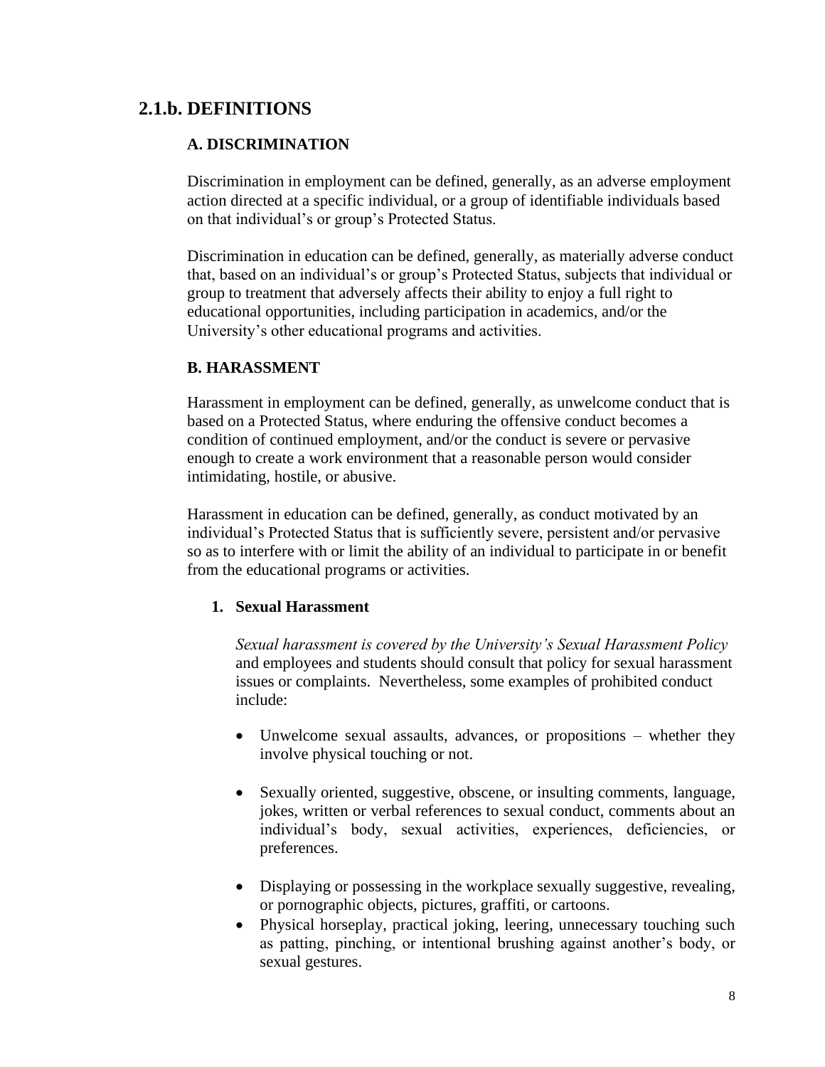## 2.1.b. DEFINITIONS

### A. DISCRIMINATION

Discrimination in employment can be defined, generally, as an adverse employment action directed at a specific individual, or a group of identifiable individuals based on that individual's or group's Protected Status.

Discrimination in education can be defined, generally, as materially adverse conduct that, based on an individual's or group's Protected Status, subjects that individual or group to treatment that adversely affects their ability to enjoy a full right to educational opportunities, including participation in academics, and/or the University's other educational programs and activities.

### B. HARASSMENT

Harassment in employment can be defined, generally, as unwelcome conduct that is based on a Protected Status, where enduring the offensive conduct becomes a condition of continued employment, and/or the conduct is severe or pervasive enough to create a work environment that a reasonable person would consider intimidating, hostile, or abusive.

Harassment in education can be defined, generally, as conduct motivated by an individual's Protected Status that is sufficiently severe, persistent and/or pervasive so as to interfere with or limit the ability of an individual to participate in or benefit from the educational programs or activities.

1. **Sexual Harassment**

   *Sexual harassment is covered by the University's Sexual Harassment Policy* and employees and students should consult that policy for sexual harassment issues or complaints. Nevertheless, some examples of prohibited conduct include:

   - Unwelcome sexual assaults, advances, or propositions – whether they involve physical touching or not.
   - Sexually oriented, suggestive, obscene, or insulting comments, language, jokes, written or verbal references to sexual conduct, comments about an individual's body, sexual activities, experiences, deficiencies, or preferences.
   - Displaying or possessing in the workplace sexually suggestive, revealing, or pornographic objects, pictures, graffiti, or cartoons.
   - Physical horseplay, practical joking, leering, unnecessary touching such as patting, pinching, or intentional brushing against another's body, or sexual gestures.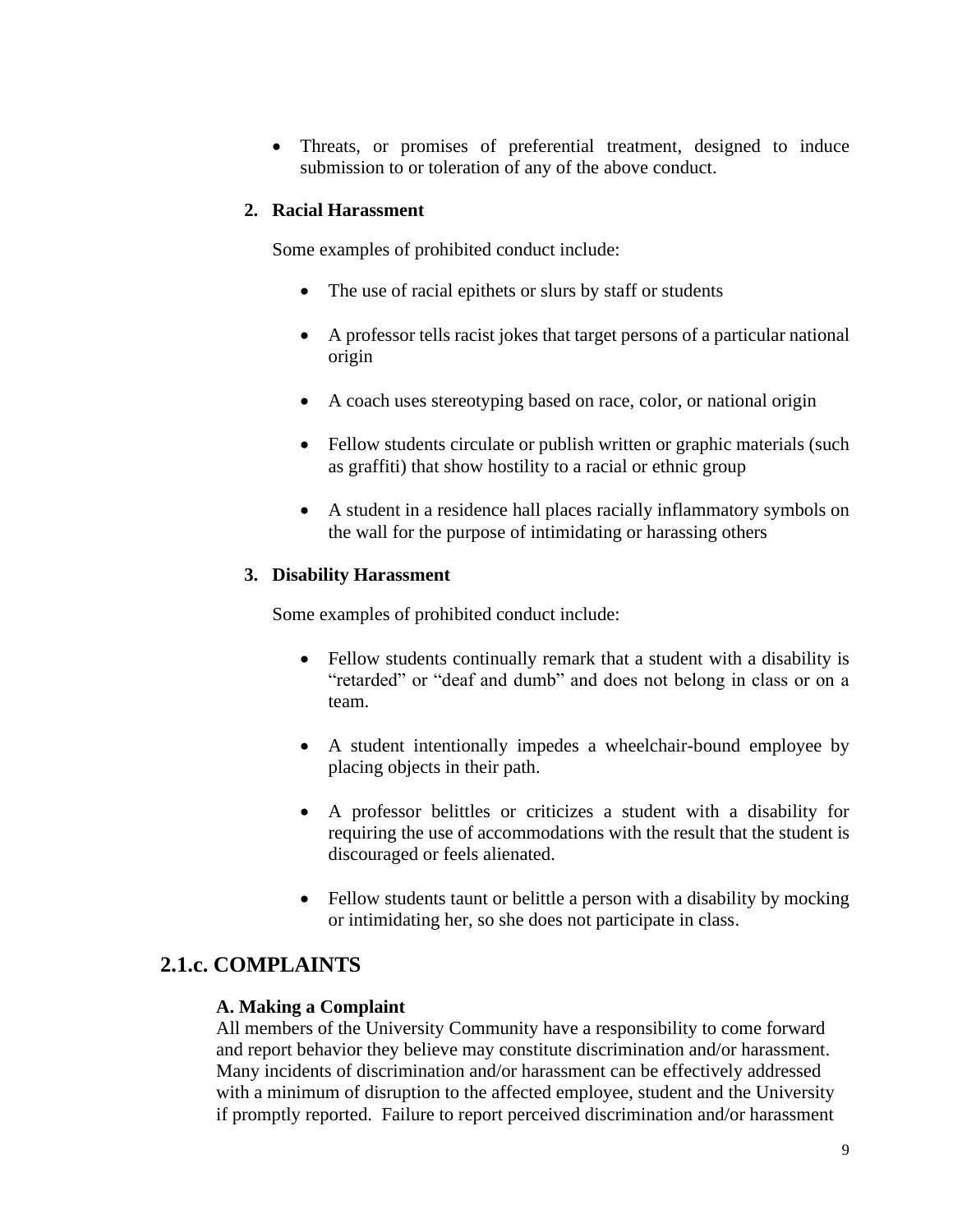- Threats, or promises of preferential treatment, designed to induce submission to or toleration of any of the above conduct.

**2. Racial Harassment**

Some examples of prohibited conduct include:

- The use of racial epithets or slurs by staff or students
- A professor tells racist jokes that target persons of a particular national origin
- A coach uses stereotyping based on race, color, or national origin
- Fellow students circulate or publish written or graphic materials (such as graffiti) that show hostility to a racial or ethnic group
- A student in a residence hall places racially inflammatory symbols on the wall for the purpose of intimidating or harassing others

**3. Disability Harassment**

Some examples of prohibited conduct include:

- Fellow students continually remark that a student with a disability is "retarded" or "deaf and dumb" and does not belong in class or on a team.
- A student intentionally impedes a wheelchair-bound employee by placing objects in their path.
- A professor belittles or criticizes a student with a disability for requiring the use of accommodations with the result that the student is discouraged or feels alienated.
- Fellow students taunt or belittle a person with a disability by mocking or intimidating her, so she does not participate in class.

## 2.1.c. COMPLAINTS

**A. Making a Complaint**

All members of the University Community have a responsibility to come forward and report behavior they believe may constitute discrimination and/or harassment. Many incidents of discrimination and/or harassment can be effectively addressed with a minimum of disruption to the affected employee, student and the University if promptly reported. Failure to report perceived discrimination and/or harassment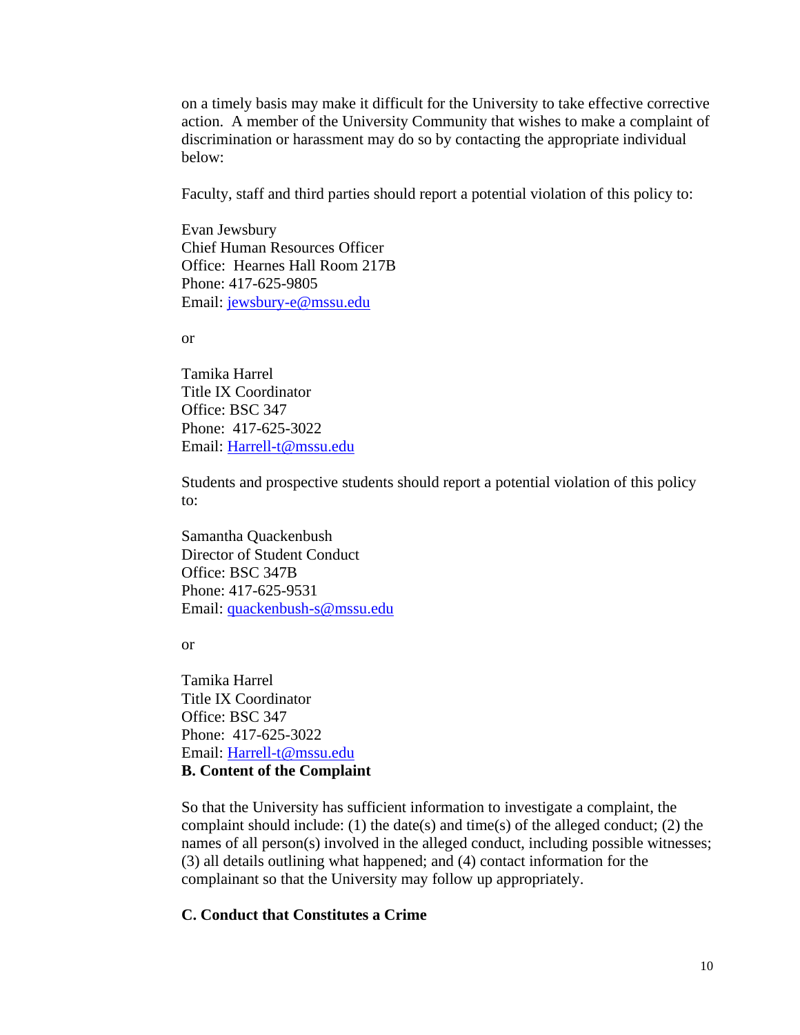on a timely basis may make it difficult for the University to take effective corrective action. A member of the University Community that wishes to make a complaint of discrimination or harassment may do so by contacting the appropriate individual below:

Faculty, staff and third parties should report a potential violation of this policy to:

Evan Jewsbury
Chief Human Resources Officer
Office: Hearnes Hall Room 217B
Phone: 417-625-9805
Email: jewsbury-e@mssu.edu

or

Tamika Harrel
Title IX Coordinator
Office: BSC 347
Phone: 417-625-3022
Email: Harrell-t@mssu.edu

Students and prospective students should report a potential violation of this policy to:

Samantha Quackenbush
Director of Student Conduct
Office: BSC 347B
Phone: 417-625-9531
Email: quackenbush-s@mssu.edu

or

Tamika Harrel
Title IX Coordinator
Office: BSC 347
Phone: 417-625-3022
Email: Harrell-t@mssu.edu

**B. Content of the Complaint**

So that the University has sufficient information to investigate a complaint, the complaint should include: (1) the date(s) and time(s) of the alleged conduct; (2) the names of all person(s) involved in the alleged conduct, including possible witnesses; (3) all details outlining what happened; and (4) contact information for the complainant so that the University may follow up appropriately.

**C. Conduct that Constitutes a Crime**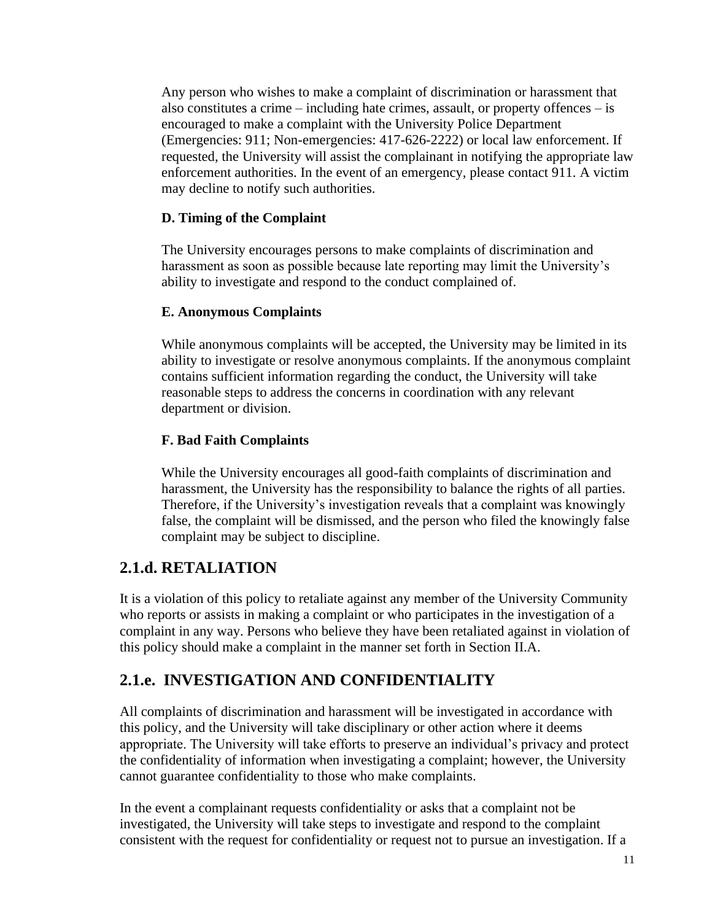Any person who wishes to make a complaint of discrimination or harassment that also constitutes a crime – including hate crimes, assault, or property offences – is encouraged to make a complaint with the University Police Department (Emergencies: 911; Non-emergencies: 417-626-2222) or local law enforcement. If requested, the University will assist the complainant in notifying the appropriate law enforcement authorities. In the event of an emergency, please contact 911. A victim may decline to notify such authorities.

**D. Timing of the Complaint**

The University encourages persons to make complaints of discrimination and harassment as soon as possible because late reporting may limit the University's ability to investigate and respond to the conduct complained of.

**E. Anonymous Complaints**

While anonymous complaints will be accepted, the University may be limited in its ability to investigate or resolve anonymous complaints. If the anonymous complaint contains sufficient information regarding the conduct, the University will take reasonable steps to address the concerns in coordination with any relevant department or division.

**F. Bad Faith Complaints**

While the University encourages all good-faith complaints of discrimination and harassment, the University has the responsibility to balance the rights of all parties. Therefore, if the University's investigation reveals that a complaint was knowingly false, the complaint will be dismissed, and the person who filed the knowingly false complaint may be subject to discipline.

## 2.1.d. RETALIATION

It is a violation of this policy to retaliate against any member of the University Community who reports or assists in making a complaint or who participates in the investigation of a complaint in any way. Persons who believe they have been retaliated against in violation of this policy should make a complaint in the manner set forth in Section II.A.

## 2.1.e. INVESTIGATION AND CONFIDENTIALITY

All complaints of discrimination and harassment will be investigated in accordance with this policy, and the University will take disciplinary or other action where it deems appropriate. The University will take efforts to preserve an individual's privacy and protect the confidentiality of information when investigating a complaint; however, the University cannot guarantee confidentiality to those who make complaints.

In the event a complainant requests confidentiality or asks that a complaint not be investigated, the University will take steps to investigate and respond to the complaint consistent with the request for confidentiality or request not to pursue an investigation. If a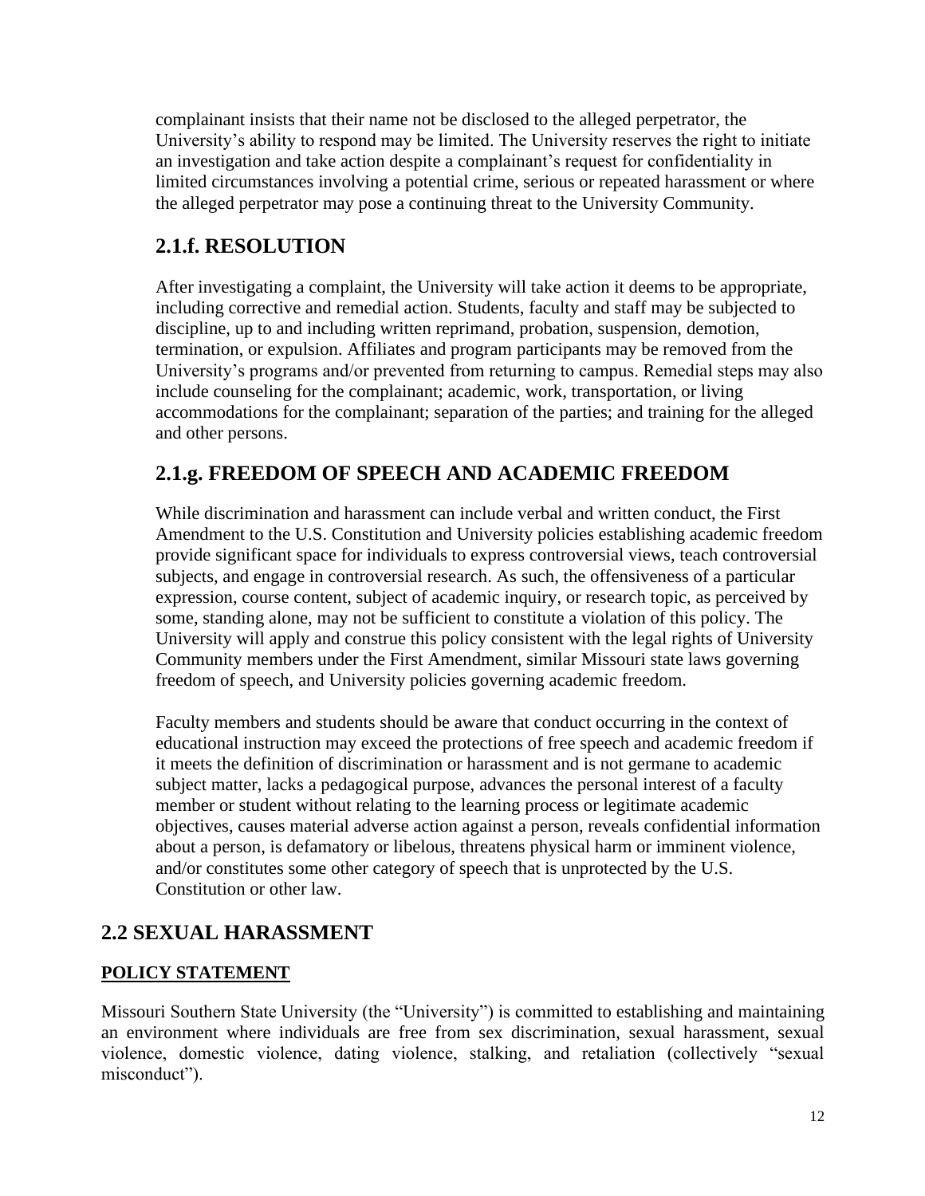complainant insists that their name not be disclosed to the alleged perpetrator, the University's ability to respond may be limited. The University reserves the right to initiate an investigation and take action despite a complainant's request for confidentiality in limited circumstances involving a potential crime, serious or repeated harassment or where the alleged perpetrator may pose a continuing threat to the University Community.

## 2.1.f. RESOLUTION

After investigating a complaint, the University will take action it deems to be appropriate, including corrective and remedial action. Students, faculty and staff may be subjected to discipline, up to and including written reprimand, probation, suspension, demotion, termination, or expulsion. Affiliates and program participants may be removed from the University's programs and/or prevented from returning to campus. Remedial steps may also include counseling for the complainant; academic, work, transportation, or living accommodations for the complainant; separation of the parties; and training for the alleged and other persons.

## 2.1.g. FREEDOM OF SPEECH AND ACADEMIC FREEDOM

While discrimination and harassment can include verbal and written conduct, the First Amendment to the U.S. Constitution and University policies establishing academic freedom provide significant space for individuals to express controversial views, teach controversial subjects, and engage in controversial research. As such, the offensiveness of a particular expression, course content, subject of academic inquiry, or research topic, as perceived by some, standing alone, may not be sufficient to constitute a violation of this policy. The University will apply and construe this policy consistent with the legal rights of University Community members under the First Amendment, similar Missouri state laws governing freedom of speech, and University policies governing academic freedom.

Faculty members and students should be aware that conduct occurring in the context of educational instruction may exceed the protections of free speech and academic freedom if it meets the definition of discrimination or harassment and is not germane to academic subject matter, lacks a pedagogical purpose, advances the personal interest of a faculty member or student without relating to the learning process or legitimate academic objectives, causes material adverse action against a person, reveals confidential information about a person, is defamatory or libelous, threatens physical harm or imminent violence, and/or constitutes some other category of speech that is unprotected by the U.S. Constitution or other law.

## 2.2 SEXUAL HARASSMENT

**POLICY STATEMENT**

Missouri Southern State University (the "University") is committed to establishing and maintaining an environment where individuals are free from sex discrimination, sexual harassment, sexual violence, domestic violence, dating violence, stalking, and retaliation (collectively "sexual misconduct").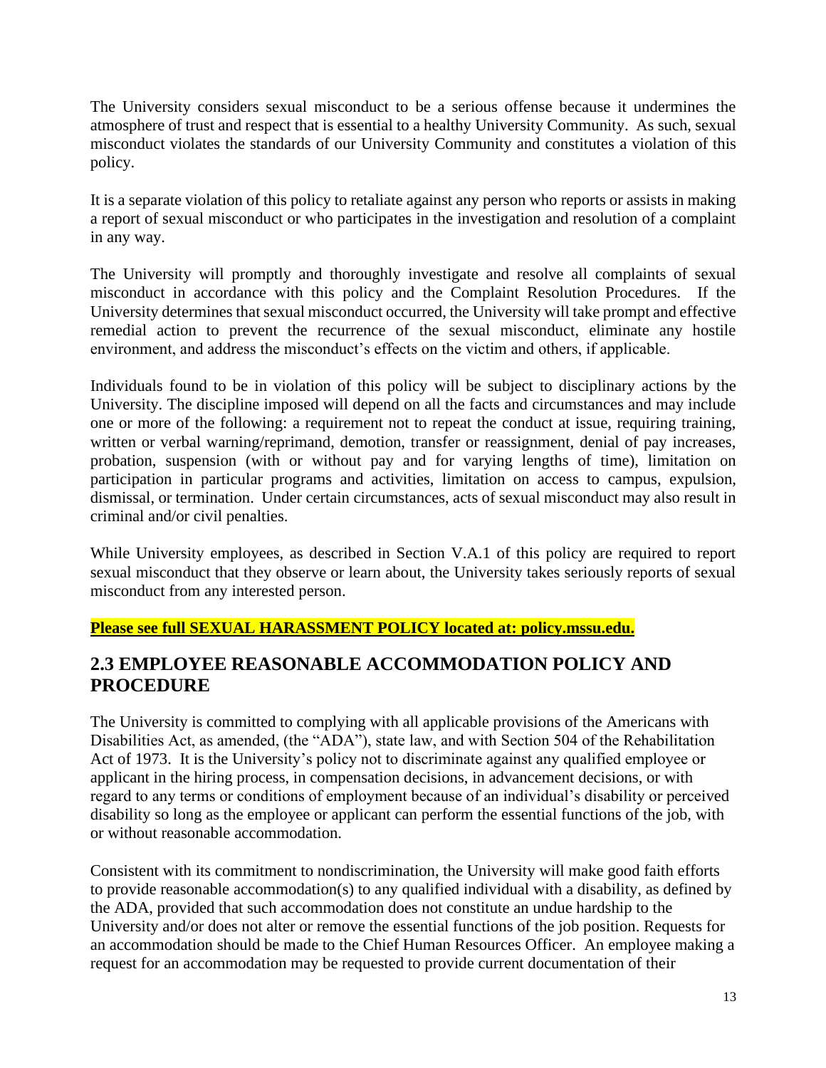The University considers sexual misconduct to be a serious offense because it undermines the atmosphere of trust and respect that is essential to a healthy University Community. As such, sexual misconduct violates the standards of our University Community and constitutes a violation of this policy.

It is a separate violation of this policy to retaliate against any person who reports or assists in making a report of sexual misconduct or who participates in the investigation and resolution of a complaint in any way.

The University will promptly and thoroughly investigate and resolve all complaints of sexual misconduct in accordance with this policy and the Complaint Resolution Procedures. If the University determines that sexual misconduct occurred, the University will take prompt and effective remedial action to prevent the recurrence of the sexual misconduct, eliminate any hostile environment, and address the misconduct's effects on the victim and others, if applicable.

Individuals found to be in violation of this policy will be subject to disciplinary actions by the University. The discipline imposed will depend on all the facts and circumstances and may include one or more of the following: a requirement not to repeat the conduct at issue, requiring training, written or verbal warning/reprimand, demotion, transfer or reassignment, denial of pay increases, probation, suspension (with or without pay and for varying lengths of time), limitation on participation in particular programs and activities, limitation on access to campus, expulsion, dismissal, or termination. Under certain circumstances, acts of sexual misconduct may also result in criminal and/or civil penalties.

While University employees, as described in Section V.A.1 of this policy are required to report sexual misconduct that they observe or learn about, the University takes seriously reports of sexual misconduct from any interested person.

**Please see full SEXUAL HARASSMENT POLICY located at: policy.mssu.edu.**

## 2.3 EMPLOYEE REASONABLE ACCOMMODATION POLICY AND PROCEDURE

The University is committed to complying with all applicable provisions of the Americans with Disabilities Act, as amended, (the "ADA"), state law, and with Section 504 of the Rehabilitation Act of 1973. It is the University's policy not to discriminate against any qualified employee or applicant in the hiring process, in compensation decisions, in advancement decisions, or with regard to any terms or conditions of employment because of an individual's disability or perceived disability so long as the employee or applicant can perform the essential functions of the job, with or without reasonable accommodation.

Consistent with its commitment to nondiscrimination, the University will make good faith efforts to provide reasonable accommodation(s) to any qualified individual with a disability, as defined by the ADA, provided that such accommodation does not constitute an undue hardship to the University and/or does not alter or remove the essential functions of the job position. Requests for an accommodation should be made to the Chief Human Resources Officer. An employee making a request for an accommodation may be requested to provide current documentation of their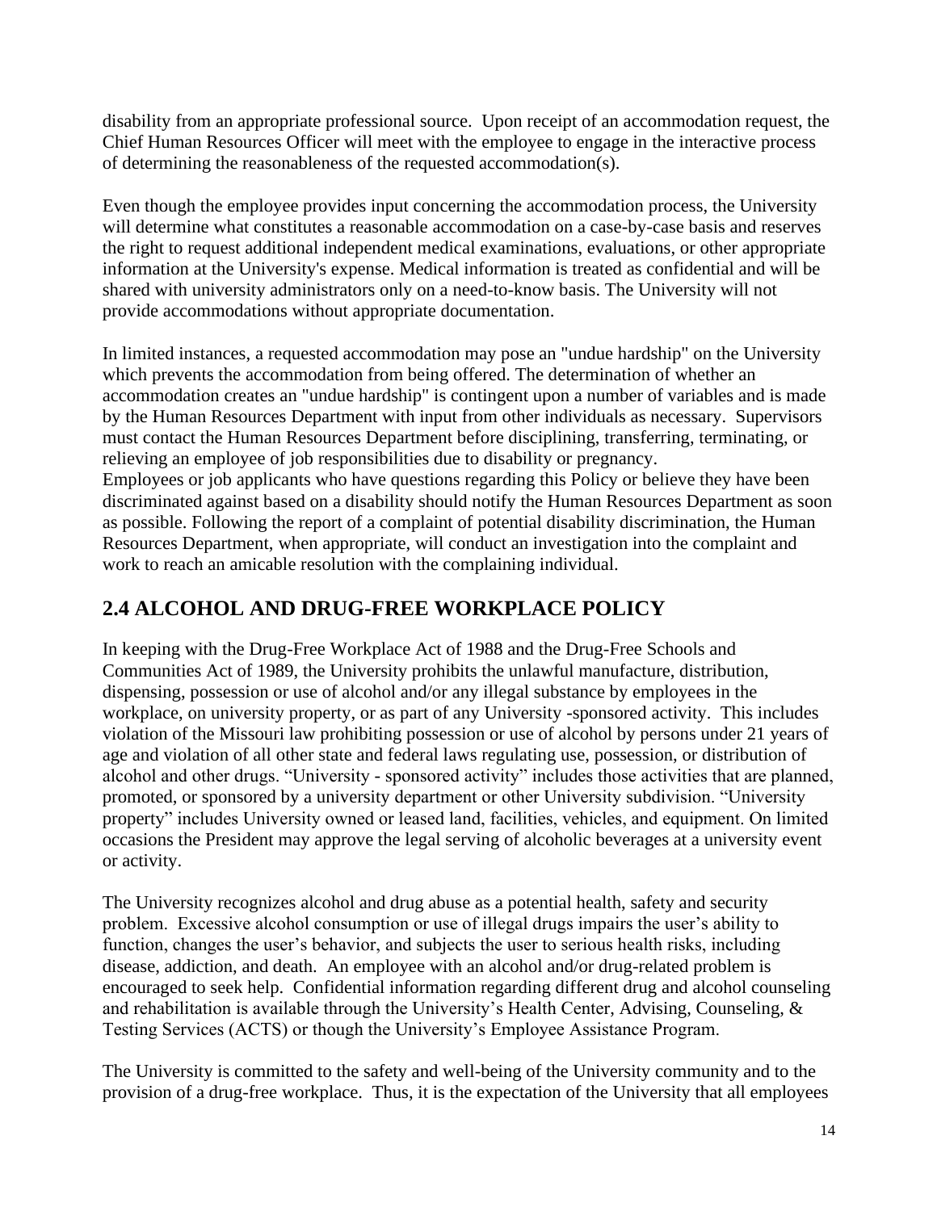disability from an appropriate professional source. Upon receipt of an accommodation request, the Chief Human Resources Officer will meet with the employee to engage in the interactive process of determining the reasonableness of the requested accommodation(s).

Even though the employee provides input concerning the accommodation process, the University will determine what constitutes a reasonable accommodation on a case-by-case basis and reserves the right to request additional independent medical examinations, evaluations, or other appropriate information at the University's expense. Medical information is treated as confidential and will be shared with university administrators only on a need-to-know basis. The University will not provide accommodations without appropriate documentation.

In limited instances, a requested accommodation may pose an "undue hardship" on the University which prevents the accommodation from being offered. The determination of whether an accommodation creates an "undue hardship" is contingent upon a number of variables and is made by the Human Resources Department with input from other individuals as necessary. Supervisors must contact the Human Resources Department before disciplining, transferring, terminating, or relieving an employee of job responsibilities due to disability or pregnancy.
Employees or job applicants who have questions regarding this Policy or believe they have been discriminated against based on a disability should notify the Human Resources Department as soon as possible. Following the report of a complaint of potential disability discrimination, the Human Resources Department, when appropriate, will conduct an investigation into the complaint and work to reach an amicable resolution with the complaining individual.

## 2.4 ALCOHOL AND DRUG-FREE WORKPLACE POLICY

In keeping with the Drug-Free Workplace Act of 1988 and the Drug-Free Schools and Communities Act of 1989, the University prohibits the unlawful manufacture, distribution, dispensing, possession or use of alcohol and/or any illegal substance by employees in the workplace, on university property, or as part of any University -sponsored activity. This includes violation of the Missouri law prohibiting possession or use of alcohol by persons under 21 years of age and violation of all other state and federal laws regulating use, possession, or distribution of alcohol and other drugs. "University - sponsored activity" includes those activities that are planned, promoted, or sponsored by a university department or other University subdivision. "University property" includes University owned or leased land, facilities, vehicles, and equipment. On limited occasions the President may approve the legal serving of alcoholic beverages at a university event or activity.

The University recognizes alcohol and drug abuse as a potential health, safety and security problem. Excessive alcohol consumption or use of illegal drugs impairs the user's ability to function, changes the user's behavior, and subjects the user to serious health risks, including disease, addiction, and death. An employee with an alcohol and/or drug-related problem is encouraged to seek help. Confidential information regarding different drug and alcohol counseling and rehabilitation is available through the University's Health Center, Advising, Counseling, & Testing Services (ACTS) or though the University's Employee Assistance Program.

The University is committed to the safety and well-being of the University community and to the provision of a drug-free workplace. Thus, it is the expectation of the University that all employees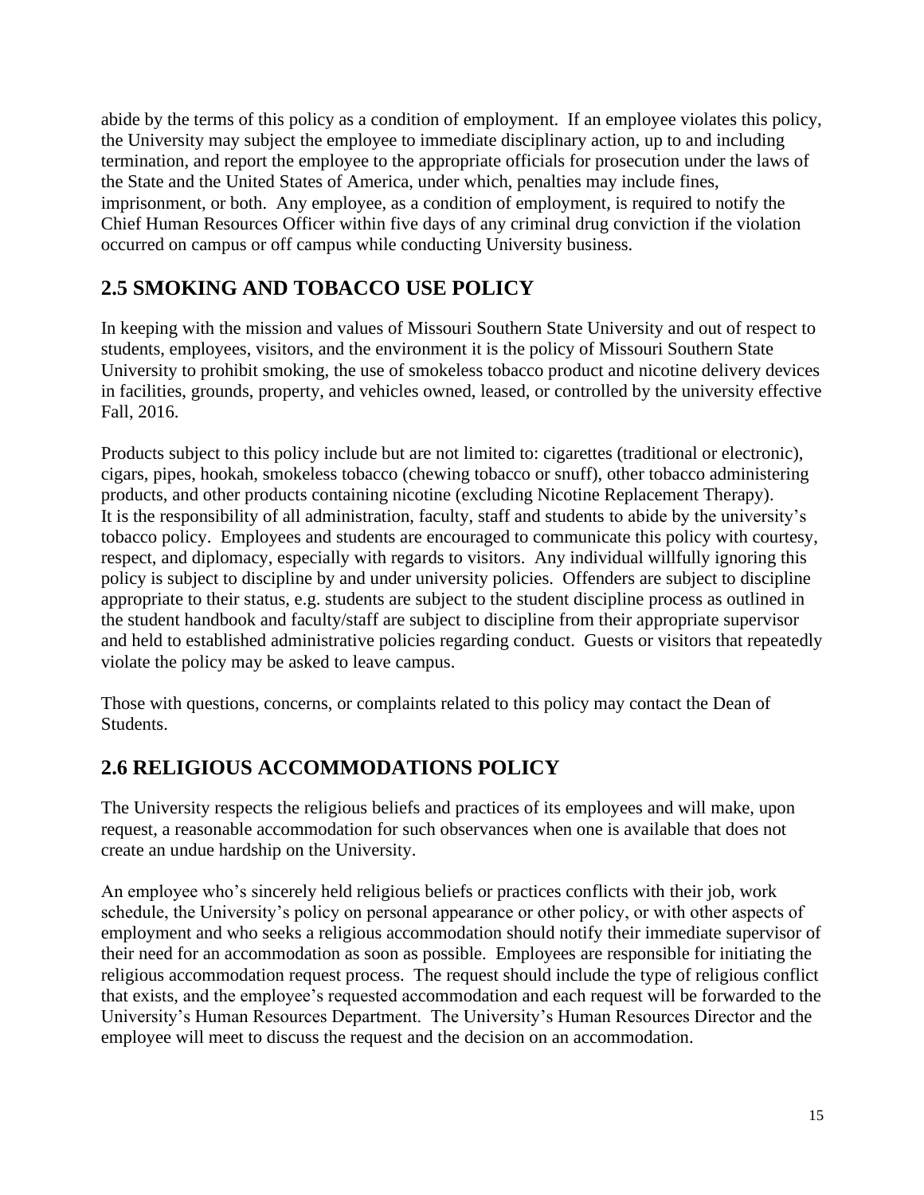abide by the terms of this policy as a condition of employment. If an employee violates this policy, the University may subject the employee to immediate disciplinary action, up to and including termination, and report the employee to the appropriate officials for prosecution under the laws of the State and the United States of America, under which, penalties may include fines, imprisonment, or both. Any employee, as a condition of employment, is required to notify the Chief Human Resources Officer within five days of any criminal drug conviction if the violation occurred on campus or off campus while conducting University business.

## 2.5 SMOKING AND TOBACCO USE POLICY

In keeping with the mission and values of Missouri Southern State University and out of respect to students, employees, visitors, and the environment it is the policy of Missouri Southern State University to prohibit smoking, the use of smokeless tobacco product and nicotine delivery devices in facilities, grounds, property, and vehicles owned, leased, or controlled by the university effective Fall, 2016.

Products subject to this policy include but are not limited to: cigarettes (traditional or electronic), cigars, pipes, hookah, smokeless tobacco (chewing tobacco or snuff), other tobacco administering products, and other products containing nicotine (excluding Nicotine Replacement Therapy). It is the responsibility of all administration, faculty, staff and students to abide by the university's tobacco policy. Employees and students are encouraged to communicate this policy with courtesy, respect, and diplomacy, especially with regards to visitors. Any individual willfully ignoring this policy is subject to discipline by and under university policies. Offenders are subject to discipline appropriate to their status, e.g. students are subject to the student discipline process as outlined in the student handbook and faculty/staff are subject to discipline from their appropriate supervisor and held to established administrative policies regarding conduct. Guests or visitors that repeatedly violate the policy may be asked to leave campus.

Those with questions, concerns, or complaints related to this policy may contact the Dean of Students.

## 2.6 RELIGIOUS ACCOMMODATIONS POLICY

The University respects the religious beliefs and practices of its employees and will make, upon request, a reasonable accommodation for such observances when one is available that does not create an undue hardship on the University.

An employee who's sincerely held religious beliefs or practices conflicts with their job, work schedule, the University's policy on personal appearance or other policy, or with other aspects of employment and who seeks a religious accommodation should notify their immediate supervisor of their need for an accommodation as soon as possible. Employees are responsible for initiating the religious accommodation request process. The request should include the type of religious conflict that exists, and the employee's requested accommodation and each request will be forwarded to the University's Human Resources Department. The University's Human Resources Director and the employee will meet to discuss the request and the decision on an accommodation.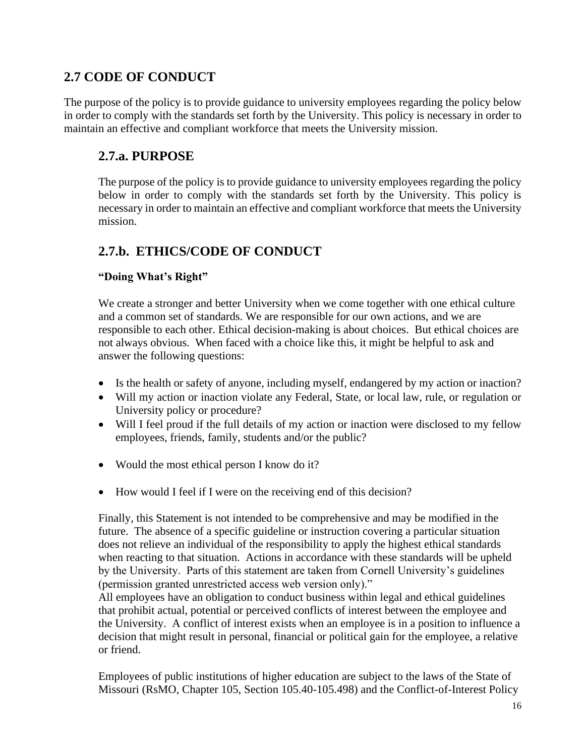## 2.7 CODE OF CONDUCT

The purpose of the policy is to provide guidance to university employees regarding the policy below in order to comply with the standards set forth by the University. This policy is necessary in order to maintain an effective and compliant workforce that meets the University mission.

### 2.7.a. PURPOSE

The purpose of the policy is to provide guidance to university employees regarding the policy below in order to comply with the standards set forth by the University. This policy is necessary in order to maintain an effective and compliant workforce that meets the University mission.

### 2.7.b. ETHICS/CODE OF CONDUCT

**"Doing What's Right"**

We create a stronger and better University when we come together with one ethical culture and a common set of standards. We are responsible for our own actions, and we are responsible to each other. Ethical decision-making is about choices. But ethical choices are not always obvious. When faced with a choice like this, it might be helpful to ask and answer the following questions:

- Is the health or safety of anyone, including myself, endangered by my action or inaction?
- Will my action or inaction violate any Federal, State, or local law, rule, or regulation or University policy or procedure?
- Will I feel proud if the full details of my action or inaction were disclosed to my fellow employees, friends, family, students and/or the public?
- Would the most ethical person I know do it?
- How would I feel if I were on the receiving end of this decision?

Finally, this Statement is not intended to be comprehensive and may be modified in the future. The absence of a specific guideline or instruction covering a particular situation does not relieve an individual of the responsibility to apply the highest ethical standards when reacting to that situation. Actions in accordance with these standards will be upheld by the University. Parts of this statement are taken from Cornell University's guidelines (permission granted unrestricted access web version only)."

All employees have an obligation to conduct business within legal and ethical guidelines that prohibit actual, potential or perceived conflicts of interest between the employee and the University. A conflict of interest exists when an employee is in a position to influence a decision that might result in personal, financial or political gain for the employee, a relative or friend.

Employees of public institutions of higher education are subject to the laws of the State of Missouri (RsMO, Chapter 105, Section 105.40-105.498) and the Conflict-of-Interest Policy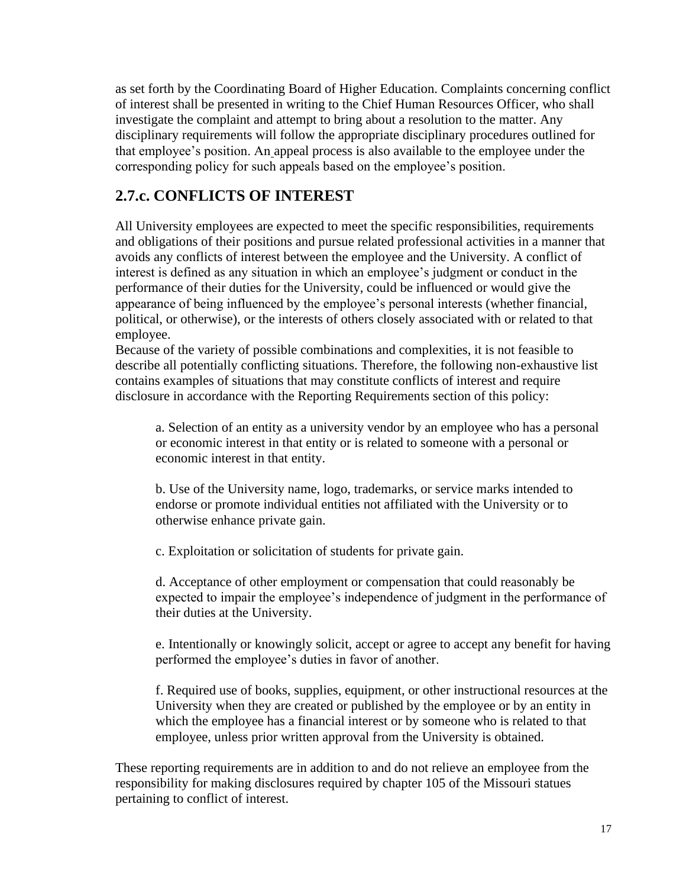as set forth by the Coordinating Board of Higher Education. Complaints concerning conflict of interest shall be presented in writing to the Chief Human Resources Officer, who shall investigate the complaint and attempt to bring about a resolution to the matter. Any disciplinary requirements will follow the appropriate disciplinary procedures outlined for that employee's position. An appeal process is also available to the employee under the corresponding policy for such appeals based on the employee's position.

## 2.7.c. CONFLICTS OF INTEREST

All University employees are expected to meet the specific responsibilities, requirements and obligations of their positions and pursue related professional activities in a manner that avoids any conflicts of interest between the employee and the University. A conflict of interest is defined as any situation in which an employee's judgment or conduct in the performance of their duties for the University, could be influenced or would give the appearance of being influenced by the employee's personal interests (whether financial, political, or otherwise), or the interests of others closely associated with or related to that employee.
Because of the variety of possible combinations and complexities, it is not feasible to describe all potentially conflicting situations. Therefore, the following non-exhaustive list contains examples of situations that may constitute conflicts of interest and require disclosure in accordance with the Reporting Requirements section of this policy:

a. Selection of an entity as a university vendor by an employee who has a personal or economic interest in that entity or is related to someone with a personal or economic interest in that entity.

b. Use of the University name, logo, trademarks, or service marks intended to endorse or promote individual entities not affiliated with the University or to otherwise enhance private gain.

c. Exploitation or solicitation of students for private gain.

d. Acceptance of other employment or compensation that could reasonably be expected to impair the employee's independence of judgment in the performance of their duties at the University.

e. Intentionally or knowingly solicit, accept or agree to accept any benefit for having performed the employee's duties in favor of another.

f. Required use of books, supplies, equipment, or other instructional resources at the University when they are created or published by the employee or by an entity in which the employee has a financial interest or by someone who is related to that employee, unless prior written approval from the University is obtained.

These reporting requirements are in addition to and do not relieve an employee from the responsibility for making disclosures required by chapter 105 of the Missouri statues pertaining to conflict of interest.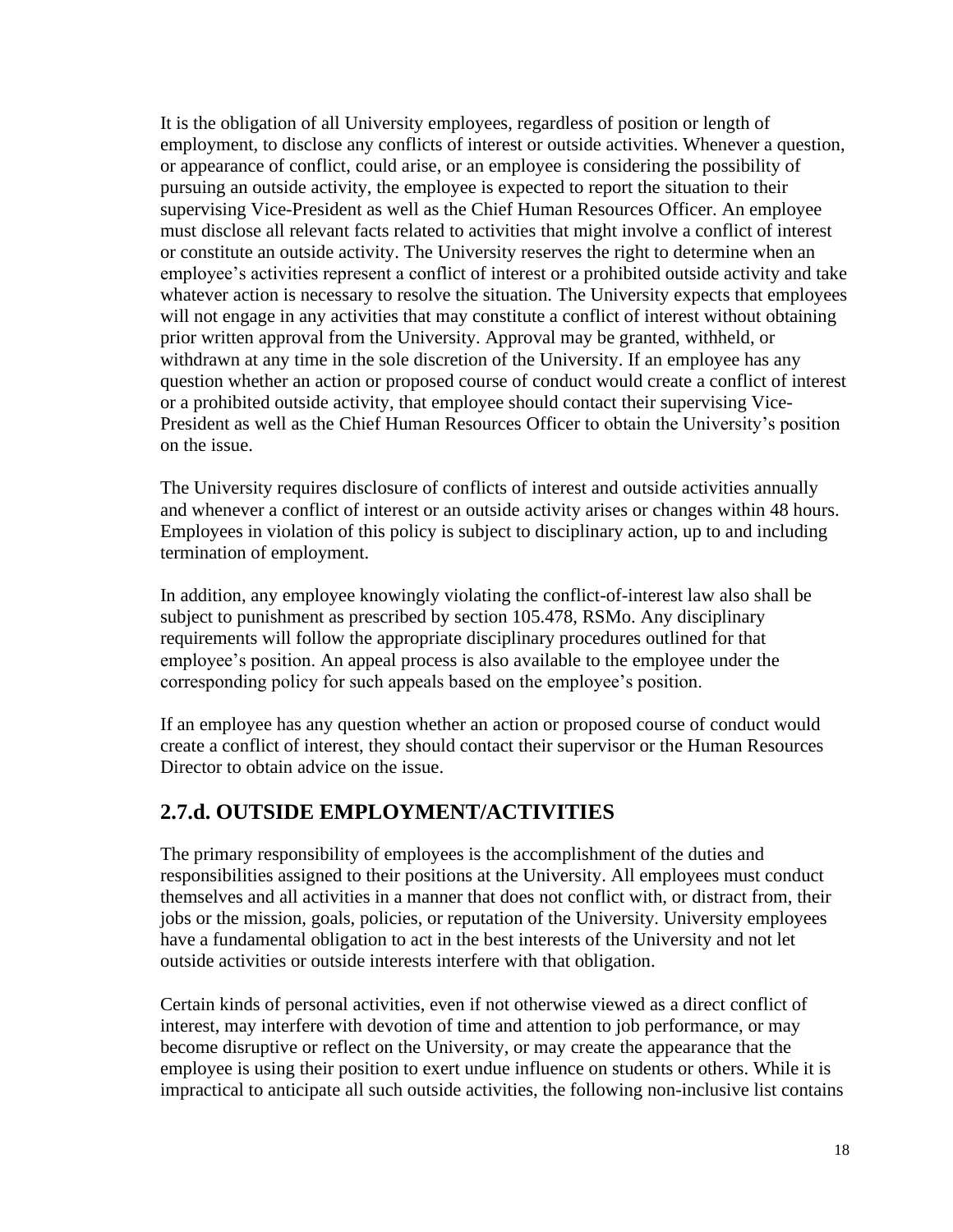It is the obligation of all University employees, regardless of position or length of employment, to disclose any conflicts of interest or outside activities. Whenever a question, or appearance of conflict, could arise, or an employee is considering the possibility of pursuing an outside activity, the employee is expected to report the situation to their supervising Vice-President as well as the Chief Human Resources Officer. An employee must disclose all relevant facts related to activities that might involve a conflict of interest or constitute an outside activity. The University reserves the right to determine when an employee's activities represent a conflict of interest or a prohibited outside activity and take whatever action is necessary to resolve the situation. The University expects that employees will not engage in any activities that may constitute a conflict of interest without obtaining prior written approval from the University. Approval may be granted, withheld, or withdrawn at any time in the sole discretion of the University. If an employee has any question whether an action or proposed course of conduct would create a conflict of interest or a prohibited outside activity, that employee should contact their supervising Vice-President as well as the Chief Human Resources Officer to obtain the University's position on the issue.

The University requires disclosure of conflicts of interest and outside activities annually and whenever a conflict of interest or an outside activity arises or changes within 48 hours. Employees in violation of this policy is subject to disciplinary action, up to and including termination of employment.

In addition, any employee knowingly violating the conflict-of-interest law also shall be subject to punishment as prescribed by section 105.478, RSMo. Any disciplinary requirements will follow the appropriate disciplinary procedures outlined for that employee's position. An appeal process is also available to the employee under the corresponding policy for such appeals based on the employee's position.

If an employee has any question whether an action or proposed course of conduct would create a conflict of interest, they should contact their supervisor or the Human Resources Director to obtain advice on the issue.

## 2.7.d. OUTSIDE EMPLOYMENT/ACTIVITIES

The primary responsibility of employees is the accomplishment of the duties and responsibilities assigned to their positions at the University. All employees must conduct themselves and all activities in a manner that does not conflict with, or distract from, their jobs or the mission, goals, policies, or reputation of the University. University employees have a fundamental obligation to act in the best interests of the University and not let outside activities or outside interests interfere with that obligation.

Certain kinds of personal activities, even if not otherwise viewed as a direct conflict of interest, may interfere with devotion of time and attention to job performance, or may become disruptive or reflect on the University, or may create the appearance that the employee is using their position to exert undue influence on students or others. While it is impractical to anticipate all such outside activities, the following non-inclusive list contains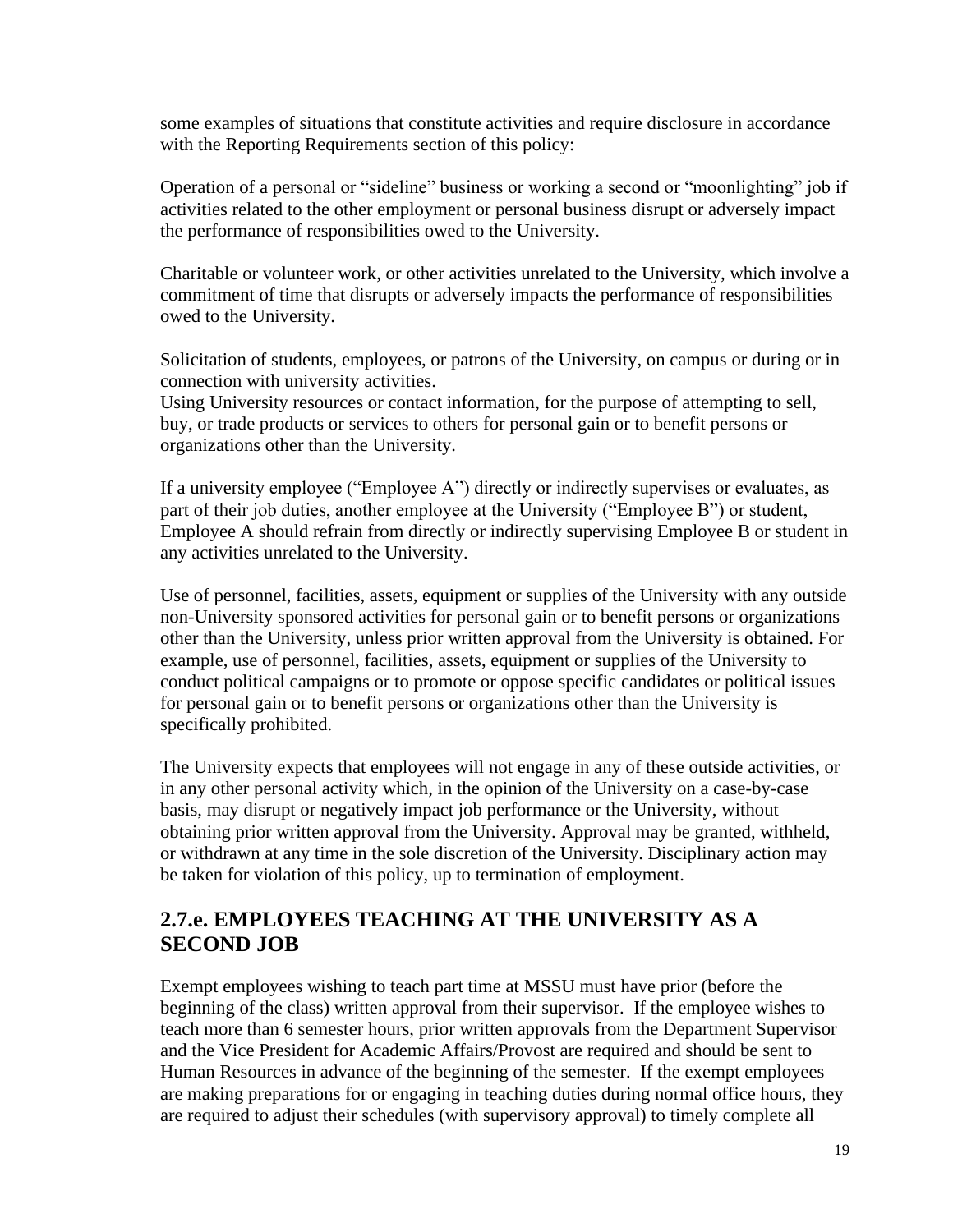some examples of situations that constitute activities and require disclosure in accordance with the Reporting Requirements section of this policy:

Operation of a personal or "sideline" business or working a second or "moonlighting" job if activities related to the other employment or personal business disrupt or adversely impact the performance of responsibilities owed to the University.

Charitable or volunteer work, or other activities unrelated to the University, which involve a commitment of time that disrupts or adversely impacts the performance of responsibilities owed to the University.

Solicitation of students, employees, or patrons of the University, on campus or during or in connection with university activities.
Using University resources or contact information, for the purpose of attempting to sell, buy, or trade products or services to others for personal gain or to benefit persons or organizations other than the University.

If a university employee ("Employee A") directly or indirectly supervises or evaluates, as part of their job duties, another employee at the University ("Employee B") or student, Employee A should refrain from directly or indirectly supervising Employee B or student in any activities unrelated to the University.

Use of personnel, facilities, assets, equipment or supplies of the University with any outside non-University sponsored activities for personal gain or to benefit persons or organizations other than the University, unless prior written approval from the University is obtained. For example, use of personnel, facilities, assets, equipment or supplies of the University to conduct political campaigns or to promote or oppose specific candidates or political issues for personal gain or to benefit persons or organizations other than the University is specifically prohibited.

The University expects that employees will not engage in any of these outside activities, or in any other personal activity which, in the opinion of the University on a case-by-case basis, may disrupt or negatively impact job performance or the University, without obtaining prior written approval from the University. Approval may be granted, withheld, or withdrawn at any time in the sole discretion of the University. Disciplinary action may be taken for violation of this policy, up to termination of employment.

## 2.7.e. EMPLOYEES TEACHING AT THE UNIVERSITY AS A SECOND JOB

Exempt employees wishing to teach part time at MSSU must have prior (before the beginning of the class) written approval from their supervisor. If the employee wishes to teach more than 6 semester hours, prior written approvals from the Department Supervisor and the Vice President for Academic Affairs/Provost are required and should be sent to Human Resources in advance of the beginning of the semester. If the exempt employees are making preparations for or engaging in teaching duties during normal office hours, they are required to adjust their schedules (with supervisory approval) to timely complete all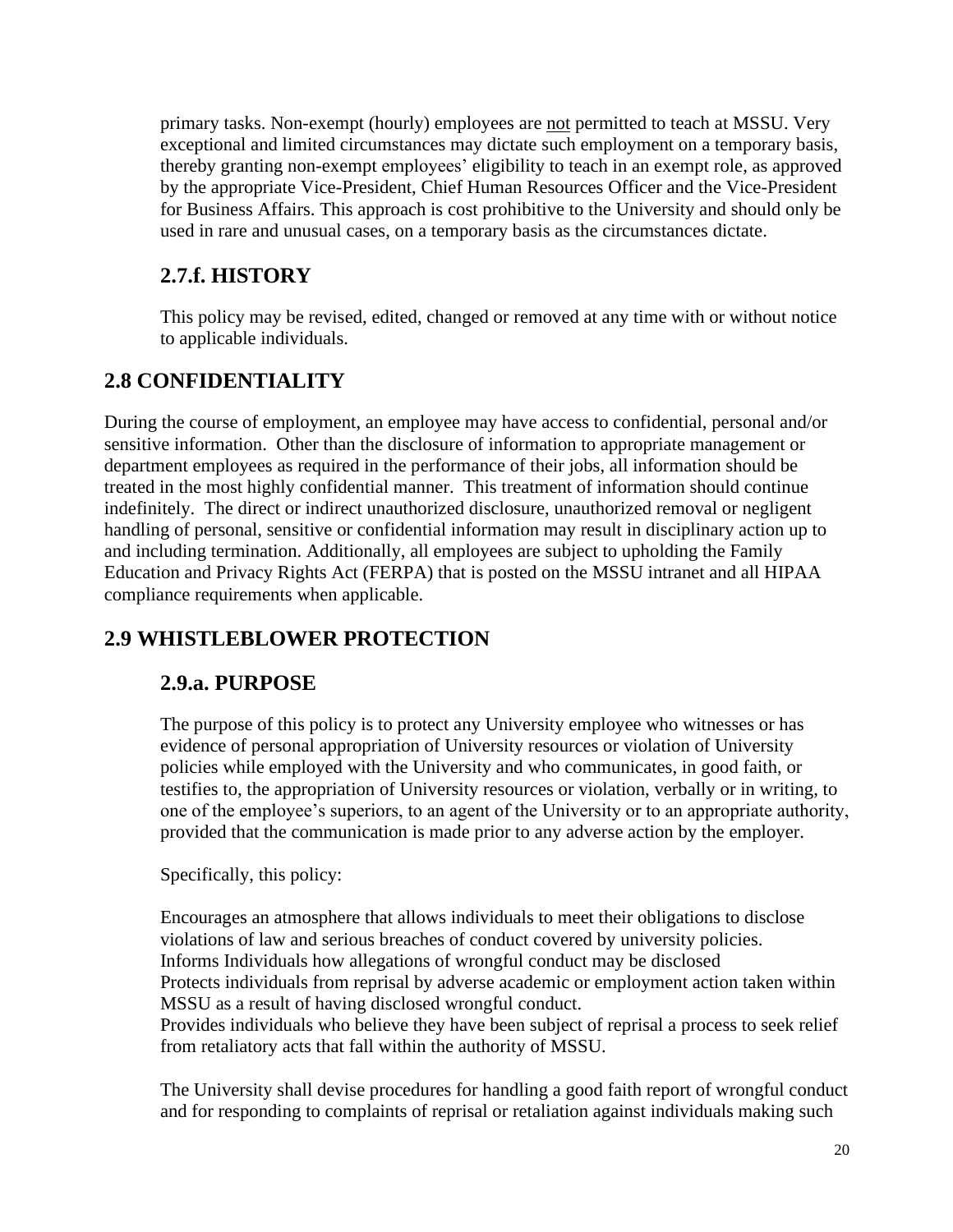primary tasks. Non-exempt (hourly) employees are not permitted to teach at MSSU. Very exceptional and limited circumstances may dictate such employment on a temporary basis, thereby granting non-exempt employees' eligibility to teach in an exempt role, as approved by the appropriate Vice-President, Chief Human Resources Officer and the Vice-President for Business Affairs. This approach is cost prohibitive to the University and should only be used in rare and unusual cases, on a temporary basis as the circumstances dictate.

### 2.7.f. HISTORY

This policy may be revised, edited, changed or removed at any time with or without notice to applicable individuals.

## 2.8 CONFIDENTIALITY

During the course of employment, an employee may have access to confidential, personal and/or sensitive information. Other than the disclosure of information to appropriate management or department employees as required in the performance of their jobs, all information should be treated in the most highly confidential manner. This treatment of information should continue indefinitely. The direct or indirect unauthorized disclosure, unauthorized removal or negligent handling of personal, sensitive or confidential information may result in disciplinary action up to and including termination. Additionally, all employees are subject to upholding the Family Education and Privacy Rights Act (FERPA) that is posted on the MSSU intranet and all HIPAA compliance requirements when applicable.

## 2.9 WHISTLEBLOWER PROTECTION

### 2.9.a. PURPOSE

The purpose of this policy is to protect any University employee who witnesses or has evidence of personal appropriation of University resources or violation of University policies while employed with the University and who communicates, in good faith, or testifies to, the appropriation of University resources or violation, verbally or in writing, to one of the employee's superiors, to an agent of the University or to an appropriate authority, provided that the communication is made prior to any adverse action by the employer.

Specifically, this policy:

Encourages an atmosphere that allows individuals to meet their obligations to disclose violations of law and serious breaches of conduct covered by university policies.
Informs Individuals how allegations of wrongful conduct may be disclosed
Protects individuals from reprisal by adverse academic or employment action taken within MSSU as a result of having disclosed wrongful conduct.
Provides individuals who believe they have been subject of reprisal a process to seek relief from retaliatory acts that fall within the authority of MSSU.

The University shall devise procedures for handling a good faith report of wrongful conduct and for responding to complaints of reprisal or retaliation against individuals making such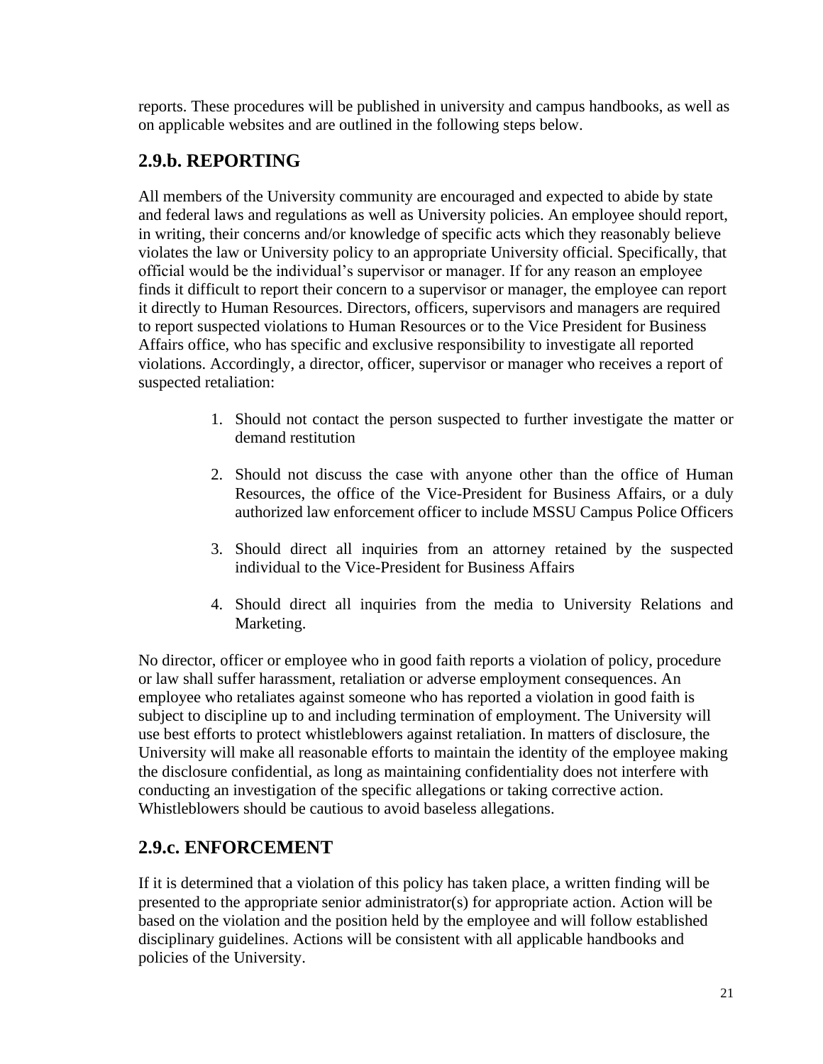reports. These procedures will be published in university and campus handbooks, as well as on applicable websites and are outlined in the following steps below.

## 2.9.b. REPORTING

All members of the University community are encouraged and expected to abide by state and federal laws and regulations as well as University policies. An employee should report, in writing, their concerns and/or knowledge of specific acts which they reasonably believe violates the law or University policy to an appropriate University official. Specifically, that official would be the individual's supervisor or manager. If for any reason an employee finds it difficult to report their concern to a supervisor or manager, the employee can report it directly to Human Resources. Directors, officers, supervisors and managers are required to report suspected violations to Human Resources or to the Vice President for Business Affairs office, who has specific and exclusive responsibility to investigate all reported violations. Accordingly, a director, officer, supervisor or manager who receives a report of suspected retaliation:

1. Should not contact the person suspected to further investigate the matter or demand restitution

2. Should not discuss the case with anyone other than the office of Human Resources, the office of the Vice-President for Business Affairs, or a duly authorized law enforcement officer to include MSSU Campus Police Officers

3. Should direct all inquiries from an attorney retained by the suspected individual to the Vice-President for Business Affairs

4. Should direct all inquiries from the media to University Relations and Marketing.

No director, officer or employee who in good faith reports a violation of policy, procedure or law shall suffer harassment, retaliation or adverse employment consequences. An employee who retaliates against someone who has reported a violation in good faith is subject to discipline up to and including termination of employment. The University will use best efforts to protect whistleblowers against retaliation. In matters of disclosure, the University will make all reasonable efforts to maintain the identity of the employee making the disclosure confidential, as long as maintaining confidentiality does not interfere with conducting an investigation of the specific allegations or taking corrective action. Whistleblowers should be cautious to avoid baseless allegations.

## 2.9.c. ENFORCEMENT

If it is determined that a violation of this policy has taken place, a written finding will be presented to the appropriate senior administrator(s) for appropriate action. Action will be based on the violation and the position held by the employee and will follow established disciplinary guidelines. Actions will be consistent with all applicable handbooks and policies of the University.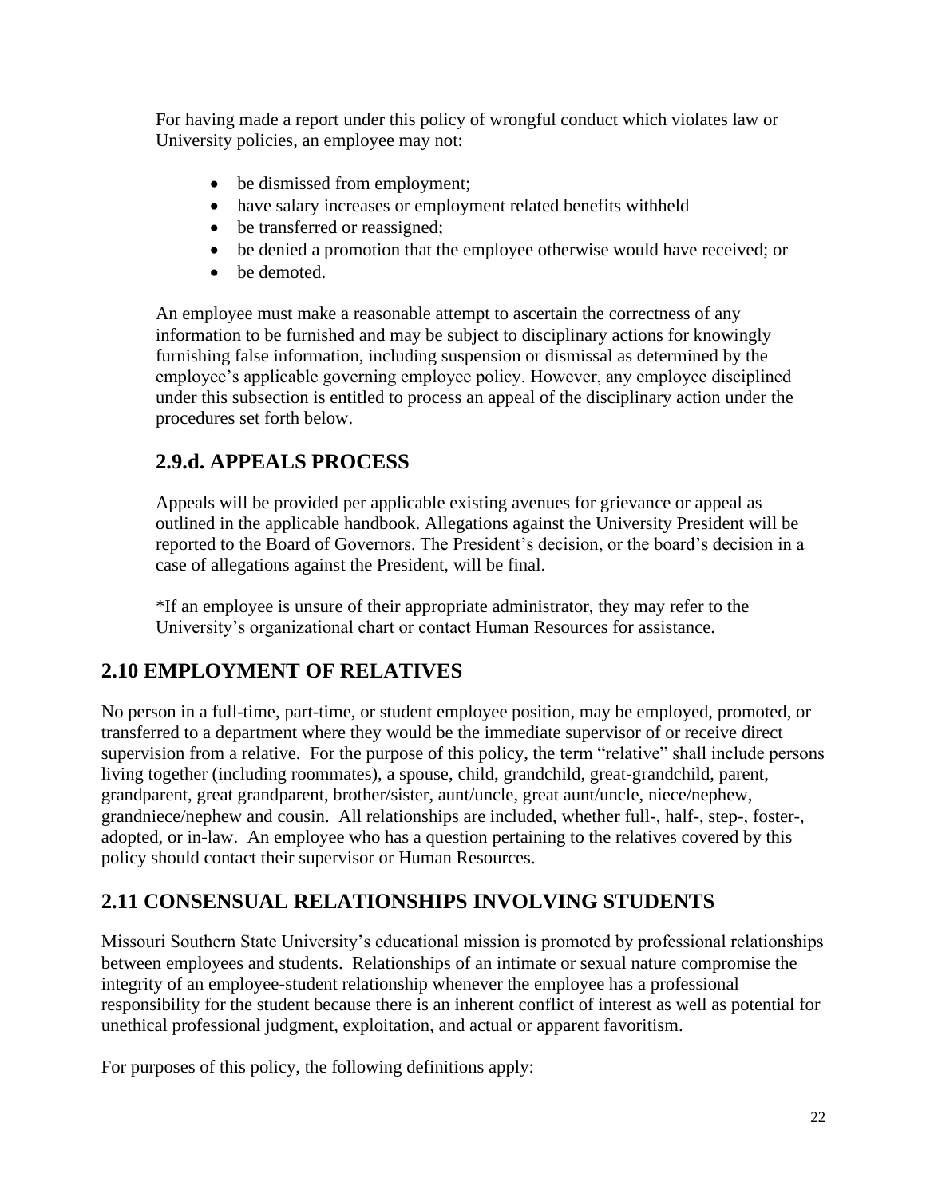For having made a report under this policy of wrongful conduct which violates law or University policies, an employee may not:

- be dismissed from employment;
- have salary increases or employment related benefits withheld
- be transferred or reassigned;
- be denied a promotion that the employee otherwise would have received; or
- be demoted.

An employee must make a reasonable attempt to ascertain the correctness of any information to be furnished and may be subject to disciplinary actions for knowingly furnishing false information, including suspension or dismissal as determined by the employee's applicable governing employee policy. However, any employee disciplined under this subsection is entitled to process an appeal of the disciplinary action under the procedures set forth below.

### 2.9.d. APPEALS PROCESS

Appeals will be provided per applicable existing avenues for grievance or appeal as outlined in the applicable handbook. Allegations against the University President will be reported to the Board of Governors. The President's decision, or the board's decision in a case of allegations against the President, will be final.

*If an employee is unsure of their appropriate administrator, they may refer to the University's organizational chart or contact Human Resources for assistance.

## 2.10 EMPLOYMENT OF RELATIVES

No person in a full-time, part-time, or student employee position, may be employed, promoted, or transferred to a department where they would be the immediate supervisor of or receive direct supervision from a relative. For the purpose of this policy, the term "relative" shall include persons living together (including roommates), a spouse, child, grandchild, great-grandchild, parent, grandparent, great grandparent, brother/sister, aunt/uncle, great aunt/uncle, niece/nephew, grandniece/nephew and cousin. All relationships are included, whether full-, half-, step-, foster-, adopted, or in-law. An employee who has a question pertaining to the relatives covered by this policy should contact their supervisor or Human Resources.

## 2.11 CONSENSUAL RELATIONSHIPS INVOLVING STUDENTS

Missouri Southern State University's educational mission is promoted by professional relationships between employees and students. Relationships of an intimate or sexual nature compromise the integrity of an employee-student relationship whenever the employee has a professional responsibility for the student because there is an inherent conflict of interest as well as potential for unethical professional judgment, exploitation, and actual or apparent favoritism.

For purposes of this policy, the following definitions apply: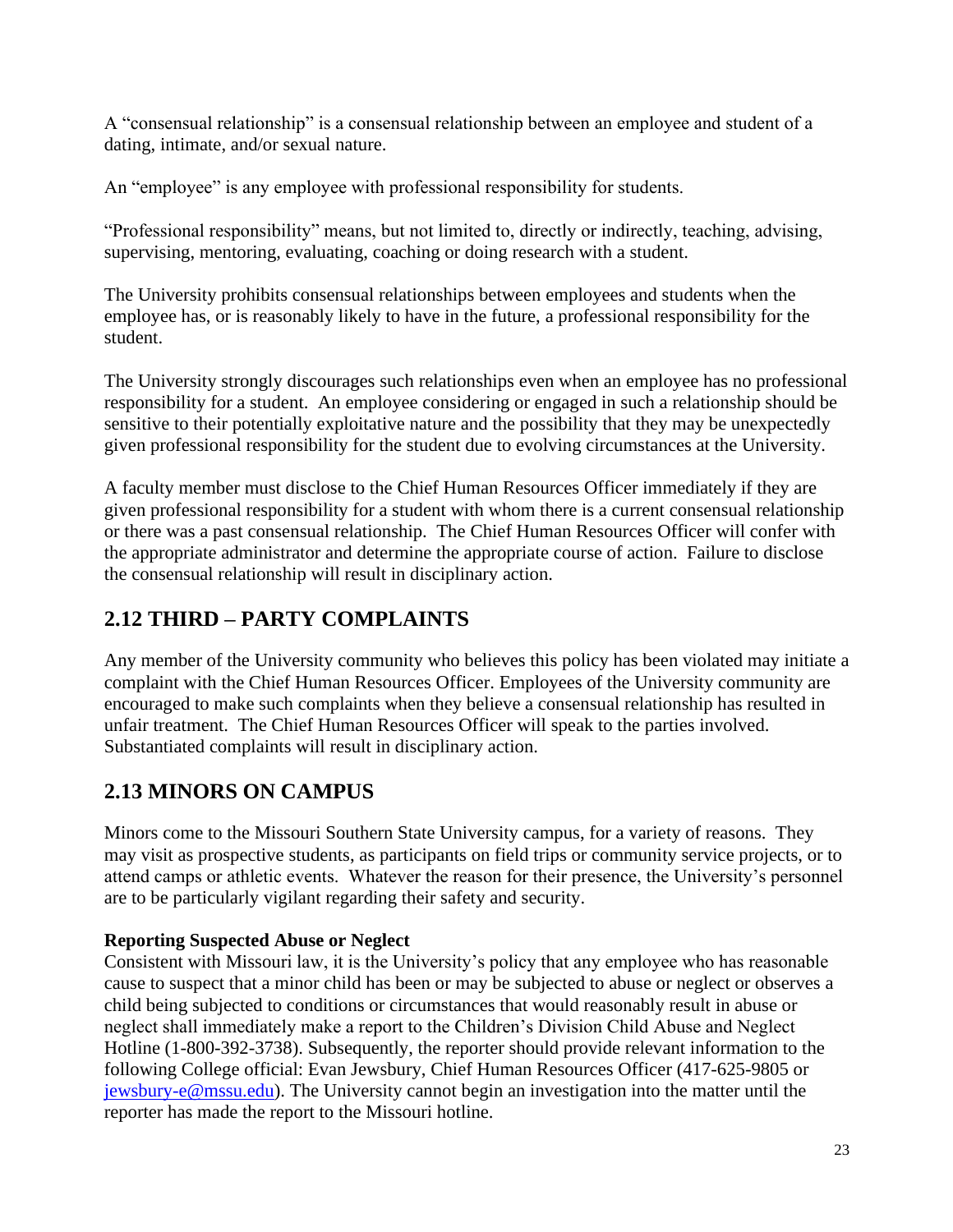A "consensual relationship" is a consensual relationship between an employee and student of a dating, intimate, and/or sexual nature.

An "employee" is any employee with professional responsibility for students.

"Professional responsibility" means, but not limited to, directly or indirectly, teaching, advising, supervising, mentoring, evaluating, coaching or doing research with a student.

The University prohibits consensual relationships between employees and students when the employee has, or is reasonably likely to have in the future, a professional responsibility for the student.

The University strongly discourages such relationships even when an employee has no professional responsibility for a student. An employee considering or engaged in such a relationship should be sensitive to their potentially exploitative nature and the possibility that they may be unexpectedly given professional responsibility for the student due to evolving circumstances at the University.

A faculty member must disclose to the Chief Human Resources Officer immediately if they are given professional responsibility for a student with whom there is a current consensual relationship or there was a past consensual relationship. The Chief Human Resources Officer will confer with the appropriate administrator and determine the appropriate course of action. Failure to disclose the consensual relationship will result in disciplinary action.

## 2.12 THIRD – PARTY COMPLAINTS

Any member of the University community who believes this policy has been violated may initiate a complaint with the Chief Human Resources Officer. Employees of the University community are encouraged to make such complaints when they believe a consensual relationship has resulted in unfair treatment. The Chief Human Resources Officer will speak to the parties involved. Substantiated complaints will result in disciplinary action.

## 2.13 MINORS ON CAMPUS

Minors come to the Missouri Southern State University campus, for a variety of reasons. They may visit as prospective students, as participants on field trips or community service projects, or to attend camps or athletic events. Whatever the reason for their presence, the University's personnel are to be particularly vigilant regarding their safety and security.

**Reporting Suspected Abuse or Neglect**

Consistent with Missouri law, it is the University's policy that any employee who has reasonable cause to suspect that a minor child has been or may be subjected to abuse or neglect or observes a child being subjected to conditions or circumstances that would reasonably result in abuse or neglect shall immediately make a report to the Children's Division Child Abuse and Neglect Hotline (1-800-392-3738). Subsequently, the reporter should provide relevant information to the following College official: Evan Jewsbury, Chief Human Resources Officer (417-625-9805 or jewsbury-e@mssu.edu). The University cannot begin an investigation into the matter until the reporter has made the report to the Missouri hotline.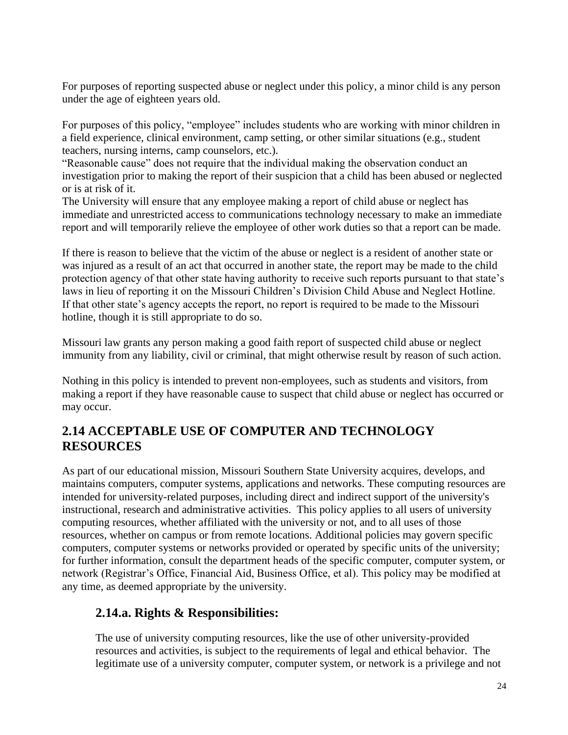For purposes of reporting suspected abuse or neglect under this policy, a minor child is any person under the age of eighteen years old.

For purposes of this policy, "employee" includes students who are working with minor children in a field experience, clinical environment, camp setting, or other similar situations (e.g., student teachers, nursing interns, camp counselors, etc.).

"Reasonable cause" does not require that the individual making the observation conduct an investigation prior to making the report of their suspicion that a child has been abused or neglected or is at risk of it.

The University will ensure that any employee making a report of child abuse or neglect has immediate and unrestricted access to communications technology necessary to make an immediate report and will temporarily relieve the employee of other work duties so that a report can be made.

If there is reason to believe that the victim of the abuse or neglect is a resident of another state or was injured as a result of an act that occurred in another state, the report may be made to the child protection agency of that other state having authority to receive such reports pursuant to that state's laws in lieu of reporting it on the Missouri Children's Division Child Abuse and Neglect Hotline. If that other state's agency accepts the report, no report is required to be made to the Missouri hotline, though it is still appropriate to do so.

Missouri law grants any person making a good faith report of suspected child abuse or neglect immunity from any liability, civil or criminal, that might otherwise result by reason of such action.

Nothing in this policy is intended to prevent non-employees, such as students and visitors, from making a report if they have reasonable cause to suspect that child abuse or neglect has occurred or may occur.

## 2.14 ACCEPTABLE USE OF COMPUTER AND TECHNOLOGY RESOURCES

As part of our educational mission, Missouri Southern State University acquires, develops, and maintains computers, computer systems, applications and networks. These computing resources are intended for university-related purposes, including direct and indirect support of the university's instructional, research and administrative activities. This policy applies to all users of university computing resources, whether affiliated with the university or not, and to all uses of those resources, whether on campus or from remote locations. Additional policies may govern specific computers, computer systems or networks provided or operated by specific units of the university; for further information, consult the department heads of the specific computer, computer system, or network (Registrar's Office, Financial Aid, Business Office, et al). This policy may be modified at any time, as deemed appropriate by the university.

### 2.14.a. Rights & Responsibilities:

The use of university computing resources, like the use of other university-provided resources and activities, is subject to the requirements of legal and ethical behavior. The legitimate use of a university computer, computer system, or network is a privilege and not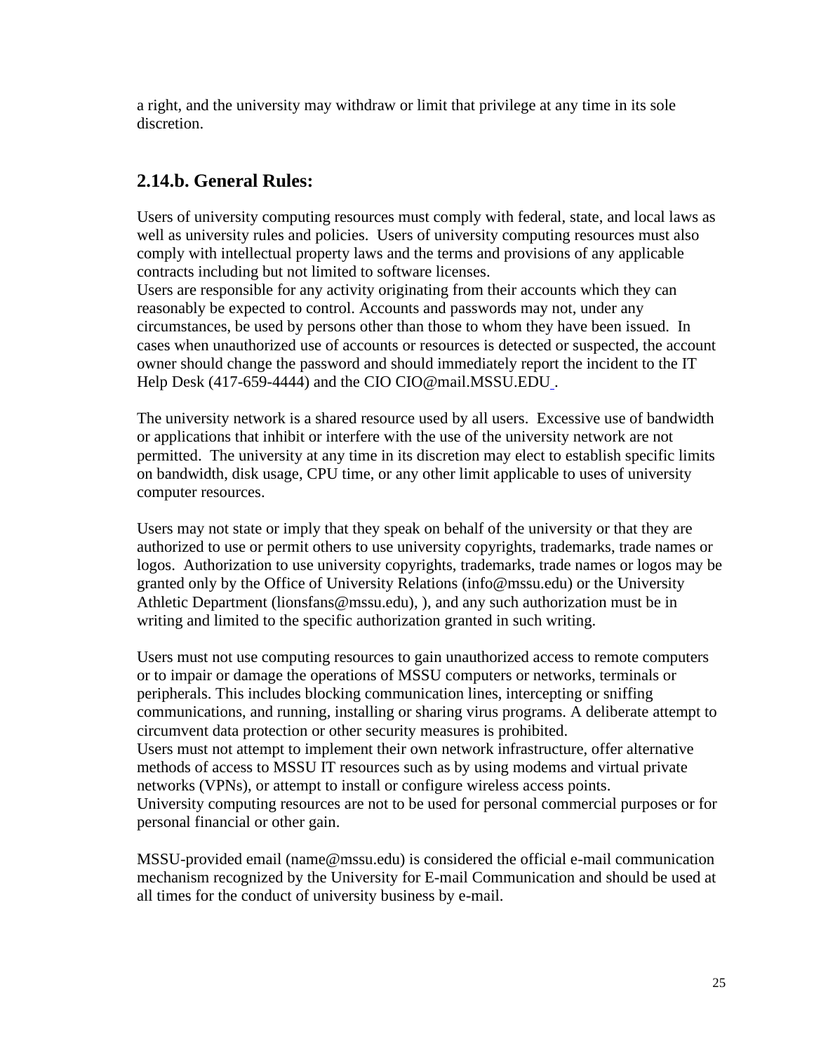a right, and the university may withdraw or limit that privilege at any time in its sole discretion.

## 2.14.b. General Rules:

Users of university computing resources must comply with federal, state, and local laws as well as university rules and policies. Users of university computing resources must also comply with intellectual property laws and the terms and provisions of any applicable contracts including but not limited to software licenses.
Users are responsible for any activity originating from their accounts which they can reasonably be expected to control. Accounts and passwords may not, under any circumstances, be used by persons other than those to whom they have been issued. In cases when unauthorized use of accounts or resources is detected or suspected, the account owner should change the password and should immediately report the incident to the IT Help Desk (417-659-4444) and the CIO CIO@mail.MSSU.EDU .

The university network is a shared resource used by all users. Excessive use of bandwidth or applications that inhibit or interfere with the use of the university network are not permitted. The university at any time in its discretion may elect to establish specific limits on bandwidth, disk usage, CPU time, or any other limit applicable to uses of university computer resources.

Users may not state or imply that they speak on behalf of the university or that they are authorized to use or permit others to use university copyrights, trademarks, trade names or logos. Authorization to use university copyrights, trademarks, trade names or logos may be granted only by the Office of University Relations (info@mssu.edu) or the University Athletic Department (lionsfans@mssu.edu), ), and any such authorization must be in writing and limited to the specific authorization granted in such writing.

Users must not use computing resources to gain unauthorized access to remote computers or to impair or damage the operations of MSSU computers or networks, terminals or peripherals. This includes blocking communication lines, intercepting or sniffing communications, and running, installing or sharing virus programs. A deliberate attempt to circumvent data protection or other security measures is prohibited.
Users must not attempt to implement their own network infrastructure, offer alternative methods of access to MSSU IT resources such as by using modems and virtual private networks (VPNs), or attempt to install or configure wireless access points.
University computing resources are not to be used for personal commercial purposes or for personal financial or other gain.

MSSU-provided email (name@mssu.edu) is considered the official e-mail communication mechanism recognized by the University for E-mail Communication and should be used at all times for the conduct of university business by e-mail.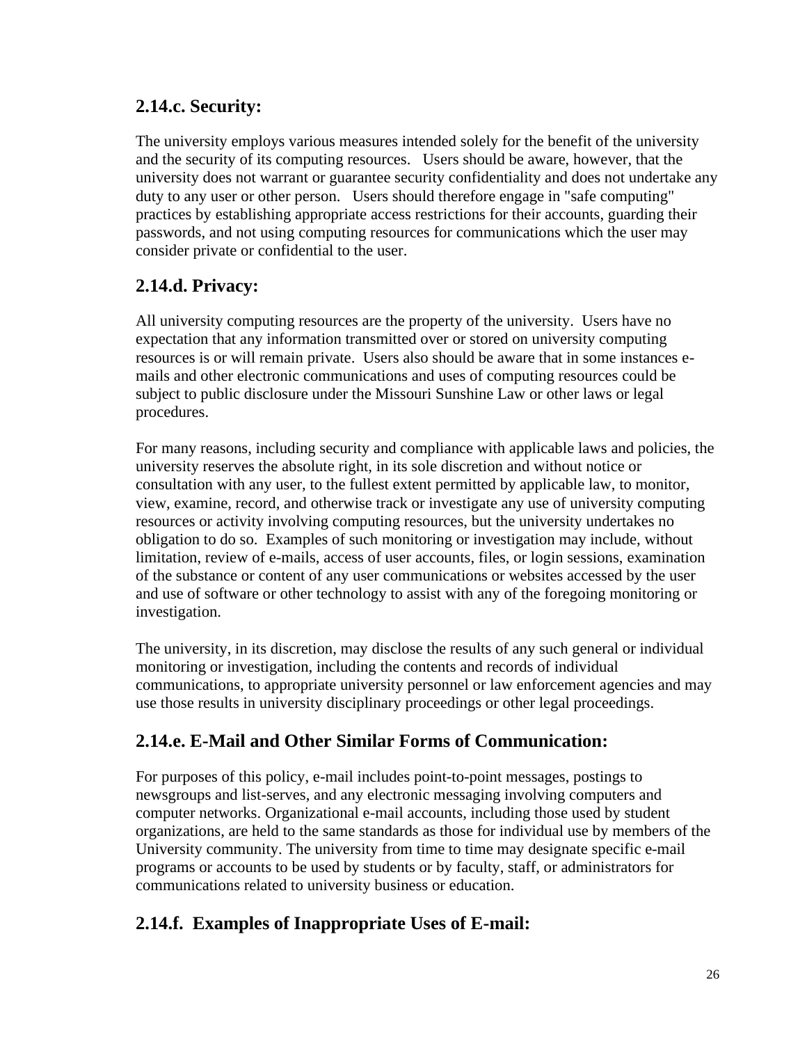## 2.14.c. Security:

The university employs various measures intended solely for the benefit of the university and the security of its computing resources. Users should be aware, however, that the university does not warrant or guarantee security confidentiality and does not undertake any duty to any user or other person. Users should therefore engage in "safe computing" practices by establishing appropriate access restrictions for their accounts, guarding their passwords, and not using computing resources for communications which the user may consider private or confidential to the user.

## 2.14.d. Privacy:

All university computing resources are the property of the university. Users have no expectation that any information transmitted over or stored on university computing resources is or will remain private. Users also should be aware that in some instances e-mails and other electronic communications and uses of computing resources could be subject to public disclosure under the Missouri Sunshine Law or other laws or legal procedures.

For many reasons, including security and compliance with applicable laws and policies, the university reserves the absolute right, in its sole discretion and without notice or consultation with any user, to the fullest extent permitted by applicable law, to monitor, view, examine, record, and otherwise track or investigate any use of university computing resources or activity involving computing resources, but the university undertakes no obligation to do so. Examples of such monitoring or investigation may include, without limitation, review of e-mails, access of user accounts, files, or login sessions, examination of the substance or content of any user communications or websites accessed by the user and use of software or other technology to assist with any of the foregoing monitoring or investigation.

The university, in its discretion, may disclose the results of any such general or individual monitoring or investigation, including the contents and records of individual communications, to appropriate university personnel or law enforcement agencies and may use those results in university disciplinary proceedings or other legal proceedings.

## 2.14.e. E-Mail and Other Similar Forms of Communication:

For purposes of this policy, e-mail includes point-to-point messages, postings to newsgroups and list-serves, and any electronic messaging involving computers and computer networks. Organizational e-mail accounts, including those used by student organizations, are held to the same standards as those for individual use by members of the University community. The university from time to time may designate specific e-mail programs or accounts to be used by students or by faculty, staff, or administrators for communications related to university business or education.

## 2.14.f. Examples of Inappropriate Uses of E-mail: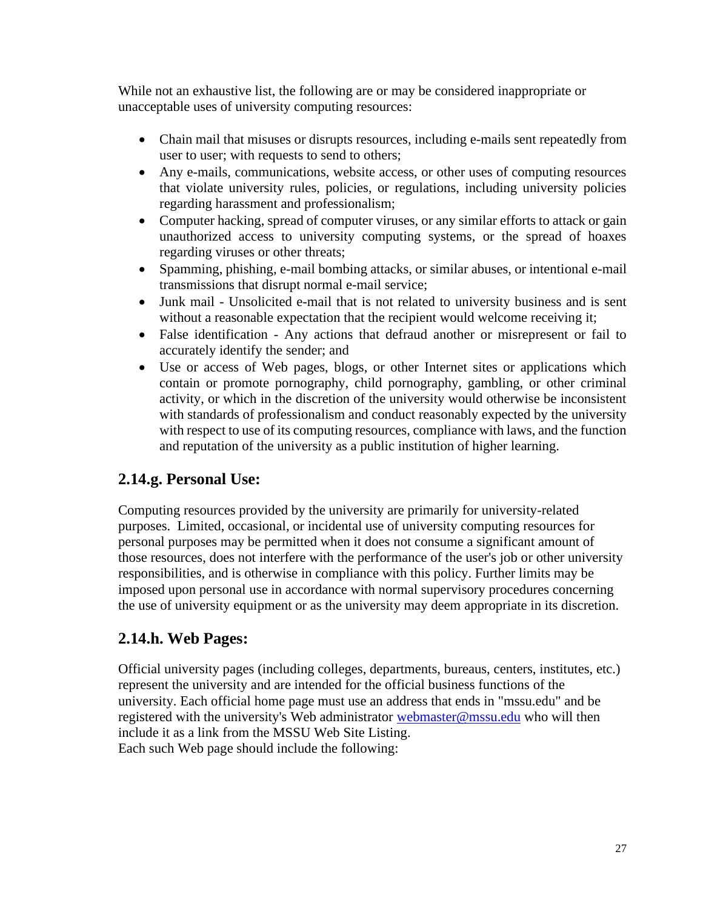While not an exhaustive list, the following are or may be considered inappropriate or unacceptable uses of university computing resources:

- Chain mail that misuses or disrupts resources, including e-mails sent repeatedly from user to user; with requests to send to others;
- Any e-mails, communications, website access, or other uses of computing resources that violate university rules, policies, or regulations, including university policies regarding harassment and professionalism;
- Computer hacking, spread of computer viruses, or any similar efforts to attack or gain unauthorized access to university computing systems, or the spread of hoaxes regarding viruses or other threats;
- Spamming, phishing, e-mail bombing attacks, or similar abuses, or intentional e-mail transmissions that disrupt normal e-mail service;
- Junk mail - Unsolicited e-mail that is not related to university business and is sent without a reasonable expectation that the recipient would welcome receiving it;
- False identification - Any actions that defraud another or misrepresent or fail to accurately identify the sender; and
- Use or access of Web pages, blogs, or other Internet sites or applications which contain or promote pornography, child pornography, gambling, or other criminal activity, or which in the discretion of the university would otherwise be inconsistent with standards of professionalism and conduct reasonably expected by the university with respect to use of its computing resources, compliance with laws, and the function and reputation of the university as a public institution of higher learning.

## 2.14.g. Personal Use:

Computing resources provided by the university are primarily for university-related purposes. Limited, occasional, or incidental use of university computing resources for personal purposes may be permitted when it does not consume a significant amount of those resources, does not interfere with the performance of the user's job or other university responsibilities, and is otherwise in compliance with this policy. Further limits may be imposed upon personal use in accordance with normal supervisory procedures concerning the use of university equipment or as the university may deem appropriate in its discretion.

## 2.14.h. Web Pages:

Official university pages (including colleges, departments, bureaus, centers, institutes, etc.) represent the university and are intended for the official business functions of the university. Each official home page must use an address that ends in "mssu.edu" and be registered with the university's Web administrator webmaster@mssu.edu who will then include it as a link from the MSSU Web Site Listing.
Each such Web page should include the following: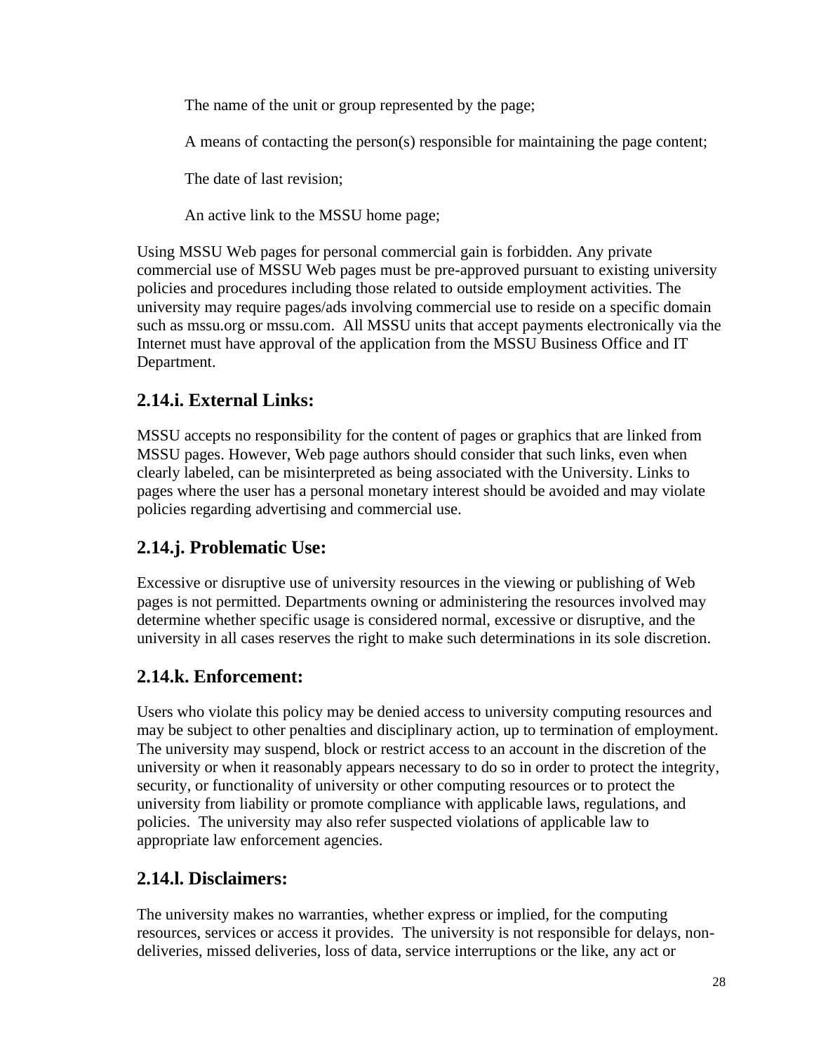The name of the unit or group represented by the page;

A means of contacting the person(s) responsible for maintaining the page content;

The date of last revision;

An active link to the MSSU home page;

Using MSSU Web pages for personal commercial gain is forbidden. Any private commercial use of MSSU Web pages must be pre-approved pursuant to existing university policies and procedures including those related to outside employment activities. The university may require pages/ads involving commercial use to reside on a specific domain such as mssu.org or mssu.com. All MSSU units that accept payments electronically via the Internet must have approval of the application from the MSSU Business Office and IT Department.

## 2.14.i. External Links:

MSSU accepts no responsibility for the content of pages or graphics that are linked from MSSU pages. However, Web page authors should consider that such links, even when clearly labeled, can be misinterpreted as being associated with the University. Links to pages where the user has a personal monetary interest should be avoided and may violate policies regarding advertising and commercial use.

## 2.14.j. Problematic Use:

Excessive or disruptive use of university resources in the viewing or publishing of Web pages is not permitted. Departments owning or administering the resources involved may determine whether specific usage is considered normal, excessive or disruptive, and the university in all cases reserves the right to make such determinations in its sole discretion.

## 2.14.k. Enforcement:

Users who violate this policy may be denied access to university computing resources and may be subject to other penalties and disciplinary action, up to termination of employment. The university may suspend, block or restrict access to an account in the discretion of the university or when it reasonably appears necessary to do so in order to protect the integrity, security, or functionality of university or other computing resources or to protect the university from liability or promote compliance with applicable laws, regulations, and policies. The university may also refer suspected violations of applicable law to appropriate law enforcement agencies.

## 2.14.l. Disclaimers:

The university makes no warranties, whether express or implied, for the computing resources, services or access it provides. The university is not responsible for delays, non-deliveries, missed deliveries, loss of data, service interruptions or the like, any act or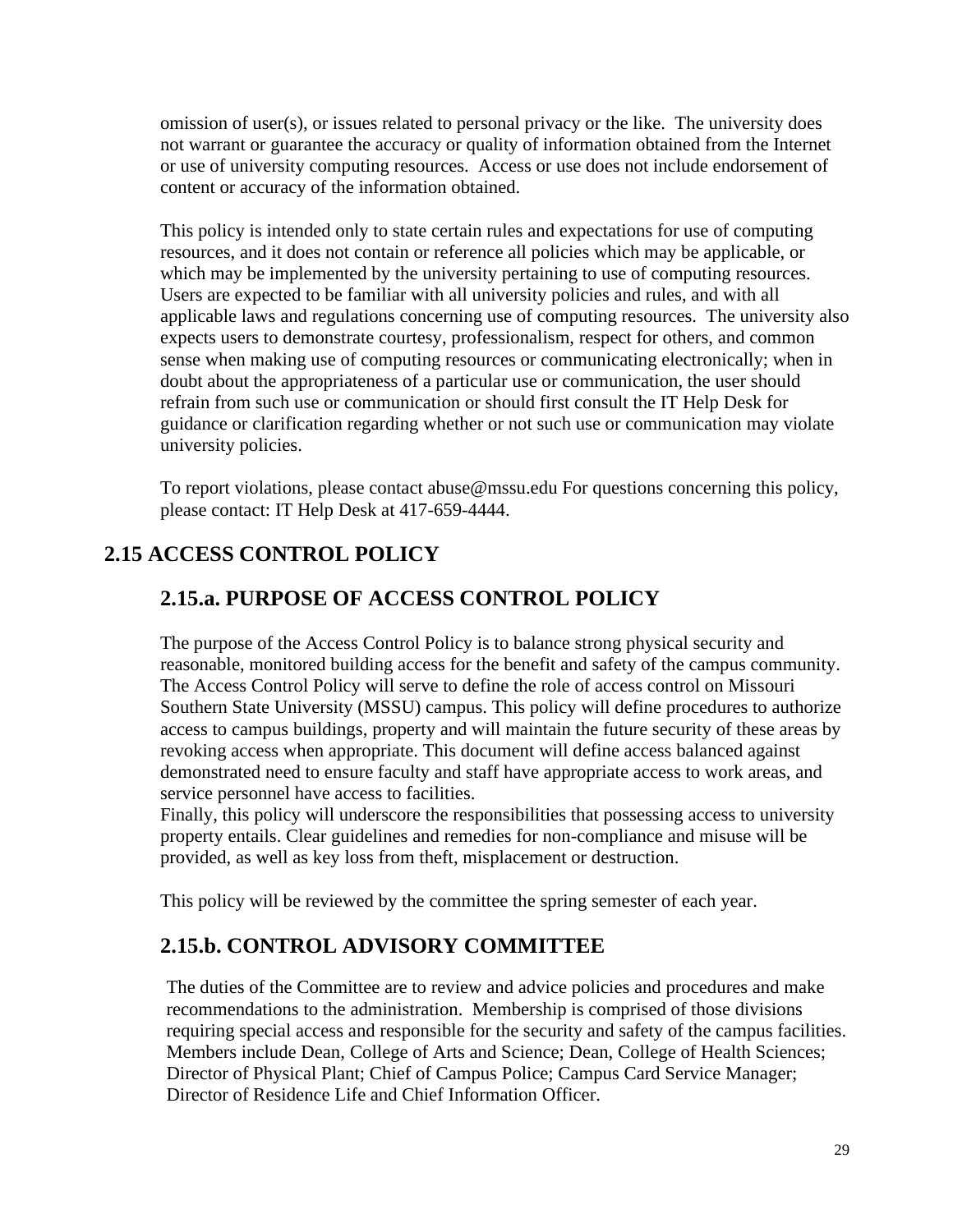omission of user(s), or issues related to personal privacy or the like. The university does not warrant or guarantee the accuracy or quality of information obtained from the Internet or use of university computing resources. Access or use does not include endorsement of content or accuracy of the information obtained.

This policy is intended only to state certain rules and expectations for use of computing resources, and it does not contain or reference all policies which may be applicable, or which may be implemented by the university pertaining to use of computing resources. Users are expected to be familiar with all university policies and rules, and with all applicable laws and regulations concerning use of computing resources. The university also expects users to demonstrate courtesy, professionalism, respect for others, and common sense when making use of computing resources or communicating electronically; when in doubt about the appropriateness of a particular use or communication, the user should refrain from such use or communication or should first consult the IT Help Desk for guidance or clarification regarding whether or not such use or communication may violate university policies.

To report violations, please contact abuse@mssu.edu For questions concerning this policy, please contact: IT Help Desk at 417-659-4444.

## 2.15 ACCESS CONTROL POLICY

### 2.15.a. PURPOSE OF ACCESS CONTROL POLICY

The purpose of the Access Control Policy is to balance strong physical security and reasonable, monitored building access for the benefit and safety of the campus community. The Access Control Policy will serve to define the role of access control on Missouri Southern State University (MSSU) campus. This policy will define procedures to authorize access to campus buildings, property and will maintain the future security of these areas by revoking access when appropriate. This document will define access balanced against demonstrated need to ensure faculty and staff have appropriate access to work areas, and service personnel have access to facilities.
Finally, this policy will underscore the responsibilities that possessing access to university property entails. Clear guidelines and remedies for non-compliance and misuse will be provided, as well as key loss from theft, misplacement or destruction.

This policy will be reviewed by the committee the spring semester of each year.

### 2.15.b. CONTROL ADVISORY COMMITTEE

The duties of the Committee are to review and advice policies and procedures and make recommendations to the administration. Membership is comprised of those divisions requiring special access and responsible for the security and safety of the campus facilities. Members include Dean, College of Arts and Science; Dean, College of Health Sciences; Director of Physical Plant; Chief of Campus Police; Campus Card Service Manager; Director of Residence Life and Chief Information Officer.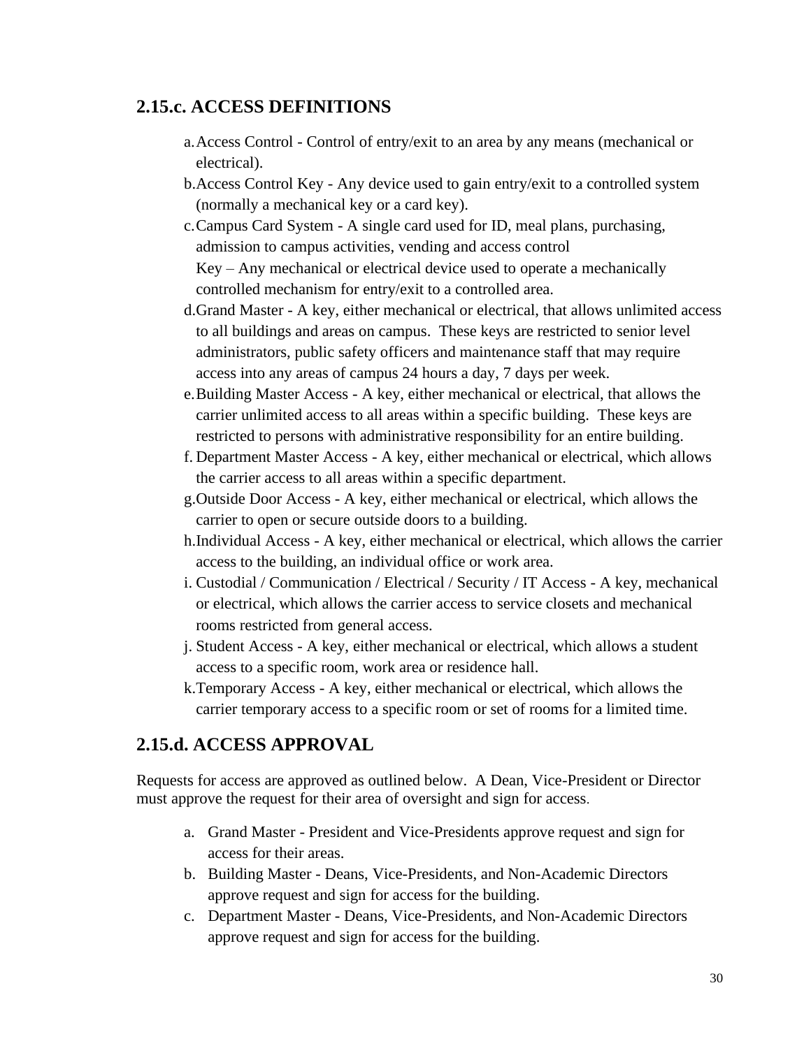## 2.15.c. ACCESS DEFINITIONS

a. Access Control - Control of entry/exit to an area by any means (mechanical or electrical).
b. Access Control Key - Any device used to gain entry/exit to a controlled system (normally a mechanical key or a card key).
c. Campus Card System - A single card used for ID, meal plans, purchasing, admission to campus activities, vending and access control
   Key – Any mechanical or electrical device used to operate a mechanically controlled mechanism for entry/exit to a controlled area.
d. Grand Master - A key, either mechanical or electrical, that allows unlimited access to all buildings and areas on campus. These keys are restricted to senior level administrators, public safety officers and maintenance staff that may require access into any areas of campus 24 hours a day, 7 days per week.
e. Building Master Access - A key, either mechanical or electrical, that allows the carrier unlimited access to all areas within a specific building. These keys are restricted to persons with administrative responsibility for an entire building.
f. Department Master Access - A key, either mechanical or electrical, which allows the carrier access to all areas within a specific department.
g. Outside Door Access - A key, either mechanical or electrical, which allows the carrier to open or secure outside doors to a building.
h. Individual Access - A key, either mechanical or electrical, which allows the carrier access to the building, an individual office or work area.
i. Custodial / Communication / Electrical / Security / IT Access - A key, mechanical or electrical, which allows the carrier access to service closets and mechanical rooms restricted from general access.
j. Student Access - A key, either mechanical or electrical, which allows a student access to a specific room, work area or residence hall.
k. Temporary Access - A key, either mechanical or electrical, which allows the carrier temporary access to a specific room or set of rooms for a limited time.

## 2.15.d. ACCESS APPROVAL

Requests for access are approved as outlined below. A Dean, Vice-President or Director must approve the request for their area of oversight and sign for access.

a. Grand Master - President and Vice-Presidents approve request and sign for access for their areas.
b. Building Master - Deans, Vice-Presidents, and Non-Academic Directors approve request and sign for access for the building.
c. Department Master - Deans, Vice-Presidents, and Non-Academic Directors approve request and sign for access for the building.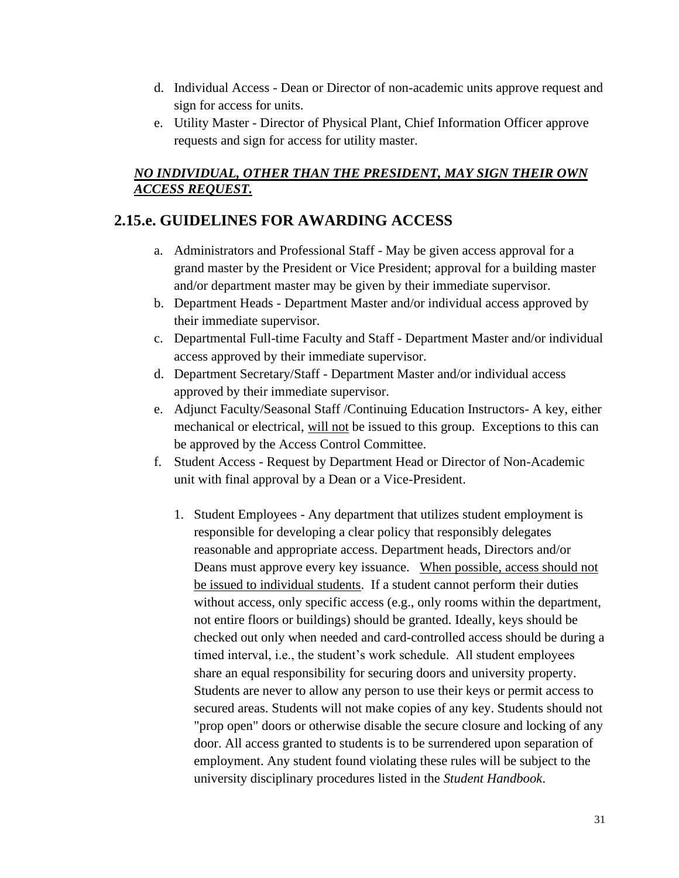d. Individual Access - Dean or Director of non-academic units approve request and sign for access for units.
e. Utility Master - Director of Physical Plant, Chief Information Officer approve requests and sign for access for utility master.

***<u>NO INDIVIDUAL, OTHER THAN THE PRESIDENT, MAY SIGN THEIR OWN ACCESS REQUEST.</u>***

## 2.15.e. GUIDELINES FOR AWARDING ACCESS

a. Administrators and Professional Staff - May be given access approval for a grand master by the President or Vice President; approval for a building master and/or department master may be given by their immediate supervisor.
b. Department Heads - Department Master and/or individual access approved by their immediate supervisor.
c. Departmental Full-time Faculty and Staff - Department Master and/or individual access approved by their immediate supervisor.
d. Department Secretary/Staff - Department Master and/or individual access approved by their immediate supervisor.
e. Adjunct Faculty/Seasonal Staff /Continuing Education Instructors- A key, either mechanical or electrical, <u>will not</u> be issued to this group. Exceptions to this can be approved by the Access Control Committee.
f. Student Access - Request by Department Head or Director of Non-Academic unit with final approval by a Dean or a Vice-President.

    1. Student Employees - Any department that utilizes student employment is responsible for developing a clear policy that responsibly delegates reasonable and appropriate access. Department heads, Directors and/or Deans must approve every key issuance. <u>When possible, access should not be issued to individual students</u>. If a student cannot perform their duties without access, only specific access (e.g., only rooms within the department, not entire floors or buildings) should be granted. Ideally, keys should be checked out only when needed and card-controlled access should be during a timed interval, i.e., the student's work schedule. All student employees share an equal responsibility for securing doors and university property. Students are never to allow any person to use their keys or permit access to secured areas. Students will not make copies of any key. Students should not "prop open" doors or otherwise disable the secure closure and locking of any door. All access granted to students is to be surrendered upon separation of employment. Any student found violating these rules will be subject to the university disciplinary procedures listed in the *Student Handbook*.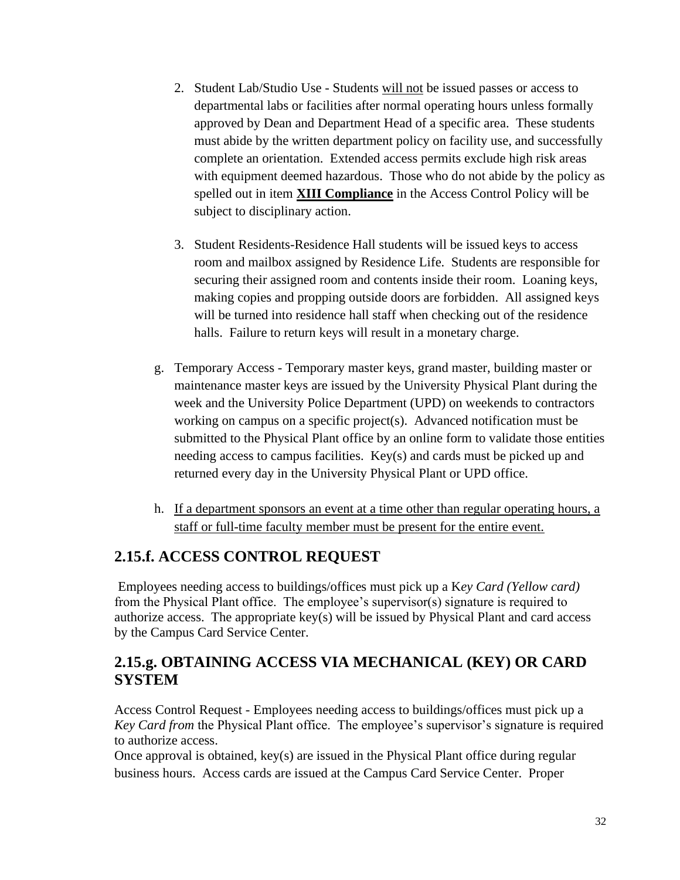2. Student Lab/Studio Use - Students <u>will not</u> be issued passes or access to departmental labs or facilities after normal operating hours unless formally approved by Dean and Department Head of a specific area. These students must abide by the written department policy on facility use, and successfully complete an orientation. Extended access permits exclude high risk areas with equipment deemed hazardous. Those who do not abide by the policy as spelled out in item **<u>XIII Compliance</u>** in the Access Control Policy will be subject to disciplinary action.

3. Student Residents-Residence Hall students will be issued keys to access room and mailbox assigned by Residence Life. Students are responsible for securing their assigned room and contents inside their room. Loaning keys, making copies and propping outside doors are forbidden. All assigned keys will be turned into residence hall staff when checking out of the residence halls. Failure to return keys will result in a monetary charge.

g. Temporary Access - Temporary master keys, grand master, building master or maintenance master keys are issued by the University Physical Plant during the week and the University Police Department (UPD) on weekends to contractors working on campus on a specific project(s). Advanced notification must be submitted to the Physical Plant office by an online form to validate those entities needing access to campus facilities. Key(s) and cards must be picked up and returned every day in the University Physical Plant or UPD office.

h. <u>If a department sponsors an event at a time other than regular operating hours, a staff or full-time faculty member must be present for the entire event.</u>

## 2.15.f. ACCESS CONTROL REQUEST

Employees needing access to buildings/offices must pick up a K*ey Card (Yellow card)* from the Physical Plant office. The employee's supervisor(s) signature is required to authorize access. The appropriate key(s) will be issued by Physical Plant and card access by the Campus Card Service Center.

## 2.15.g. OBTAINING ACCESS VIA MECHANICAL (KEY) OR CARD SYSTEM

Access Control Request - Employees needing access to buildings/offices must pick up a *Key Card from* the Physical Plant office. The employee's supervisor's signature is required to authorize access.

Once approval is obtained, key(s) are issued in the Physical Plant office during regular business hours. Access cards are issued at the Campus Card Service Center. Proper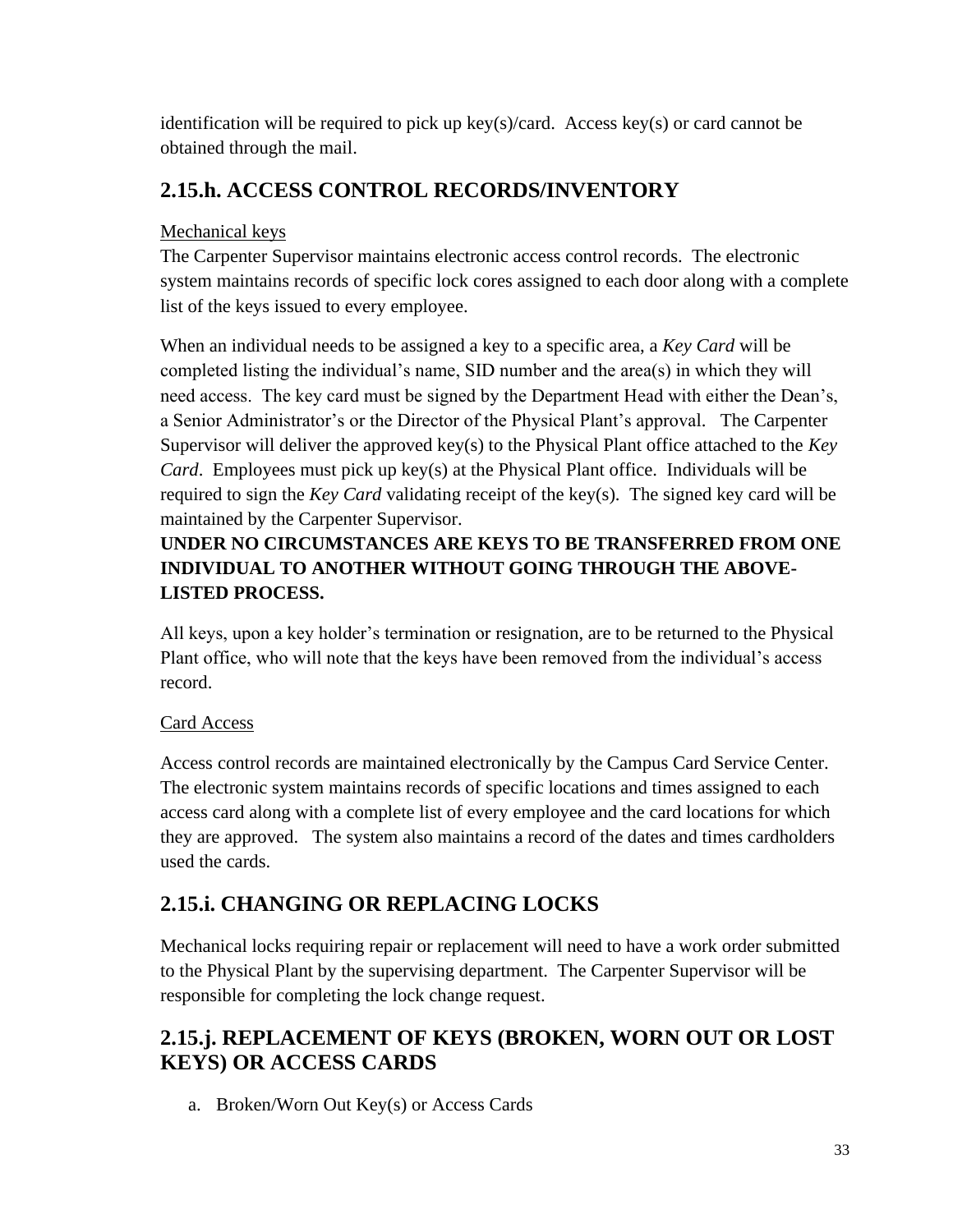identification will be required to pick up key(s)/card. Access key(s) or card cannot be obtained through the mail.

## 2.15.h. ACCESS CONTROL RECORDS/INVENTORY

Mechanical keys

The Carpenter Supervisor maintains electronic access control records. The electronic system maintains records of specific lock cores assigned to each door along with a complete list of the keys issued to every employee.

When an individual needs to be assigned a key to a specific area, a *Key Card* will be completed listing the individual's name, SID number and the area(s) in which they will need access. The key card must be signed by the Department Head with either the Dean's, a Senior Administrator's or the Director of the Physical Plant's approval. The Carpenter Supervisor will deliver the approved key(s) to the Physical Plant office attached to the *Key Card*. Employees must pick up key(s) at the Physical Plant office. Individuals will be required to sign the *Key Card* validating receipt of the key(s). The signed key card will be maintained by the Carpenter Supervisor.

**UNDER NO CIRCUMSTANCES ARE KEYS TO BE TRANSFERRED FROM ONE INDIVIDUAL TO ANOTHER WITHOUT GOING THROUGH THE ABOVE-LISTED PROCESS.**

All keys, upon a key holder's termination or resignation, are to be returned to the Physical Plant office, who will note that the keys have been removed from the individual's access record.

Card Access

Access control records are maintained electronically by the Campus Card Service Center. The electronic system maintains records of specific locations and times assigned to each access card along with a complete list of every employee and the card locations for which they are approved. The system also maintains a record of the dates and times cardholders used the cards.

## 2.15.i. CHANGING OR REPLACING LOCKS

Mechanical locks requiring repair or replacement will need to have a work order submitted to the Physical Plant by the supervising department. The Carpenter Supervisor will be responsible for completing the lock change request.

## 2.15.j. REPLACEMENT OF KEYS (BROKEN, WORN OUT OR LOST KEYS) OR ACCESS CARDS

a. Broken/Worn Out Key(s) or Access Cards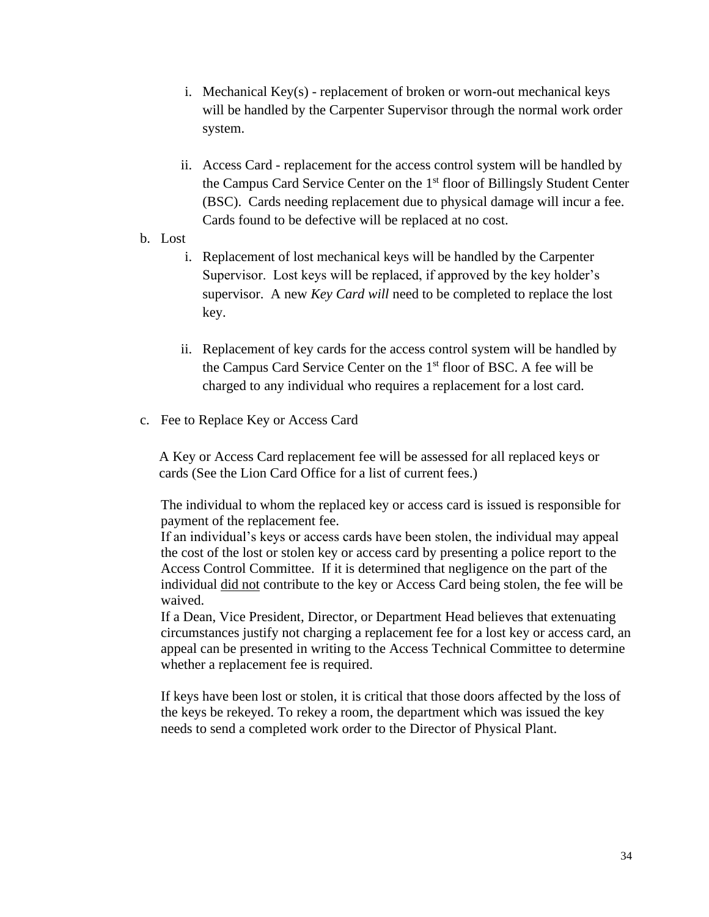i. Mechanical Key(s) - replacement of broken or worn-out mechanical keys will be handled by the Carpenter Supervisor through the normal work order system.

   ii. Access Card - replacement for the access control system will be handled by the Campus Card Service Center on the 1st floor of Billingsly Student Center (BSC). Cards needing replacement due to physical damage will incur a fee. Cards found to be defective will be replaced at no cost.

b. Lost

   i. Replacement of lost mechanical keys will be handled by the Carpenter Supervisor. Lost keys will be replaced, if approved by the key holder's supervisor. A new *Key Card will* need to be completed to replace the lost key.

   ii. Replacement of key cards for the access control system will be handled by the Campus Card Service Center on the 1st floor of BSC. A fee will be charged to any individual who requires a replacement for a lost card.

c. Fee to Replace Key or Access Card

A Key or Access Card replacement fee will be assessed for all replaced keys or cards (See the Lion Card Office for a list of current fees.)

The individual to whom the replaced key or access card is issued is responsible for payment of the replacement fee.

If an individual's keys or access cards have been stolen, the individual may appeal the cost of the lost or stolen key or access card by presenting a police report to the Access Control Committee. If it is determined that negligence on the part of the individual <u>did not</u> contribute to the key or Access Card being stolen, the fee will be waived.

If a Dean, Vice President, Director, or Department Head believes that extenuating circumstances justify not charging a replacement fee for a lost key or access card, an appeal can be presented in writing to the Access Technical Committee to determine whether a replacement fee is required.

If keys have been lost or stolen, it is critical that those doors affected by the loss of the keys be rekeyed. To rekey a room, the department which was issued the key needs to send a completed work order to the Director of Physical Plant.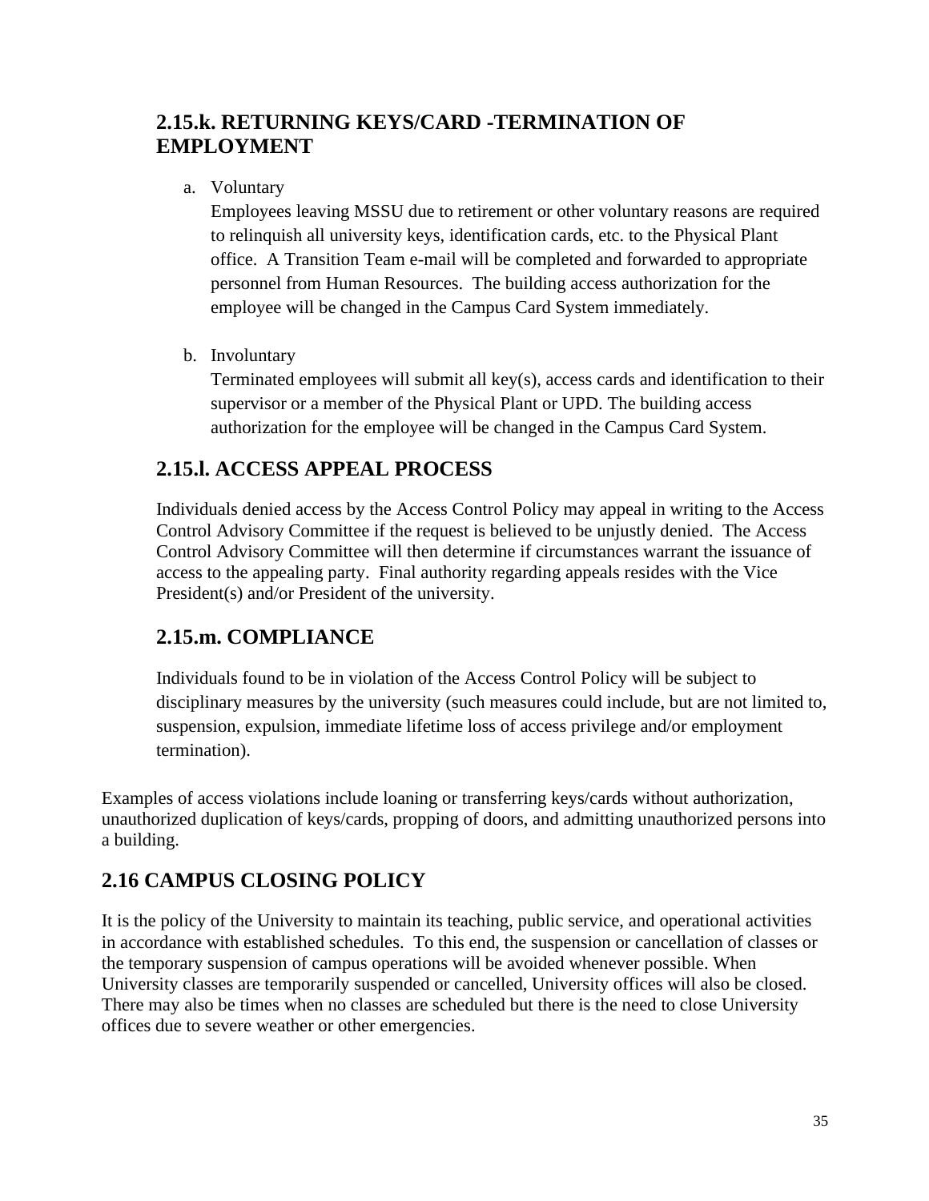### 2.15.k. RETURNING KEYS/CARD -TERMINATION OF EMPLOYMENT

a. Voluntary

   Employees leaving MSSU due to retirement or other voluntary reasons are required to relinquish all university keys, identification cards, etc. to the Physical Plant office. A Transition Team e-mail will be completed and forwarded to appropriate personnel from Human Resources. The building access authorization for the employee will be changed in the Campus Card System immediately.

b. Involuntary

   Terminated employees will submit all key(s), access cards and identification to their supervisor or a member of the Physical Plant or UPD. The building access authorization for the employee will be changed in the Campus Card System.

### 2.15.l. ACCESS APPEAL PROCESS

Individuals denied access by the Access Control Policy may appeal in writing to the Access Control Advisory Committee if the request is believed to be unjustly denied. The Access Control Advisory Committee will then determine if circumstances warrant the issuance of access to the appealing party. Final authority regarding appeals resides with the Vice President(s) and/or President of the university.

### 2.15.m. COMPLIANCE

Individuals found to be in violation of the Access Control Policy will be subject to disciplinary measures by the university (such measures could include, but are not limited to, suspension, expulsion, immediate lifetime loss of access privilege and/or employment termination).

Examples of access violations include loaning or transferring keys/cards without authorization, unauthorized duplication of keys/cards, propping of doors, and admitting unauthorized persons into a building.

## 2.16 CAMPUS CLOSING POLICY

It is the policy of the University to maintain its teaching, public service, and operational activities in accordance with established schedules. To this end, the suspension or cancellation of classes or the temporary suspension of campus operations will be avoided whenever possible. When University classes are temporarily suspended or cancelled, University offices will also be closed. There may also be times when no classes are scheduled but there is the need to close University offices due to severe weather or other emergencies.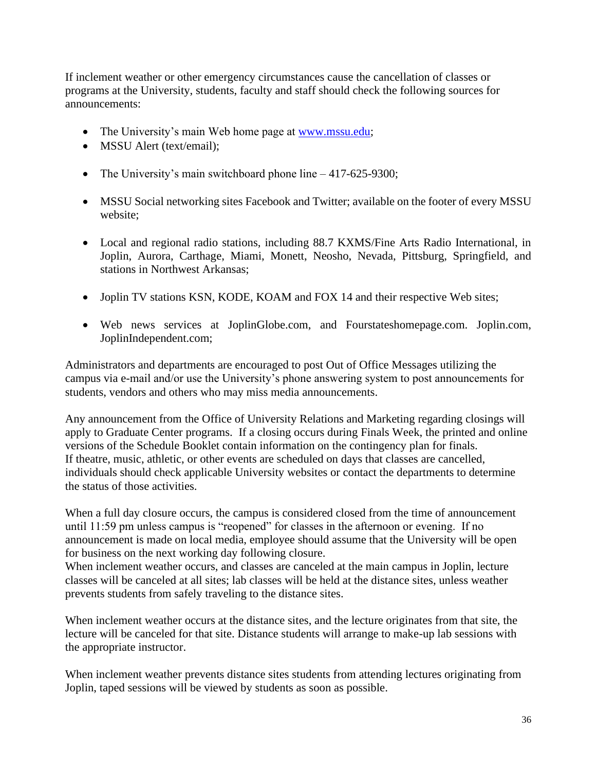If inclement weather or other emergency circumstances cause the cancellation of classes or programs at the University, students, faculty and staff should check the following sources for announcements:

- The University's main Web home page at www.mssu.edu;
- MSSU Alert (text/email);
- The University's main switchboard phone line – 417-625-9300;
- MSSU Social networking sites Facebook and Twitter; available on the footer of every MSSU website;
- Local and regional radio stations, including 88.7 KXMS/Fine Arts Radio International, in Joplin, Aurora, Carthage, Miami, Monett, Neosho, Nevada, Pittsburg, Springfield, and stations in Northwest Arkansas;
- Joplin TV stations KSN, KODE, KOAM and FOX 14 and their respective Web sites;
- Web news services at JoplinGlobe.com, and Fourstateshomepage.com. Joplin.com, JoplinIndependent.com;

Administrators and departments are encouraged to post Out of Office Messages utilizing the campus via e-mail and/or use the University's phone answering system to post announcements for students, vendors and others who may miss media announcements.

Any announcement from the Office of University Relations and Marketing regarding closings will apply to Graduate Center programs. If a closing occurs during Finals Week, the printed and online versions of the Schedule Booklet contain information on the contingency plan for finals.
If theatre, music, athletic, or other events are scheduled on days that classes are cancelled, individuals should check applicable University websites or contact the departments to determine the status of those activities.

When a full day closure occurs, the campus is considered closed from the time of announcement until 11:59 pm unless campus is "reopened" for classes in the afternoon or evening. If no announcement is made on local media, employee should assume that the University will be open for business on the next working day following closure.
When inclement weather occurs, and classes are canceled at the main campus in Joplin, lecture classes will be canceled at all sites; lab classes will be held at the distance sites, unless weather prevents students from safely traveling to the distance sites.

When inclement weather occurs at the distance sites, and the lecture originates from that site, the lecture will be canceled for that site. Distance students will arrange to make-up lab sessions with the appropriate instructor.

When inclement weather prevents distance sites students from attending lectures originating from Joplin, taped sessions will be viewed by students as soon as possible.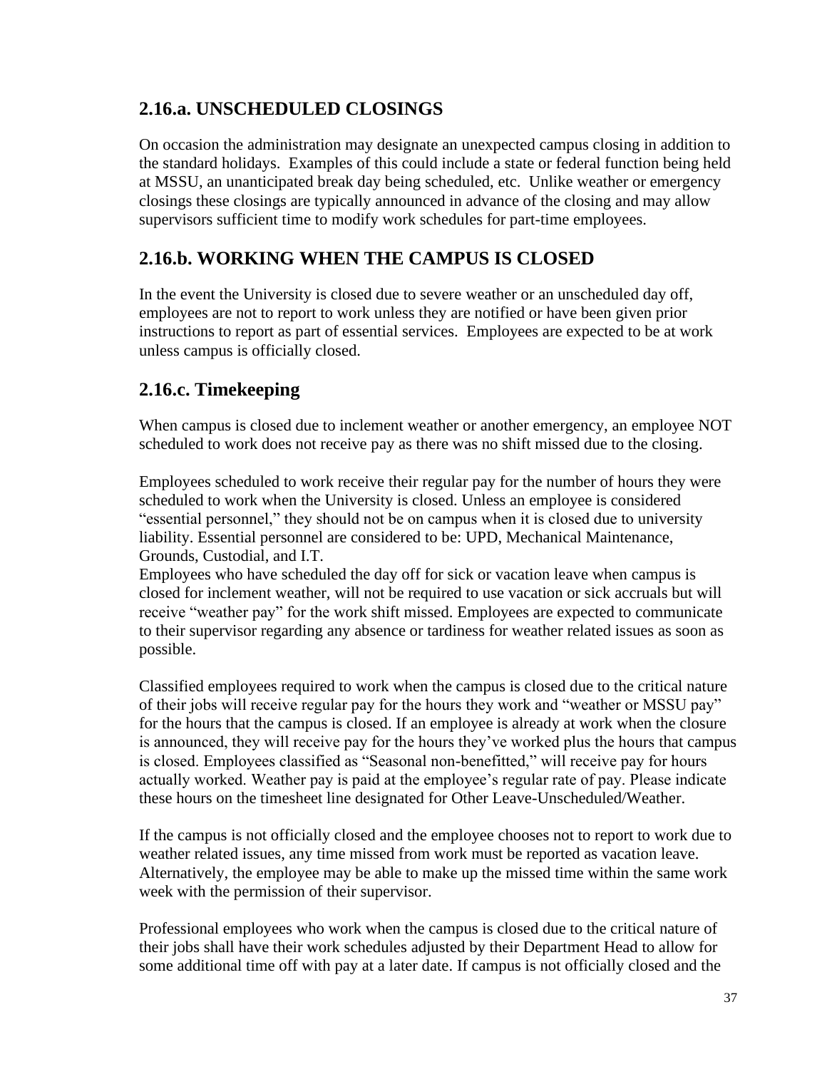## 2.16.a. UNSCHEDULED CLOSINGS

On occasion the administration may designate an unexpected campus closing in addition to the standard holidays. Examples of this could include a state or federal function being held at MSSU, an unanticipated break day being scheduled, etc. Unlike weather or emergency closings these closings are typically announced in advance of the closing and may allow supervisors sufficient time to modify work schedules for part-time employees.

## 2.16.b. WORKING WHEN THE CAMPUS IS CLOSED

In the event the University is closed due to severe weather or an unscheduled day off, employees are not to report to work unless they are notified or have been given prior instructions to report as part of essential services. Employees are expected to be at work unless campus is officially closed.

## 2.16.c. Timekeeping

When campus is closed due to inclement weather or another emergency, an employee NOT scheduled to work does not receive pay as there was no shift missed due to the closing.

Employees scheduled to work receive their regular pay for the number of hours they were scheduled to work when the University is closed. Unless an employee is considered "essential personnel," they should not be on campus when it is closed due to university liability. Essential personnel are considered to be: UPD, Mechanical Maintenance, Grounds, Custodial, and I.T.
Employees who have scheduled the day off for sick or vacation leave when campus is closed for inclement weather, will not be required to use vacation or sick accruals but will receive "weather pay" for the work shift missed. Employees are expected to communicate to their supervisor regarding any absence or tardiness for weather related issues as soon as possible.

Classified employees required to work when the campus is closed due to the critical nature of their jobs will receive regular pay for the hours they work and "weather or MSSU pay" for the hours that the campus is closed. If an employee is already at work when the closure is announced, they will receive pay for the hours they've worked plus the hours that campus is closed. Employees classified as "Seasonal non-benefitted," will receive pay for hours actually worked. Weather pay is paid at the employee's regular rate of pay. Please indicate these hours on the timesheet line designated for Other Leave-Unscheduled/Weather.

If the campus is not officially closed and the employee chooses not to report to work due to weather related issues, any time missed from work must be reported as vacation leave. Alternatively, the employee may be able to make up the missed time within the same work week with the permission of their supervisor.

Professional employees who work when the campus is closed due to the critical nature of their jobs shall have their work schedules adjusted by their Department Head to allow for some additional time off with pay at a later date. If campus is not officially closed and the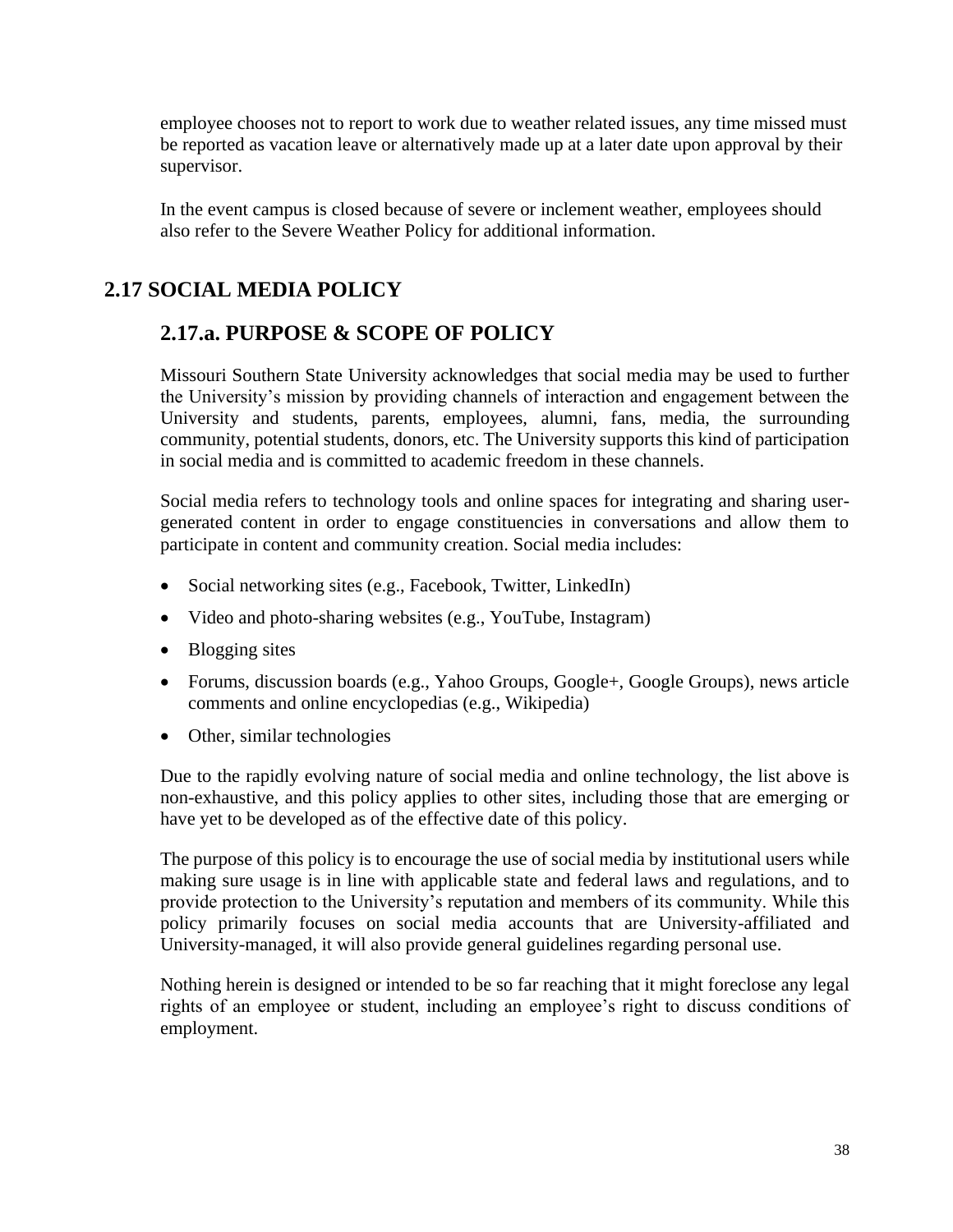employee chooses not to report to work due to weather related issues, any time missed must be reported as vacation leave or alternatively made up at a later date upon approval by their supervisor.

In the event campus is closed because of severe or inclement weather, employees should also refer to the Severe Weather Policy for additional information.

## 2.17 SOCIAL MEDIA POLICY

### 2.17.a. PURPOSE & SCOPE OF POLICY

Missouri Southern State University acknowledges that social media may be used to further the University's mission by providing channels of interaction and engagement between the University and students, parents, employees, alumni, fans, media, the surrounding community, potential students, donors, etc. The University supports this kind of participation in social media and is committed to academic freedom in these channels.

Social media refers to technology tools and online spaces for integrating and sharing user-generated content in order to engage constituencies in conversations and allow them to participate in content and community creation. Social media includes:

- Social networking sites (e.g., Facebook, Twitter, LinkedIn)
- Video and photo-sharing websites (e.g., YouTube, Instagram)
- Blogging sites
- Forums, discussion boards (e.g., Yahoo Groups, Google+, Google Groups), news article comments and online encyclopedias (e.g., Wikipedia)
- Other, similar technologies

Due to the rapidly evolving nature of social media and online technology, the list above is non-exhaustive, and this policy applies to other sites, including those that are emerging or have yet to be developed as of the effective date of this policy.

The purpose of this policy is to encourage the use of social media by institutional users while making sure usage is in line with applicable state and federal laws and regulations, and to provide protection to the University's reputation and members of its community. While this policy primarily focuses on social media accounts that are University-affiliated and University-managed, it will also provide general guidelines regarding personal use.

Nothing herein is designed or intended to be so far reaching that it might foreclose any legal rights of an employee or student, including an employee's right to discuss conditions of employment.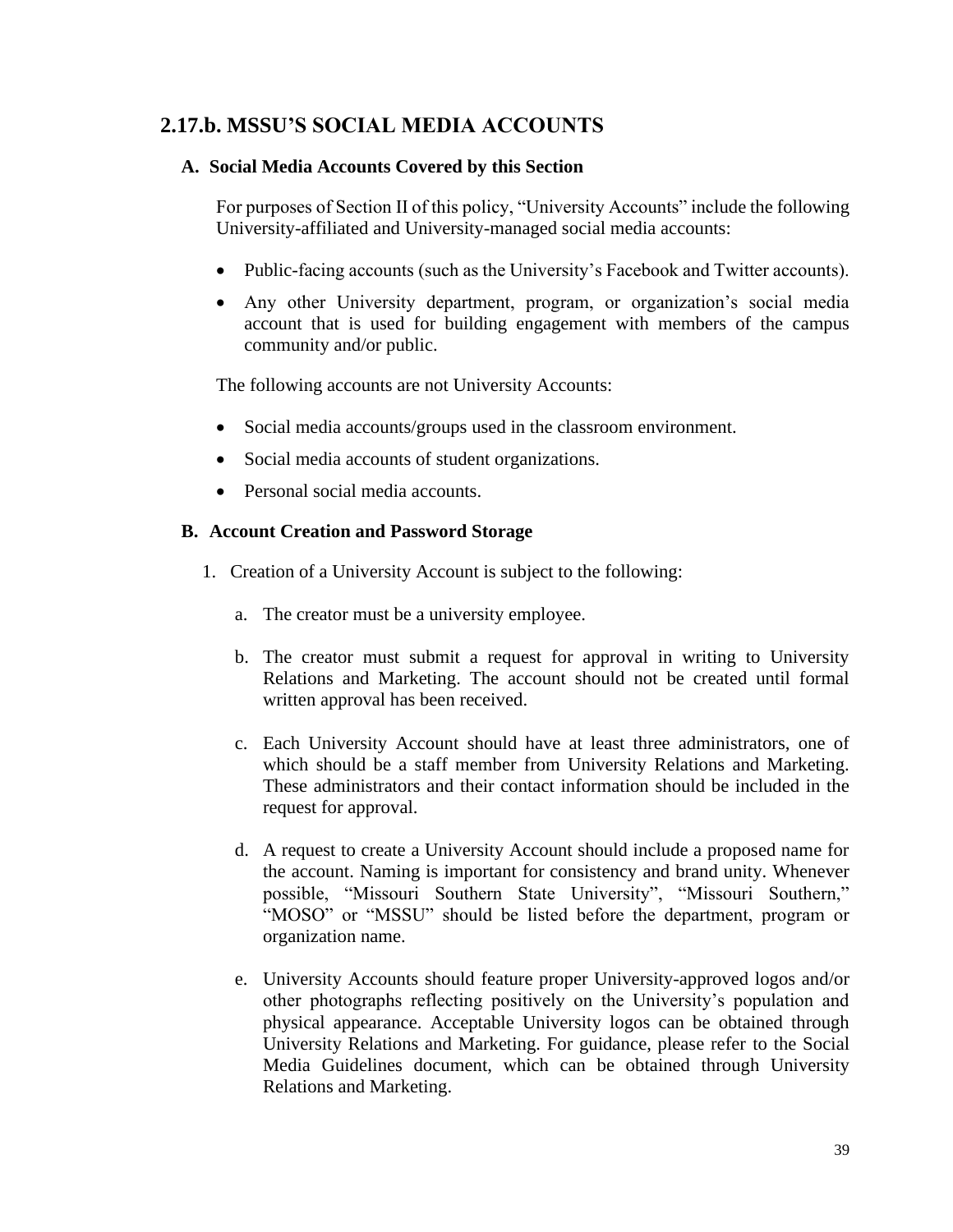## 2.17.b. MSSU'S SOCIAL MEDIA ACCOUNTS

### A. Social Media Accounts Covered by this Section

For purposes of Section II of this policy, "University Accounts" include the following University-affiliated and University-managed social media accounts:

- Public-facing accounts (such as the University's Facebook and Twitter accounts).
- Any other University department, program, or organization's social media account that is used for building engagement with members of the campus community and/or public.

The following accounts are not University Accounts:

- Social media accounts/groups used in the classroom environment.
- Social media accounts of student organizations.
- Personal social media accounts.

### B. Account Creation and Password Storage

1. Creation of a University Account is subject to the following:

   a. The creator must be a university employee.

   b. The creator must submit a request for approval in writing to University Relations and Marketing. The account should not be created until formal written approval has been received.

   c. Each University Account should have at least three administrators, one of which should be a staff member from University Relations and Marketing. These administrators and their contact information should be included in the request for approval.

   d. A request to create a University Account should include a proposed name for the account. Naming is important for consistency and brand unity. Whenever possible, "Missouri Southern State University", "Missouri Southern," "MOSO" or "MSSU" should be listed before the department, program or organization name.

   e. University Accounts should feature proper University-approved logos and/or other photographs reflecting positively on the University's population and physical appearance. Acceptable University logos can be obtained through University Relations and Marketing. For guidance, please refer to the Social Media Guidelines document, which can be obtained through University Relations and Marketing.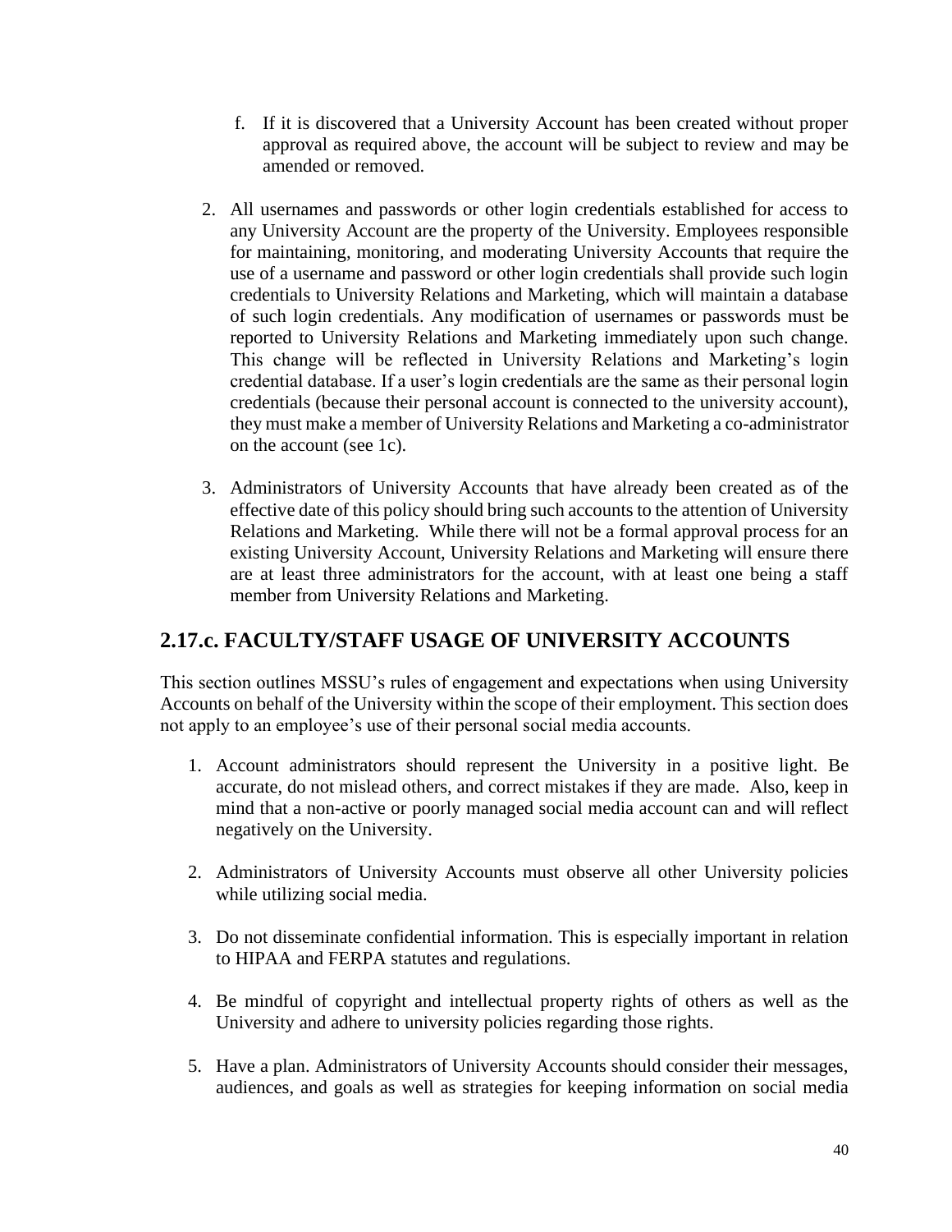f. If it is discovered that a University Account has been created without proper approval as required above, the account will be subject to review and may be amended or removed.

2. All usernames and passwords or other login credentials established for access to any University Account are the property of the University. Employees responsible for maintaining, monitoring, and moderating University Accounts that require the use of a username and password or other login credentials shall provide such login credentials to University Relations and Marketing, which will maintain a database of such login credentials. Any modification of usernames or passwords must be reported to University Relations and Marketing immediately upon such change. This change will be reflected in University Relations and Marketing's login credential database. If a user's login credentials are the same as their personal login credentials (because their personal account is connected to the university account), they must make a member of University Relations and Marketing a co-administrator on the account (see 1c).

3. Administrators of University Accounts that have already been created as of the effective date of this policy should bring such accounts to the attention of University Relations and Marketing. While there will not be a formal approval process for an existing University Account, University Relations and Marketing will ensure there are at least three administrators for the account, with at least one being a staff member from University Relations and Marketing.

## 2.17.c. FACULTY/STAFF USAGE OF UNIVERSITY ACCOUNTS

This section outlines MSSU's rules of engagement and expectations when using University Accounts on behalf of the University within the scope of their employment. This section does not apply to an employee's use of their personal social media accounts.

1. Account administrators should represent the University in a positive light. Be accurate, do not mislead others, and correct mistakes if they are made. Also, keep in mind that a non-active or poorly managed social media account can and will reflect negatively on the University.

2. Administrators of University Accounts must observe all other University policies while utilizing social media.

3. Do not disseminate confidential information. This is especially important in relation to HIPAA and FERPA statutes and regulations.

4. Be mindful of copyright and intellectual property rights of others as well as the University and adhere to university policies regarding those rights.

5. Have a plan. Administrators of University Accounts should consider their messages, audiences, and goals as well as strategies for keeping information on social media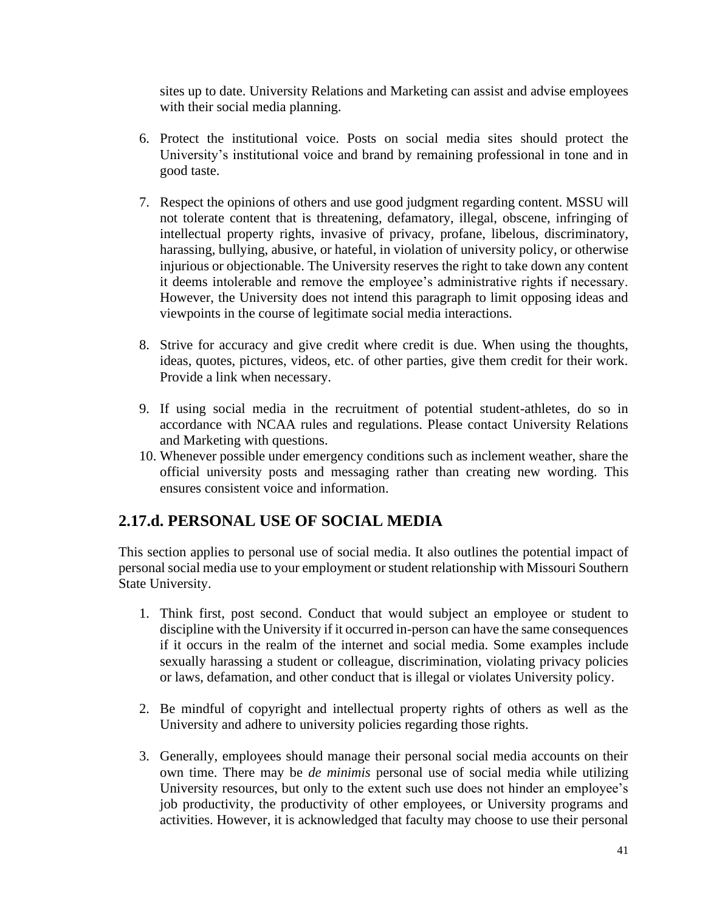sites up to date. University Relations and Marketing can assist and advise employees with their social media planning.

6. Protect the institutional voice. Posts on social media sites should protect the University's institutional voice and brand by remaining professional in tone and in good taste.

7. Respect the opinions of others and use good judgment regarding content. MSSU will not tolerate content that is threatening, defamatory, illegal, obscene, infringing of intellectual property rights, invasive of privacy, profane, libelous, discriminatory, harassing, bullying, abusive, or hateful, in violation of university policy, or otherwise injurious or objectionable. The University reserves the right to take down any content it deems intolerable and remove the employee's administrative rights if necessary. However, the University does not intend this paragraph to limit opposing ideas and viewpoints in the course of legitimate social media interactions.

8. Strive for accuracy and give credit where credit is due. When using the thoughts, ideas, quotes, pictures, videos, etc. of other parties, give them credit for their work. Provide a link when necessary.

9. If using social media in the recruitment of potential student-athletes, do so in accordance with NCAA rules and regulations. Please contact University Relations and Marketing with questions.

10. Whenever possible under emergency conditions such as inclement weather, share the official university posts and messaging rather than creating new wording. This ensures consistent voice and information.

## 2.17.d. PERSONAL USE OF SOCIAL MEDIA

This section applies to personal use of social media. It also outlines the potential impact of personal social media use to your employment or student relationship with Missouri Southern State University.

1. Think first, post second. Conduct that would subject an employee or student to discipline with the University if it occurred in-person can have the same consequences if it occurs in the realm of the internet and social media. Some examples include sexually harassing a student or colleague, discrimination, violating privacy policies or laws, defamation, and other conduct that is illegal or violates University policy.

2. Be mindful of copyright and intellectual property rights of others as well as the University and adhere to university policies regarding those rights.

3. Generally, employees should manage their personal social media accounts on their own time. There may be *de minimis* personal use of social media while utilizing University resources, but only to the extent such use does not hinder an employee's job productivity, the productivity of other employees, or University programs and activities. However, it is acknowledged that faculty may choose to use their personal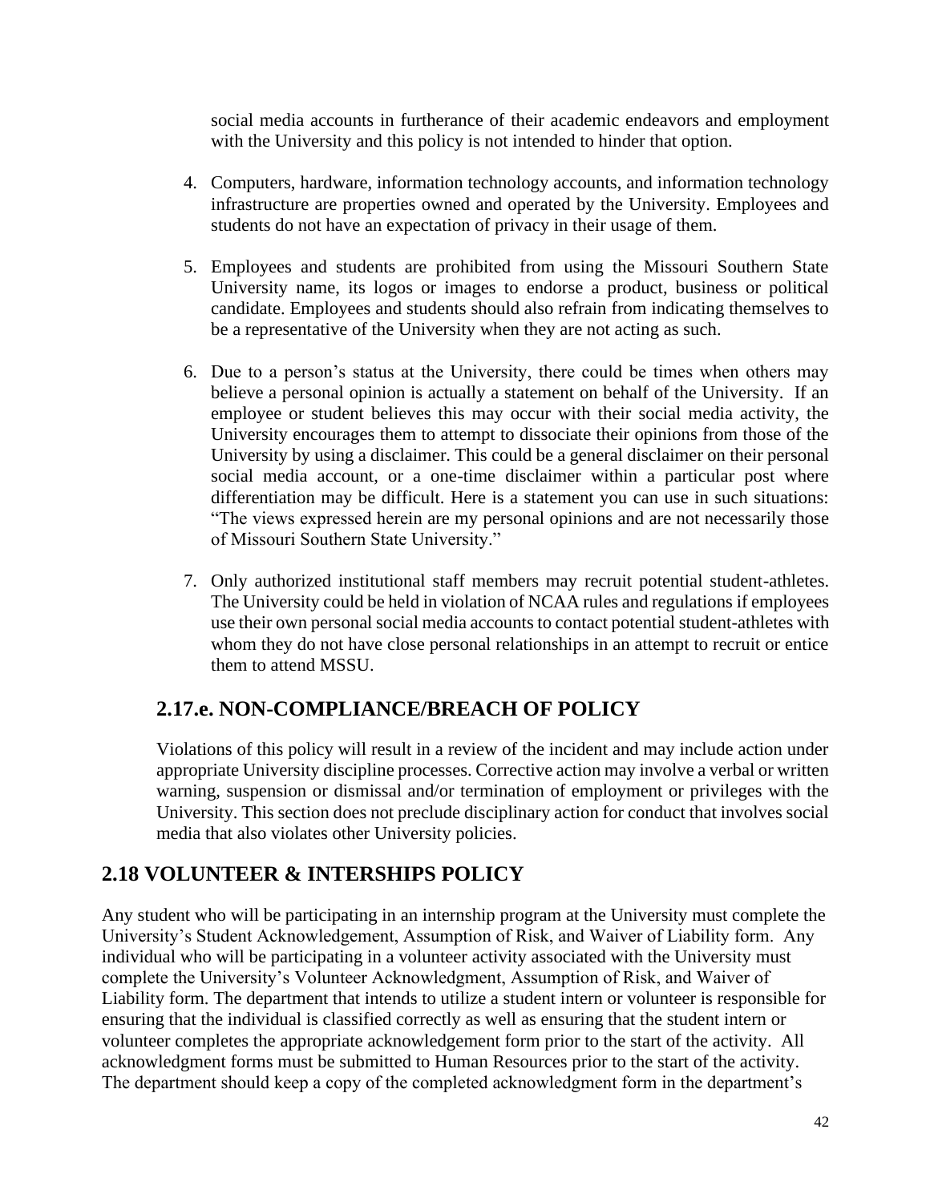social media accounts in furtherance of their academic endeavors and employment with the University and this policy is not intended to hinder that option.

4. Computers, hardware, information technology accounts, and information technology infrastructure are properties owned and operated by the University. Employees and students do not have an expectation of privacy in their usage of them.

5. Employees and students are prohibited from using the Missouri Southern State University name, its logos or images to endorse a product, business or political candidate. Employees and students should also refrain from indicating themselves to be a representative of the University when they are not acting as such.

6. Due to a person's status at the University, there could be times when others may believe a personal opinion is actually a statement on behalf of the University. If an employee or student believes this may occur with their social media activity, the University encourages them to attempt to dissociate their opinions from those of the University by using a disclaimer. This could be a general disclaimer on their personal social media account, or a one-time disclaimer within a particular post where differentiation may be difficult. Here is a statement you can use in such situations: "The views expressed herein are my personal opinions and are not necessarily those of Missouri Southern State University."

7. Only authorized institutional staff members may recruit potential student-athletes. The University could be held in violation of NCAA rules and regulations if employees use their own personal social media accounts to contact potential student-athletes with whom they do not have close personal relationships in an attempt to recruit or entice them to attend MSSU.

### 2.17.e. NON-COMPLIANCE/BREACH OF POLICY

Violations of this policy will result in a review of the incident and may include action under appropriate University discipline processes. Corrective action may involve a verbal or written warning, suspension or dismissal and/or termination of employment or privileges with the University. This section does not preclude disciplinary action for conduct that involves social media that also violates other University policies.

## 2.18 VOLUNTEER & INTERSHIPS POLICY

Any student who will be participating in an internship program at the University must complete the University's Student Acknowledgement, Assumption of Risk, and Waiver of Liability form. Any individual who will be participating in a volunteer activity associated with the University must complete the University's Volunteer Acknowledgment, Assumption of Risk, and Waiver of Liability form. The department that intends to utilize a student intern or volunteer is responsible for ensuring that the individual is classified correctly as well as ensuring that the student intern or volunteer completes the appropriate acknowledgement form prior to the start of the activity. All acknowledgment forms must be submitted to Human Resources prior to the start of the activity. The department should keep a copy of the completed acknowledgment form in the department's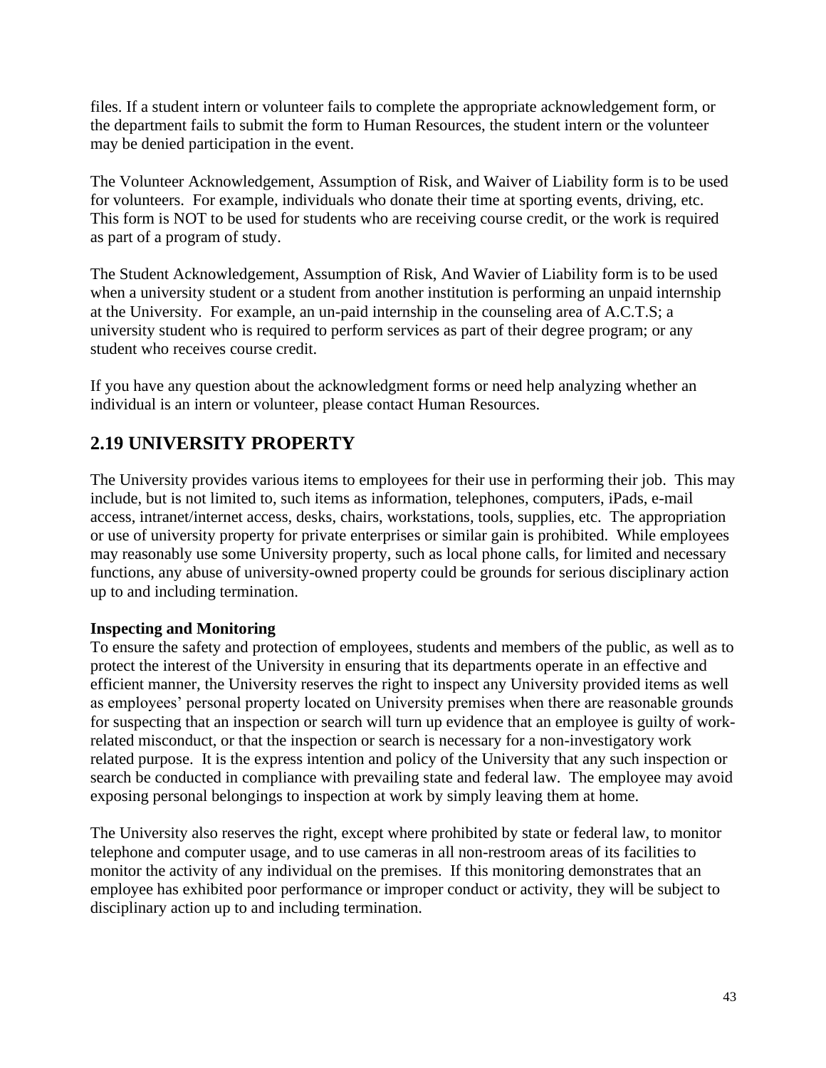files. If a student intern or volunteer fails to complete the appropriate acknowledgement form, or the department fails to submit the form to Human Resources, the student intern or the volunteer may be denied participation in the event.

The Volunteer Acknowledgement, Assumption of Risk, and Waiver of Liability form is to be used for volunteers. For example, individuals who donate their time at sporting events, driving, etc. This form is NOT to be used for students who are receiving course credit, or the work is required as part of a program of study.

The Student Acknowledgement, Assumption of Risk, And Wavier of Liability form is to be used when a university student or a student from another institution is performing an unpaid internship at the University. For example, an un-paid internship in the counseling area of A.C.T.S; a university student who is required to perform services as part of their degree program; or any student who receives course credit.

If you have any question about the acknowledgment forms or need help analyzing whether an individual is an intern or volunteer, please contact Human Resources.

## 2.19 UNIVERSITY PROPERTY

The University provides various items to employees for their use in performing their job. This may include, but is not limited to, such items as information, telephones, computers, iPads, e-mail access, intranet/internet access, desks, chairs, workstations, tools, supplies, etc. The appropriation or use of university property for private enterprises or similar gain is prohibited. While employees may reasonably use some University property, such as local phone calls, for limited and necessary functions, any abuse of university-owned property could be grounds for serious disciplinary action up to and including termination.

**Inspecting and Monitoring**

To ensure the safety and protection of employees, students and members of the public, as well as to protect the interest of the University in ensuring that its departments operate in an effective and efficient manner, the University reserves the right to inspect any University provided items as well as employees' personal property located on University premises when there are reasonable grounds for suspecting that an inspection or search will turn up evidence that an employee is guilty of work-related misconduct, or that the inspection or search is necessary for a non-investigatory work related purpose. It is the express intention and policy of the University that any such inspection or search be conducted in compliance with prevailing state and federal law. The employee may avoid exposing personal belongings to inspection at work by simply leaving them at home.

The University also reserves the right, except where prohibited by state or federal law, to monitor telephone and computer usage, and to use cameras in all non-restroom areas of its facilities to monitor the activity of any individual on the premises. If this monitoring demonstrates that an employee has exhibited poor performance or improper conduct or activity, they will be subject to disciplinary action up to and including termination.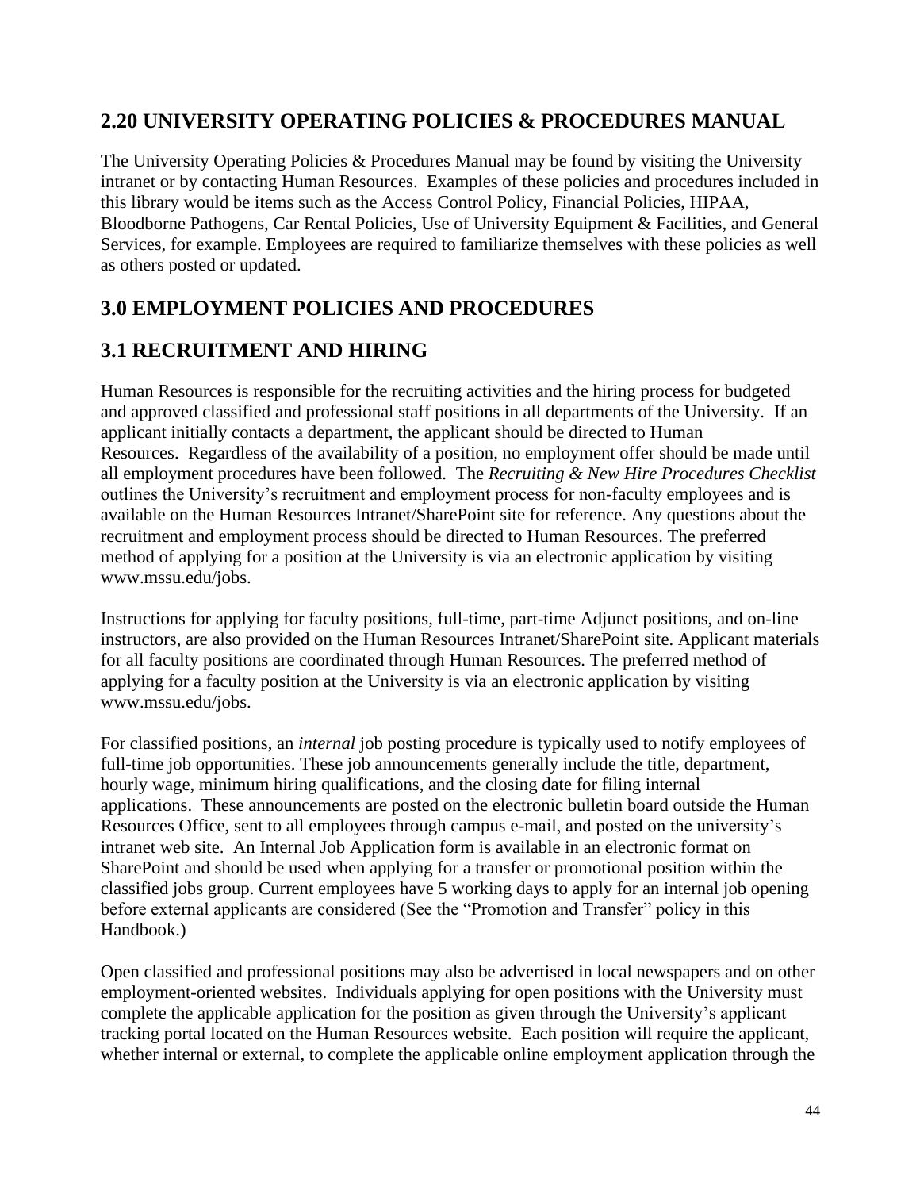## 2.20 UNIVERSITY OPERATING POLICIES & PROCEDURES MANUAL

The University Operating Policies & Procedures Manual may be found by visiting the University intranet or by contacting Human Resources. Examples of these policies and procedures included in this library would be items such as the Access Control Policy, Financial Policies, HIPAA, Bloodborne Pathogens, Car Rental Policies, Use of University Equipment & Facilities, and General Services, for example. Employees are required to familiarize themselves with these policies as well as others posted or updated.

## 3.0 EMPLOYMENT POLICIES AND PROCEDURES

## 3.1 RECRUITMENT AND HIRING

Human Resources is responsible for the recruiting activities and the hiring process for budgeted and approved classified and professional staff positions in all departments of the University. If an applicant initially contacts a department, the applicant should be directed to Human Resources. Regardless of the availability of a position, no employment offer should be made until all employment procedures have been followed. The *Recruiting & New Hire Procedures Checklist* outlines the University's recruitment and employment process for non-faculty employees and is available on the Human Resources Intranet/SharePoint site for reference. Any questions about the recruitment and employment process should be directed to Human Resources. The preferred method of applying for a position at the University is via an electronic application by visiting www.mssu.edu/jobs.

Instructions for applying for faculty positions, full-time, part-time Adjunct positions, and on-line instructors, are also provided on the Human Resources Intranet/SharePoint site. Applicant materials for all faculty positions are coordinated through Human Resources. The preferred method of applying for a faculty position at the University is via an electronic application by visiting www.mssu.edu/jobs.

For classified positions, an *internal* job posting procedure is typically used to notify employees of full-time job opportunities. These job announcements generally include the title, department, hourly wage, minimum hiring qualifications, and the closing date for filing internal applications. These announcements are posted on the electronic bulletin board outside the Human Resources Office, sent to all employees through campus e-mail, and posted on the university's intranet web site. An Internal Job Application form is available in an electronic format on SharePoint and should be used when applying for a transfer or promotional position within the classified jobs group. Current employees have 5 working days to apply for an internal job opening before external applicants are considered (See the "Promotion and Transfer" policy in this Handbook.)

Open classified and professional positions may also be advertised in local newspapers and on other employment-oriented websites. Individuals applying for open positions with the University must complete the applicable application for the position as given through the University's applicant tracking portal located on the Human Resources website. Each position will require the applicant, whether internal or external, to complete the applicable online employment application through the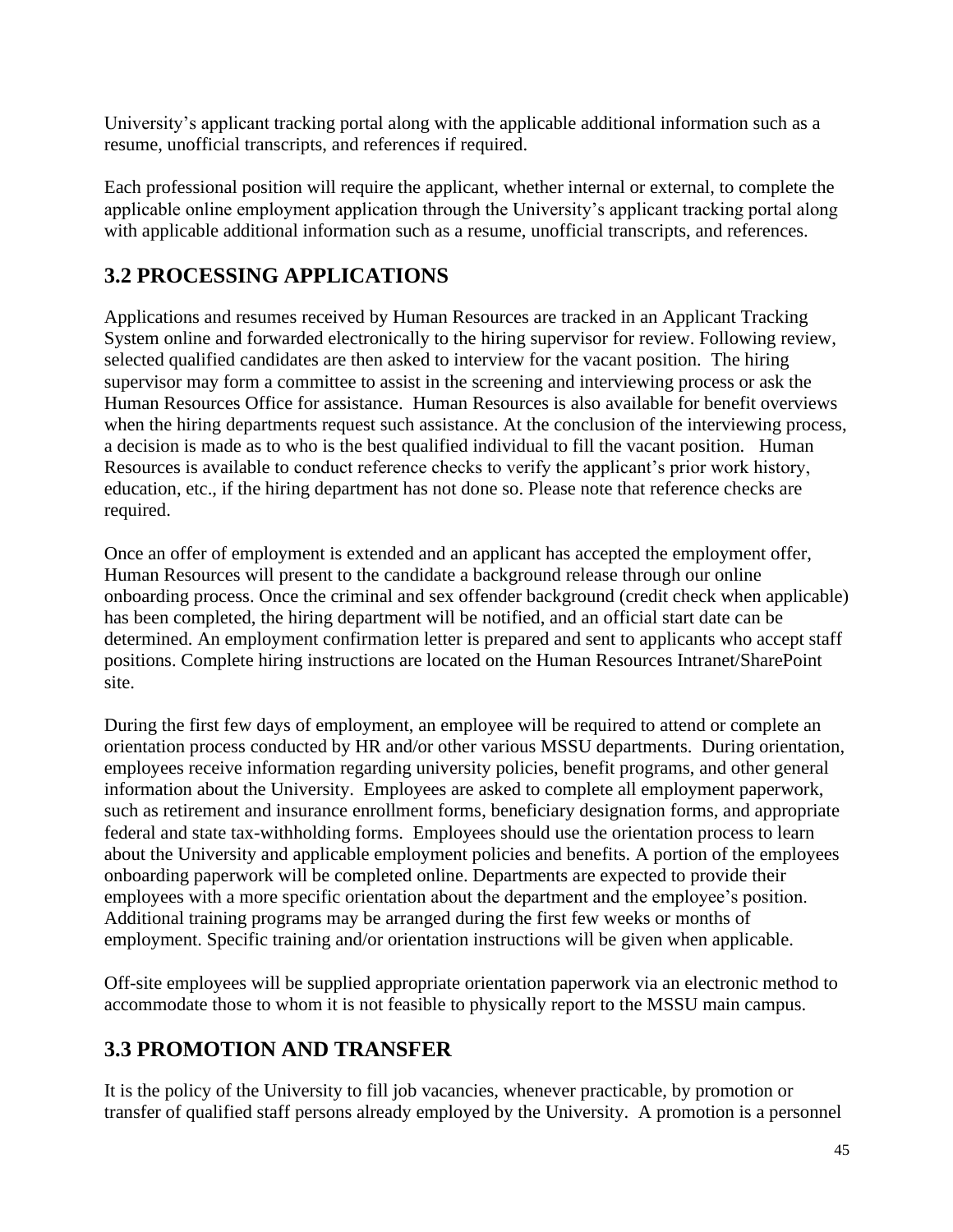University's applicant tracking portal along with the applicable additional information such as a resume, unofficial transcripts, and references if required.

Each professional position will require the applicant, whether internal or external, to complete the applicable online employment application through the University's applicant tracking portal along with applicable additional information such as a resume, unofficial transcripts, and references.

## 3.2 PROCESSING APPLICATIONS

Applications and resumes received by Human Resources are tracked in an Applicant Tracking System online and forwarded electronically to the hiring supervisor for review. Following review, selected qualified candidates are then asked to interview for the vacant position. The hiring supervisor may form a committee to assist in the screening and interviewing process or ask the Human Resources Office for assistance. Human Resources is also available for benefit overviews when the hiring departments request such assistance. At the conclusion of the interviewing process, a decision is made as to who is the best qualified individual to fill the vacant position. Human Resources is available to conduct reference checks to verify the applicant's prior work history, education, etc., if the hiring department has not done so. Please note that reference checks are required.

Once an offer of employment is extended and an applicant has accepted the employment offer, Human Resources will present to the candidate a background release through our online onboarding process. Once the criminal and sex offender background (credit check when applicable) has been completed, the hiring department will be notified, and an official start date can be determined. An employment confirmation letter is prepared and sent to applicants who accept staff positions. Complete hiring instructions are located on the Human Resources Intranet/SharePoint site.

During the first few days of employment, an employee will be required to attend or complete an orientation process conducted by HR and/or other various MSSU departments. During orientation, employees receive information regarding university policies, benefit programs, and other general information about the University. Employees are asked to complete all employment paperwork, such as retirement and insurance enrollment forms, beneficiary designation forms, and appropriate federal and state tax-withholding forms. Employees should use the orientation process to learn about the University and applicable employment policies and benefits. A portion of the employees onboarding paperwork will be completed online. Departments are expected to provide their employees with a more specific orientation about the department and the employee's position. Additional training programs may be arranged during the first few weeks or months of employment. Specific training and/or orientation instructions will be given when applicable.

Off-site employees will be supplied appropriate orientation paperwork via an electronic method to accommodate those to whom it is not feasible to physically report to the MSSU main campus.

## 3.3 PROMOTION AND TRANSFER

It is the policy of the University to fill job vacancies, whenever practicable, by promotion or transfer of qualified staff persons already employed by the University. A promotion is a personnel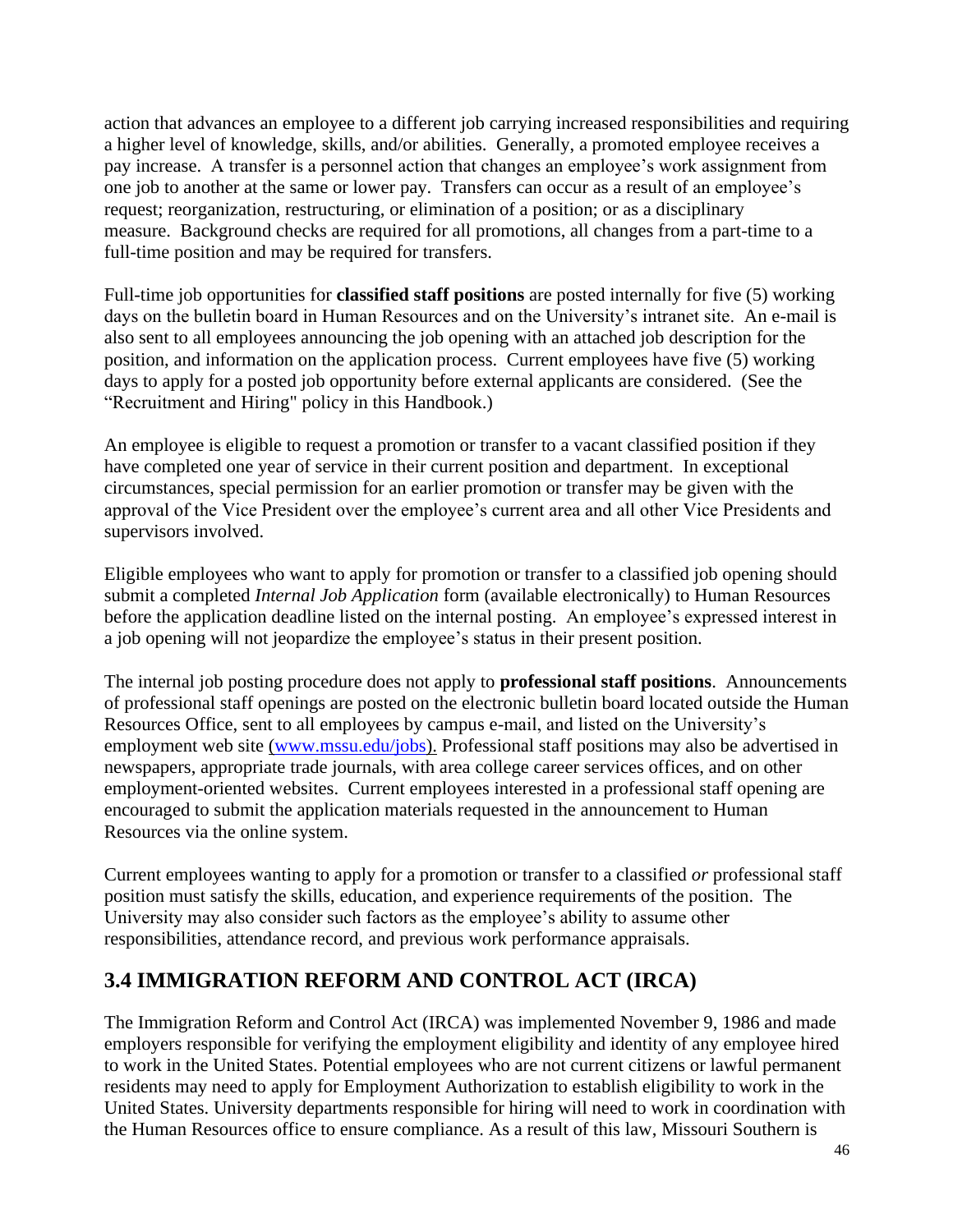action that advances an employee to a different job carrying increased responsibilities and requiring a higher level of knowledge, skills, and/or abilities. Generally, a promoted employee receives a pay increase. A transfer is a personnel action that changes an employee's work assignment from one job to another at the same or lower pay. Transfers can occur as a result of an employee's request; reorganization, restructuring, or elimination of a position; or as a disciplinary measure. Background checks are required for all promotions, all changes from a part-time to a full-time position and may be required for transfers.

Full-time job opportunities for **classified staff positions** are posted internally for five (5) working days on the bulletin board in Human Resources and on the University's intranet site. An e-mail is also sent to all employees announcing the job opening with an attached job description for the position, and information on the application process. Current employees have five (5) working days to apply for a posted job opportunity before external applicants are considered. (See the "Recruitment and Hiring" policy in this Handbook.)

An employee is eligible to request a promotion or transfer to a vacant classified position if they have completed one year of service in their current position and department. In exceptional circumstances, special permission for an earlier promotion or transfer may be given with the approval of the Vice President over the employee's current area and all other Vice Presidents and supervisors involved.

Eligible employees who want to apply for promotion or transfer to a classified job opening should submit a completed *Internal Job Application* form (available electronically) to Human Resources before the application deadline listed on the internal posting. An employee's expressed interest in a job opening will not jeopardize the employee's status in their present position.

The internal job posting procedure does not apply to **professional staff positions**. Announcements of professional staff openings are posted on the electronic bulletin board located outside the Human Resources Office, sent to all employees by campus e-mail, and listed on the University's employment web site (www.mssu.edu/jobs). Professional staff positions may also be advertised in newspapers, appropriate trade journals, with area college career services offices, and on other employment-oriented websites. Current employees interested in a professional staff opening are encouraged to submit the application materials requested in the announcement to Human Resources via the online system.

Current employees wanting to apply for a promotion or transfer to a classified *or* professional staff position must satisfy the skills, education, and experience requirements of the position. The University may also consider such factors as the employee's ability to assume other responsibilities, attendance record, and previous work performance appraisals.

## 3.4 IMMIGRATION REFORM AND CONTROL ACT (IRCA)

The Immigration Reform and Control Act (IRCA) was implemented November 9, 1986 and made employers responsible for verifying the employment eligibility and identity of any employee hired to work in the United States. Potential employees who are not current citizens or lawful permanent residents may need to apply for Employment Authorization to establish eligibility to work in the United States. University departments responsible for hiring will need to work in coordination with the Human Resources office to ensure compliance. As a result of this law, Missouri Southern is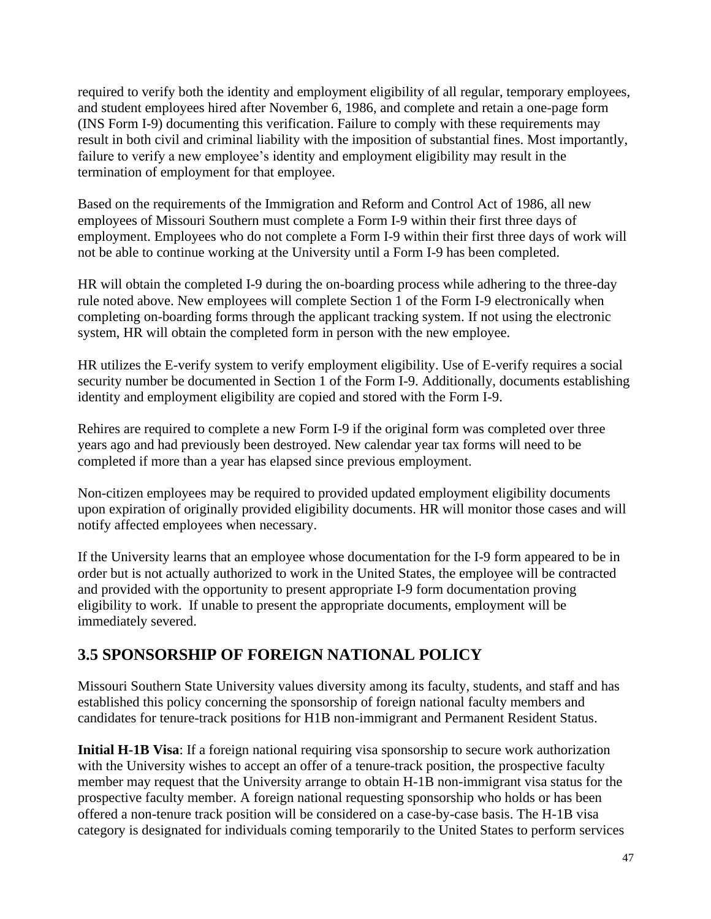required to verify both the identity and employment eligibility of all regular, temporary employees, and student employees hired after November 6, 1986, and complete and retain a one-page form (INS Form I-9) documenting this verification. Failure to comply with these requirements may result in both civil and criminal liability with the imposition of substantial fines. Most importantly, failure to verify a new employee's identity and employment eligibility may result in the termination of employment for that employee.

Based on the requirements of the Immigration and Reform and Control Act of 1986, all new employees of Missouri Southern must complete a Form I-9 within their first three days of employment. Employees who do not complete a Form I-9 within their first three days of work will not be able to continue working at the University until a Form I-9 has been completed.

HR will obtain the completed I-9 during the on-boarding process while adhering to the three-day rule noted above. New employees will complete Section 1 of the Form I-9 electronically when completing on-boarding forms through the applicant tracking system. If not using the electronic system, HR will obtain the completed form in person with the new employee.

HR utilizes the E-verify system to verify employment eligibility. Use of E-verify requires a social security number be documented in Section 1 of the Form I-9. Additionally, documents establishing identity and employment eligibility are copied and stored with the Form I-9.

Rehires are required to complete a new Form I-9 if the original form was completed over three years ago and had previously been destroyed. New calendar year tax forms will need to be completed if more than a year has elapsed since previous employment.

Non-citizen employees may be required to provided updated employment eligibility documents upon expiration of originally provided eligibility documents. HR will monitor those cases and will notify affected employees when necessary.

If the University learns that an employee whose documentation for the I-9 form appeared to be in order but is not actually authorized to work in the United States, the employee will be contracted and provided with the opportunity to present appropriate I-9 form documentation proving eligibility to work. If unable to present the appropriate documents, employment will be immediately severed.

## 3.5 SPONSORSHIP OF FOREIGN NATIONAL POLICY

Missouri Southern State University values diversity among its faculty, students, and staff and has established this policy concerning the sponsorship of foreign national faculty members and candidates for tenure-track positions for H1B non-immigrant and Permanent Resident Status.

**Initial H-1B Visa**: If a foreign national requiring visa sponsorship to secure work authorization with the University wishes to accept an offer of a tenure-track position, the prospective faculty member may request that the University arrange to obtain H-1B non-immigrant visa status for the prospective faculty member. A foreign national requesting sponsorship who holds or has been offered a non-tenure track position will be considered on a case-by-case basis. The H-1B visa category is designated for individuals coming temporarily to the United States to perform services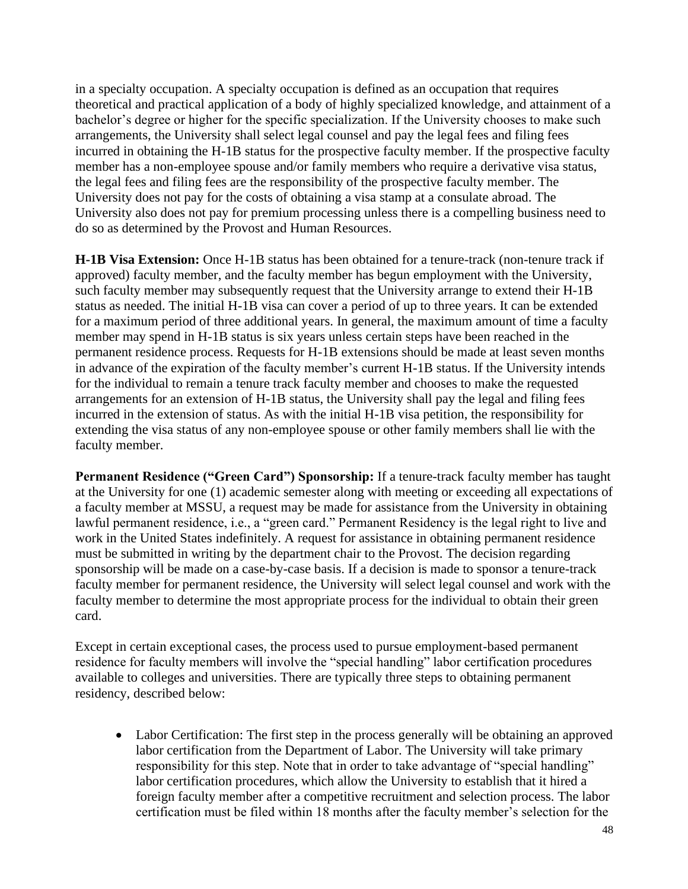in a specialty occupation. A specialty occupation is defined as an occupation that requires theoretical and practical application of a body of highly specialized knowledge, and attainment of a bachelor's degree or higher for the specific specialization. If the University chooses to make such arrangements, the University shall select legal counsel and pay the legal fees and filing fees incurred in obtaining the H-1B status for the prospective faculty member. If the prospective faculty member has a non-employee spouse and/or family members who require a derivative visa status, the legal fees and filing fees are the responsibility of the prospective faculty member. The University does not pay for the costs of obtaining a visa stamp at a consulate abroad. The University also does not pay for premium processing unless there is a compelling business need to do so as determined by the Provost and Human Resources.

**H-1B Visa Extension:** Once H-1B status has been obtained for a tenure-track (non-tenure track if approved) faculty member, and the faculty member has begun employment with the University, such faculty member may subsequently request that the University arrange to extend their H-1B status as needed. The initial H-1B visa can cover a period of up to three years. It can be extended for a maximum period of three additional years. In general, the maximum amount of time a faculty member may spend in H-1B status is six years unless certain steps have been reached in the permanent residence process. Requests for H-1B extensions should be made at least seven months in advance of the expiration of the faculty member's current H-1B status. If the University intends for the individual to remain a tenure track faculty member and chooses to make the requested arrangements for an extension of H-1B status, the University shall pay the legal and filing fees incurred in the extension of status. As with the initial H-1B visa petition, the responsibility for extending the visa status of any non-employee spouse or other family members shall lie with the faculty member.

**Permanent Residence ("Green Card") Sponsorship:** If a tenure-track faculty member has taught at the University for one (1) academic semester along with meeting or exceeding all expectations of a faculty member at MSSU, a request may be made for assistance from the University in obtaining lawful permanent residence, i.e., a "green card." Permanent Residency is the legal right to live and work in the United States indefinitely. A request for assistance in obtaining permanent residence must be submitted in writing by the department chair to the Provost. The decision regarding sponsorship will be made on a case-by-case basis. If a decision is made to sponsor a tenure-track faculty member for permanent residence, the University will select legal counsel and work with the faculty member to determine the most appropriate process for the individual to obtain their green card.

Except in certain exceptional cases, the process used to pursue employment-based permanent residence for faculty members will involve the "special handling" labor certification procedures available to colleges and universities. There are typically three steps to obtaining permanent residency, described below:

- Labor Certification: The first step in the process generally will be obtaining an approved labor certification from the Department of Labor. The University will take primary responsibility for this step. Note that in order to take advantage of "special handling" labor certification procedures, which allow the University to establish that it hired a foreign faculty member after a competitive recruitment and selection process. The labor certification must be filed within 18 months after the faculty member's selection for the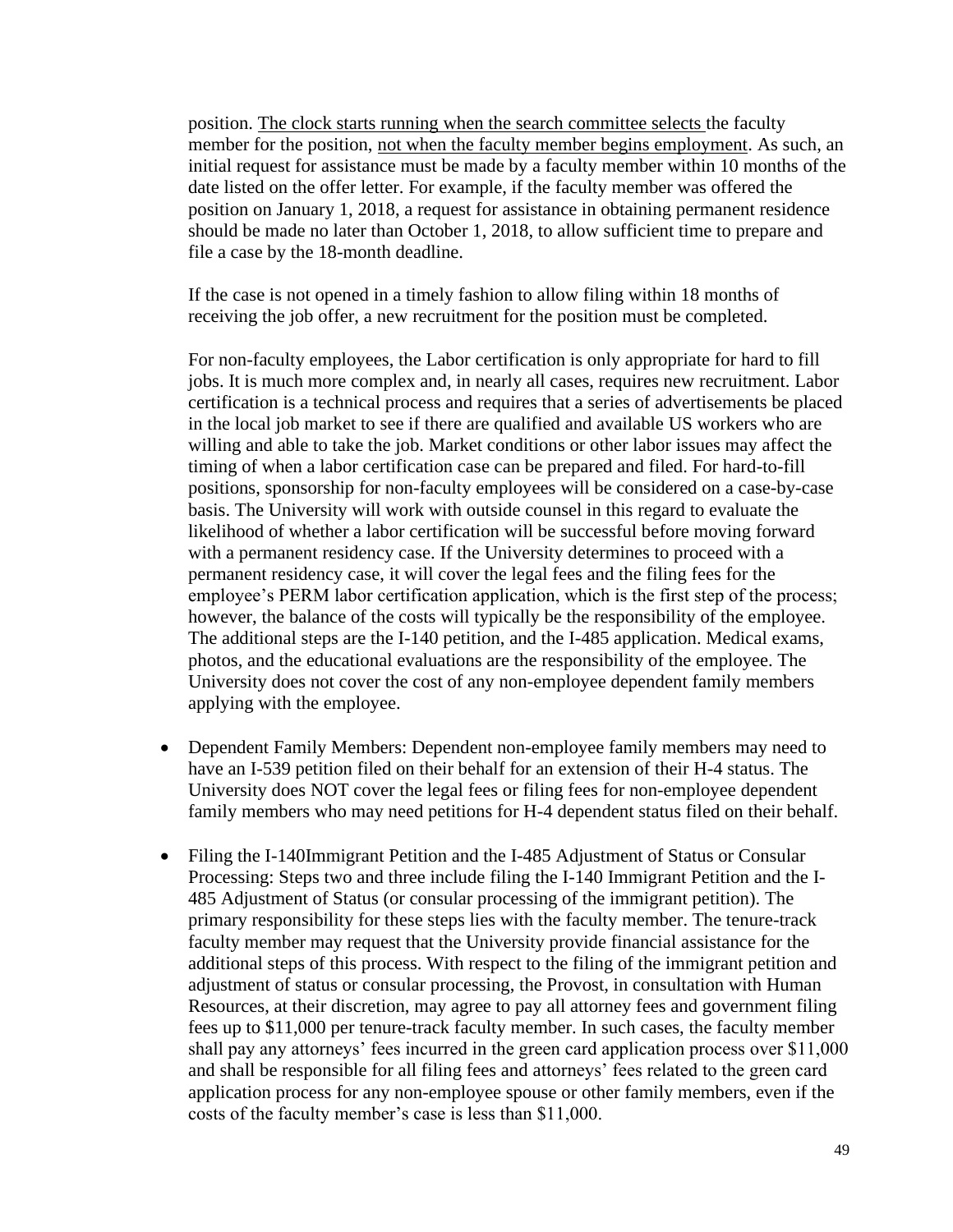position. <u>The clock starts running when the search committee selects</u> the faculty member for the position, <u>not when the faculty member begins employment</u>. As such, an initial request for assistance must be made by a faculty member within 10 months of the date listed on the offer letter. For example, if the faculty member was offered the position on January 1, 2018, a request for assistance in obtaining permanent residence should be made no later than October 1, 2018, to allow sufficient time to prepare and file a case by the 18-month deadline.

If the case is not opened in a timely fashion to allow filing within 18 months of receiving the job offer, a new recruitment for the position must be completed.

For non-faculty employees, the Labor certification is only appropriate for hard to fill jobs. It is much more complex and, in nearly all cases, requires new recruitment. Labor certification is a technical process and requires that a series of advertisements be placed in the local job market to see if there are qualified and available US workers who are willing and able to take the job. Market conditions or other labor issues may affect the timing of when a labor certification case can be prepared and filed. For hard-to-fill positions, sponsorship for non-faculty employees will be considered on a case-by-case basis. The University will work with outside counsel in this regard to evaluate the likelihood of whether a labor certification will be successful before moving forward with a permanent residency case. If the University determines to proceed with a permanent residency case, it will cover the legal fees and the filing fees for the employee's PERM labor certification application, which is the first step of the process; however, the balance of the costs will typically be the responsibility of the employee. The additional steps are the I-140 petition, and the I-485 application. Medical exams, photos, and the educational evaluations are the responsibility of the employee. The University does not cover the cost of any non-employee dependent family members applying with the employee.

- Dependent Family Members: Dependent non-employee family members may need to have an I-539 petition filed on their behalf for an extension of their H-4 status. The University does NOT cover the legal fees or filing fees for non-employee dependent family members who may need petitions for H-4 dependent status filed on their behalf.

- Filing the I-140Immigrant Petition and the I-485 Adjustment of Status or Consular Processing: Steps two and three include filing the I-140 Immigrant Petition and the I-485 Adjustment of Status (or consular processing of the immigrant petition). The primary responsibility for these steps lies with the faculty member. The tenure-track faculty member may request that the University provide financial assistance for the additional steps of this process. With respect to the filing of the immigrant petition and adjustment of status or consular processing, the Provost, in consultation with Human Resources, at their discretion, may agree to pay all attorney fees and government filing fees up to $11,000 per tenure-track faculty member. In such cases, the faculty member shall pay any attorneys' fees incurred in the green card application process over $11,000 and shall be responsible for all filing fees and attorneys' fees related to the green card application process for any non-employee spouse or other family members, even if the costs of the faculty member's case is less than $11,000.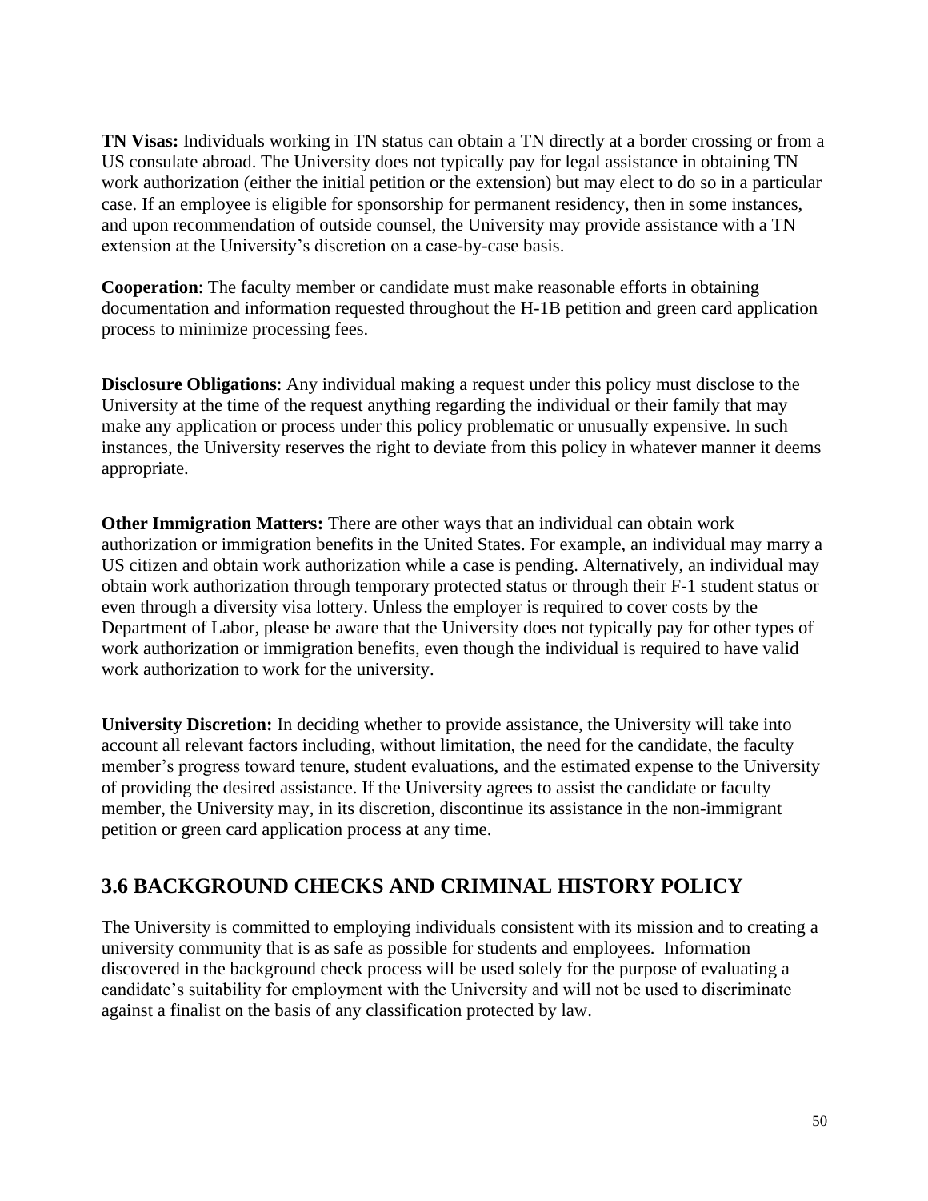**TN Visas:** Individuals working in TN status can obtain a TN directly at a border crossing or from a US consulate abroad. The University does not typically pay for legal assistance in obtaining TN work authorization (either the initial petition or the extension) but may elect to do so in a particular case. If an employee is eligible for sponsorship for permanent residency, then in some instances, and upon recommendation of outside counsel, the University may provide assistance with a TN extension at the University's discretion on a case-by-case basis.

**Cooperation**: The faculty member or candidate must make reasonable efforts in obtaining documentation and information requested throughout the H-1B petition and green card application process to minimize processing fees.

**Disclosure Obligations**: Any individual making a request under this policy must disclose to the University at the time of the request anything regarding the individual or their family that may make any application or process under this policy problematic or unusually expensive. In such instances, the University reserves the right to deviate from this policy in whatever manner it deems appropriate.

**Other Immigration Matters:** There are other ways that an individual can obtain work authorization or immigration benefits in the United States. For example, an individual may marry a US citizen and obtain work authorization while a case is pending. Alternatively, an individual may obtain work authorization through temporary protected status or through their F-1 student status or even through a diversity visa lottery. Unless the employer is required to cover costs by the Department of Labor, please be aware that the University does not typically pay for other types of work authorization or immigration benefits, even though the individual is required to have valid work authorization to work for the university.

**University Discretion:** In deciding whether to provide assistance, the University will take into account all relevant factors including, without limitation, the need for the candidate, the faculty member's progress toward tenure, student evaluations, and the estimated expense to the University of providing the desired assistance. If the University agrees to assist the candidate or faculty member, the University may, in its discretion, discontinue its assistance in the non-immigrant petition or green card application process at any time.

## 3.6 BACKGROUND CHECKS AND CRIMINAL HISTORY POLICY

The University is committed to employing individuals consistent with its mission and to creating a university community that is as safe as possible for students and employees. Information discovered in the background check process will be used solely for the purpose of evaluating a candidate's suitability for employment with the University and will not be used to discriminate against a finalist on the basis of any classification protected by law.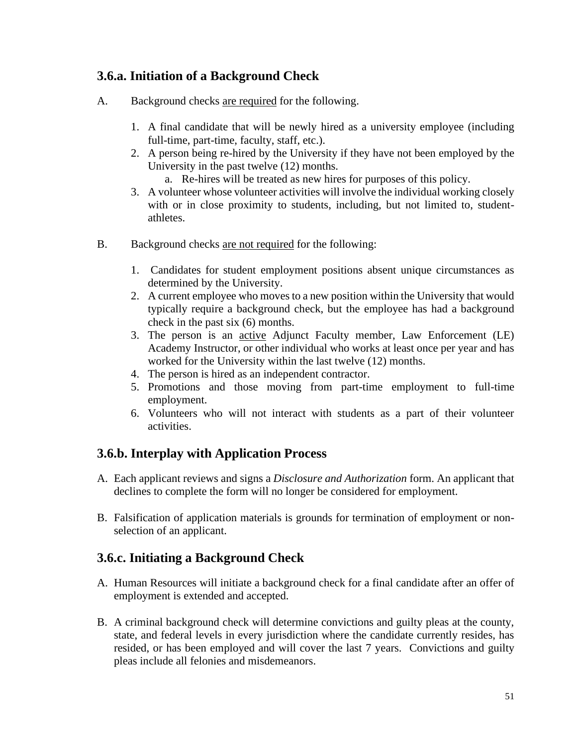## 3.6.a. Initiation of a Background Check

A. Background checks <u>are required</u> for the following.

1. A final candidate that will be newly hired as a university employee (including full-time, part-time, faculty, staff, etc.).
2. A person being re-hired by the University if they have not been employed by the University in the past twelve (12) months.
    a. Re-hires will be treated as new hires for purposes of this policy.
3. A volunteer whose volunteer activities will involve the individual working closely with or in close proximity to students, including, but not limited to, student-athletes.

B. Background checks <u>are not required</u> for the following:

1. Candidates for student employment positions absent unique circumstances as determined by the University.
2. A current employee who moves to a new position within the University that would typically require a background check, but the employee has had a background check in the past six (6) months.
3. The person is an <u>active</u> Adjunct Faculty member, Law Enforcement (LE) Academy Instructor, or other individual who works at least once per year and has worked for the University within the last twelve (12) months.
4. The person is hired as an independent contractor.
5. Promotions and those moving from part-time employment to full-time employment.
6. Volunteers who will not interact with students as a part of their volunteer activities.

## 3.6.b. Interplay with Application Process

A. Each applicant reviews and signs a *Disclosure and Authorization* form. An applicant that declines to complete the form will no longer be considered for employment.

B. Falsification of application materials is grounds for termination of employment or non-selection of an applicant.

## 3.6.c. Initiating a Background Check

A. Human Resources will initiate a background check for a final candidate after an offer of employment is extended and accepted.

B. A criminal background check will determine convictions and guilty pleas at the county, state, and federal levels in every jurisdiction where the candidate currently resides, has resided, or has been employed and will cover the last 7 years. Convictions and guilty pleas include all felonies and misdemeanors.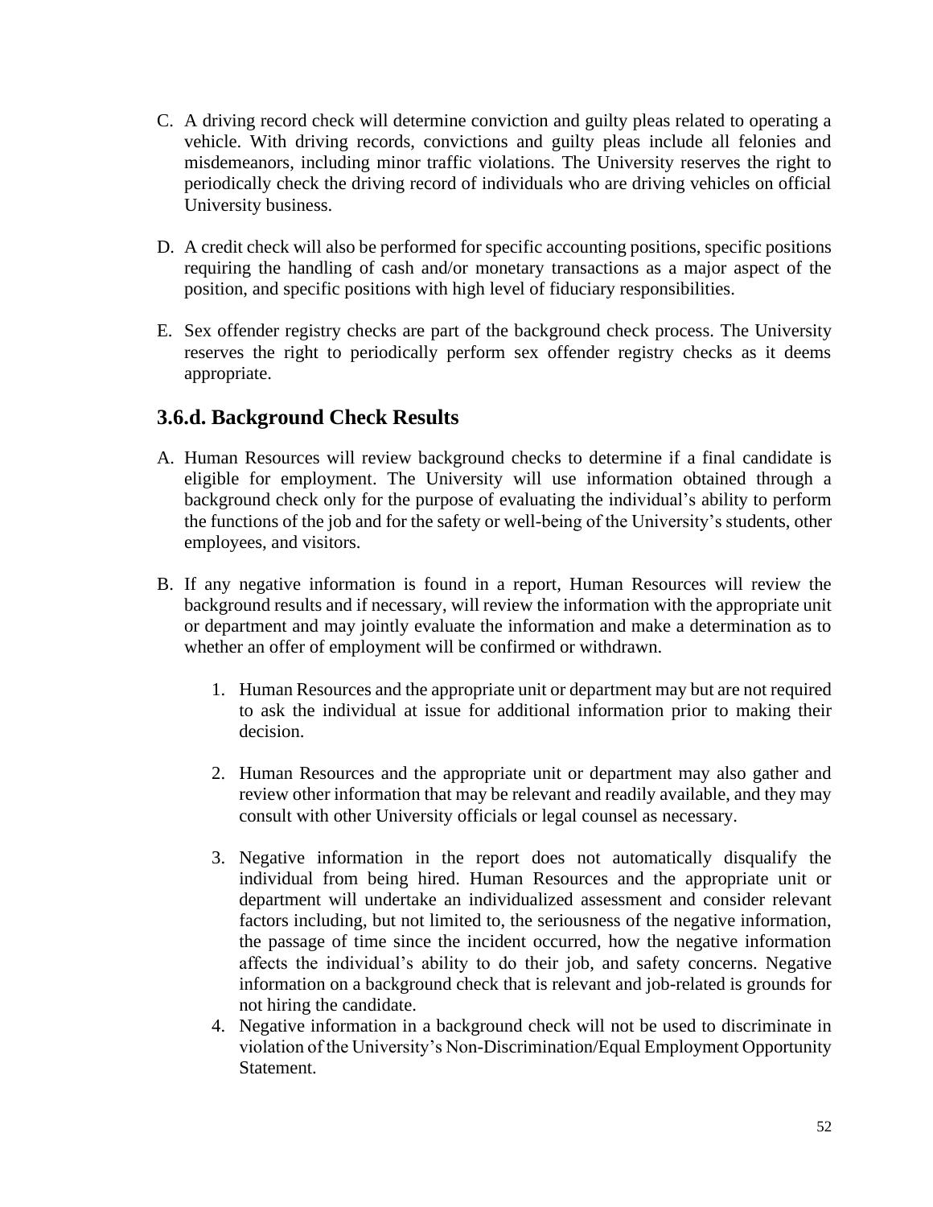C. A driving record check will determine conviction and guilty pleas related to operating a vehicle. With driving records, convictions and guilty pleas include all felonies and misdemeanors, including minor traffic violations. The University reserves the right to periodically check the driving record of individuals who are driving vehicles on official University business.

D. A credit check will also be performed for specific accounting positions, specific positions requiring the handling of cash and/or monetary transactions as a major aspect of the position, and specific positions with high level of fiduciary responsibilities.

E. Sex offender registry checks are part of the background check process. The University reserves the right to periodically perform sex offender registry checks as it deems appropriate.

## 3.6.d. Background Check Results

A. Human Resources will review background checks to determine if a final candidate is eligible for employment. The University will use information obtained through a background check only for the purpose of evaluating the individual's ability to perform the functions of the job and for the safety or well-being of the University's students, other employees, and visitors.

B. If any negative information is found in a report, Human Resources will review the background results and if necessary, will review the information with the appropriate unit or department and may jointly evaluate the information and make a determination as to whether an offer of employment will be confirmed or withdrawn.

   1. Human Resources and the appropriate unit or department may but are not required to ask the individual at issue for additional information prior to making their decision.

   2. Human Resources and the appropriate unit or department may also gather and review other information that may be relevant and readily available, and they may consult with other University officials or legal counsel as necessary.

   3. Negative information in the report does not automatically disqualify the individual from being hired. Human Resources and the appropriate unit or department will undertake an individualized assessment and consider relevant factors including, but not limited to, the seriousness of the negative information, the passage of time since the incident occurred, how the negative information affects the individual's ability to do their job, and safety concerns. Negative information on a background check that is relevant and job-related is grounds for not hiring the candidate.
   4. Negative information in a background check will not be used to discriminate in violation of the University's Non-Discrimination/Equal Employment Opportunity Statement.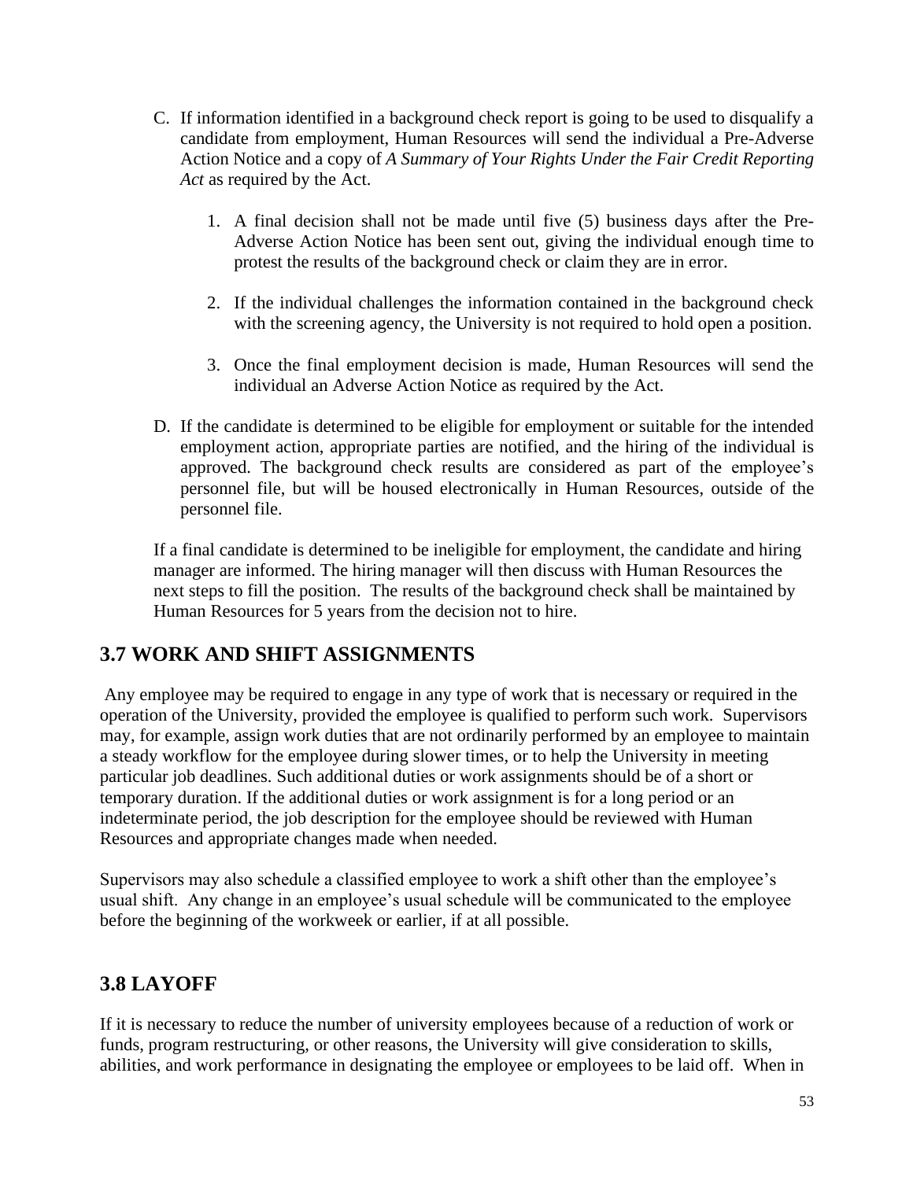C. If information identified in a background check report is going to be used to disqualify a candidate from employment, Human Resources will send the individual a Pre-Adverse Action Notice and a copy of *A Summary of Your Rights Under the Fair Credit Reporting Act* as required by the Act.

   1. A final decision shall not be made until five (5) business days after the Pre-Adverse Action Notice has been sent out, giving the individual enough time to protest the results of the background check or claim they are in error.

   2. If the individual challenges the information contained in the background check with the screening agency, the University is not required to hold open a position.

   3. Once the final employment decision is made, Human Resources will send the individual an Adverse Action Notice as required by the Act.

D. If the candidate is determined to be eligible for employment or suitable for the intended employment action, appropriate parties are notified, and the hiring of the individual is approved. The background check results are considered as part of the employee's personnel file, but will be housed electronically in Human Resources, outside of the personnel file.

If a final candidate is determined to be ineligible for employment, the candidate and hiring manager are informed. The hiring manager will then discuss with Human Resources the next steps to fill the position. The results of the background check shall be maintained by Human Resources for 5 years from the decision not to hire.

## 3.7 WORK AND SHIFT ASSIGNMENTS

Any employee may be required to engage in any type of work that is necessary or required in the operation of the University, provided the employee is qualified to perform such work. Supervisors may, for example, assign work duties that are not ordinarily performed by an employee to maintain a steady workflow for the employee during slower times, or to help the University in meeting particular job deadlines. Such additional duties or work assignments should be of a short or temporary duration. If the additional duties or work assignment is for a long period or an indeterminate period, the job description for the employee should be reviewed with Human Resources and appropriate changes made when needed.

Supervisors may also schedule a classified employee to work a shift other than the employee's usual shift. Any change in an employee's usual schedule will be communicated to the employee before the beginning of the workweek or earlier, if at all possible.

## 3.8 LAYOFF

If it is necessary to reduce the number of university employees because of a reduction of work or funds, program restructuring, or other reasons, the University will give consideration to skills, abilities, and work performance in designating the employee or employees to be laid off. When in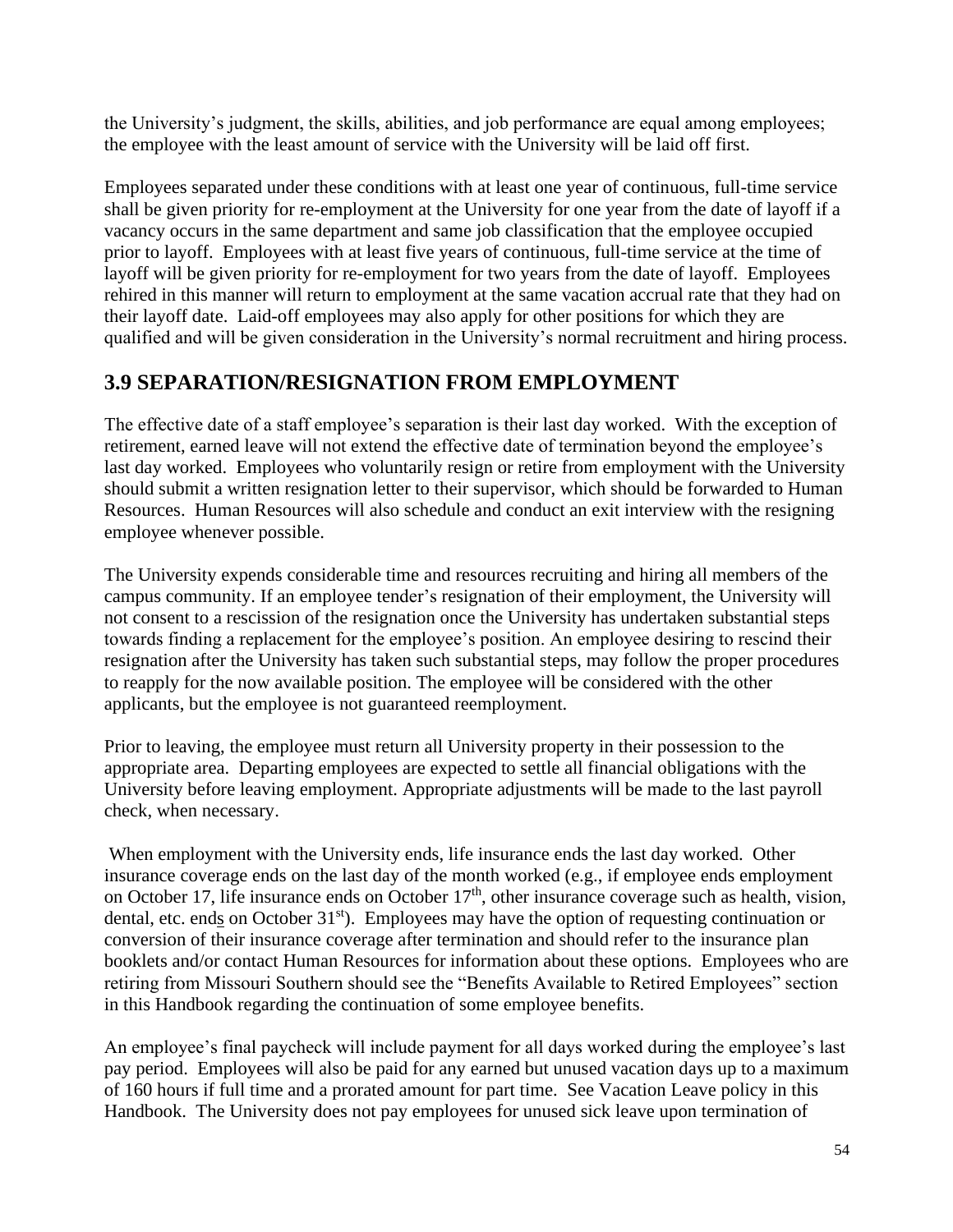the University's judgment, the skills, abilities, and job performance are equal among employees; the employee with the least amount of service with the University will be laid off first.

Employees separated under these conditions with at least one year of continuous, full-time service shall be given priority for re-employment at the University for one year from the date of layoff if a vacancy occurs in the same department and same job classification that the employee occupied prior to layoff. Employees with at least five years of continuous, full-time service at the time of layoff will be given priority for re-employment for two years from the date of layoff. Employees rehired in this manner will return to employment at the same vacation accrual rate that they had on their layoff date. Laid-off employees may also apply for other positions for which they are qualified and will be given consideration in the University's normal recruitment and hiring process.

## 3.9 SEPARATION/RESIGNATION FROM EMPLOYMENT

The effective date of a staff employee's separation is their last day worked. With the exception of retirement, earned leave will not extend the effective date of termination beyond the employee's last day worked. Employees who voluntarily resign or retire from employment with the University should submit a written resignation letter to their supervisor, which should be forwarded to Human Resources. Human Resources will also schedule and conduct an exit interview with the resigning employee whenever possible.

The University expends considerable time and resources recruiting and hiring all members of the campus community. If an employee tender's resignation of their employment, the University will not consent to a rescission of the resignation once the University has undertaken substantial steps towards finding a replacement for the employee's position. An employee desiring to rescind their resignation after the University has taken such substantial steps, may follow the proper procedures to reapply for the now available position. The employee will be considered with the other applicants, but the employee is not guaranteed reemployment.

Prior to leaving, the employee must return all University property in their possession to the appropriate area. Departing employees are expected to settle all financial obligations with the University before leaving employment. Appropriate adjustments will be made to the last payroll check, when necessary.

When employment with the University ends, life insurance ends the last day worked. Other insurance coverage ends on the last day of the month worked (e.g., if employee ends employment on October 17, life insurance ends on October 17th, other insurance coverage such as health, vision, dental, etc. ends on October 31st). Employees may have the option of requesting continuation or conversion of their insurance coverage after termination and should refer to the insurance plan booklets and/or contact Human Resources for information about these options. Employees who are retiring from Missouri Southern should see the "Benefits Available to Retired Employees" section in this Handbook regarding the continuation of some employee benefits.

An employee's final paycheck will include payment for all days worked during the employee's last pay period. Employees will also be paid for any earned but unused vacation days up to a maximum of 160 hours if full time and a prorated amount for part time. See Vacation Leave policy in this Handbook. The University does not pay employees for unused sick leave upon termination of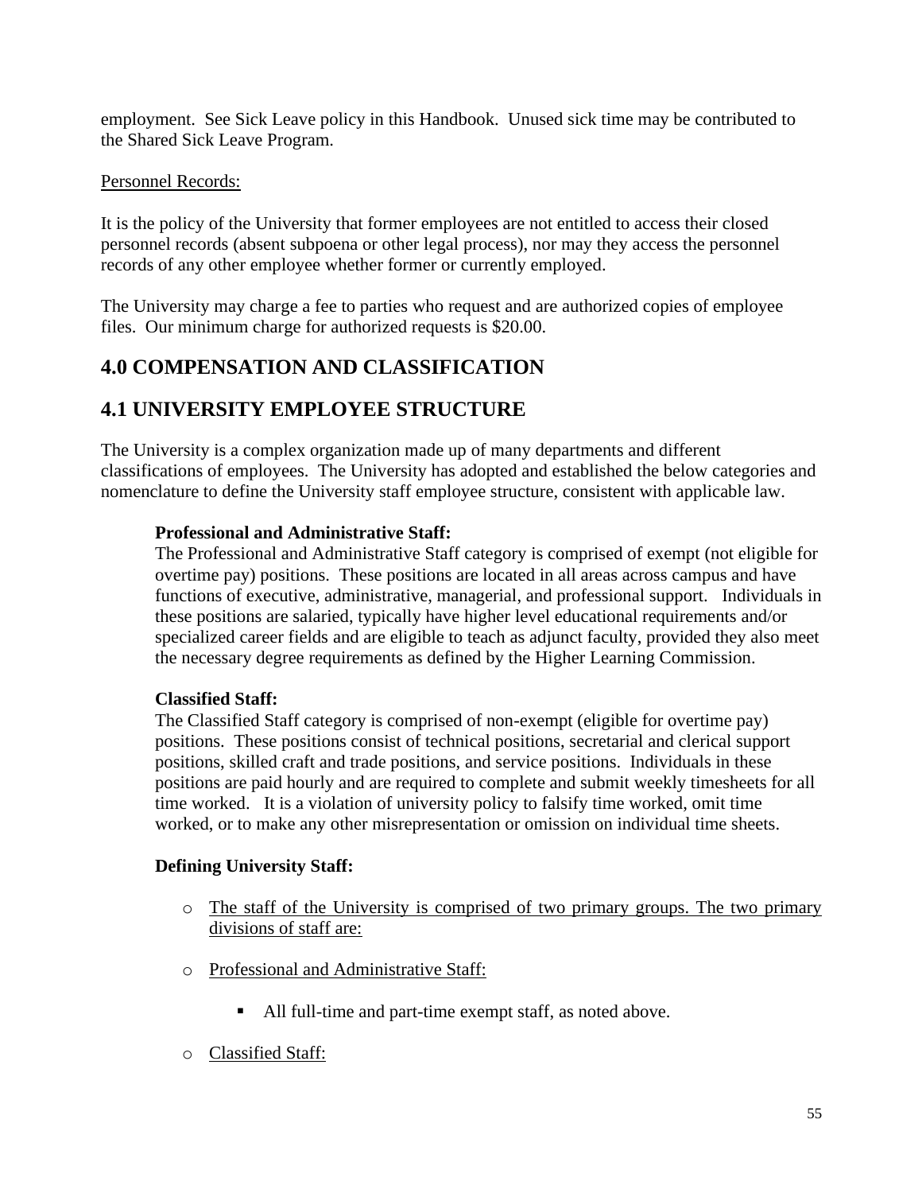employment. See Sick Leave policy in this Handbook. Unused sick time may be contributed to the Shared Sick Leave Program.

<u>Personnel Records:</u>

It is the policy of the University that former employees are not entitled to access their closed personnel records (absent subpoena or other legal process), nor may they access the personnel records of any other employee whether former or currently employed.

The University may charge a fee to parties who request and are authorized copies of employee files. Our minimum charge for authorized requests is $20.00.

## 4.0 COMPENSATION AND CLASSIFICATION

## 4.1 UNIVERSITY EMPLOYEE STRUCTURE

The University is a complex organization made up of many departments and different classifications of employees. The University has adopted and established the below categories and nomenclature to define the University staff employee structure, consistent with applicable law.

**Professional and Administrative Staff:**
The Professional and Administrative Staff category is comprised of exempt (not eligible for overtime pay) positions. These positions are located in all areas across campus and have functions of executive, administrative, managerial, and professional support. Individuals in these positions are salaried, typically have higher level educational requirements and/or specialized career fields and are eligible to teach as adjunct faculty, provided they also meet the necessary degree requirements as defined by the Higher Learning Commission.

**Classified Staff:**
The Classified Staff category is comprised of non-exempt (eligible for overtime pay) positions. These positions consist of technical positions, secretarial and clerical support positions, skilled craft and trade positions, and service positions. Individuals in these positions are paid hourly and are required to complete and submit weekly timesheets for all time worked. It is a violation of university policy to falsify time worked, omit time worked, or to make any other misrepresentation or omission on individual time sheets.

**Defining University Staff:**

- <u>The staff of the University is comprised of two primary groups. The two primary divisions of staff are:</u>
- <u>Professional and Administrative Staff:</u>
  - All full-time and part-time exempt staff, as noted above.
- <u>Classified Staff:</u>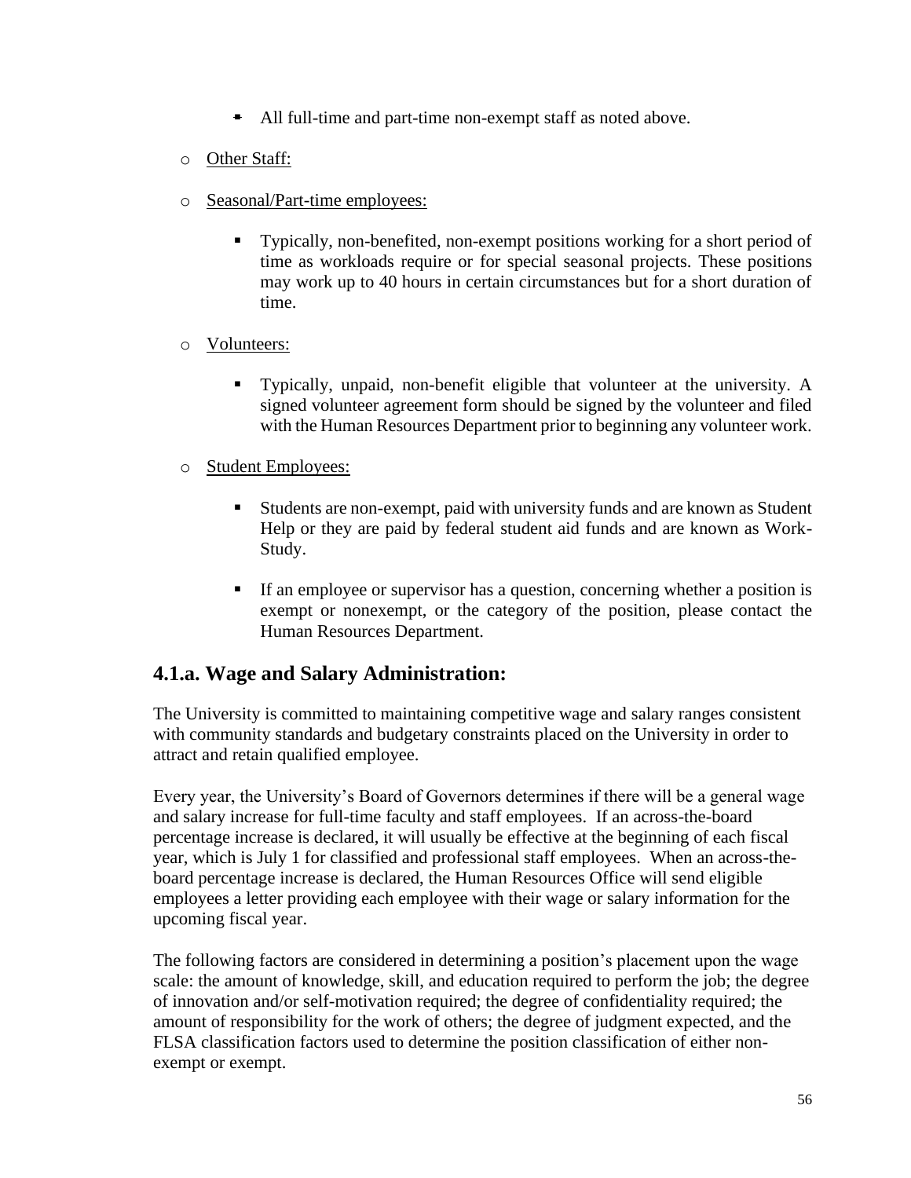- All full-time and part-time non-exempt staff as noted above.

- Other Staff:

- Seasonal/Part-time employees:

  - Typically, non-benefited, non-exempt positions working for a short period of time as workloads require or for special seasonal projects. These positions may work up to 40 hours in certain circumstances but for a short duration of time.

- Volunteers:

  - Typically, unpaid, non-benefit eligible that volunteer at the university. A signed volunteer agreement form should be signed by the volunteer and filed with the Human Resources Department prior to beginning any volunteer work.

- Student Employees:

  - Students are non-exempt, paid with university funds and are known as Student Help or they are paid by federal student aid funds and are known as Work-Study.

  - If an employee or supervisor has a question, concerning whether a position is exempt or nonexempt, or the category of the position, please contact the Human Resources Department.

## 4.1.a. Wage and Salary Administration:

The University is committed to maintaining competitive wage and salary ranges consistent with community standards and budgetary constraints placed on the University in order to attract and retain qualified employee.

Every year, the University's Board of Governors determines if there will be a general wage and salary increase for full-time faculty and staff employees. If an across-the-board percentage increase is declared, it will usually be effective at the beginning of each fiscal year, which is July 1 for classified and professional staff employees. When an across-the-board percentage increase is declared, the Human Resources Office will send eligible employees a letter providing each employee with their wage or salary information for the upcoming fiscal year.

The following factors are considered in determining a position's placement upon the wage scale: the amount of knowledge, skill, and education required to perform the job; the degree of innovation and/or self-motivation required; the degree of confidentiality required; the amount of responsibility for the work of others; the degree of judgment expected, and the FLSA classification factors used to determine the position classification of either non-exempt or exempt.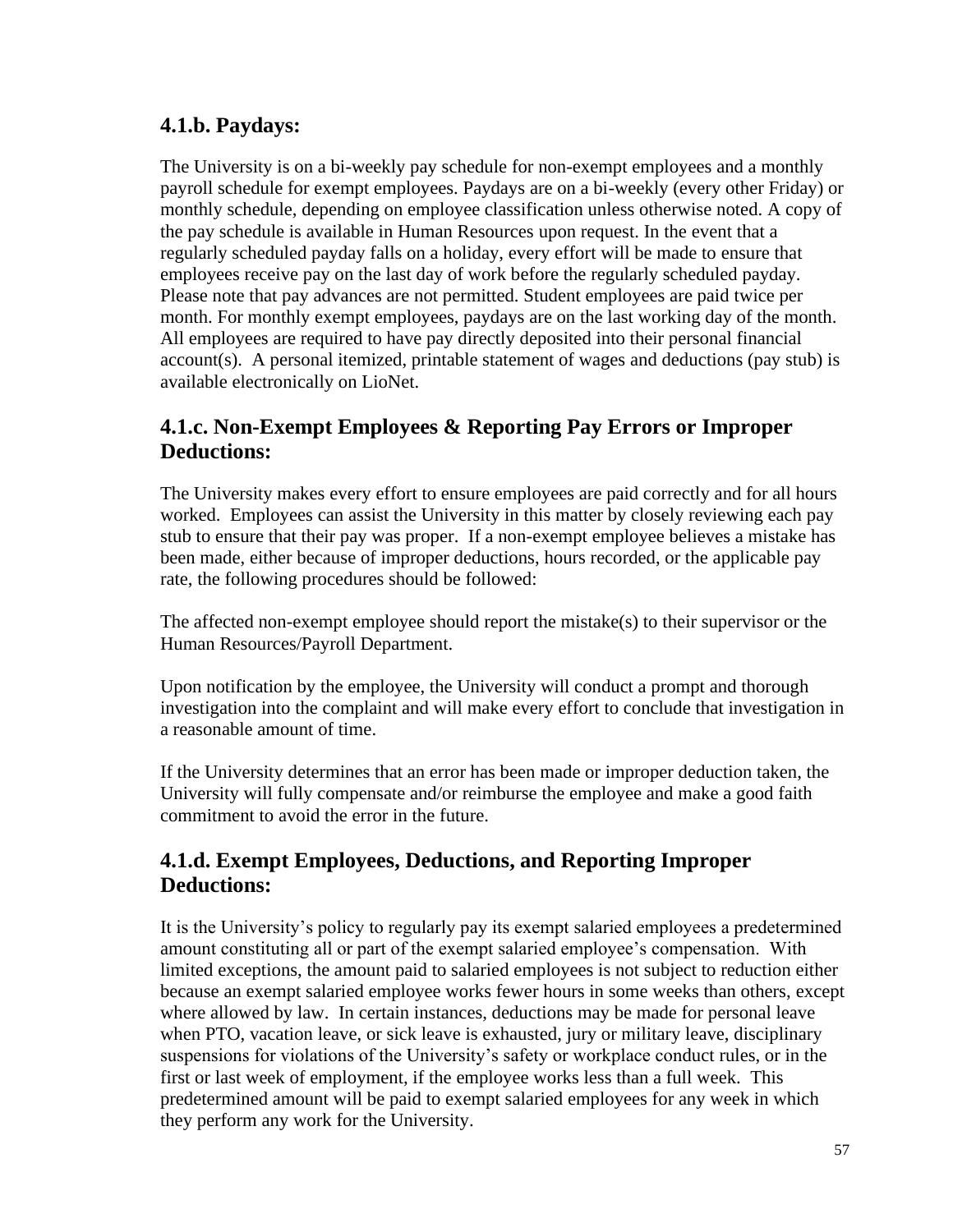### 4.1.b. Paydays:

The University is on a bi-weekly pay schedule for non-exempt employees and a monthly payroll schedule for exempt employees. Paydays are on a bi-weekly (every other Friday) or monthly schedule, depending on employee classification unless otherwise noted. A copy of the pay schedule is available in Human Resources upon request. In the event that a regularly scheduled payday falls on a holiday, every effort will be made to ensure that employees receive pay on the last day of work before the regularly scheduled payday. Please note that pay advances are not permitted. Student employees are paid twice per month. For monthly exempt employees, paydays are on the last working day of the month. All employees are required to have pay directly deposited into their personal financial account(s). A personal itemized, printable statement of wages and deductions (pay stub) is available electronically on LioNet.

### 4.1.c. Non-Exempt Employees & Reporting Pay Errors or Improper Deductions:

The University makes every effort to ensure employees are paid correctly and for all hours worked. Employees can assist the University in this matter by closely reviewing each pay stub to ensure that their pay was proper. If a non-exempt employee believes a mistake has been made, either because of improper deductions, hours recorded, or the applicable pay rate, the following procedures should be followed:

The affected non-exempt employee should report the mistake(s) to their supervisor or the Human Resources/Payroll Department.

Upon notification by the employee, the University will conduct a prompt and thorough investigation into the complaint and will make every effort to conclude that investigation in a reasonable amount of time.

If the University determines that an error has been made or improper deduction taken, the University will fully compensate and/or reimburse the employee and make a good faith commitment to avoid the error in the future.

### 4.1.d. Exempt Employees, Deductions, and Reporting Improper Deductions:

It is the University's policy to regularly pay its exempt salaried employees a predetermined amount constituting all or part of the exempt salaried employee's compensation. With limited exceptions, the amount paid to salaried employees is not subject to reduction either because an exempt salaried employee works fewer hours in some weeks than others, except where allowed by law. In certain instances, deductions may be made for personal leave when PTO, vacation leave, or sick leave is exhausted, jury or military leave, disciplinary suspensions for violations of the University's safety or workplace conduct rules, or in the first or last week of employment, if the employee works less than a full week. This predetermined amount will be paid to exempt salaried employees for any week in which they perform any work for the University.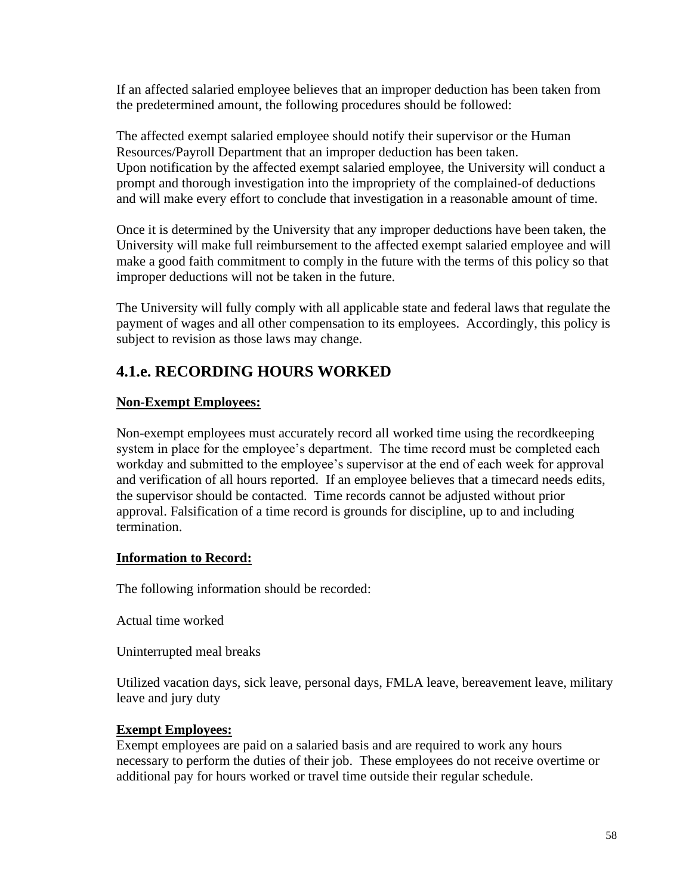If an affected salaried employee believes that an improper deduction has been taken from the predetermined amount, the following procedures should be followed:

The affected exempt salaried employee should notify their supervisor or the Human Resources/Payroll Department that an improper deduction has been taken.
Upon notification by the affected exempt salaried employee, the University will conduct a prompt and thorough investigation into the impropriety of the complained-of deductions and will make every effort to conclude that investigation in a reasonable amount of time.

Once it is determined by the University that any improper deductions have been taken, the University will make full reimbursement to the affected exempt salaried employee and will make a good faith commitment to comply in the future with the terms of this policy so that improper deductions will not be taken in the future.

The University will fully comply with all applicable state and federal laws that regulate the payment of wages and all other compensation to its employees. Accordingly, this policy is subject to revision as those laws may change.

## 4.1.e. RECORDING HOURS WORKED

**Non-Exempt Employees:**

Non-exempt employees must accurately record all worked time using the recordkeeping system in place for the employee's department. The time record must be completed each workday and submitted to the employee's supervisor at the end of each week for approval and verification of all hours reported. If an employee believes that a timecard needs edits, the supervisor should be contacted. Time records cannot be adjusted without prior approval. Falsification of a time record is grounds for discipline, up to and including termination.

**Information to Record:**

The following information should be recorded:

Actual time worked

Uninterrupted meal breaks

Utilized vacation days, sick leave, personal days, FMLA leave, bereavement leave, military leave and jury duty

**Exempt Employees:**
Exempt employees are paid on a salaried basis and are required to work any hours necessary to perform the duties of their job. These employees do not receive overtime or additional pay for hours worked or travel time outside their regular schedule.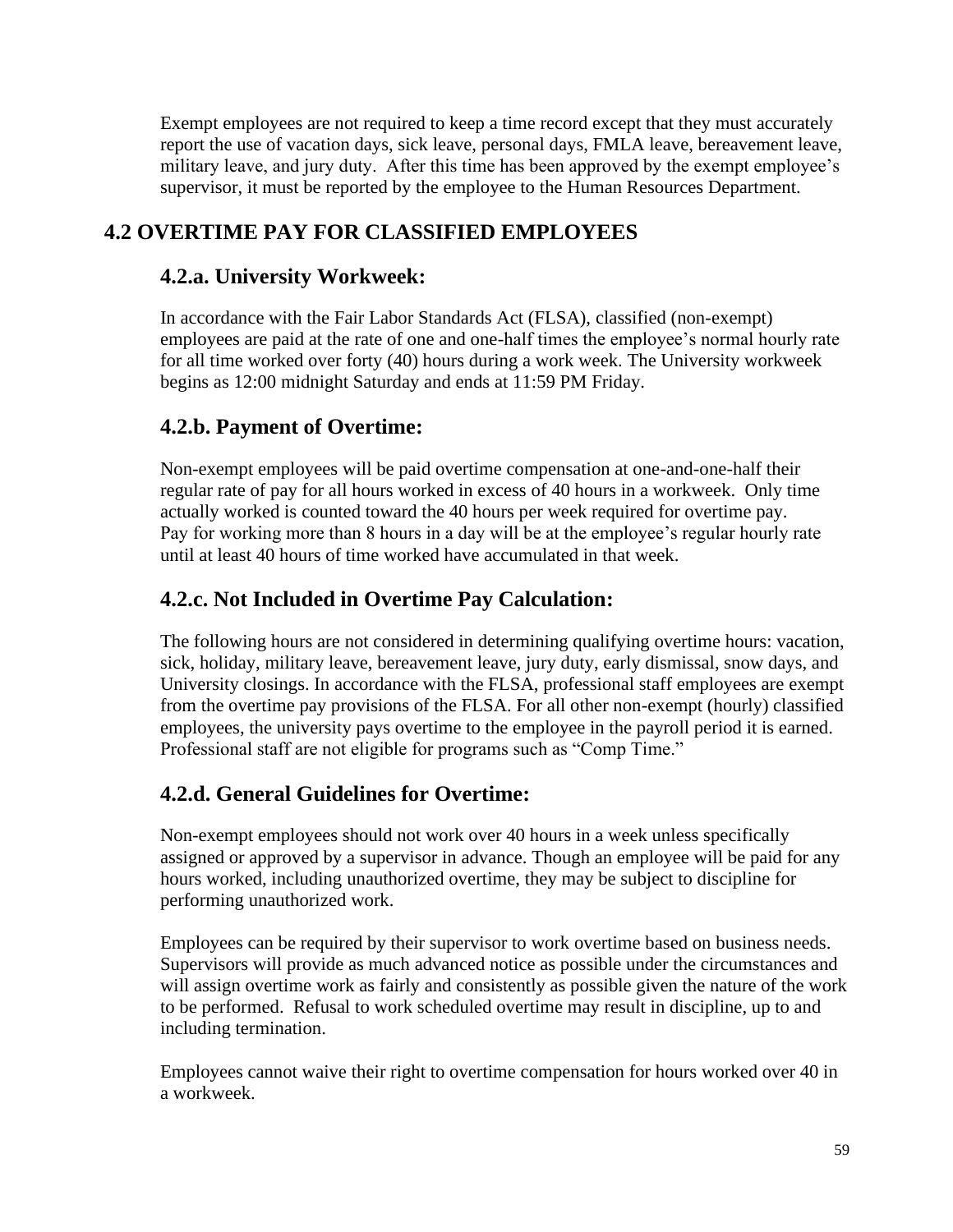Exempt employees are not required to keep a time record except that they must accurately report the use of vacation days, sick leave, personal days, FMLA leave, bereavement leave, military leave, and jury duty. After this time has been approved by the exempt employee's supervisor, it must be reported by the employee to the Human Resources Department.

## 4.2 OVERTIME PAY FOR CLASSIFIED EMPLOYEES

### 4.2.a. University Workweek:

In accordance with the Fair Labor Standards Act (FLSA), classified (non-exempt) employees are paid at the rate of one and one-half times the employee's normal hourly rate for all time worked over forty (40) hours during a work week. The University workweek begins as 12:00 midnight Saturday and ends at 11:59 PM Friday.

### 4.2.b. Payment of Overtime:

Non-exempt employees will be paid overtime compensation at one-and-one-half their regular rate of pay for all hours worked in excess of 40 hours in a workweek. Only time actually worked is counted toward the 40 hours per week required for overtime pay. Pay for working more than 8 hours in a day will be at the employee's regular hourly rate until at least 40 hours of time worked have accumulated in that week.

### 4.2.c. Not Included in Overtime Pay Calculation:

The following hours are not considered in determining qualifying overtime hours: vacation, sick, holiday, military leave, bereavement leave, jury duty, early dismissal, snow days, and University closings. In accordance with the FLSA, professional staff employees are exempt from the overtime pay provisions of the FLSA. For all other non-exempt (hourly) classified employees, the university pays overtime to the employee in the payroll period it is earned. Professional staff are not eligible for programs such as "Comp Time."

### 4.2.d. General Guidelines for Overtime:

Non-exempt employees should not work over 40 hours in a week unless specifically assigned or approved by a supervisor in advance. Though an employee will be paid for any hours worked, including unauthorized overtime, they may be subject to discipline for performing unauthorized work.

Employees can be required by their supervisor to work overtime based on business needs. Supervisors will provide as much advanced notice as possible under the circumstances and will assign overtime work as fairly and consistently as possible given the nature of the work to be performed. Refusal to work scheduled overtime may result in discipline, up to and including termination.

Employees cannot waive their right to overtime compensation for hours worked over 40 in a workweek.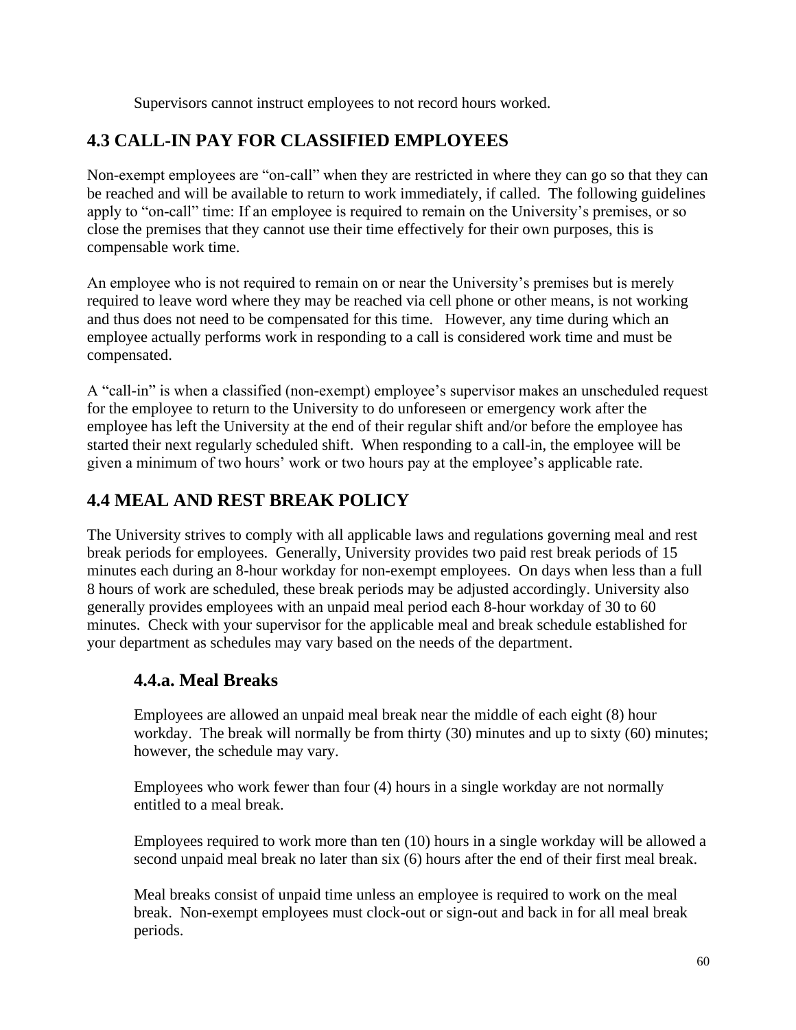Supervisors cannot instruct employees to not record hours worked.

## 4.3 CALL-IN PAY FOR CLASSIFIED EMPLOYEES

Non-exempt employees are "on-call" when they are restricted in where they can go so that they can be reached and will be available to return to work immediately, if called. The following guidelines apply to "on-call" time: If an employee is required to remain on the University's premises, or so close the premises that they cannot use their time effectively for their own purposes, this is compensable work time.

An employee who is not required to remain on or near the University's premises but is merely required to leave word where they may be reached via cell phone or other means, is not working and thus does not need to be compensated for this time. However, any time during which an employee actually performs work in responding to a call is considered work time and must be compensated.

A "call-in" is when a classified (non-exempt) employee's supervisor makes an unscheduled request for the employee to return to the University to do unforeseen or emergency work after the employee has left the University at the end of their regular shift and/or before the employee has started their next regularly scheduled shift. When responding to a call-in, the employee will be given a minimum of two hours' work or two hours pay at the employee's applicable rate.

## 4.4 MEAL AND REST BREAK POLICY

The University strives to comply with all applicable laws and regulations governing meal and rest break periods for employees. Generally, University provides two paid rest break periods of 15 minutes each during an 8-hour workday for non-exempt employees. On days when less than a full 8 hours of work are scheduled, these break periods may be adjusted accordingly. University also generally provides employees with an unpaid meal period each 8-hour workday of 30 to 60 minutes. Check with your supervisor for the applicable meal and break schedule established for your department as schedules may vary based on the needs of the department.

### 4.4.a. Meal Breaks

Employees are allowed an unpaid meal break near the middle of each eight (8) hour workday. The break will normally be from thirty (30) minutes and up to sixty (60) minutes; however, the schedule may vary.

Employees who work fewer than four (4) hours in a single workday are not normally entitled to a meal break.

Employees required to work more than ten (10) hours in a single workday will be allowed a second unpaid meal break no later than six (6) hours after the end of their first meal break.

Meal breaks consist of unpaid time unless an employee is required to work on the meal break. Non-exempt employees must clock-out or sign-out and back in for all meal break periods.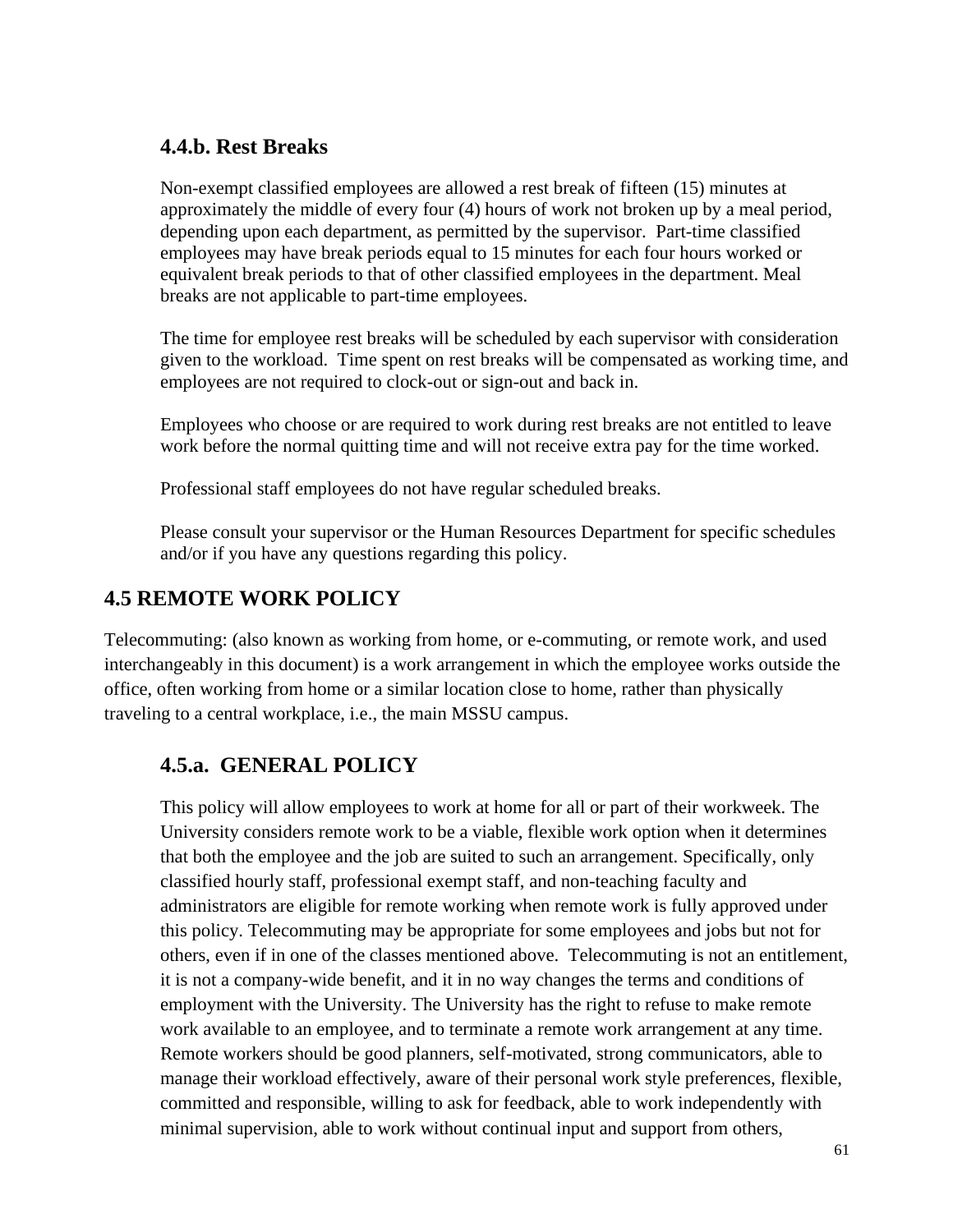### 4.4.b. Rest Breaks

Non-exempt classified employees are allowed a rest break of fifteen (15) minutes at approximately the middle of every four (4) hours of work not broken up by a meal period, depending upon each department, as permitted by the supervisor. Part-time classified employees may have break periods equal to 15 minutes for each four hours worked or equivalent break periods to that of other classified employees in the department. Meal breaks are not applicable to part-time employees.

The time for employee rest breaks will be scheduled by each supervisor with consideration given to the workload. Time spent on rest breaks will be compensated as working time, and employees are not required to clock-out or sign-out and back in.

Employees who choose or are required to work during rest breaks are not entitled to leave work before the normal quitting time and will not receive extra pay for the time worked.

Professional staff employees do not have regular scheduled breaks.

Please consult your supervisor or the Human Resources Department for specific schedules and/or if you have any questions regarding this policy.

## 4.5 REMOTE WORK POLICY

Telecommuting: (also known as working from home, or e-commuting, or remote work, and used interchangeably in this document) is a work arrangement in which the employee works outside the office, often working from home or a similar location close to home, rather than physically traveling to a central workplace, i.e., the main MSSU campus.

### 4.5.a. GENERAL POLICY

This policy will allow employees to work at home for all or part of their workweek. The University considers remote work to be a viable, flexible work option when it determines that both the employee and the job are suited to such an arrangement. Specifically, only classified hourly staff, professional exempt staff, and non-teaching faculty and administrators are eligible for remote working when remote work is fully approved under this policy. Telecommuting may be appropriate for some employees and jobs but not for others, even if in one of the classes mentioned above. Telecommuting is not an entitlement, it is not a company-wide benefit, and it in no way changes the terms and conditions of employment with the University. The University has the right to refuse to make remote work available to an employee, and to terminate a remote work arrangement at any time. Remote workers should be good planners, self-motivated, strong communicators, able to manage their workload effectively, aware of their personal work style preferences, flexible, committed and responsible, willing to ask for feedback, able to work independently with minimal supervision, able to work without continual input and support from others,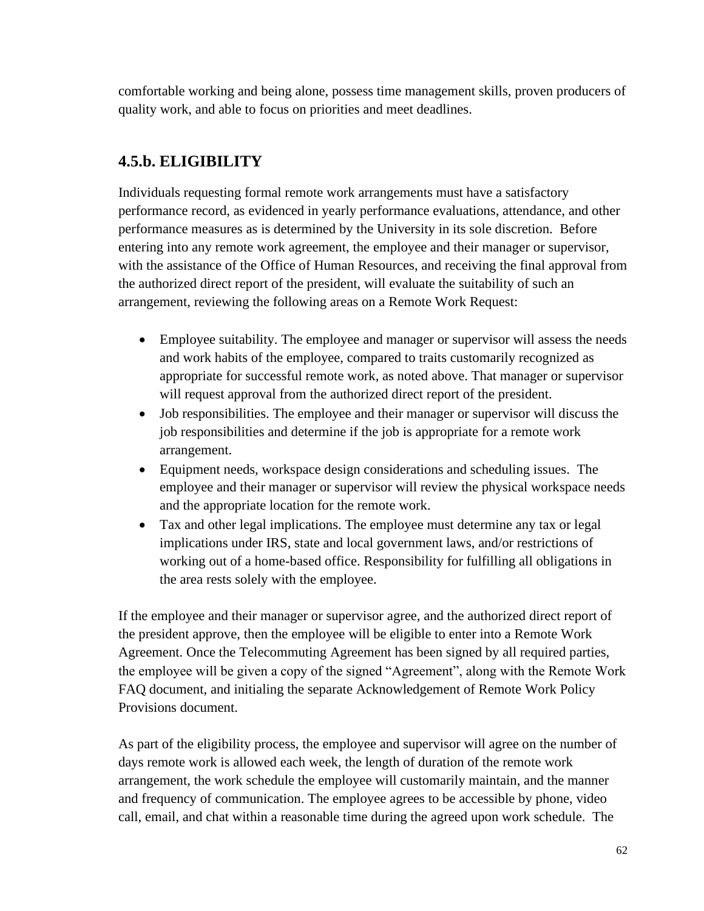comfortable working and being alone, possess time management skills, proven producers of quality work, and able to focus on priorities and meet deadlines.

## 4.5.b. ELIGIBILITY

Individuals requesting formal remote work arrangements must have a satisfactory performance record, as evidenced in yearly performance evaluations, attendance, and other performance measures as is determined by the University in its sole discretion. Before entering into any remote work agreement, the employee and their manager or supervisor, with the assistance of the Office of Human Resources, and receiving the final approval from the authorized direct report of the president, will evaluate the suitability of such an arrangement, reviewing the following areas on a Remote Work Request:

- Employee suitability. The employee and manager or supervisor will assess the needs and work habits of the employee, compared to traits customarily recognized as appropriate for successful remote work, as noted above. That manager or supervisor will request approval from the authorized direct report of the president.
- Job responsibilities. The employee and their manager or supervisor will discuss the job responsibilities and determine if the job is appropriate for a remote work arrangement.
- Equipment needs, workspace design considerations and scheduling issues. The employee and their manager or supervisor will review the physical workspace needs and the appropriate location for the remote work.
- Tax and other legal implications. The employee must determine any tax or legal implications under IRS, state and local government laws, and/or restrictions of working out of a home-based office. Responsibility for fulfilling all obligations in the area rests solely with the employee.

If the employee and their manager or supervisor agree, and the authorized direct report of the president approve, then the employee will be eligible to enter into a Remote Work Agreement. Once the Telecommuting Agreement has been signed by all required parties, the employee will be given a copy of the signed "Agreement", along with the Remote Work FAQ document, and initialing the separate Acknowledgement of Remote Work Policy Provisions document.

As part of the eligibility process, the employee and supervisor will agree on the number of days remote work is allowed each week, the length of duration of the remote work arrangement, the work schedule the employee will customarily maintain, and the manner and frequency of communication. The employee agrees to be accessible by phone, video call, email, and chat within a reasonable time during the agreed upon work schedule. The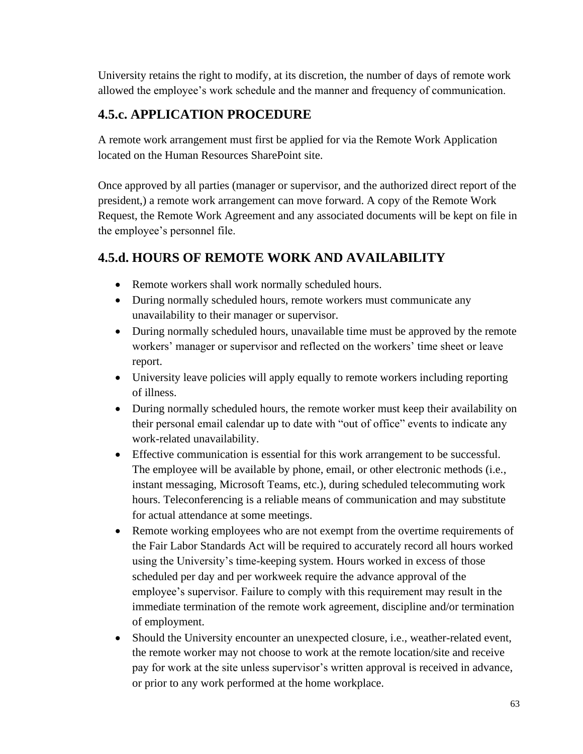University retains the right to modify, at its discretion, the number of days of remote work allowed the employee's work schedule and the manner and frequency of communication.

## 4.5.c. APPLICATION PROCEDURE

A remote work arrangement must first be applied for via the Remote Work Application located on the Human Resources SharePoint site.

Once approved by all parties (manager or supervisor, and the authorized direct report of the president,) a remote work arrangement can move forward. A copy of the Remote Work Request, the Remote Work Agreement and any associated documents will be kept on file in the employee's personnel file.

## 4.5.d. HOURS OF REMOTE WORK AND AVAILABILITY

- Remote workers shall work normally scheduled hours.
- During normally scheduled hours, remote workers must communicate any unavailability to their manager or supervisor.
- During normally scheduled hours, unavailable time must be approved by the remote workers' manager or supervisor and reflected on the workers' time sheet or leave report.
- University leave policies will apply equally to remote workers including reporting of illness.
- During normally scheduled hours, the remote worker must keep their availability on their personal email calendar up to date with "out of office" events to indicate any work-related unavailability.
- Effective communication is essential for this work arrangement to be successful. The employee will be available by phone, email, or other electronic methods (i.e., instant messaging, Microsoft Teams, etc.), during scheduled telecommuting work hours. Teleconferencing is a reliable means of communication and may substitute for actual attendance at some meetings.
- Remote working employees who are not exempt from the overtime requirements of the Fair Labor Standards Act will be required to accurately record all hours worked using the University's time-keeping system. Hours worked in excess of those scheduled per day and per workweek require the advance approval of the employee's supervisor. Failure to comply with this requirement may result in the immediate termination of the remote work agreement, discipline and/or termination of employment.
- Should the University encounter an unexpected closure, i.e., weather-related event, the remote worker may not choose to work at the remote location/site and receive pay for work at the site unless supervisor's written approval is received in advance, or prior to any work performed at the home workplace.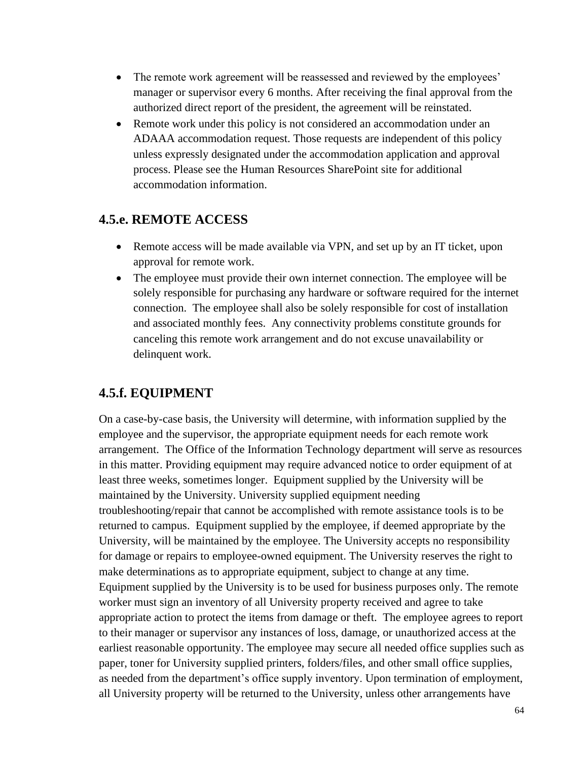- The remote work agreement will be reassessed and reviewed by the employees' manager or supervisor every 6 months. After receiving the final approval from the authorized direct report of the president, the agreement will be reinstated.
- Remote work under this policy is not considered an accommodation under an ADAAA accommodation request. Those requests are independent of this policy unless expressly designated under the accommodation application and approval process. Please see the Human Resources SharePoint site for additional accommodation information.

## 4.5.e. REMOTE ACCESS

- Remote access will be made available via VPN, and set up by an IT ticket, upon approval for remote work.
- The employee must provide their own internet connection. The employee will be solely responsible for purchasing any hardware or software required for the internet connection. The employee shall also be solely responsible for cost of installation and associated monthly fees. Any connectivity problems constitute grounds for canceling this remote work arrangement and do not excuse unavailability or delinquent work.

## 4.5.f. EQUIPMENT

On a case-by-case basis, the University will determine, with information supplied by the employee and the supervisor, the appropriate equipment needs for each remote work arrangement. The Office of the Information Technology department will serve as resources in this matter. Providing equipment may require advanced notice to order equipment of at least three weeks, sometimes longer. Equipment supplied by the University will be maintained by the University. University supplied equipment needing troubleshooting/repair that cannot be accomplished with remote assistance tools is to be returned to campus. Equipment supplied by the employee, if deemed appropriate by the University, will be maintained by the employee. The University accepts no responsibility for damage or repairs to employee-owned equipment. The University reserves the right to make determinations as to appropriate equipment, subject to change at any time. Equipment supplied by the University is to be used for business purposes only. The remote worker must sign an inventory of all University property received and agree to take appropriate action to protect the items from damage or theft. The employee agrees to report to their manager or supervisor any instances of loss, damage, or unauthorized access at the earliest reasonable opportunity. The employee may secure all needed office supplies such as paper, toner for University supplied printers, folders/files, and other small office supplies, as needed from the department's office supply inventory. Upon termination of employment, all University property will be returned to the University, unless other arrangements have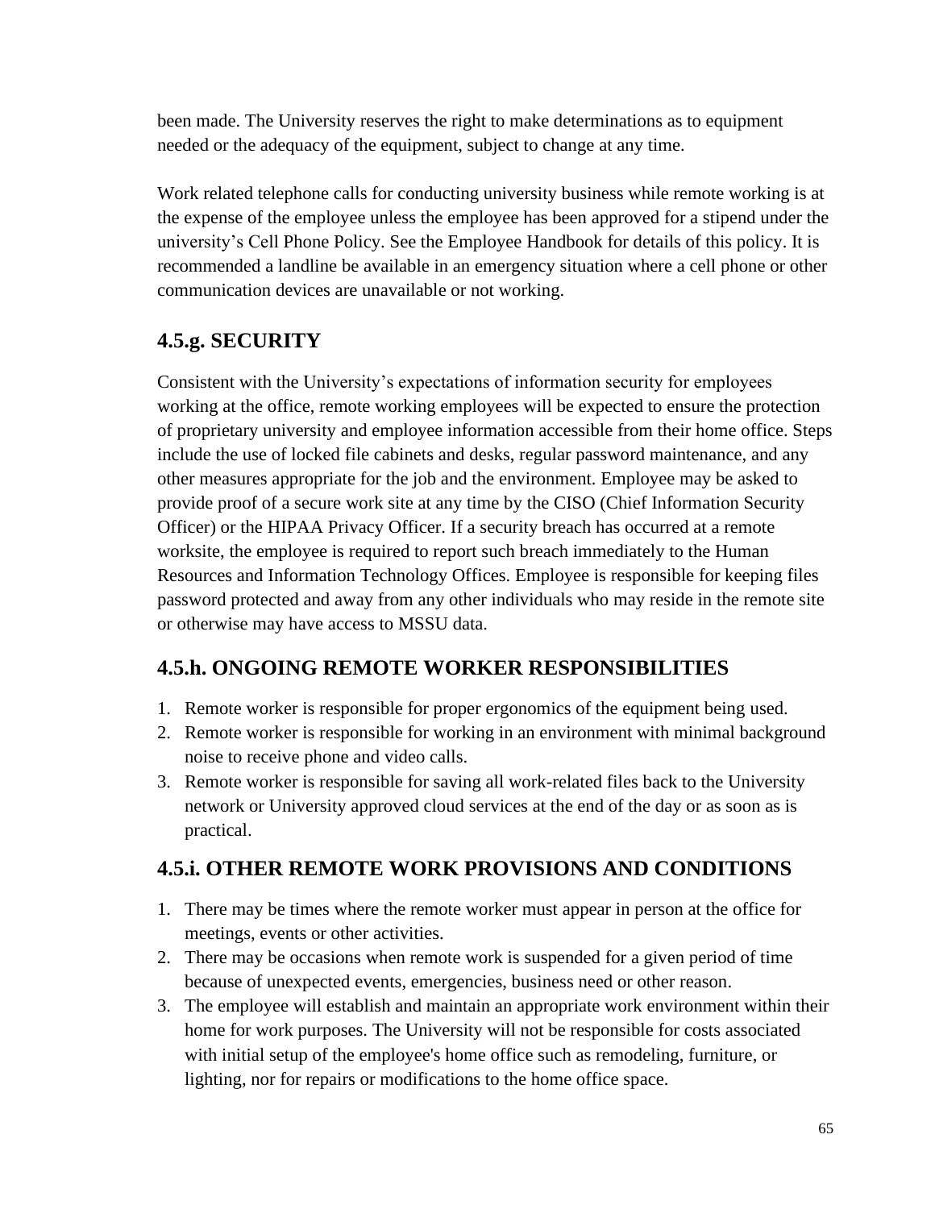been made. The University reserves the right to make determinations as to equipment needed or the adequacy of the equipment, subject to change at any time.

Work related telephone calls for conducting university business while remote working is at the expense of the employee unless the employee has been approved for a stipend under the university's Cell Phone Policy. See the Employee Handbook for details of this policy. It is recommended a landline be available in an emergency situation where a cell phone or other communication devices are unavailable or not working.

## 4.5.g. SECURITY

Consistent with the University's expectations of information security for employees working at the office, remote working employees will be expected to ensure the protection of proprietary university and employee information accessible from their home office. Steps include the use of locked file cabinets and desks, regular password maintenance, and any other measures appropriate for the job and the environment. Employee may be asked to provide proof of a secure work site at any time by the CISO (Chief Information Security Officer) or the HIPAA Privacy Officer. If a security breach has occurred at a remote worksite, the employee is required to report such breach immediately to the Human Resources and Information Technology Offices. Employee is responsible for keeping files password protected and away from any other individuals who may reside in the remote site or otherwise may have access to MSSU data.

## 4.5.h. ONGOING REMOTE WORKER RESPONSIBILITIES

1. Remote worker is responsible for proper ergonomics of the equipment being used.
2. Remote worker is responsible for working in an environment with minimal background noise to receive phone and video calls.
3. Remote worker is responsible for saving all work-related files back to the University network or University approved cloud services at the end of the day or as soon as is practical.

## 4.5.i. OTHER REMOTE WORK PROVISIONS AND CONDITIONS

1. There may be times where the remote worker must appear in person at the office for meetings, events or other activities.
2. There may be occasions when remote work is suspended for a given period of time because of unexpected events, emergencies, business need or other reason.
3. The employee will establish and maintain an appropriate work environment within their home for work purposes. The University will not be responsible for costs associated with initial setup of the employee's home office such as remodeling, furniture, or lighting, nor for repairs or modifications to the home office space.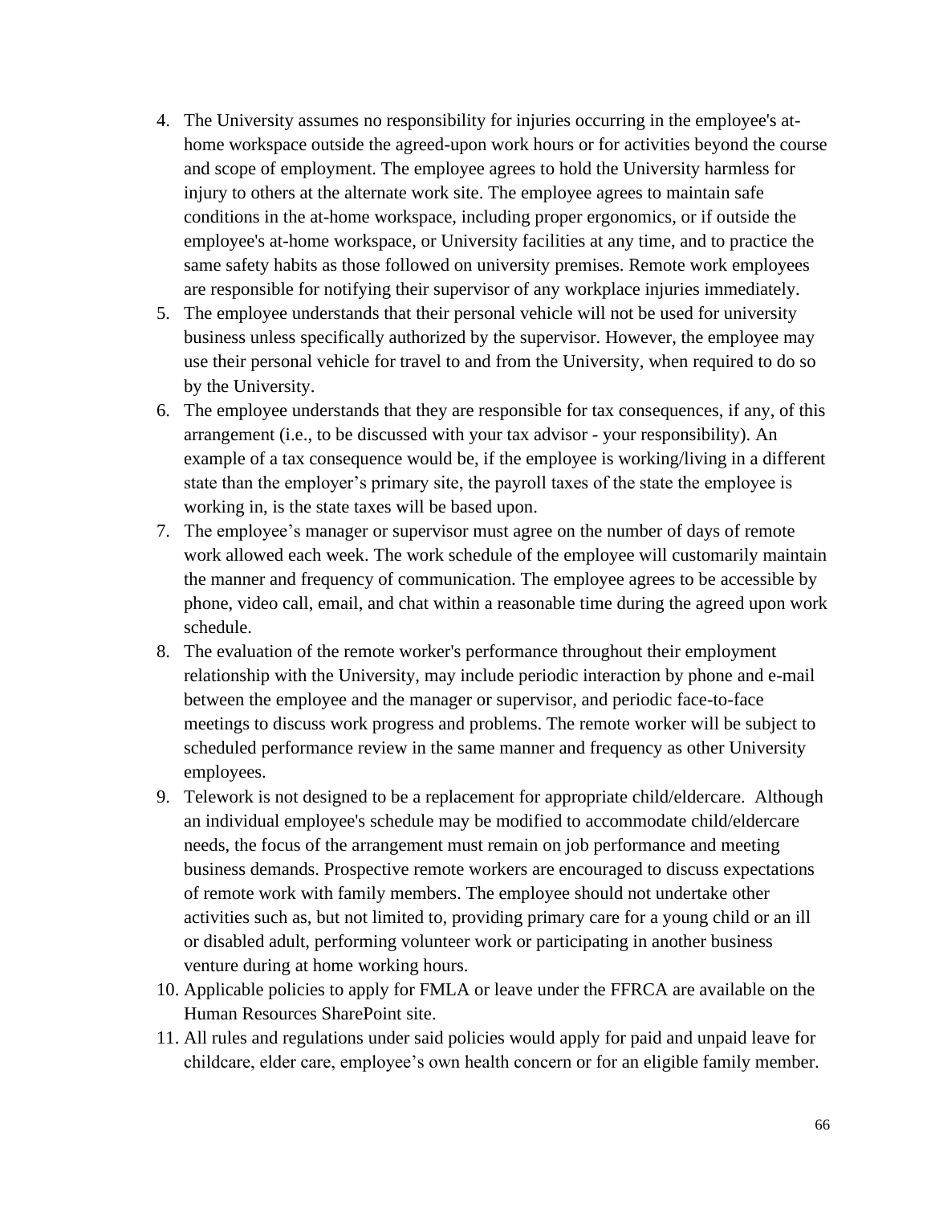4. The University assumes no responsibility for injuries occurring in the employee's at-home workspace outside the agreed-upon work hours or for activities beyond the course and scope of employment. The employee agrees to hold the University harmless for injury to others at the alternate work site. The employee agrees to maintain safe conditions in the at-home workspace, including proper ergonomics, or if outside the employee's at-home workspace, or University facilities at any time, and to practice the same safety habits as those followed on university premises. Remote work employees are responsible for notifying their supervisor of any workplace injuries immediately.
5. The employee understands that their personal vehicle will not be used for university business unless specifically authorized by the supervisor. However, the employee may use their personal vehicle for travel to and from the University, when required to do so by the University.
6. The employee understands that they are responsible for tax consequences, if any, of this arrangement (i.e., to be discussed with your tax advisor - your responsibility). An example of a tax consequence would be, if the employee is working/living in a different state than the employer's primary site, the payroll taxes of the state the employee is working in, is the state taxes will be based upon.
7. The employee's manager or supervisor must agree on the number of days of remote work allowed each week. The work schedule of the employee will customarily maintain the manner and frequency of communication. The employee agrees to be accessible by phone, video call, email, and chat within a reasonable time during the agreed upon work schedule.
8. The evaluation of the remote worker's performance throughout their employment relationship with the University, may include periodic interaction by phone and e-mail between the employee and the manager or supervisor, and periodic face-to-face meetings to discuss work progress and problems. The remote worker will be subject to scheduled performance review in the same manner and frequency as other University employees.
9. Telework is not designed to be a replacement for appropriate child/eldercare. Although an individual employee's schedule may be modified to accommodate child/eldercare needs, the focus of the arrangement must remain on job performance and meeting business demands. Prospective remote workers are encouraged to discuss expectations of remote work with family members. The employee should not undertake other activities such as, but not limited to, providing primary care for a young child or an ill or disabled adult, performing volunteer work or participating in another business venture during at home working hours.
10. Applicable policies to apply for FMLA or leave under the FFRCA are available on the Human Resources SharePoint site.
11. All rules and regulations under said policies would apply for paid and unpaid leave for childcare, elder care, employee's own health concern or for an eligible family member.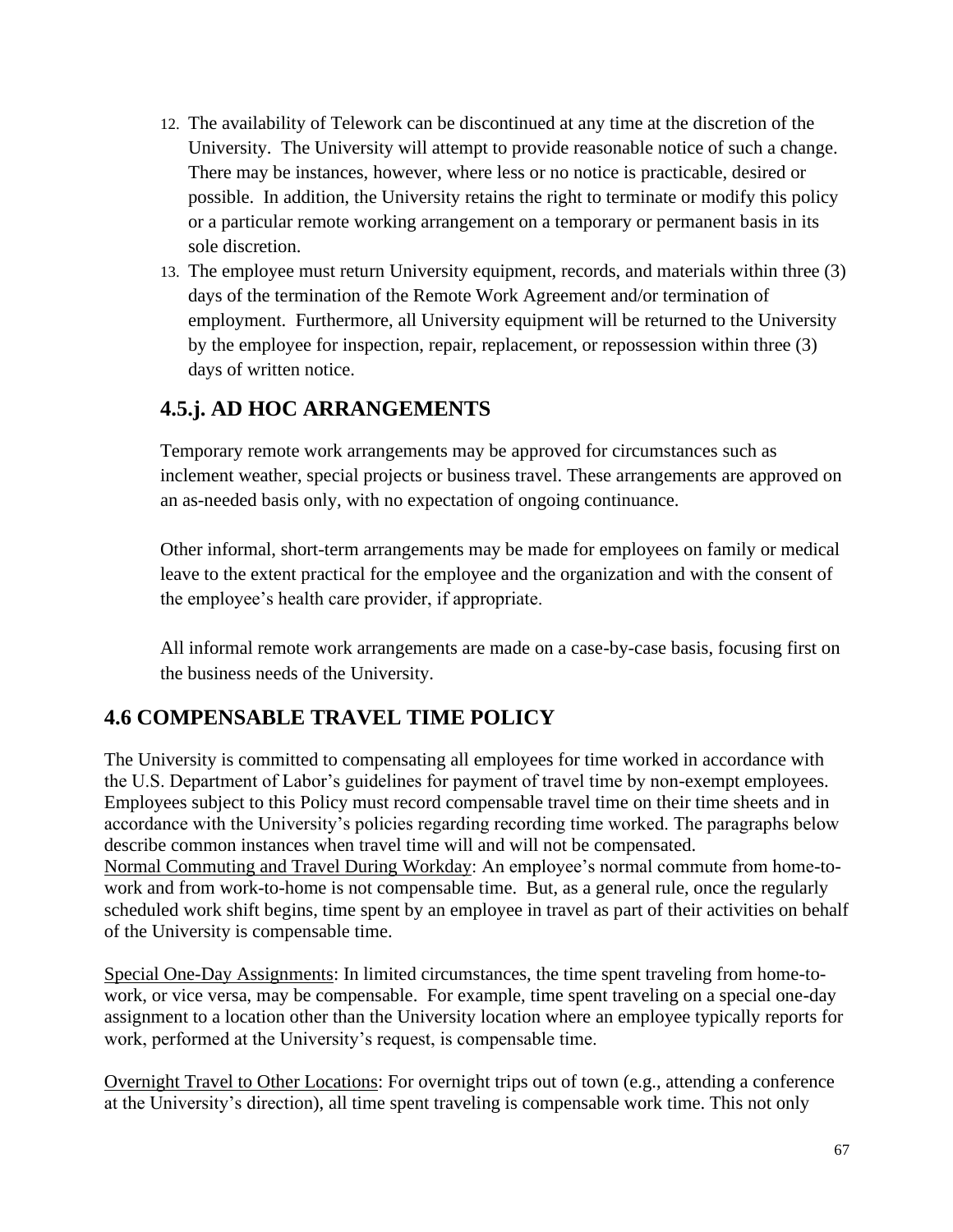12. The availability of Telework can be discontinued at any time at the discretion of the University. The University will attempt to provide reasonable notice of such a change. There may be instances, however, where less or no notice is practicable, desired or possible. In addition, the University retains the right to terminate or modify this policy or a particular remote working arrangement on a temporary or permanent basis in its sole discretion.
13. The employee must return University equipment, records, and materials within three (3) days of the termination of the Remote Work Agreement and/or termination of employment. Furthermore, all University equipment will be returned to the University by the employee for inspection, repair, replacement, or repossession within three (3) days of written notice.

### 4.5.j. AD HOC ARRANGEMENTS

Temporary remote work arrangements may be approved for circumstances such as inclement weather, special projects or business travel. These arrangements are approved on an as-needed basis only, with no expectation of ongoing continuance.

Other informal, short-term arrangements may be made for employees on family or medical leave to the extent practical for the employee and the organization and with the consent of the employee's health care provider, if appropriate.

All informal remote work arrangements are made on a case-by-case basis, focusing first on the business needs of the University.

## 4.6 COMPENSABLE TRAVEL TIME POLICY

The University is committed to compensating all employees for time worked in accordance with the U.S. Department of Labor's guidelines for payment of travel time by non-exempt employees. Employees subject to this Policy must record compensable travel time on their time sheets and in accordance with the University's policies regarding recording time worked. The paragraphs below describe common instances when travel time will and will not be compensated.

Normal Commuting and Travel During Workday: An employee's normal commute from home-to-work and from work-to-home is not compensable time. But, as a general rule, once the regularly scheduled work shift begins, time spent by an employee in travel as part of their activities on behalf of the University is compensable time.

Special One-Day Assignments: In limited circumstances, the time spent traveling from home-to-work, or vice versa, may be compensable. For example, time spent traveling on a special one-day assignment to a location other than the University location where an employee typically reports for work, performed at the University's request, is compensable time.

Overnight Travel to Other Locations: For overnight trips out of town (e.g., attending a conference at the University's direction), all time spent traveling is compensable work time. This not only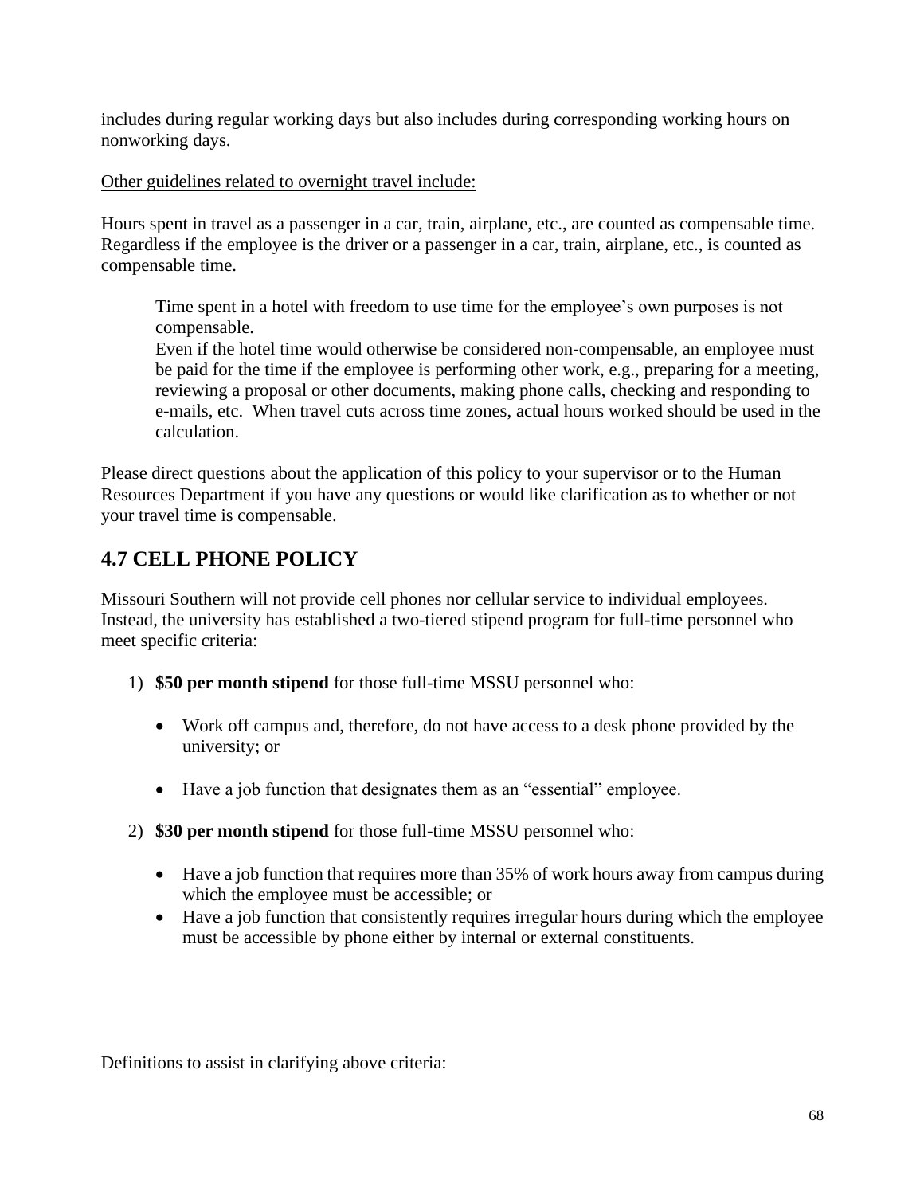includes during regular working days but also includes during corresponding working hours on nonworking days.

Other guidelines related to overnight travel include:

Hours spent in travel as a passenger in a car, train, airplane, etc., are counted as compensable time. Regardless if the employee is the driver or a passenger in a car, train, airplane, etc., is counted as compensable time.

> Time spent in a hotel with freedom to use time for the employee's own purposes is not compensable.
> Even if the hotel time would otherwise be considered non-compensable, an employee must be paid for the time if the employee is performing other work, e.g., preparing for a meeting, reviewing a proposal or other documents, making phone calls, checking and responding to e-mails, etc. When travel cuts across time zones, actual hours worked should be used in the calculation.

Please direct questions about the application of this policy to your supervisor or to the Human Resources Department if you have any questions or would like clarification as to whether or not your travel time is compensable.

## 4.7 CELL PHONE POLICY

Missouri Southern will not provide cell phones nor cellular service to individual employees. Instead, the university has established a two-tiered stipend program for full-time personnel who meet specific criteria:

1) **$50 per month stipend** for those full-time MSSU personnel who:

    - Work off campus and, therefore, do not have access to a desk phone provided by the university; or

    - Have a job function that designates them as an "essential" employee.

2) **$30 per month stipend** for those full-time MSSU personnel who:

    - Have a job function that requires more than 35% of work hours away from campus during which the employee must be accessible; or
    - Have a job function that consistently requires irregular hours during which the employee must be accessible by phone either by internal or external constituents.

Definitions to assist in clarifying above criteria: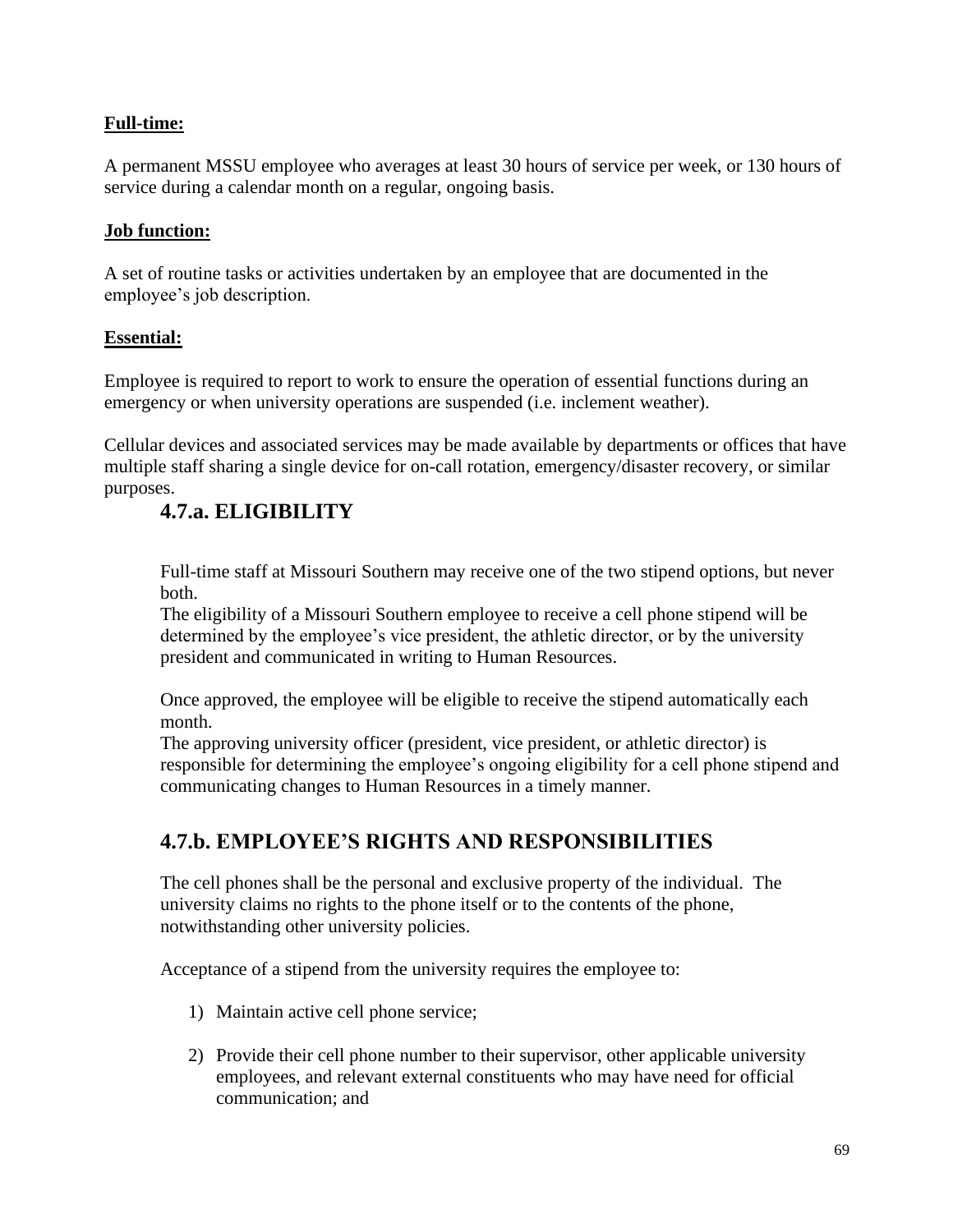**Full-time:**

A permanent MSSU employee who averages at least 30 hours of service per week, or 130 hours of service during a calendar month on a regular, ongoing basis.

**Job function:**

A set of routine tasks or activities undertaken by an employee that are documented in the employee's job description.

**Essential:**

Employee is required to report to work to ensure the operation of essential functions during an emergency or when university operations are suspended (i.e. inclement weather).

Cellular devices and associated services may be made available by departments or offices that have multiple staff sharing a single device for on-call rotation, emergency/disaster recovery, or similar purposes.

## 4.7.a. ELIGIBILITY

Full-time staff at Missouri Southern may receive one of the two stipend options, but never both.

The eligibility of a Missouri Southern employee to receive a cell phone stipend will be determined by the employee's vice president, the athletic director, or by the university president and communicated in writing to Human Resources.

Once approved, the employee will be eligible to receive the stipend automatically each month.

The approving university officer (president, vice president, or athletic director) is responsible for determining the employee's ongoing eligibility for a cell phone stipend and communicating changes to Human Resources in a timely manner.

## 4.7.b. EMPLOYEE'S RIGHTS AND RESPONSIBILITIES

The cell phones shall be the personal and exclusive property of the individual. The university claims no rights to the phone itself or to the contents of the phone, notwithstanding other university policies.

Acceptance of a stipend from the university requires the employee to:

1) Maintain active cell phone service;

2) Provide their cell phone number to their supervisor, other applicable university employees, and relevant external constituents who may have need for official communication; and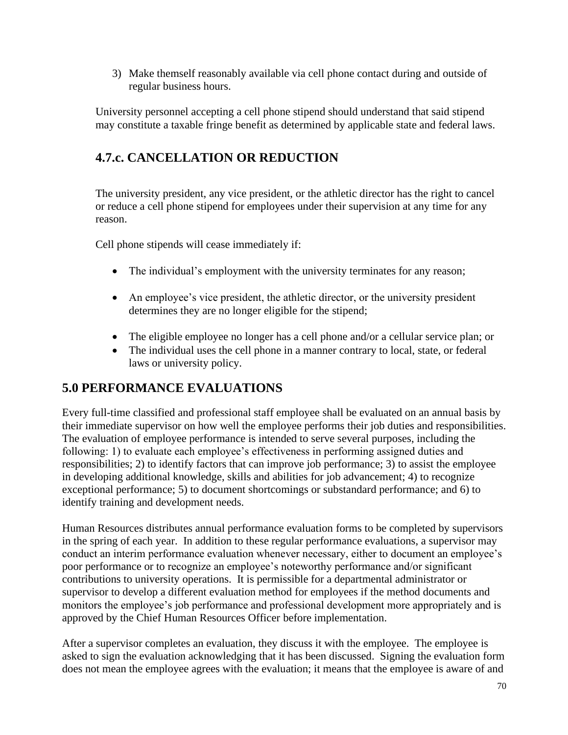3) Make themself reasonably available via cell phone contact during and outside of regular business hours.

University personnel accepting a cell phone stipend should understand that said stipend may constitute a taxable fringe benefit as determined by applicable state and federal laws.

### 4.7.c. CANCELLATION OR REDUCTION

The university president, any vice president, or the athletic director has the right to cancel or reduce a cell phone stipend for employees under their supervision at any time for any reason.

Cell phone stipends will cease immediately if:

- The individual's employment with the university terminates for any reason;
- An employee's vice president, the athletic director, or the university president determines they are no longer eligible for the stipend;
- The eligible employee no longer has a cell phone and/or a cellular service plan; or
- The individual uses the cell phone in a manner contrary to local, state, or federal laws or university policy.

## 5.0 PERFORMANCE EVALUATIONS

Every full-time classified and professional staff employee shall be evaluated on an annual basis by their immediate supervisor on how well the employee performs their job duties and responsibilities. The evaluation of employee performance is intended to serve several purposes, including the following: 1) to evaluate each employee's effectiveness in performing assigned duties and responsibilities; 2) to identify factors that can improve job performance; 3) to assist the employee in developing additional knowledge, skills and abilities for job advancement; 4) to recognize exceptional performance; 5) to document shortcomings or substandard performance; and 6) to identify training and development needs.

Human Resources distributes annual performance evaluation forms to be completed by supervisors in the spring of each year. In addition to these regular performance evaluations, a supervisor may conduct an interim performance evaluation whenever necessary, either to document an employee's poor performance or to recognize an employee's noteworthy performance and/or significant contributions to university operations. It is permissible for a departmental administrator or supervisor to develop a different evaluation method for employees if the method documents and monitors the employee's job performance and professional development more appropriately and is approved by the Chief Human Resources Officer before implementation.

After a supervisor completes an evaluation, they discuss it with the employee. The employee is asked to sign the evaluation acknowledging that it has been discussed. Signing the evaluation form does not mean the employee agrees with the evaluation; it means that the employee is aware of and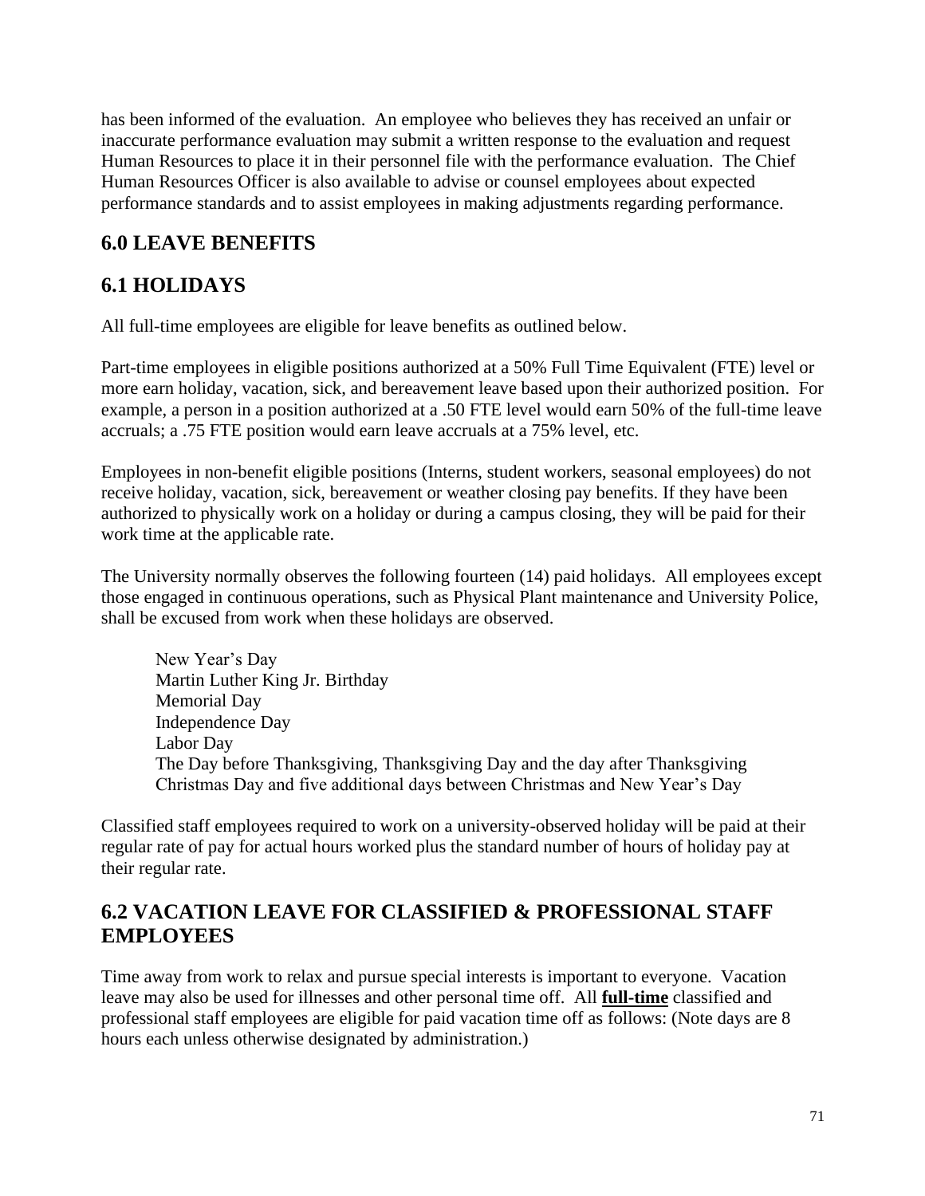has been informed of the evaluation. An employee who believes they has received an unfair or inaccurate performance evaluation may submit a written response to the evaluation and request Human Resources to place it in their personnel file with the performance evaluation. The Chief Human Resources Officer is also available to advise or counsel employees about expected performance standards and to assist employees in making adjustments regarding performance.

## 6.0 LEAVE BENEFITS

## 6.1 HOLIDAYS

All full-time employees are eligible for leave benefits as outlined below.

Part-time employees in eligible positions authorized at a 50% Full Time Equivalent (FTE) level or more earn holiday, vacation, sick, and bereavement leave based upon their authorized position. For example, a person in a position authorized at a .50 FTE level would earn 50% of the full-time leave accruals; a .75 FTE position would earn leave accruals at a 75% level, etc.

Employees in non-benefit eligible positions (Interns, student workers, seasonal employees) do not receive holiday, vacation, sick, bereavement or weather closing pay benefits. If they have been authorized to physically work on a holiday or during a campus closing, they will be paid for their work time at the applicable rate.

The University normally observes the following fourteen (14) paid holidays. All employees except those engaged in continuous operations, such as Physical Plant maintenance and University Police, shall be excused from work when these holidays are observed.

New Year's Day  
Martin Luther King Jr. Birthday  
Memorial Day  
Independence Day  
Labor Day  
The Day before Thanksgiving, Thanksgiving Day and the day after Thanksgiving  
Christmas Day and five additional days between Christmas and New Year's Day

Classified staff employees required to work on a university-observed holiday will be paid at their regular rate of pay for actual hours worked plus the standard number of hours of holiday pay at their regular rate.

## 6.2 VACATION LEAVE FOR CLASSIFIED & PROFESSIONAL STAFF EMPLOYEES

Time away from work to relax and pursue special interests is important to everyone. Vacation leave may also be used for illnesses and other personal time off. All **full-time** classified and professional staff employees are eligible for paid vacation time off as follows: (Note days are 8 hours each unless otherwise designated by administration.)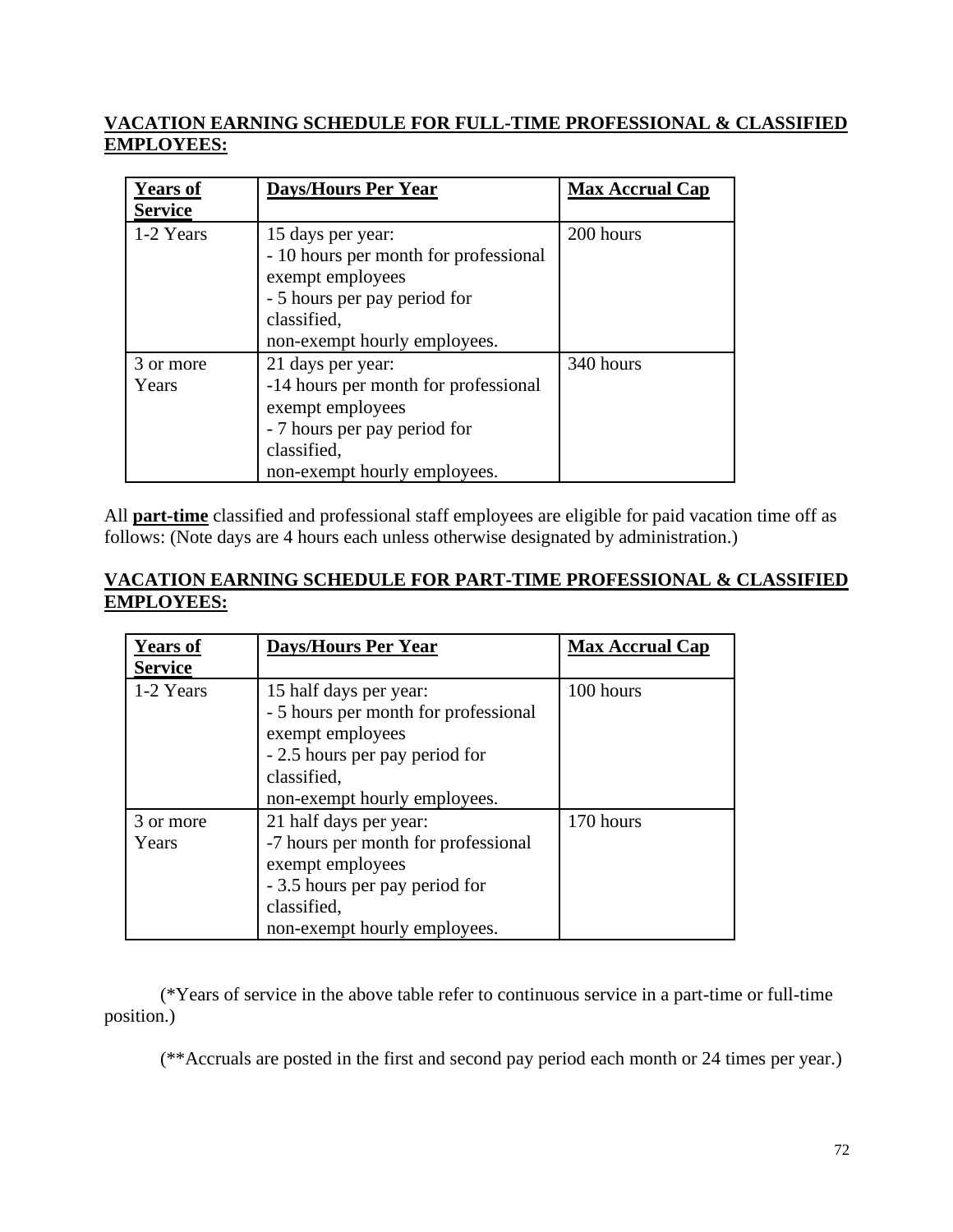**VACATION EARNING SCHEDULE FOR FULL-TIME PROFESSIONAL & CLASSIFIED EMPLOYEES:**

| Years of Service | Days/Hours Per Year | Max Accrual Cap |
|---|---|---|
| 1-2 Years | 15 days per year:<br>- 10 hours per month for professional exempt employees<br>- 5 hours per pay period for classified, non-exempt hourly employees. | 200 hours |
| 3 or more Years | 21 days per year:<br>-14 hours per month for professional exempt employees<br>- 7 hours per pay period for classified, non-exempt hourly employees. | 340 hours |

All **part-time** classified and professional staff employees are eligible for paid vacation time off as follows: (Note days are 4 hours each unless otherwise designated by administration.)

**VACATION EARNING SCHEDULE FOR PART-TIME PROFESSIONAL & CLASSIFIED EMPLOYEES:**

| Years of Service | Days/Hours Per Year | Max Accrual Cap |
|---|---|---|
| 1-2 Years | 15 half days per year:<br>- 5 hours per month for professional exempt employees<br>- 2.5 hours per pay period for classified, non-exempt hourly employees. | 100 hours |
| 3 or more Years | 21 half days per year:<br>-7 hours per month for professional exempt employees<br>- 3.5 hours per pay period for classified, non-exempt hourly employees. | 170 hours |

(*Years of service in the above table refer to continuous service in a part-time or full-time position.)

(**Accruals are posted in the first and second pay period each month or 24 times per year.)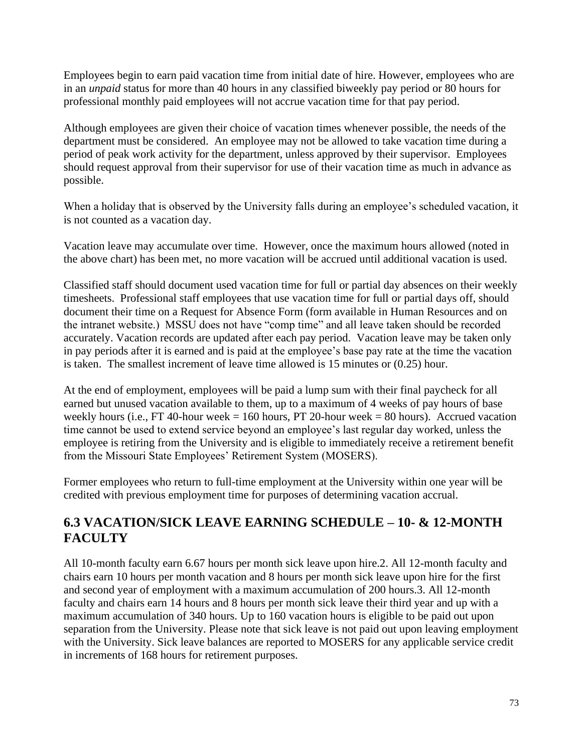Employees begin to earn paid vacation time from initial date of hire. However, employees who are in an *unpaid* status for more than 40 hours in any classified biweekly pay period or 80 hours for professional monthly paid employees will not accrue vacation time for that pay period.

Although employees are given their choice of vacation times whenever possible, the needs of the department must be considered. An employee may not be allowed to take vacation time during a period of peak work activity for the department, unless approved by their supervisor. Employees should request approval from their supervisor for use of their vacation time as much in advance as possible.

When a holiday that is observed by the University falls during an employee's scheduled vacation, it is not counted as a vacation day.

Vacation leave may accumulate over time. However, once the maximum hours allowed (noted in the above chart) has been met, no more vacation will be accrued until additional vacation is used.

Classified staff should document used vacation time for full or partial day absences on their weekly timesheets. Professional staff employees that use vacation time for full or partial days off, should document their time on a Request for Absence Form (form available in Human Resources and on the intranet website.) MSSU does not have "comp time" and all leave taken should be recorded accurately. Vacation records are updated after each pay period. Vacation leave may be taken only in pay periods after it is earned and is paid at the employee's base pay rate at the time the vacation is taken. The smallest increment of leave time allowed is 15 minutes or (0.25) hour.

At the end of employment, employees will be paid a lump sum with their final paycheck for all earned but unused vacation available to them, up to a maximum of 4 weeks of pay hours of base weekly hours (i.e., FT 40-hour week = 160 hours, PT 20-hour week = 80 hours). Accrued vacation time cannot be used to extend service beyond an employee's last regular day worked, unless the employee is retiring from the University and is eligible to immediately receive a retirement benefit from the Missouri State Employees' Retirement System (MOSERS).

Former employees who return to full-time employment at the University within one year will be credited with previous employment time for purposes of determining vacation accrual.

## 6.3 VACATION/SICK LEAVE EARNING SCHEDULE – 10- & 12-MONTH FACULTY

All 10-month faculty earn 6.67 hours per month sick leave upon hire.2. All 12-month faculty and chairs earn 10 hours per month vacation and 8 hours per month sick leave upon hire for the first and second year of employment with a maximum accumulation of 200 hours.3. All 12-month faculty and chairs earn 14 hours and 8 hours per month sick leave their third year and up with a maximum accumulation of 340 hours. Up to 160 vacation hours is eligible to be paid out upon separation from the University. Please note that sick leave is not paid out upon leaving employment with the University. Sick leave balances are reported to MOSERS for any applicable service credit in increments of 168 hours for retirement purposes.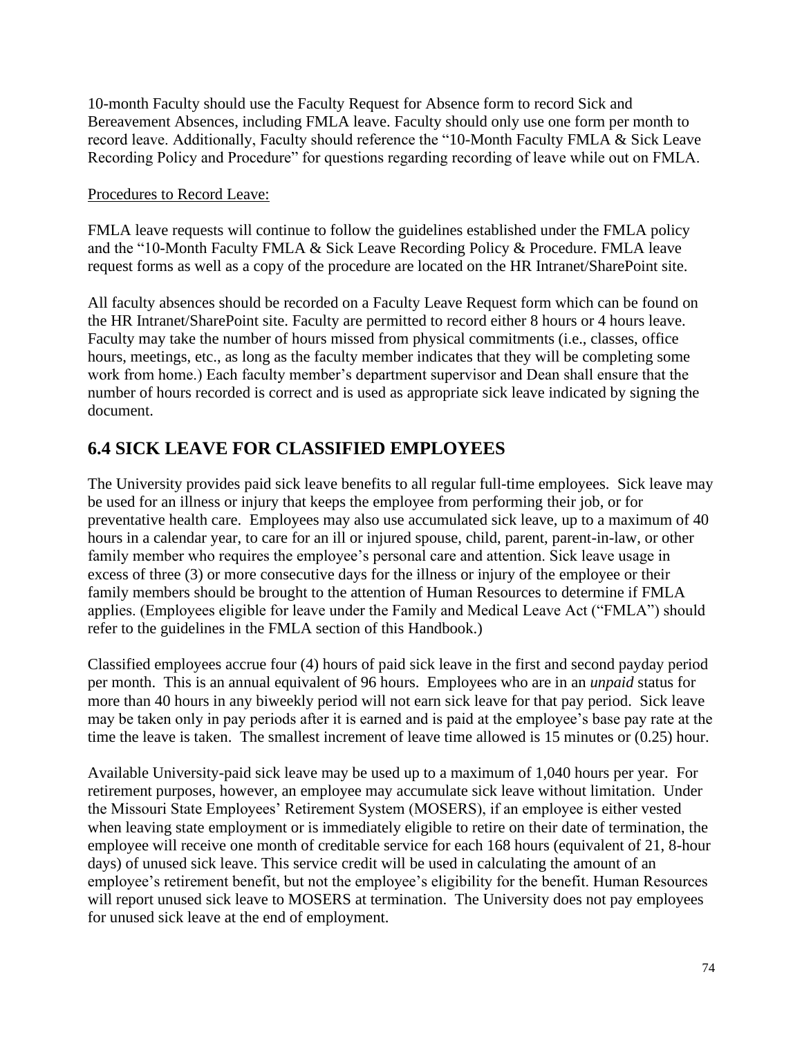10-month Faculty should use the Faculty Request for Absence form to record Sick and Bereavement Absences, including FMLA leave. Faculty should only use one form per month to record leave. Additionally, Faculty should reference the "10-Month Faculty FMLA & Sick Leave Recording Policy and Procedure" for questions regarding recording of leave while out on FMLA.

Procedures to Record Leave:

FMLA leave requests will continue to follow the guidelines established under the FMLA policy and the "10-Month Faculty FMLA & Sick Leave Recording Policy & Procedure. FMLA leave request forms as well as a copy of the procedure are located on the HR Intranet/SharePoint site.

All faculty absences should be recorded on a Faculty Leave Request form which can be found on the HR Intranet/SharePoint site. Faculty are permitted to record either 8 hours or 4 hours leave. Faculty may take the number of hours missed from physical commitments (i.e., classes, office hours, meetings, etc., as long as the faculty member indicates that they will be completing some work from home.) Each faculty member's department supervisor and Dean shall ensure that the number of hours recorded is correct and is used as appropriate sick leave indicated by signing the document.

## 6.4 SICK LEAVE FOR CLASSIFIED EMPLOYEES

The University provides paid sick leave benefits to all regular full-time employees. Sick leave may be used for an illness or injury that keeps the employee from performing their job, or for preventative health care. Employees may also use accumulated sick leave, up to a maximum of 40 hours in a calendar year, to care for an ill or injured spouse, child, parent, parent-in-law, or other family member who requires the employee's personal care and attention. Sick leave usage in excess of three (3) or more consecutive days for the illness or injury of the employee or their family members should be brought to the attention of Human Resources to determine if FMLA applies. (Employees eligible for leave under the Family and Medical Leave Act ("FMLA") should refer to the guidelines in the FMLA section of this Handbook.)

Classified employees accrue four (4) hours of paid sick leave in the first and second payday period per month. This is an annual equivalent of 96 hours. Employees who are in an *unpaid* status for more than 40 hours in any biweekly period will not earn sick leave for that pay period. Sick leave may be taken only in pay periods after it is earned and is paid at the employee's base pay rate at the time the leave is taken. The smallest increment of leave time allowed is 15 minutes or (0.25) hour.

Available University-paid sick leave may be used up to a maximum of 1,040 hours per year. For retirement purposes, however, an employee may accumulate sick leave without limitation. Under the Missouri State Employees' Retirement System (MOSERS), if an employee is either vested when leaving state employment or is immediately eligible to retire on their date of termination, the employee will receive one month of creditable service for each 168 hours (equivalent of 21, 8-hour days) of unused sick leave. This service credit will be used in calculating the amount of an employee's retirement benefit, but not the employee's eligibility for the benefit. Human Resources will report unused sick leave to MOSERS at termination. The University does not pay employees for unused sick leave at the end of employment.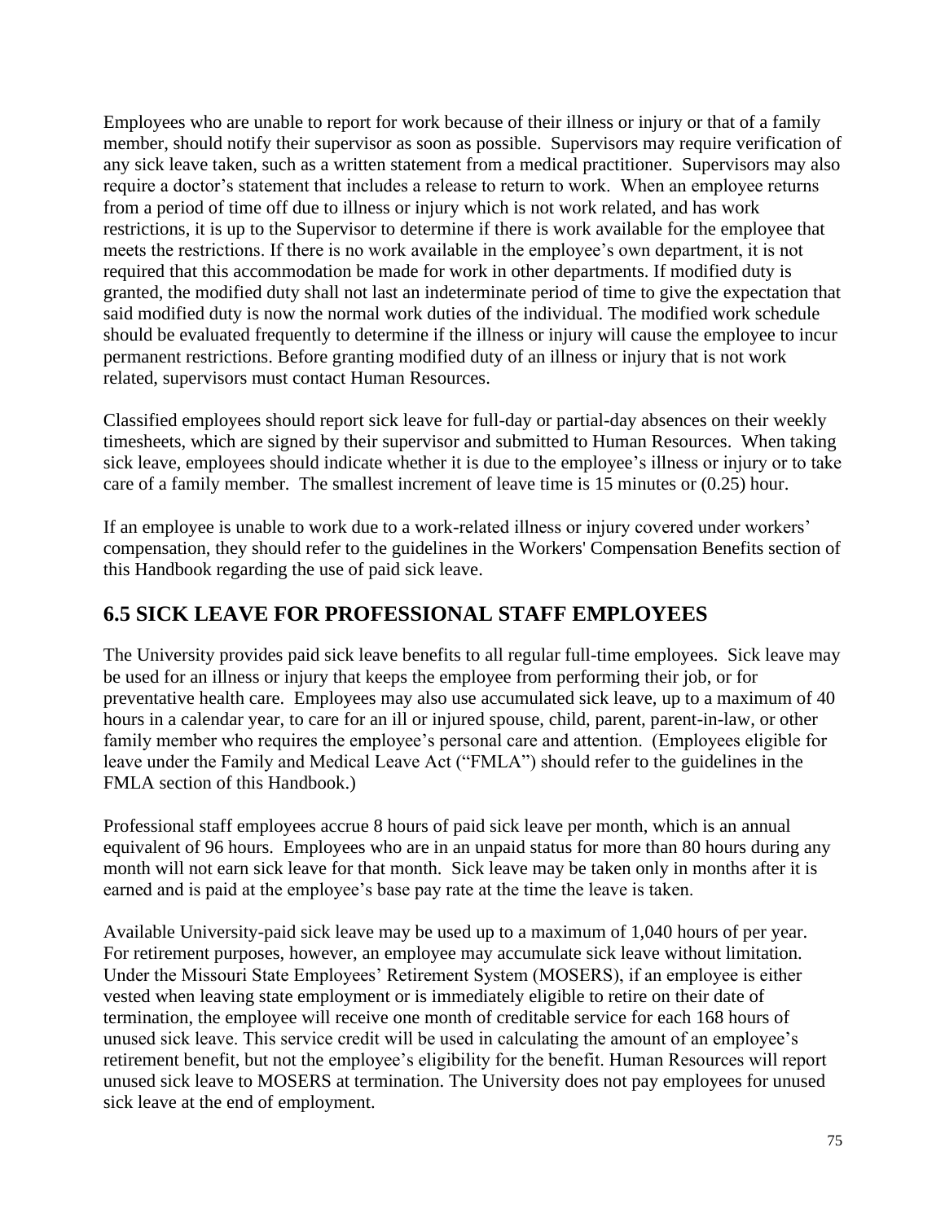Employees who are unable to report for work because of their illness or injury or that of a family member, should notify their supervisor as soon as possible. Supervisors may require verification of any sick leave taken, such as a written statement from a medical practitioner. Supervisors may also require a doctor's statement that includes a release to return to work. When an employee returns from a period of time off due to illness or injury which is not work related, and has work restrictions, it is up to the Supervisor to determine if there is work available for the employee that meets the restrictions. If there is no work available in the employee's own department, it is not required that this accommodation be made for work in other departments. If modified duty is granted, the modified duty shall not last an indeterminate period of time to give the expectation that said modified duty is now the normal work duties of the individual. The modified work schedule should be evaluated frequently to determine if the illness or injury will cause the employee to incur permanent restrictions. Before granting modified duty of an illness or injury that is not work related, supervisors must contact Human Resources.

Classified employees should report sick leave for full-day or partial-day absences on their weekly timesheets, which are signed by their supervisor and submitted to Human Resources. When taking sick leave, employees should indicate whether it is due to the employee's illness or injury or to take care of a family member. The smallest increment of leave time is 15 minutes or (0.25) hour.

If an employee is unable to work due to a work-related illness or injury covered under workers' compensation, they should refer to the guidelines in the Workers' Compensation Benefits section of this Handbook regarding the use of paid sick leave.

## 6.5 SICK LEAVE FOR PROFESSIONAL STAFF EMPLOYEES

The University provides paid sick leave benefits to all regular full-time employees. Sick leave may be used for an illness or injury that keeps the employee from performing their job, or for preventative health care. Employees may also use accumulated sick leave, up to a maximum of 40 hours in a calendar year, to care for an ill or injured spouse, child, parent, parent-in-law, or other family member who requires the employee's personal care and attention. (Employees eligible for leave under the Family and Medical Leave Act ("FMLA") should refer to the guidelines in the FMLA section of this Handbook.)

Professional staff employees accrue 8 hours of paid sick leave per month, which is an annual equivalent of 96 hours. Employees who are in an unpaid status for more than 80 hours during any month will not earn sick leave for that month. Sick leave may be taken only in months after it is earned and is paid at the employee's base pay rate at the time the leave is taken.

Available University-paid sick leave may be used up to a maximum of 1,040 hours of per year. For retirement purposes, however, an employee may accumulate sick leave without limitation. Under the Missouri State Employees' Retirement System (MOSERS), if an employee is either vested when leaving state employment or is immediately eligible to retire on their date of termination, the employee will receive one month of creditable service for each 168 hours of unused sick leave. This service credit will be used in calculating the amount of an employee's retirement benefit, but not the employee's eligibility for the benefit. Human Resources will report unused sick leave to MOSERS at termination. The University does not pay employees for unused sick leave at the end of employment.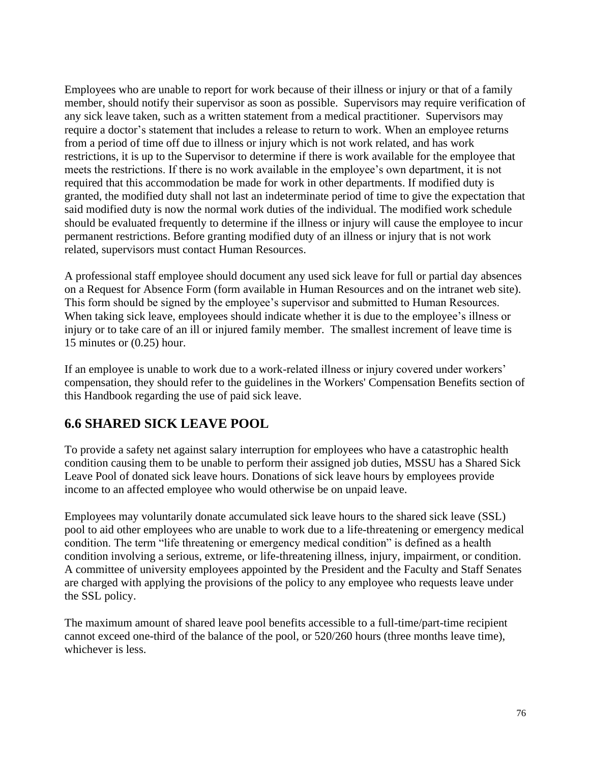Employees who are unable to report for work because of their illness or injury or that of a family member, should notify their supervisor as soon as possible. Supervisors may require verification of any sick leave taken, such as a written statement from a medical practitioner. Supervisors may require a doctor's statement that includes a release to return to work. When an employee returns from a period of time off due to illness or injury which is not work related, and has work restrictions, it is up to the Supervisor to determine if there is work available for the employee that meets the restrictions. If there is no work available in the employee's own department, it is not required that this accommodation be made for work in other departments. If modified duty is granted, the modified duty shall not last an indeterminate period of time to give the expectation that said modified duty is now the normal work duties of the individual. The modified work schedule should be evaluated frequently to determine if the illness or injury will cause the employee to incur permanent restrictions. Before granting modified duty of an illness or injury that is not work related, supervisors must contact Human Resources.

A professional staff employee should document any used sick leave for full or partial day absences on a Request for Absence Form (form available in Human Resources and on the intranet web site). This form should be signed by the employee's supervisor and submitted to Human Resources. When taking sick leave, employees should indicate whether it is due to the employee's illness or injury or to take care of an ill or injured family member. The smallest increment of leave time is 15 minutes or (0.25) hour.

If an employee is unable to work due to a work-related illness or injury covered under workers' compensation, they should refer to the guidelines in the Workers' Compensation Benefits section of this Handbook regarding the use of paid sick leave.

## 6.6 SHARED SICK LEAVE POOL

To provide a safety net against salary interruption for employees who have a catastrophic health condition causing them to be unable to perform their assigned job duties, MSSU has a Shared Sick Leave Pool of donated sick leave hours. Donations of sick leave hours by employees provide income to an affected employee who would otherwise be on unpaid leave.

Employees may voluntarily donate accumulated sick leave hours to the shared sick leave (SSL) pool to aid other employees who are unable to work due to a life-threatening or emergency medical condition. The term "life threatening or emergency medical condition" is defined as a health condition involving a serious, extreme, or life-threatening illness, injury, impairment, or condition. A committee of university employees appointed by the President and the Faculty and Staff Senates are charged with applying the provisions of the policy to any employee who requests leave under the SSL policy.

The maximum amount of shared leave pool benefits accessible to a full-time/part-time recipient cannot exceed one-third of the balance of the pool, or 520/260 hours (three months leave time), whichever is less.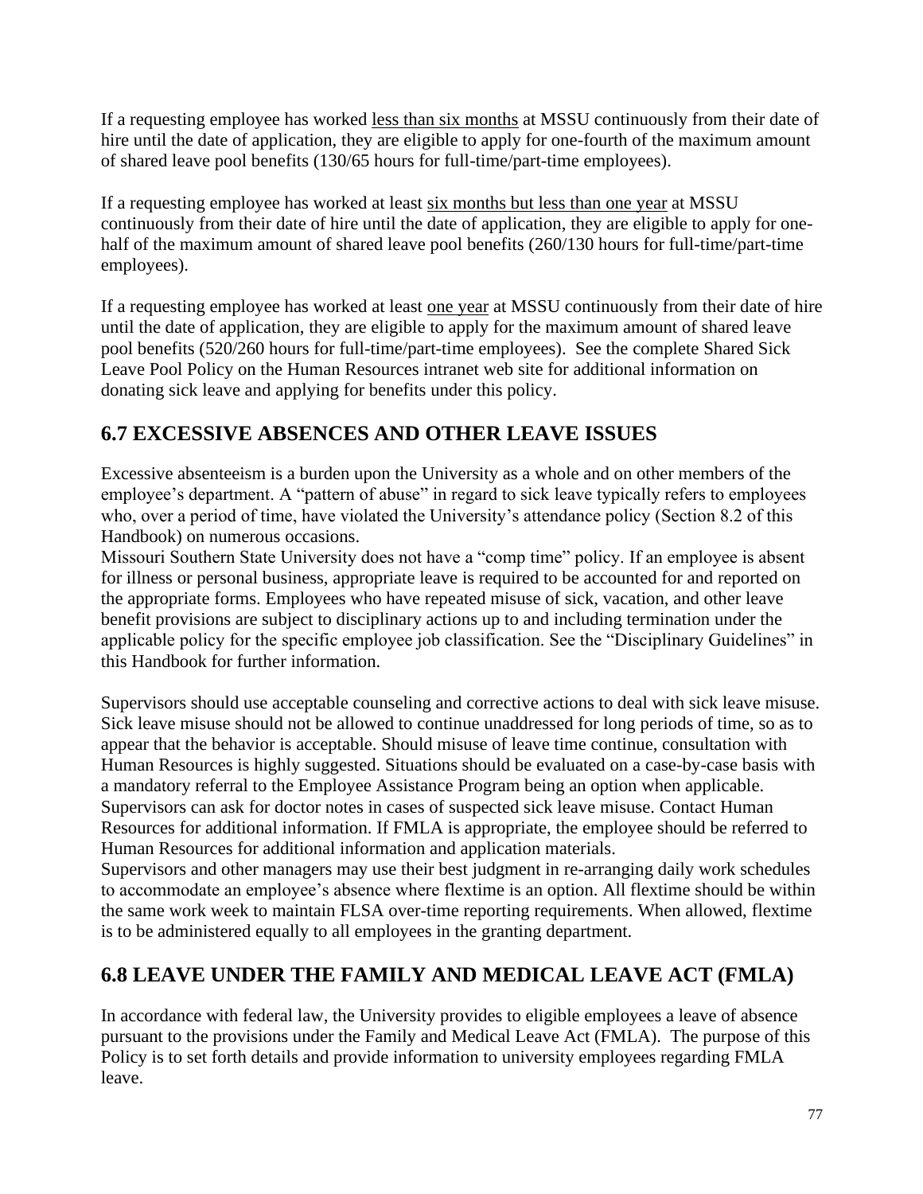If a requesting employee has worked <u>less than six months</u> at MSSU continuously from their date of hire until the date of application, they are eligible to apply for one-fourth of the maximum amount of shared leave pool benefits (130/65 hours for full-time/part-time employees).

If a requesting employee has worked at least <u>six months but less than one year</u> at MSSU continuously from their date of hire until the date of application, they are eligible to apply for one-half of the maximum amount of shared leave pool benefits (260/130 hours for full-time/part-time employees).

If a requesting employee has worked at least <u>one year</u> at MSSU continuously from their date of hire until the date of application, they are eligible to apply for the maximum amount of shared leave pool benefits (520/260 hours for full-time/part-time employees). See the complete Shared Sick Leave Pool Policy on the Human Resources intranet web site for additional information on donating sick leave and applying for benefits under this policy.

## 6.7 EXCESSIVE ABSENCES AND OTHER LEAVE ISSUES

Excessive absenteeism is a burden upon the University as a whole and on other members of the employee's department. A "pattern of abuse" in regard to sick leave typically refers to employees who, over a period of time, have violated the University's attendance policy (Section 8.2 of this Handbook) on numerous occasions.

Missouri Southern State University does not have a "comp time" policy. If an employee is absent for illness or personal business, appropriate leave is required to be accounted for and reported on the appropriate forms. Employees who have repeated misuse of sick, vacation, and other leave benefit provisions are subject to disciplinary actions up to and including termination under the applicable policy for the specific employee job classification. See the "Disciplinary Guidelines" in this Handbook for further information.

Supervisors should use acceptable counseling and corrective actions to deal with sick leave misuse. Sick leave misuse should not be allowed to continue unaddressed for long periods of time, so as to appear that the behavior is acceptable. Should misuse of leave time continue, consultation with Human Resources is highly suggested. Situations should be evaluated on a case-by-case basis with a mandatory referral to the Employee Assistance Program being an option when applicable. Supervisors can ask for doctor notes in cases of suspected sick leave misuse. Contact Human Resources for additional information. If FMLA is appropriate, the employee should be referred to Human Resources for additional information and application materials.

Supervisors and other managers may use their best judgment in re-arranging daily work schedules to accommodate an employee's absence where flextime is an option. All flextime should be within the same work week to maintain FLSA over-time reporting requirements. When allowed, flextime is to be administered equally to all employees in the granting department.

## 6.8 LEAVE UNDER THE FAMILY AND MEDICAL LEAVE ACT (FMLA)

In accordance with federal law, the University provides to eligible employees a leave of absence pursuant to the provisions under the Family and Medical Leave Act (FMLA). The purpose of this Policy is to set forth details and provide information to university employees regarding FMLA leave.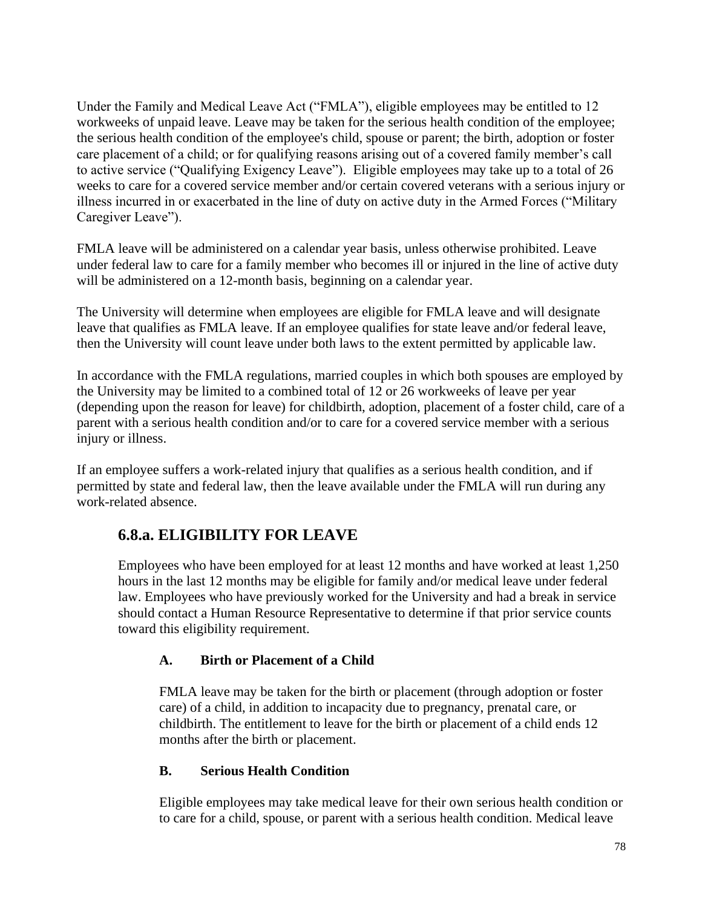Under the Family and Medical Leave Act ("FMLA"), eligible employees may be entitled to 12 workweeks of unpaid leave. Leave may be taken for the serious health condition of the employee; the serious health condition of the employee's child, spouse or parent; the birth, adoption or foster care placement of a child; or for qualifying reasons arising out of a covered family member's call to active service ("Qualifying Exigency Leave"). Eligible employees may take up to a total of 26 weeks to care for a covered service member and/or certain covered veterans with a serious injury or illness incurred in or exacerbated in the line of duty on active duty in the Armed Forces ("Military Caregiver Leave").

FMLA leave will be administered on a calendar year basis, unless otherwise prohibited. Leave under federal law to care for a family member who becomes ill or injured in the line of active duty will be administered on a 12-month basis, beginning on a calendar year.

The University will determine when employees are eligible for FMLA leave and will designate leave that qualifies as FMLA leave. If an employee qualifies for state leave and/or federal leave, then the University will count leave under both laws to the extent permitted by applicable law.

In accordance with the FMLA regulations, married couples in which both spouses are employed by the University may be limited to a combined total of 12 or 26 workweeks of leave per year (depending upon the reason for leave) for childbirth, adoption, placement of a foster child, care of a parent with a serious health condition and/or to care for a covered service member with a serious injury or illness.

If an employee suffers a work-related injury that qualifies as a serious health condition, and if permitted by state and federal law, then the leave available under the FMLA will run during any work-related absence.

## 6.8.a. ELIGIBILITY FOR LEAVE

Employees who have been employed for at least 12 months and have worked at least 1,250 hours in the last 12 months may be eligible for family and/or medical leave under federal law. Employees who have previously worked for the University and had a break in service should contact a Human Resource Representative to determine if that prior service counts toward this eligibility requirement.

### A. Birth or Placement of a Child

FMLA leave may be taken for the birth or placement (through adoption or foster care) of a child, in addition to incapacity due to pregnancy, prenatal care, or childbirth. The entitlement to leave for the birth or placement of a child ends 12 months after the birth or placement.

### B. Serious Health Condition

Eligible employees may take medical leave for their own serious health condition or to care for a child, spouse, or parent with a serious health condition. Medical leave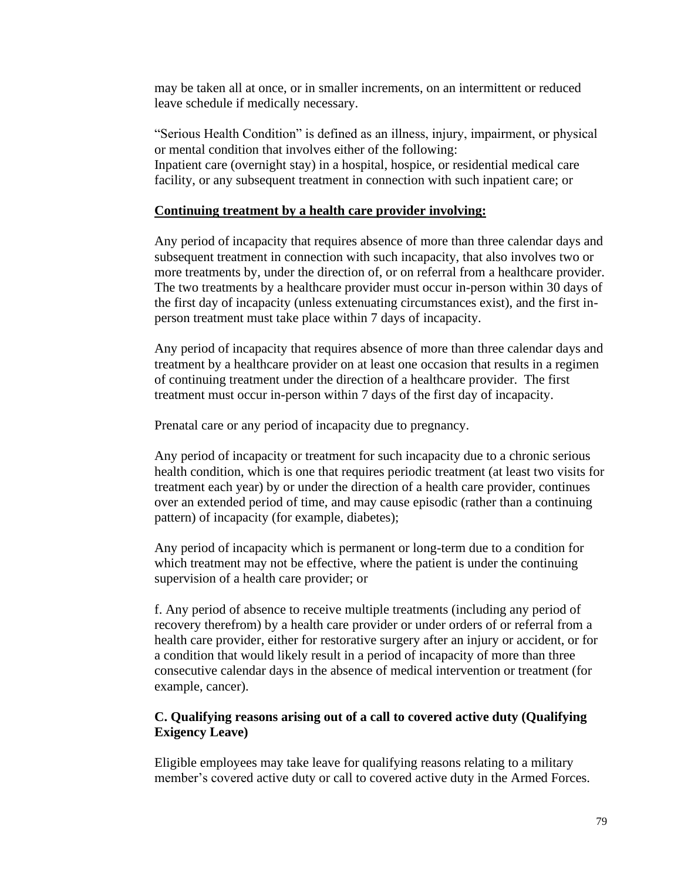may be taken all at once, or in smaller increments, on an intermittent or reduced leave schedule if medically necessary.

"Serious Health Condition" is defined as an illness, injury, impairment, or physical or mental condition that involves either of the following:
Inpatient care (overnight stay) in a hospital, hospice, or residential medical care facility, or any subsequent treatment in connection with such inpatient care; or

**Continuing treatment by a health care provider involving:**

Any period of incapacity that requires absence of more than three calendar days and subsequent treatment in connection with such incapacity, that also involves two or more treatments by, under the direction of, or on referral from a healthcare provider. The two treatments by a healthcare provider must occur in-person within 30 days of the first day of incapacity (unless extenuating circumstances exist), and the first in-person treatment must take place within 7 days of incapacity.

Any period of incapacity that requires absence of more than three calendar days and treatment by a healthcare provider on at least one occasion that results in a regimen of continuing treatment under the direction of a healthcare provider. The first treatment must occur in-person within 7 days of the first day of incapacity.

Prenatal care or any period of incapacity due to pregnancy.

Any period of incapacity or treatment for such incapacity due to a chronic serious health condition, which is one that requires periodic treatment (at least two visits for treatment each year) by or under the direction of a health care provider, continues over an extended period of time, and may cause episodic (rather than a continuing pattern) of incapacity (for example, diabetes);

Any period of incapacity which is permanent or long-term due to a condition for which treatment may not be effective, where the patient is under the continuing supervision of a health care provider; or

f. Any period of absence to receive multiple treatments (including any period of recovery therefrom) by a health care provider or under orders of or referral from a health care provider, either for restorative surgery after an injury or accident, or for a condition that would likely result in a period of incapacity of more than three consecutive calendar days in the absence of medical intervention or treatment (for example, cancer).

### C. Qualifying reasons arising out of a call to covered active duty (Qualifying Exigency Leave)

Eligible employees may take leave for qualifying reasons relating to a military member's covered active duty or call to covered active duty in the Armed Forces.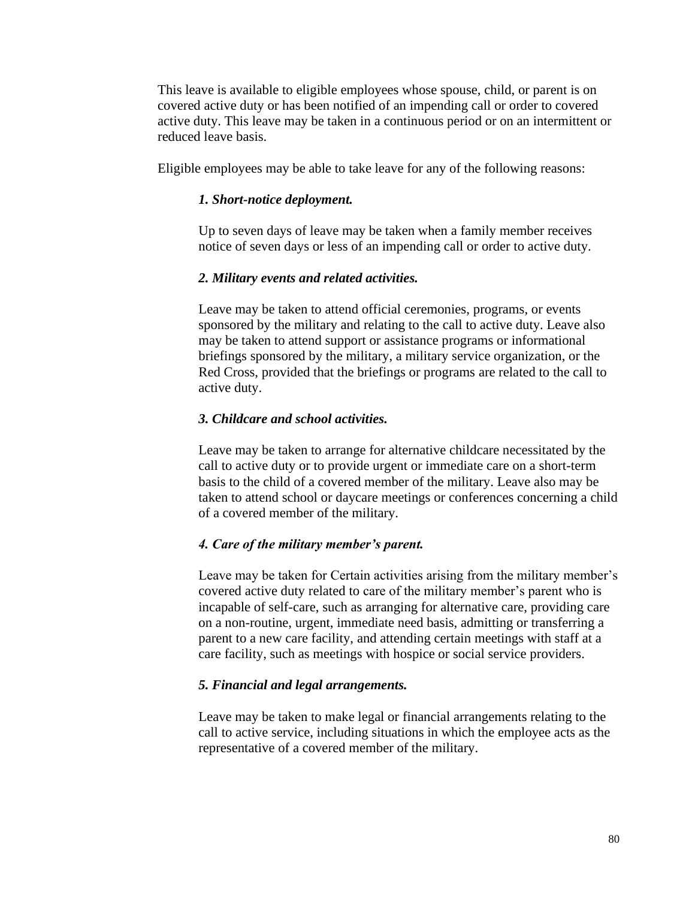This leave is available to eligible employees whose spouse, child, or parent is on covered active duty or has been notified of an impending call or order to covered active duty. This leave may be taken in a continuous period or on an intermittent or reduced leave basis.

Eligible employees may be able to take leave for any of the following reasons:

***1. Short-notice deployment.***

Up to seven days of leave may be taken when a family member receives notice of seven days or less of an impending call or order to active duty.

***2. Military events and related activities.***

Leave may be taken to attend official ceremonies, programs, or events sponsored by the military and relating to the call to active duty. Leave also may be taken to attend support or assistance programs or informational briefings sponsored by the military, a military service organization, or the Red Cross, provided that the briefings or programs are related to the call to active duty.

***3. Childcare and school activities.***

Leave may be taken to arrange for alternative childcare necessitated by the call to active duty or to provide urgent or immediate care on a short-term basis to the child of a covered member of the military. Leave also may be taken to attend school or daycare meetings or conferences concerning a child of a covered member of the military.

***4. Care of the military member's parent.***

Leave may be taken for Certain activities arising from the military member's covered active duty related to care of the military member's parent who is incapable of self-care, such as arranging for alternative care, providing care on a non-routine, urgent, immediate need basis, admitting or transferring a parent to a new care facility, and attending certain meetings with staff at a care facility, such as meetings with hospice or social service providers.

***5. Financial and legal arrangements.***

Leave may be taken to make legal or financial arrangements relating to the call to active service, including situations in which the employee acts as the representative of a covered member of the military.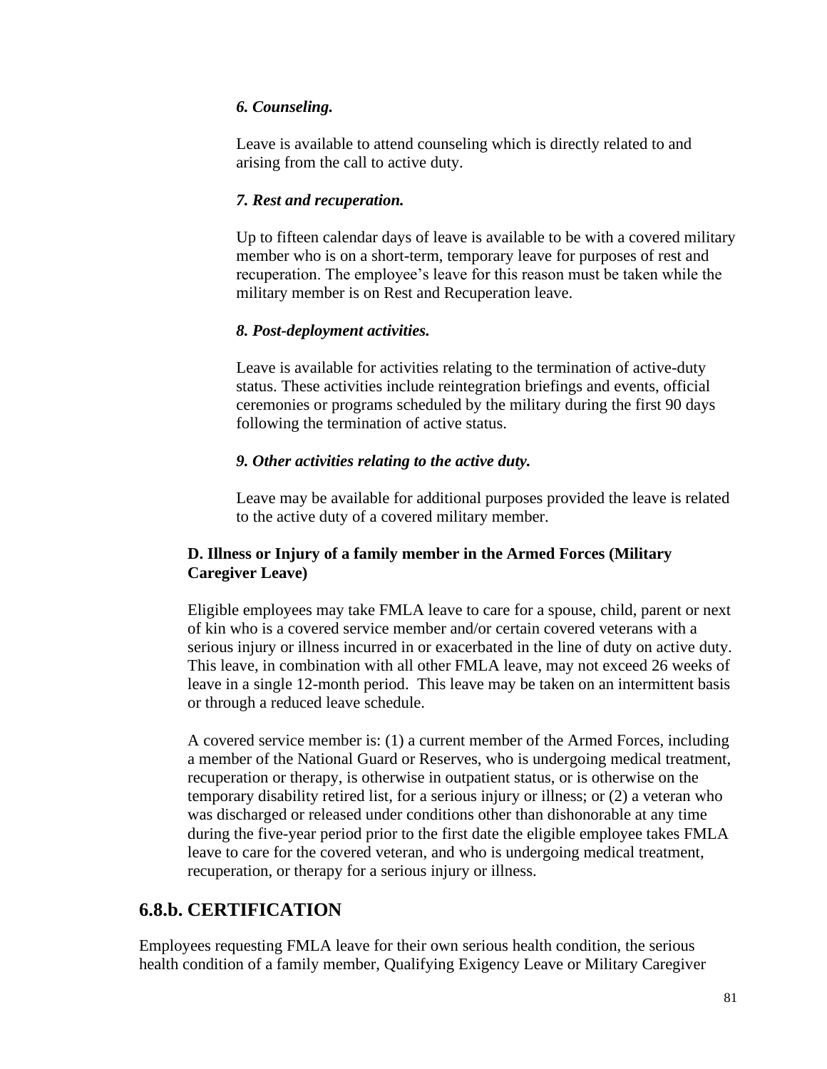*6. Counseling.*

Leave is available to attend counseling which is directly related to and arising from the call to active duty.

*7. Rest and recuperation.*

Up to fifteen calendar days of leave is available to be with a covered military member who is on a short-term, temporary leave for purposes of rest and recuperation. The employee's leave for this reason must be taken while the military member is on Rest and Recuperation leave.

*8. Post-deployment activities.*

Leave is available for activities relating to the termination of active-duty status. These activities include reintegration briefings and events, official ceremonies or programs scheduled by the military during the first 90 days following the termination of active status.

*9. Other activities relating to the active duty.*

Leave may be available for additional purposes provided the leave is related to the active duty of a covered military member.

**D. Illness or Injury of a family member in the Armed Forces (Military Caregiver Leave)**

Eligible employees may take FMLA leave to care for a spouse, child, parent or next of kin who is a covered service member and/or certain covered veterans with a serious injury or illness incurred in or exacerbated in the line of duty on active duty. This leave, in combination with all other FMLA leave, may not exceed 26 weeks of leave in a single 12-month period. This leave may be taken on an intermittent basis or through a reduced leave schedule.

A covered service member is: (1) a current member of the Armed Forces, including a member of the National Guard or Reserves, who is undergoing medical treatment, recuperation or therapy, is otherwise in outpatient status, or is otherwise on the temporary disability retired list, for a serious injury or illness; or (2) a veteran who was discharged or released under conditions other than dishonorable at any time during the five-year period prior to the first date the eligible employee takes FMLA leave to care for the covered veteran, and who is undergoing medical treatment, recuperation, or therapy for a serious injury or illness.

## 6.8.b. CERTIFICATION

Employees requesting FMLA leave for their own serious health condition, the serious health condition of a family member, Qualifying Exigency Leave or Military Caregiver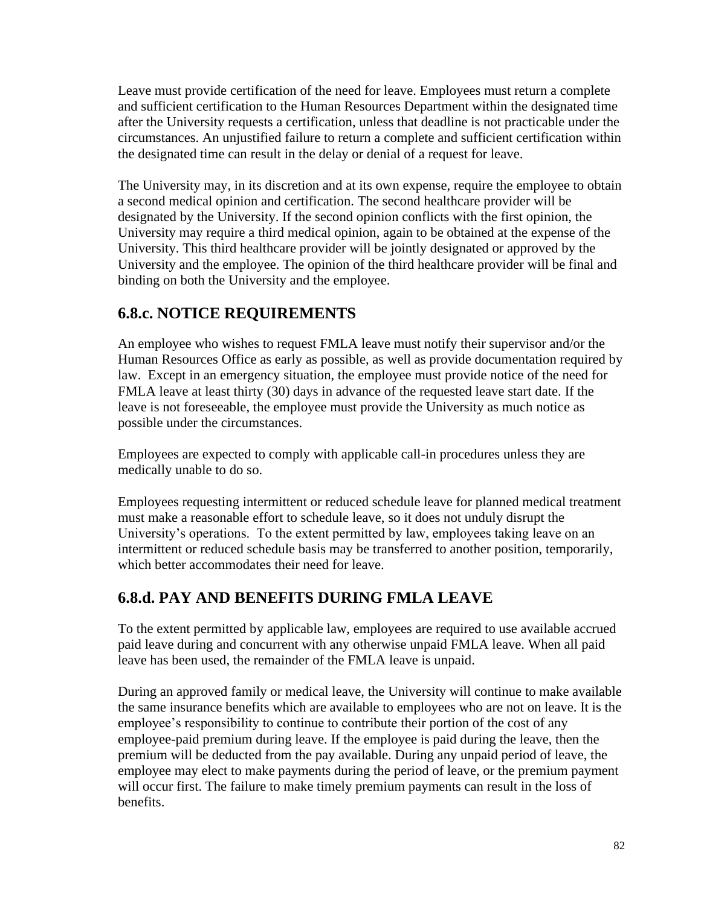Leave must provide certification of the need for leave. Employees must return a complete and sufficient certification to the Human Resources Department within the designated time after the University requests a certification, unless that deadline is not practicable under the circumstances. An unjustified failure to return a complete and sufficient certification within the designated time can result in the delay or denial of a request for leave.

The University may, in its discretion and at its own expense, require the employee to obtain a second medical opinion and certification. The second healthcare provider will be designated by the University. If the second opinion conflicts with the first opinion, the University may require a third medical opinion, again to be obtained at the expense of the University. This third healthcare provider will be jointly designated or approved by the University and the employee. The opinion of the third healthcare provider will be final and binding on both the University and the employee.

## 6.8.c. NOTICE REQUIREMENTS

An employee who wishes to request FMLA leave must notify their supervisor and/or the Human Resources Office as early as possible, as well as provide documentation required by law. Except in an emergency situation, the employee must provide notice of the need for FMLA leave at least thirty (30) days in advance of the requested leave start date. If the leave is not foreseeable, the employee must provide the University as much notice as possible under the circumstances.

Employees are expected to comply with applicable call-in procedures unless they are medically unable to do so.

Employees requesting intermittent or reduced schedule leave for planned medical treatment must make a reasonable effort to schedule leave, so it does not unduly disrupt the University's operations. To the extent permitted by law, employees taking leave on an intermittent or reduced schedule basis may be transferred to another position, temporarily, which better accommodates their need for leave.

## 6.8.d. PAY AND BENEFITS DURING FMLA LEAVE

To the extent permitted by applicable law, employees are required to use available accrued paid leave during and concurrent with any otherwise unpaid FMLA leave. When all paid leave has been used, the remainder of the FMLA leave is unpaid.

During an approved family or medical leave, the University will continue to make available the same insurance benefits which are available to employees who are not on leave. It is the employee's responsibility to continue to contribute their portion of the cost of any employee-paid premium during leave. If the employee is paid during the leave, then the premium will be deducted from the pay available. During any unpaid period of leave, the employee may elect to make payments during the period of leave, or the premium payment will occur first. The failure to make timely premium payments can result in the loss of benefits.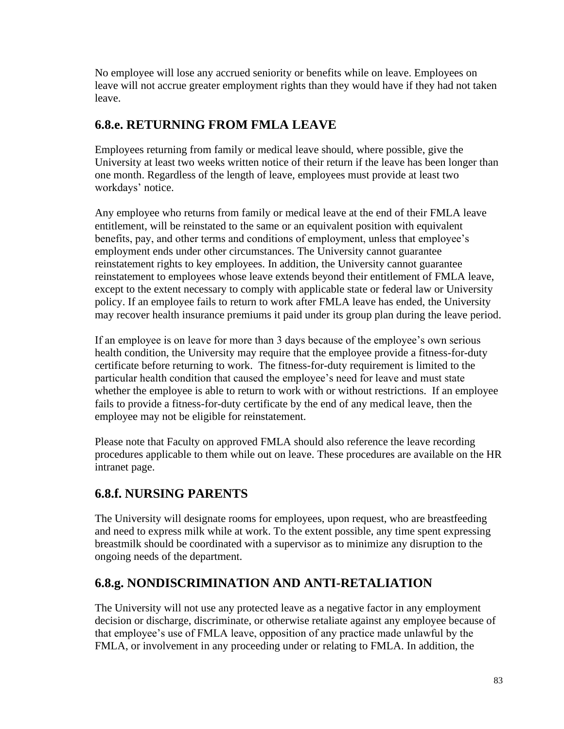No employee will lose any accrued seniority or benefits while on leave. Employees on leave will not accrue greater employment rights than they would have if they had not taken leave.

## 6.8.e. RETURNING FROM FMLA LEAVE

Employees returning from family or medical leave should, where possible, give the University at least two weeks written notice of their return if the leave has been longer than one month. Regardless of the length of leave, employees must provide at least two workdays' notice.

Any employee who returns from family or medical leave at the end of their FMLA leave entitlement, will be reinstated to the same or an equivalent position with equivalent benefits, pay, and other terms and conditions of employment, unless that employee's employment ends under other circumstances. The University cannot guarantee reinstatement rights to key employees. In addition, the University cannot guarantee reinstatement to employees whose leave extends beyond their entitlement of FMLA leave, except to the extent necessary to comply with applicable state or federal law or University policy. If an employee fails to return to work after FMLA leave has ended, the University may recover health insurance premiums it paid under its group plan during the leave period.

If an employee is on leave for more than 3 days because of the employee's own serious health condition, the University may require that the employee provide a fitness-for-duty certificate before returning to work. The fitness-for-duty requirement is limited to the particular health condition that caused the employee's need for leave and must state whether the employee is able to return to work with or without restrictions. If an employee fails to provide a fitness-for-duty certificate by the end of any medical leave, then the employee may not be eligible for reinstatement.

Please note that Faculty on approved FMLA should also reference the leave recording procedures applicable to them while out on leave. These procedures are available on the HR intranet page.

## 6.8.f. NURSING PARENTS

The University will designate rooms for employees, upon request, who are breastfeeding and need to express milk while at work. To the extent possible, any time spent expressing breastmilk should be coordinated with a supervisor as to minimize any disruption to the ongoing needs of the department.

## 6.8.g. NONDISCRIMINATION AND ANTI-RETALIATION

The University will not use any protected leave as a negative factor in any employment decision or discharge, discriminate, or otherwise retaliate against any employee because of that employee's use of FMLA leave, opposition of any practice made unlawful by the FMLA, or involvement in any proceeding under or relating to FMLA. In addition, the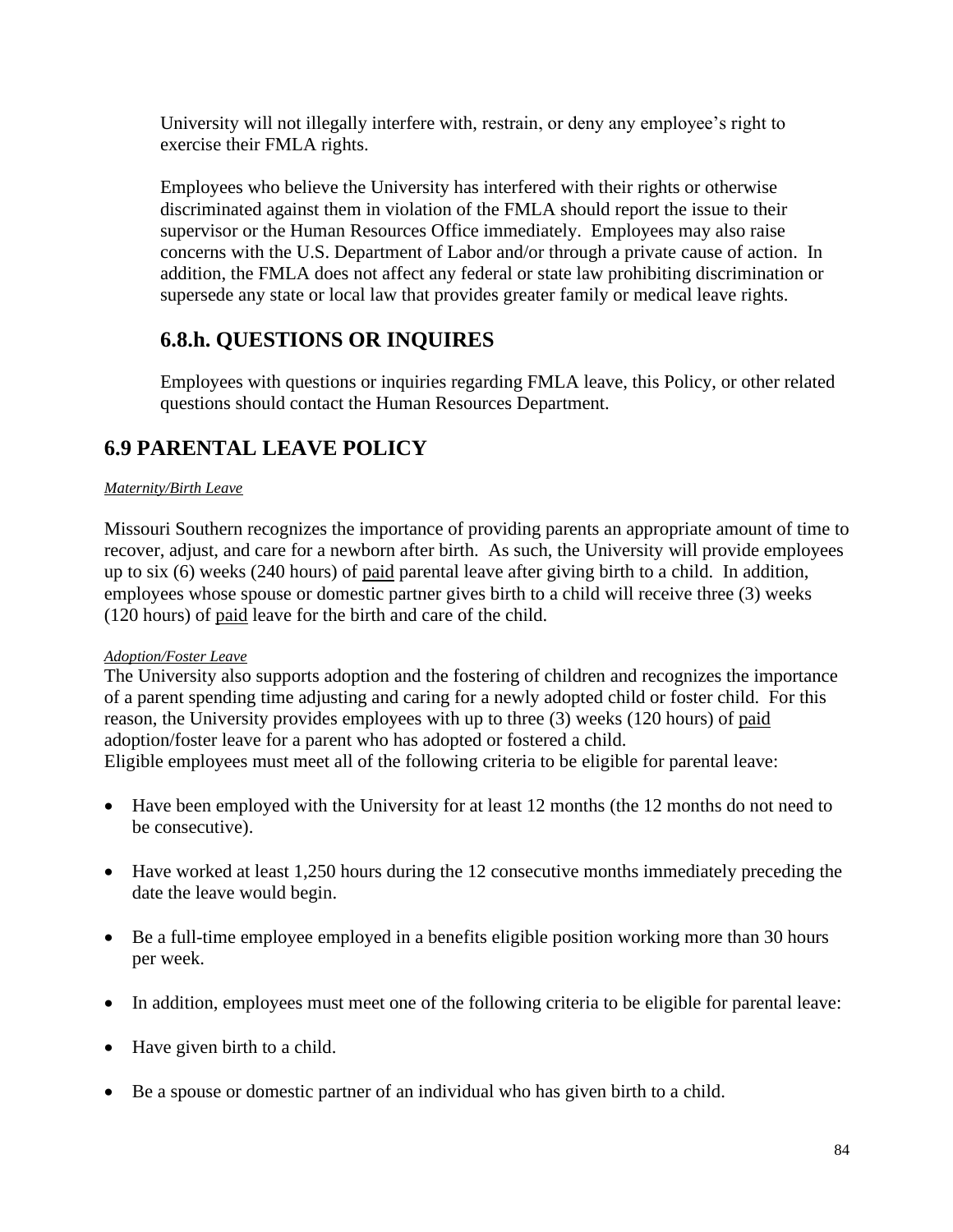University will not illegally interfere with, restrain, or deny any employee's right to exercise their FMLA rights.

Employees who believe the University has interfered with their rights or otherwise discriminated against them in violation of the FMLA should report the issue to their supervisor or the Human Resources Office immediately. Employees may also raise concerns with the U.S. Department of Labor and/or through a private cause of action. In addition, the FMLA does not affect any federal or state law prohibiting discrimination or supersede any state or local law that provides greater family or medical leave rights.

### 6.8.h. QUESTIONS OR INQUIRES

Employees with questions or inquiries regarding FMLA leave, this Policy, or other related questions should contact the Human Resources Department.

## 6.9 PARENTAL LEAVE POLICY

*Maternity/Birth Leave*

Missouri Southern recognizes the importance of providing parents an appropriate amount of time to recover, adjust, and care for a newborn after birth. As such, the University will provide employees up to six (6) weeks (240 hours) of paid parental leave after giving birth to a child. In addition, employees whose spouse or domestic partner gives birth to a child will receive three (3) weeks (120 hours) of paid leave for the birth and care of the child.

*Adoption/Foster Leave*

The University also supports adoption and the fostering of children and recognizes the importance of a parent spending time adjusting and caring for a newly adopted child or foster child. For this reason, the University provides employees with up to three (3) weeks (120 hours) of paid adoption/foster leave for a parent who has adopted or fostered a child.
Eligible employees must meet all of the following criteria to be eligible for parental leave:

- Have been employed with the University for at least 12 months (the 12 months do not need to be consecutive).
- Have worked at least 1,250 hours during the 12 consecutive months immediately preceding the date the leave would begin.
- Be a full-time employee employed in a benefits eligible position working more than 30 hours per week.
- In addition, employees must meet one of the following criteria to be eligible for parental leave:
- Have given birth to a child.
- Be a spouse or domestic partner of an individual who has given birth to a child.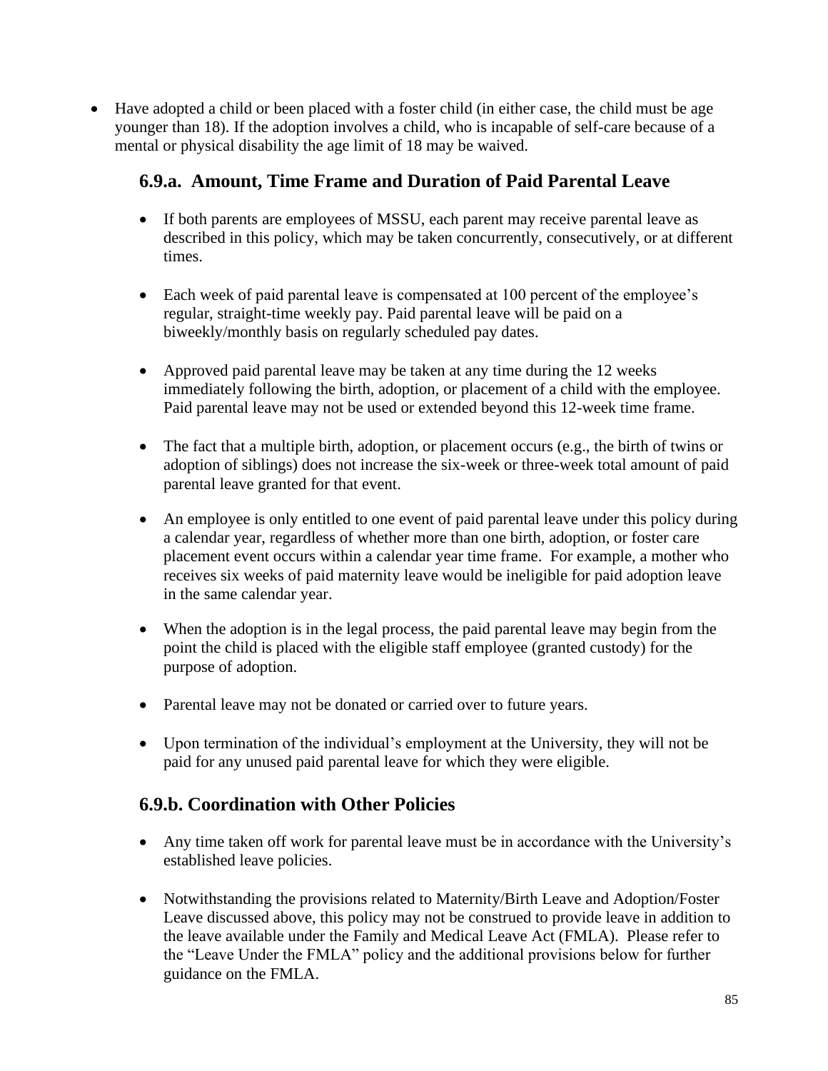- Have adopted a child or been placed with a foster child (in either case, the child must be age younger than 18). If the adoption involves a child, who is incapable of self-care because of a mental or physical disability the age limit of 18 may be waived.

### 6.9.a. Amount, Time Frame and Duration of Paid Parental Leave

- If both parents are employees of MSSU, each parent may receive parental leave as described in this policy, which may be taken concurrently, consecutively, or at different times.

- Each week of paid parental leave is compensated at 100 percent of the employee's regular, straight-time weekly pay. Paid parental leave will be paid on a biweekly/monthly basis on regularly scheduled pay dates.

- Approved paid parental leave may be taken at any time during the 12 weeks immediately following the birth, adoption, or placement of a child with the employee. Paid parental leave may not be used or extended beyond this 12-week time frame.

- The fact that a multiple birth, adoption, or placement occurs (e.g., the birth of twins or adoption of siblings) does not increase the six-week or three-week total amount of paid parental leave granted for that event.

- An employee is only entitled to one event of paid parental leave under this policy during a calendar year, regardless of whether more than one birth, adoption, or foster care placement event occurs within a calendar year time frame. For example, a mother who receives six weeks of paid maternity leave would be ineligible for paid adoption leave in the same calendar year.

- When the adoption is in the legal process, the paid parental leave may begin from the point the child is placed with the eligible staff employee (granted custody) for the purpose of adoption.

- Parental leave may not be donated or carried over to future years.

- Upon termination of the individual's employment at the University, they will not be paid for any unused paid parental leave for which they were eligible.

### 6.9.b. Coordination with Other Policies

- Any time taken off work for parental leave must be in accordance with the University's established leave policies.

- Notwithstanding the provisions related to Maternity/Birth Leave and Adoption/Foster Leave discussed above, this policy may not be construed to provide leave in addition to the leave available under the Family and Medical Leave Act (FMLA). Please refer to the "Leave Under the FMLA" policy and the additional provisions below for further guidance on the FMLA.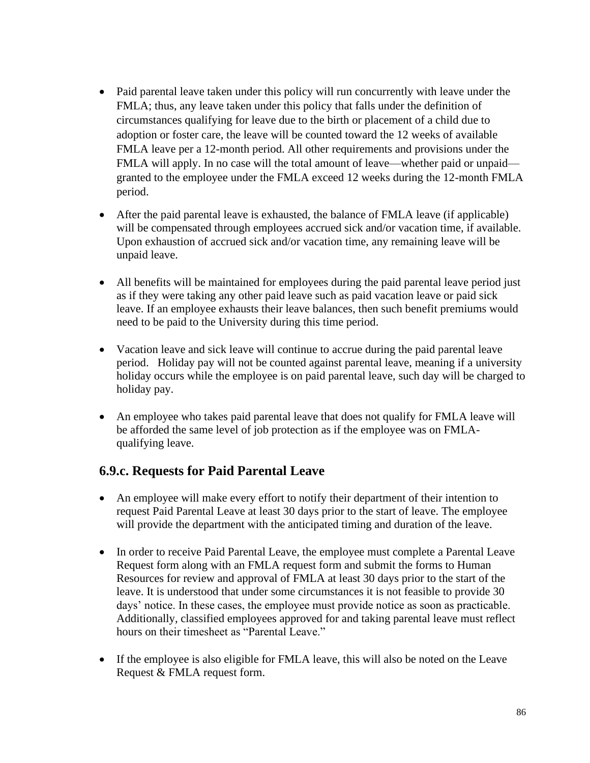- Paid parental leave taken under this policy will run concurrently with leave under the FMLA; thus, any leave taken under this policy that falls under the definition of circumstances qualifying for leave due to the birth or placement of a child due to adoption or foster care, the leave will be counted toward the 12 weeks of available FMLA leave per a 12-month period. All other requirements and provisions under the FMLA will apply. In no case will the total amount of leave—whether paid or unpaid—granted to the employee under the FMLA exceed 12 weeks during the 12-month FMLA period.

- After the paid parental leave is exhausted, the balance of FMLA leave (if applicable) will be compensated through employees accrued sick and/or vacation time, if available. Upon exhaustion of accrued sick and/or vacation time, any remaining leave will be unpaid leave.

- All benefits will be maintained for employees during the paid parental leave period just as if they were taking any other paid leave such as paid vacation leave or paid sick leave. If an employee exhausts their leave balances, then such benefit premiums would need to be paid to the University during this time period.

- Vacation leave and sick leave will continue to accrue during the paid parental leave period. Holiday pay will not be counted against parental leave, meaning if a university holiday occurs while the employee is on paid parental leave, such day will be charged to holiday pay.

- An employee who takes paid parental leave that does not qualify for FMLA leave will be afforded the same level of job protection as if the employee was on FMLA-qualifying leave.

## 6.9.c. Requests for Paid Parental Leave

- An employee will make every effort to notify their department of their intention to request Paid Parental Leave at least 30 days prior to the start of leave. The employee will provide the department with the anticipated timing and duration of the leave.

- In order to receive Paid Parental Leave, the employee must complete a Parental Leave Request form along with an FMLA request form and submit the forms to Human Resources for review and approval of FMLA at least 30 days prior to the start of the leave. It is understood that under some circumstances it is not feasible to provide 30 days' notice. In these cases, the employee must provide notice as soon as practicable. Additionally, classified employees approved for and taking parental leave must reflect hours on their timesheet as "Parental Leave."

- If the employee is also eligible for FMLA leave, this will also be noted on the Leave Request & FMLA request form.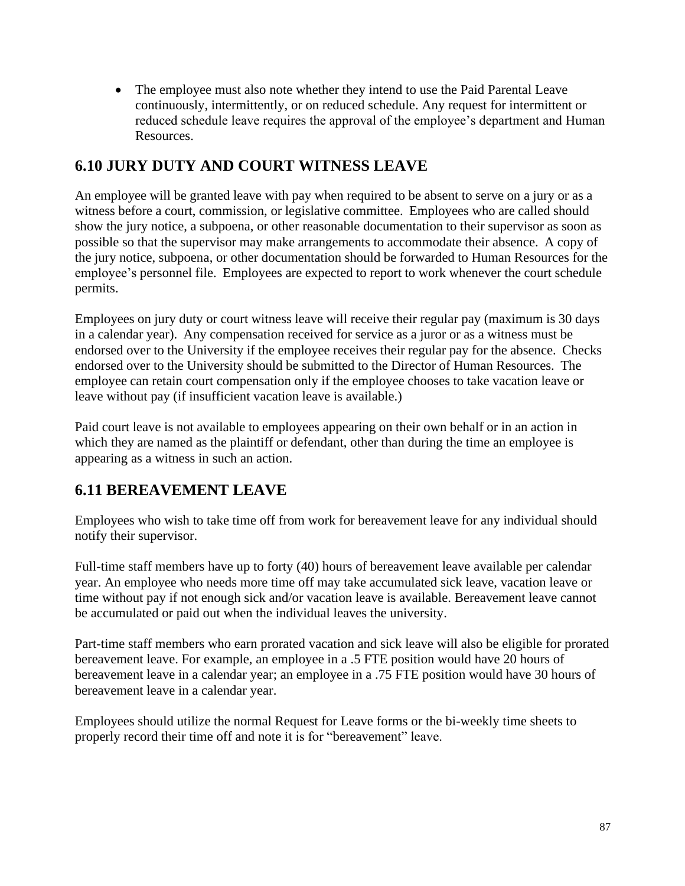- The employee must also note whether they intend to use the Paid Parental Leave continuously, intermittently, or on reduced schedule. Any request for intermittent or reduced schedule leave requires the approval of the employee's department and Human Resources.

## 6.10 JURY DUTY AND COURT WITNESS LEAVE

An employee will be granted leave with pay when required to be absent to serve on a jury or as a witness before a court, commission, or legislative committee. Employees who are called should show the jury notice, a subpoena, or other reasonable documentation to their supervisor as soon as possible so that the supervisor may make arrangements to accommodate their absence. A copy of the jury notice, subpoena, or other documentation should be forwarded to Human Resources for the employee's personnel file. Employees are expected to report to work whenever the court schedule permits.

Employees on jury duty or court witness leave will receive their regular pay (maximum is 30 days in a calendar year). Any compensation received for service as a juror or as a witness must be endorsed over to the University if the employee receives their regular pay for the absence. Checks endorsed over to the University should be submitted to the Director of Human Resources. The employee can retain court compensation only if the employee chooses to take vacation leave or leave without pay (if insufficient vacation leave is available.)

Paid court leave is not available to employees appearing on their own behalf or in an action in which they are named as the plaintiff or defendant, other than during the time an employee is appearing as a witness in such an action.

## 6.11 BEREAVEMENT LEAVE

Employees who wish to take time off from work for bereavement leave for any individual should notify their supervisor.

Full-time staff members have up to forty (40) hours of bereavement leave available per calendar year. An employee who needs more time off may take accumulated sick leave, vacation leave or time without pay if not enough sick and/or vacation leave is available. Bereavement leave cannot be accumulated or paid out when the individual leaves the university.

Part-time staff members who earn prorated vacation and sick leave will also be eligible for prorated bereavement leave. For example, an employee in a .5 FTE position would have 20 hours of bereavement leave in a calendar year; an employee in a .75 FTE position would have 30 hours of bereavement leave in a calendar year.

Employees should utilize the normal Request for Leave forms or the bi-weekly time sheets to properly record their time off and note it is for "bereavement" leave.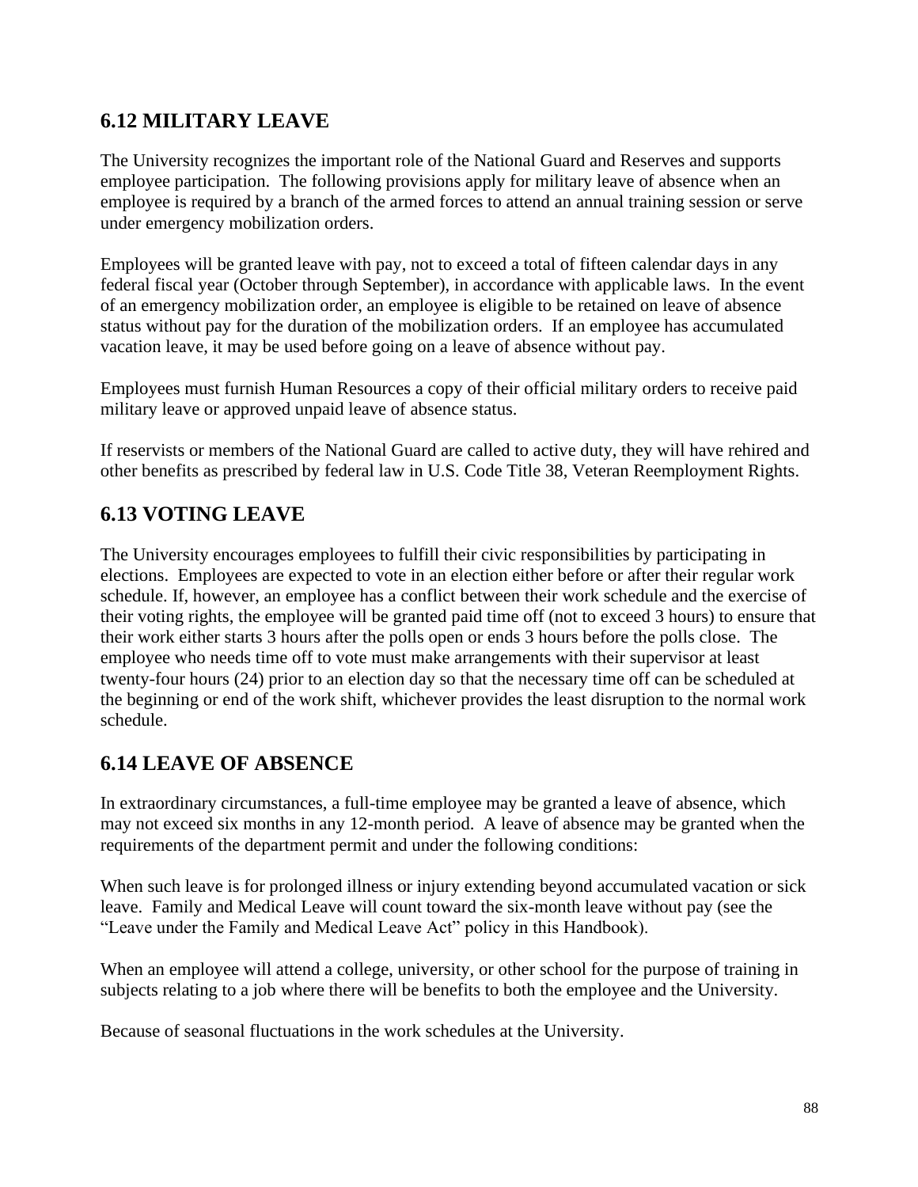## 6.12 MILITARY LEAVE

The University recognizes the important role of the National Guard and Reserves and supports employee participation. The following provisions apply for military leave of absence when an employee is required by a branch of the armed forces to attend an annual training session or serve under emergency mobilization orders.

Employees will be granted leave with pay, not to exceed a total of fifteen calendar days in any federal fiscal year (October through September), in accordance with applicable laws. In the event of an emergency mobilization order, an employee is eligible to be retained on leave of absence status without pay for the duration of the mobilization orders. If an employee has accumulated vacation leave, it may be used before going on a leave of absence without pay.

Employees must furnish Human Resources a copy of their official military orders to receive paid military leave or approved unpaid leave of absence status.

If reservists or members of the National Guard are called to active duty, they will have rehired and other benefits as prescribed by federal law in U.S. Code Title 38, Veteran Reemployment Rights.

## 6.13 VOTING LEAVE

The University encourages employees to fulfill their civic responsibilities by participating in elections. Employees are expected to vote in an election either before or after their regular work schedule. If, however, an employee has a conflict between their work schedule and the exercise of their voting rights, the employee will be granted paid time off (not to exceed 3 hours) to ensure that their work either starts 3 hours after the polls open or ends 3 hours before the polls close. The employee who needs time off to vote must make arrangements with their supervisor at least twenty-four hours (24) prior to an election day so that the necessary time off can be scheduled at the beginning or end of the work shift, whichever provides the least disruption to the normal work schedule.

## 6.14 LEAVE OF ABSENCE

In extraordinary circumstances, a full-time employee may be granted a leave of absence, which may not exceed six months in any 12-month period. A leave of absence may be granted when the requirements of the department permit and under the following conditions:

When such leave is for prolonged illness or injury extending beyond accumulated vacation or sick leave. Family and Medical Leave will count toward the six-month leave without pay (see the "Leave under the Family and Medical Leave Act" policy in this Handbook).

When an employee will attend a college, university, or other school for the purpose of training in subjects relating to a job where there will be benefits to both the employee and the University.

Because of seasonal fluctuations in the work schedules at the University.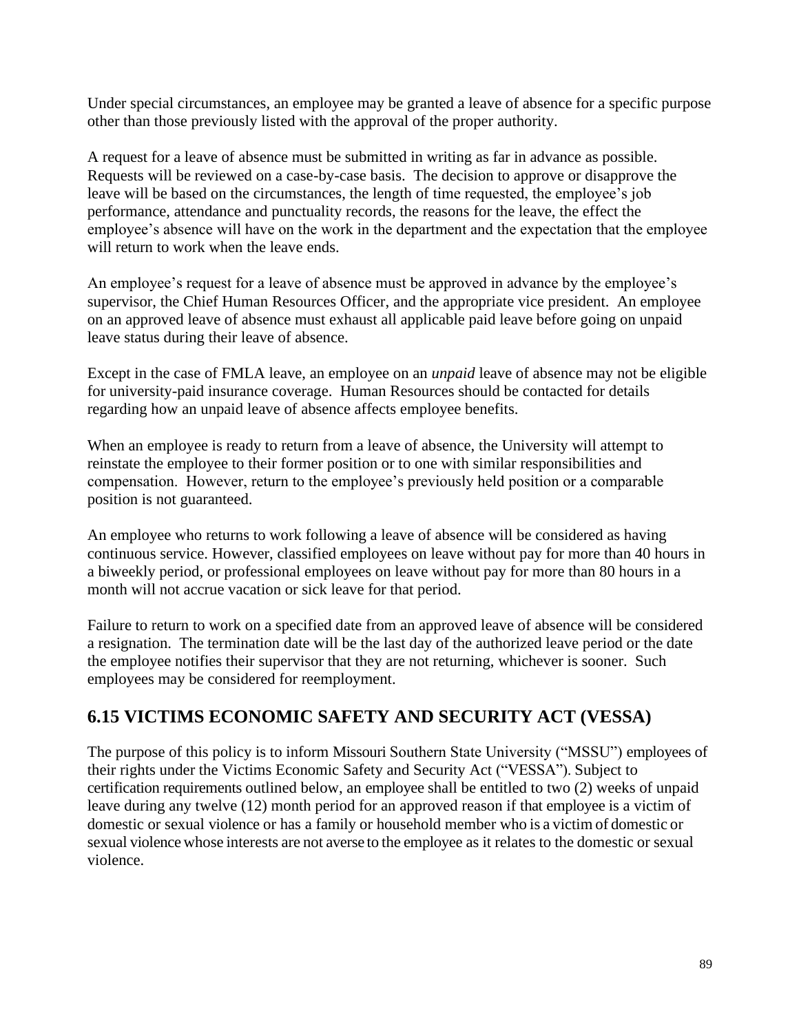Under special circumstances, an employee may be granted a leave of absence for a specific purpose other than those previously listed with the approval of the proper authority.

A request for a leave of absence must be submitted in writing as far in advance as possible. Requests will be reviewed on a case-by-case basis. The decision to approve or disapprove the leave will be based on the circumstances, the length of time requested, the employee's job performance, attendance and punctuality records, the reasons for the leave, the effect the employee's absence will have on the work in the department and the expectation that the employee will return to work when the leave ends.

An employee's request for a leave of absence must be approved in advance by the employee's supervisor, the Chief Human Resources Officer, and the appropriate vice president. An employee on an approved leave of absence must exhaust all applicable paid leave before going on unpaid leave status during their leave of absence.

Except in the case of FMLA leave, an employee on an *unpaid* leave of absence may not be eligible for university-paid insurance coverage. Human Resources should be contacted for details regarding how an unpaid leave of absence affects employee benefits.

When an employee is ready to return from a leave of absence, the University will attempt to reinstate the employee to their former position or to one with similar responsibilities and compensation. However, return to the employee's previously held position or a comparable position is not guaranteed.

An employee who returns to work following a leave of absence will be considered as having continuous service. However, classified employees on leave without pay for more than 40 hours in a biweekly period, or professional employees on leave without pay for more than 80 hours in a month will not accrue vacation or sick leave for that period.

Failure to return to work on a specified date from an approved leave of absence will be considered a resignation. The termination date will be the last day of the authorized leave period or the date the employee notifies their supervisor that they are not returning, whichever is sooner. Such employees may be considered for reemployment.

## 6.15 VICTIMS ECONOMIC SAFETY AND SECURITY ACT (VESSA)

The purpose of this policy is to inform Missouri Southern State University ("MSSU") employees of their rights under the Victims Economic Safety and Security Act ("VESSA"). Subject to certification requirements outlined below, an employee shall be entitled to two (2) weeks of unpaid leave during any twelve (12) month period for an approved reason if that employee is a victim of domestic or sexual violence or has a family or household member who is a victim of domestic or sexual violence whose interests are not averse to the employee as it relates to the domestic or sexual violence.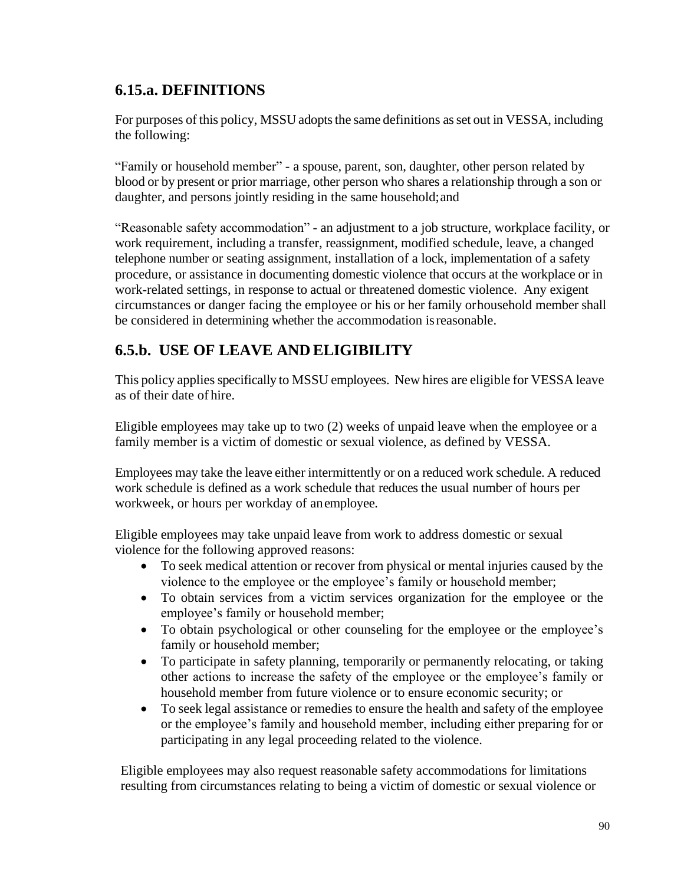## 6.15.a. DEFINITIONS

For purposes of this policy, MSSU adopts the same definitions as set out in VESSA, including the following:

"Family or household member" - a spouse, parent, son, daughter, other person related by blood or by present or prior marriage, other person who shares a relationship through a son or daughter, and persons jointly residing in the same household; and

"Reasonable safety accommodation" - an adjustment to a job structure, workplace facility, or work requirement, including a transfer, reassignment, modified schedule, leave, a changed telephone number or seating assignment, installation of a lock, implementation of a safety procedure, or assistance in documenting domestic violence that occurs at the workplace or in work-related settings, in response to actual or threatened domestic violence. Any exigent circumstances or danger facing the employee or his or her family or household member shall be considered in determining whether the accommodation is reasonable.

## 6.5.b. USE OF LEAVE AND ELIGIBILITY

This policy applies specifically to MSSU employees. New hires are eligible for VESSA leave as of their date of hire.

Eligible employees may take up to two (2) weeks of unpaid leave when the employee or a family member is a victim of domestic or sexual violence, as defined by VESSA.

Employees may take the leave either intermittently or on a reduced work schedule. A reduced work schedule is defined as a work schedule that reduces the usual number of hours per workweek, or hours per workday of an employee.

Eligible employees may take unpaid leave from work to address domestic or sexual violence for the following approved reasons:

- To seek medical attention or recover from physical or mental injuries caused by the violence to the employee or the employee's family or household member;
- To obtain services from a victim services organization for the employee or the employee's family or household member;
- To obtain psychological or other counseling for the employee or the employee's family or household member;
- To participate in safety planning, temporarily or permanently relocating, or taking other actions to increase the safety of the employee or the employee's family or household member from future violence or to ensure economic security; or
- To seek legal assistance or remedies to ensure the health and safety of the employee or the employee's family and household member, including either preparing for or participating in any legal proceeding related to the violence.

Eligible employees may also request reasonable safety accommodations for limitations resulting from circumstances relating to being a victim of domestic or sexual violence or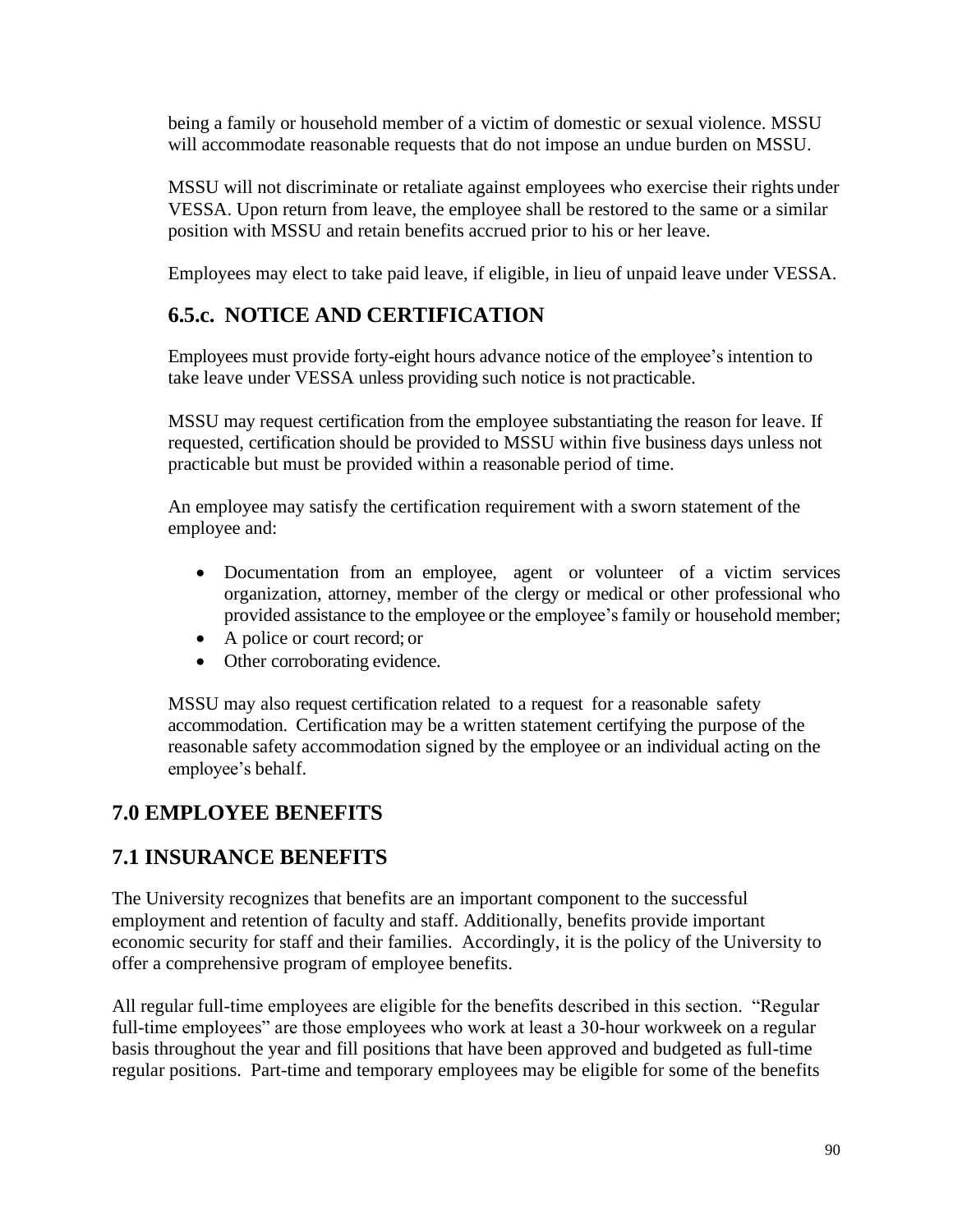being a family or household member of a victim of domestic or sexual violence. MSSU will accommodate reasonable requests that do not impose an undue burden on MSSU.

MSSU will not discriminate or retaliate against employees who exercise their rights under VESSA. Upon return from leave, the employee shall be restored to the same or a similar position with MSSU and retain benefits accrued prior to his or her leave.

Employees may elect to take paid leave, if eligible, in lieu of unpaid leave under VESSA.

### 6.5.c. NOTICE AND CERTIFICATION

Employees must provide forty-eight hours advance notice of the employee's intention to take leave under VESSA unless providing such notice is not practicable.

MSSU may request certification from the employee substantiating the reason for leave. If requested, certification should be provided to MSSU within five business days unless not practicable but must be provided within a reasonable period of time.

An employee may satisfy the certification requirement with a sworn statement of the employee and:

- Documentation from an employee, agent or volunteer of a victim services organization, attorney, member of the clergy or medical or other professional who provided assistance to the employee or the employee's family or household member;
- A police or court record; or
- Other corroborating evidence.

MSSU may also request certification related to a request for a reasonable safety accommodation. Certification may be a written statement certifying the purpose of the reasonable safety accommodation signed by the employee or an individual acting on the employee's behalf.

## 7.0 EMPLOYEE BENEFITS

## 7.1 INSURANCE BENEFITS

The University recognizes that benefits are an important component to the successful employment and retention of faculty and staff. Additionally, benefits provide important economic security for staff and their families. Accordingly, it is the policy of the University to offer a comprehensive program of employee benefits.

All regular full-time employees are eligible for the benefits described in this section. "Regular full-time employees" are those employees who work at least a 30-hour workweek on a regular basis throughout the year and fill positions that have been approved and budgeted as full-time regular positions. Part-time and temporary employees may be eligible for some of the benefits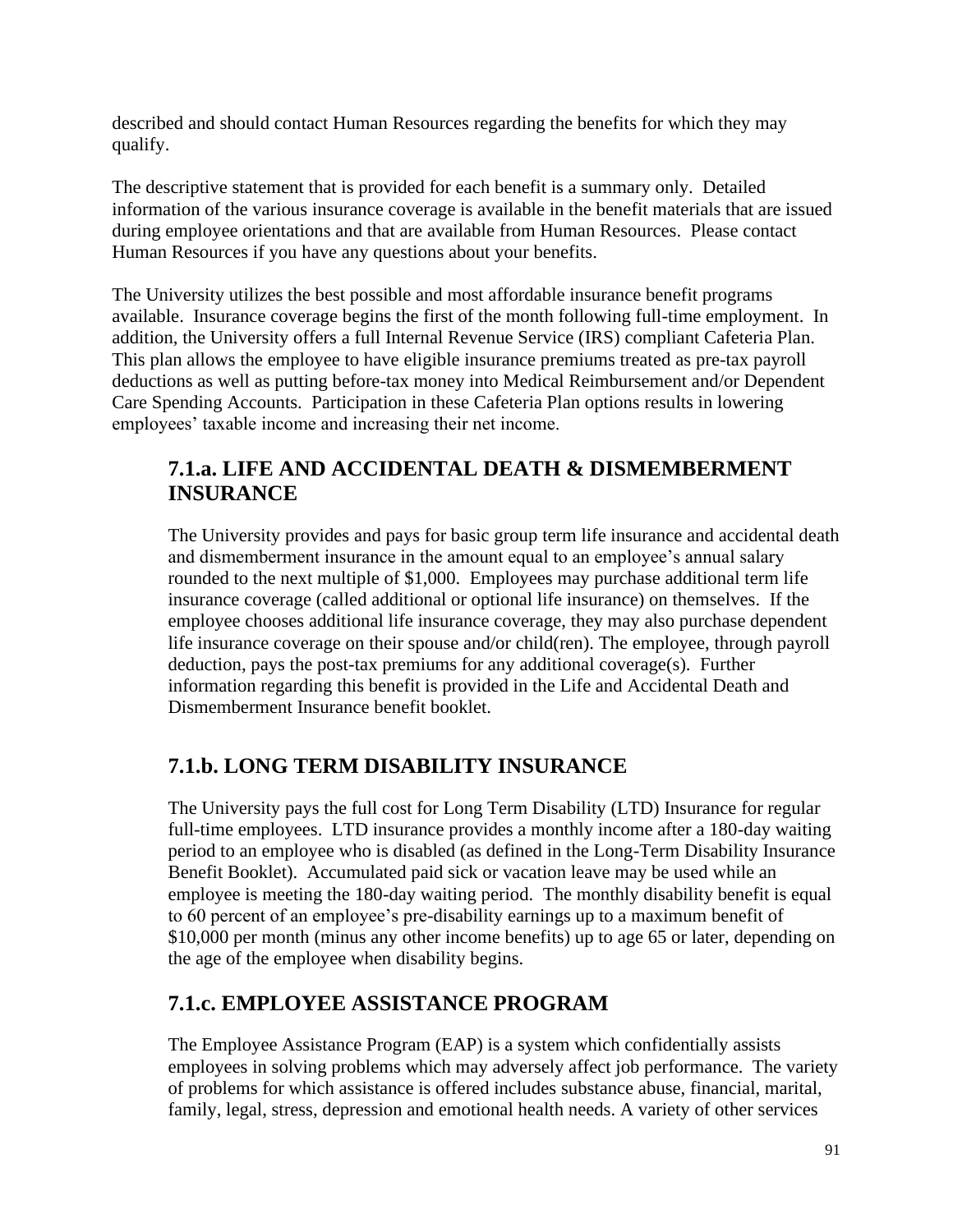described and should contact Human Resources regarding the benefits for which they may qualify.

The descriptive statement that is provided for each benefit is a summary only. Detailed information of the various insurance coverage is available in the benefit materials that are issued during employee orientations and that are available from Human Resources. Please contact Human Resources if you have any questions about your benefits.

The University utilizes the best possible and most affordable insurance benefit programs available. Insurance coverage begins the first of the month following full-time employment. In addition, the University offers a full Internal Revenue Service (IRS) compliant Cafeteria Plan. This plan allows the employee to have eligible insurance premiums treated as pre-tax payroll deductions as well as putting before-tax money into Medical Reimbursement and/or Dependent Care Spending Accounts. Participation in these Cafeteria Plan options results in lowering employees' taxable income and increasing their net income.

## 7.1.a. LIFE AND ACCIDENTAL DEATH & DISMEMBERMENT INSURANCE

The University provides and pays for basic group term life insurance and accidental death and dismemberment insurance in the amount equal to an employee's annual salary rounded to the next multiple of $1,000. Employees may purchase additional term life insurance coverage (called additional or optional life insurance) on themselves. If the employee chooses additional life insurance coverage, they may also purchase dependent life insurance coverage on their spouse and/or child(ren). The employee, through payroll deduction, pays the post-tax premiums for any additional coverage(s). Further information regarding this benefit is provided in the Life and Accidental Death and Dismemberment Insurance benefit booklet.

## 7.1.b. LONG TERM DISABILITY INSURANCE

The University pays the full cost for Long Term Disability (LTD) Insurance for regular full-time employees. LTD insurance provides a monthly income after a 180-day waiting period to an employee who is disabled (as defined in the Long-Term Disability Insurance Benefit Booklet). Accumulated paid sick or vacation leave may be used while an employee is meeting the 180-day waiting period. The monthly disability benefit is equal to 60 percent of an employee's pre-disability earnings up to a maximum benefit of $10,000 per month (minus any other income benefits) up to age 65 or later, depending on the age of the employee when disability begins.

## 7.1.c. EMPLOYEE ASSISTANCE PROGRAM

The Employee Assistance Program (EAP) is a system which confidentially assists employees in solving problems which may adversely affect job performance. The variety of problems for which assistance is offered includes substance abuse, financial, marital, family, legal, stress, depression and emotional health needs. A variety of other services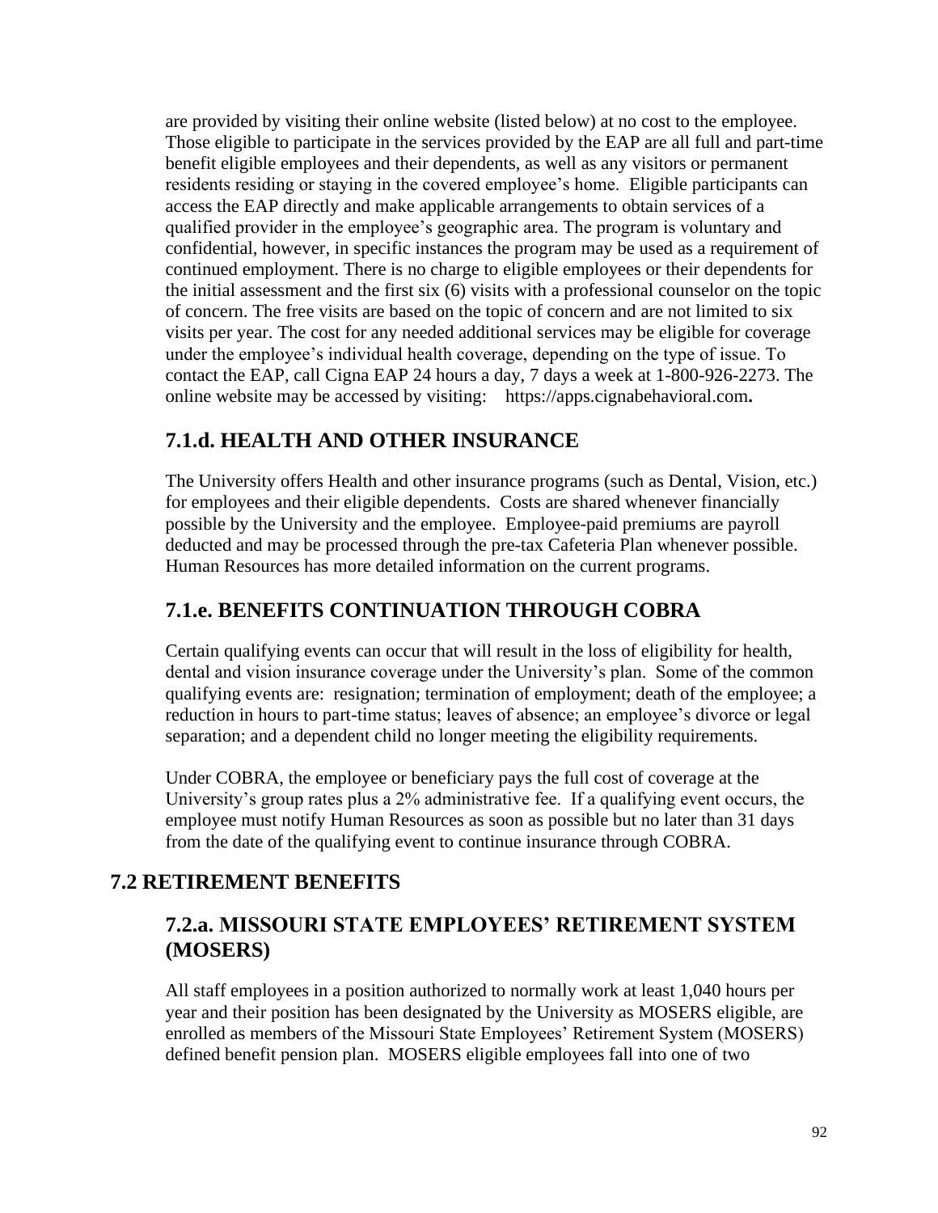are provided by visiting their online website (listed below) at no cost to the employee. Those eligible to participate in the services provided by the EAP are all full and part-time benefit eligible employees and their dependents, as well as any visitors or permanent residents residing or staying in the covered employee's home. Eligible participants can access the EAP directly and make applicable arrangements to obtain services of a qualified provider in the employee's geographic area. The program is voluntary and confidential, however, in specific instances the program may be used as a requirement of continued employment. There is no charge to eligible employees or their dependents for the initial assessment and the first six (6) visits with a professional counselor on the topic of concern. The free visits are based on the topic of concern and are not limited to six visits per year. The cost for any needed additional services may be eligible for coverage under the employee's individual health coverage, depending on the type of issue. To contact the EAP, call Cigna EAP 24 hours a day, 7 days a week at 1-800-926-2273. The online website may be accessed by visiting: https://apps.cignabehavioral.com**.**

### 7.1.d. HEALTH AND OTHER INSURANCE

The University offers Health and other insurance programs (such as Dental, Vision, etc.) for employees and their eligible dependents. Costs are shared whenever financially possible by the University and the employee. Employee-paid premiums are payroll deducted and may be processed through the pre-tax Cafeteria Plan whenever possible. Human Resources has more detailed information on the current programs.

### 7.1.e. BENEFITS CONTINUATION THROUGH COBRA

Certain qualifying events can occur that will result in the loss of eligibility for health, dental and vision insurance coverage under the University's plan. Some of the common qualifying events are: resignation; termination of employment; death of the employee; a reduction in hours to part-time status; leaves of absence; an employee's divorce or legal separation; and a dependent child no longer meeting the eligibility requirements.

Under COBRA, the employee or beneficiary pays the full cost of coverage at the University's group rates plus a 2% administrative fee. If a qualifying event occurs, the employee must notify Human Resources as soon as possible but no later than 31 days from the date of the qualifying event to continue insurance through COBRA.

## 7.2 RETIREMENT BENEFITS

### 7.2.a. MISSOURI STATE EMPLOYEES' RETIREMENT SYSTEM (MOSERS)

All staff employees in a position authorized to normally work at least 1,040 hours per year and their position has been designated by the University as MOSERS eligible, are enrolled as members of the Missouri State Employees' Retirement System (MOSERS) defined benefit pension plan. MOSERS eligible employees fall into one of two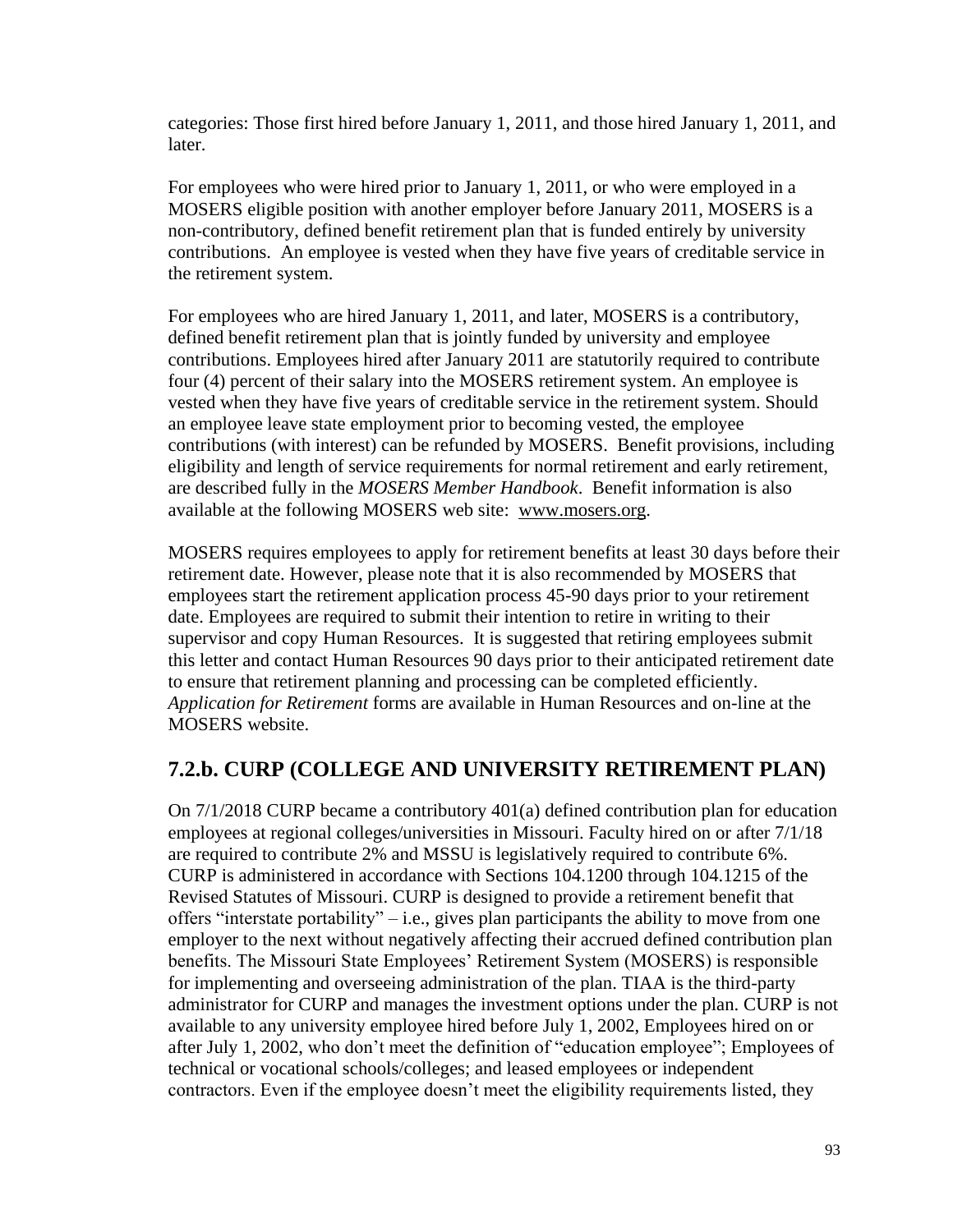categories: Those first hired before January 1, 2011, and those hired January 1, 2011, and later.

For employees who were hired prior to January 1, 2011, or who were employed in a MOSERS eligible position with another employer before January 2011, MOSERS is a non-contributory, defined benefit retirement plan that is funded entirely by university contributions. An employee is vested when they have five years of creditable service in the retirement system.

For employees who are hired January 1, 2011, and later, MOSERS is a contributory, defined benefit retirement plan that is jointly funded by university and employee contributions. Employees hired after January 2011 are statutorily required to contribute four (4) percent of their salary into the MOSERS retirement system. An employee is vested when they have five years of creditable service in the retirement system. Should an employee leave state employment prior to becoming vested, the employee contributions (with interest) can be refunded by MOSERS. Benefit provisions, including eligibility and length of service requirements for normal retirement and early retirement, are described fully in the *MOSERS Member Handbook*. Benefit information is also available at the following MOSERS web site: www.mosers.org.

MOSERS requires employees to apply for retirement benefits at least 30 days before their retirement date. However, please note that it is also recommended by MOSERS that employees start the retirement application process 45-90 days prior to your retirement date. Employees are required to submit their intention to retire in writing to their supervisor and copy Human Resources. It is suggested that retiring employees submit this letter and contact Human Resources 90 days prior to their anticipated retirement date to ensure that retirement planning and processing can be completed efficiently. *Application for Retirement* forms are available in Human Resources and on-line at the MOSERS website.

## 7.2.b. CURP (COLLEGE AND UNIVERSITY RETIREMENT PLAN)

On 7/1/2018 CURP became a contributory 401(a) defined contribution plan for education employees at regional colleges/universities in Missouri. Faculty hired on or after 7/1/18 are required to contribute 2% and MSSU is legislatively required to contribute 6%. CURP is administered in accordance with Sections 104.1200 through 104.1215 of the Revised Statutes of Missouri. CURP is designed to provide a retirement benefit that offers "interstate portability" – i.e., gives plan participants the ability to move from one employer to the next without negatively affecting their accrued defined contribution plan benefits. The Missouri State Employees' Retirement System (MOSERS) is responsible for implementing and overseeing administration of the plan. TIAA is the third-party administrator for CURP and manages the investment options under the plan. CURP is not available to any university employee hired before July 1, 2002, Employees hired on or after July 1, 2002, who don't meet the definition of "education employee"; Employees of technical or vocational schools/colleges; and leased employees or independent contractors. Even if the employee doesn't meet the eligibility requirements listed, they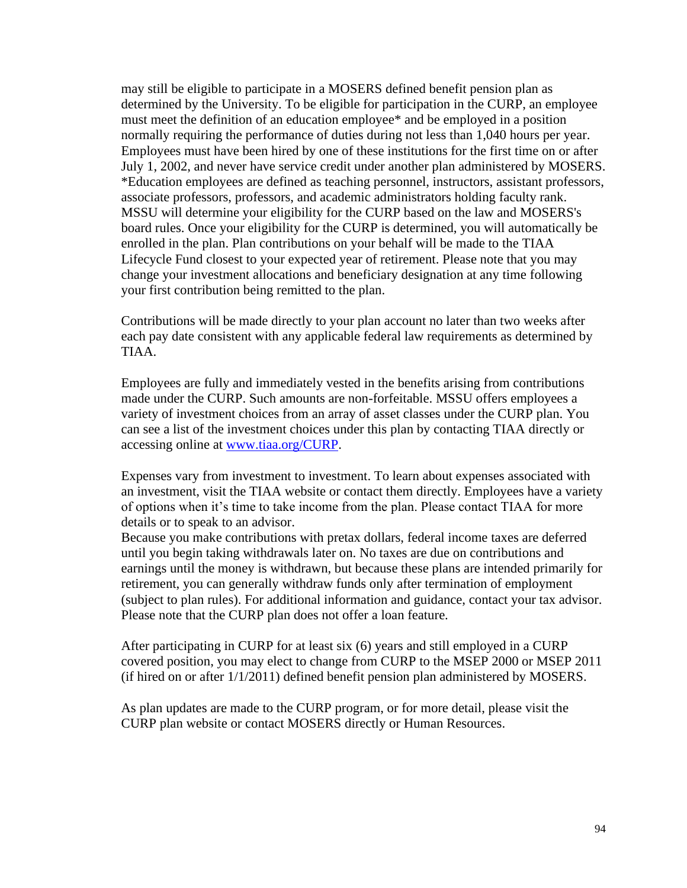may still be eligible to participate in a MOSERS defined benefit pension plan as determined by the University. To be eligible for participation in the CURP, an employee must meet the definition of an education employee* and be employed in a position normally requiring the performance of duties during not less than 1,040 hours per year. Employees must have been hired by one of these institutions for the first time on or after July 1, 2002, and never have service credit under another plan administered by MOSERS. *Education employees are defined as teaching personnel, instructors, assistant professors, associate professors, professors, and academic administrators holding faculty rank. MSSU will determine your eligibility for the CURP based on the law and MOSERS's board rules. Once your eligibility for the CURP is determined, you will automatically be enrolled in the plan. Plan contributions on your behalf will be made to the TIAA Lifecycle Fund closest to your expected year of retirement. Please note that you may change your investment allocations and beneficiary designation at any time following your first contribution being remitted to the plan.

Contributions will be made directly to your plan account no later than two weeks after each pay date consistent with any applicable federal law requirements as determined by TIAA.

Employees are fully and immediately vested in the benefits arising from contributions made under the CURP. Such amounts are non-forfeitable. MSSU offers employees a variety of investment choices from an array of asset classes under the CURP plan. You can see a list of the investment choices under this plan by contacting TIAA directly or accessing online at [www.tiaa.org/CURP](www.tiaa.org/CURP).

Expenses vary from investment to investment. To learn about expenses associated with an investment, visit the TIAA website or contact them directly. Employees have a variety of options when it's time to take income from the plan. Please contact TIAA for more details or to speak to an advisor.
Because you make contributions with pretax dollars, federal income taxes are deferred until you begin taking withdrawals later on. No taxes are due on contributions and earnings until the money is withdrawn, but because these plans are intended primarily for retirement, you can generally withdraw funds only after termination of employment (subject to plan rules). For additional information and guidance, contact your tax advisor. Please note that the CURP plan does not offer a loan feature.

After participating in CURP for at least six (6) years and still employed in a CURP covered position, you may elect to change from CURP to the MSEP 2000 or MSEP 2011 (if hired on or after 1/1/2011) defined benefit pension plan administered by MOSERS.

As plan updates are made to the CURP program, or for more detail, please visit the CURP plan website or contact MOSERS directly or Human Resources.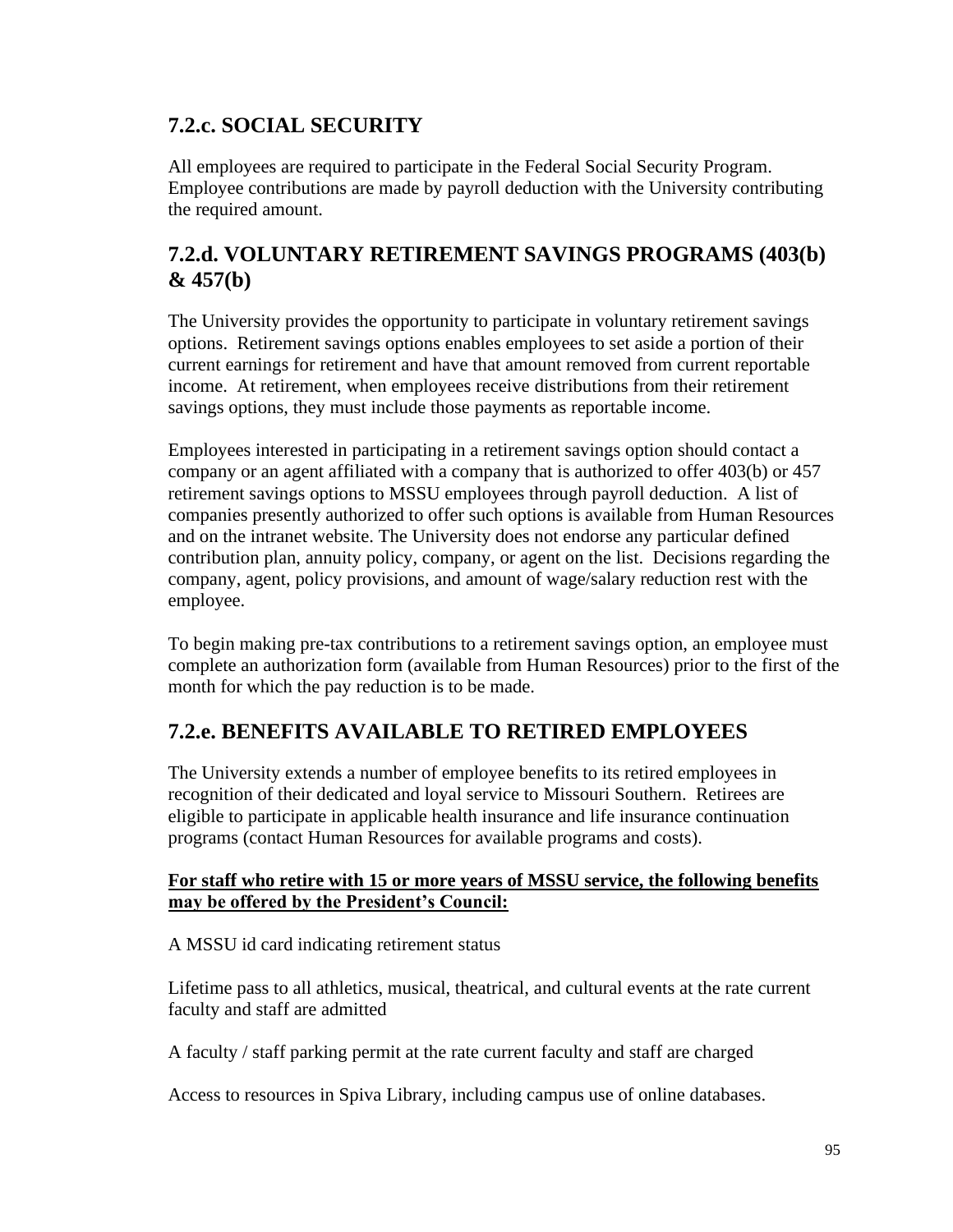## 7.2.c. SOCIAL SECURITY

All employees are required to participate in the Federal Social Security Program. Employee contributions are made by payroll deduction with the University contributing the required amount.

## 7.2.d. VOLUNTARY RETIREMENT SAVINGS PROGRAMS (403(b) & 457(b)

The University provides the opportunity to participate in voluntary retirement savings options. Retirement savings options enables employees to set aside a portion of their current earnings for retirement and have that amount removed from current reportable income. At retirement, when employees receive distributions from their retirement savings options, they must include those payments as reportable income.

Employees interested in participating in a retirement savings option should contact a company or an agent affiliated with a company that is authorized to offer 403(b) or 457 retirement savings options to MSSU employees through payroll deduction. A list of companies presently authorized to offer such options is available from Human Resources and on the intranet website. The University does not endorse any particular defined contribution plan, annuity policy, company, or agent on the list. Decisions regarding the company, agent, policy provisions, and amount of wage/salary reduction rest with the employee.

To begin making pre-tax contributions to a retirement savings option, an employee must complete an authorization form (available from Human Resources) prior to the first of the month for which the pay reduction is to be made.

## 7.2.e. BENEFITS AVAILABLE TO RETIRED EMPLOYEES

The University extends a number of employee benefits to its retired employees in recognition of their dedicated and loyal service to Missouri Southern. Retirees are eligible to participate in applicable health insurance and life insurance continuation programs (contact Human Resources for available programs and costs).

**For staff who retire with 15 or more years of MSSU service, the following benefits may be offered by the President's Council:**

A MSSU id card indicating retirement status

Lifetime pass to all athletics, musical, theatrical, and cultural events at the rate current faculty and staff are admitted

A faculty / staff parking permit at the rate current faculty and staff are charged

Access to resources in Spiva Library, including campus use of online databases.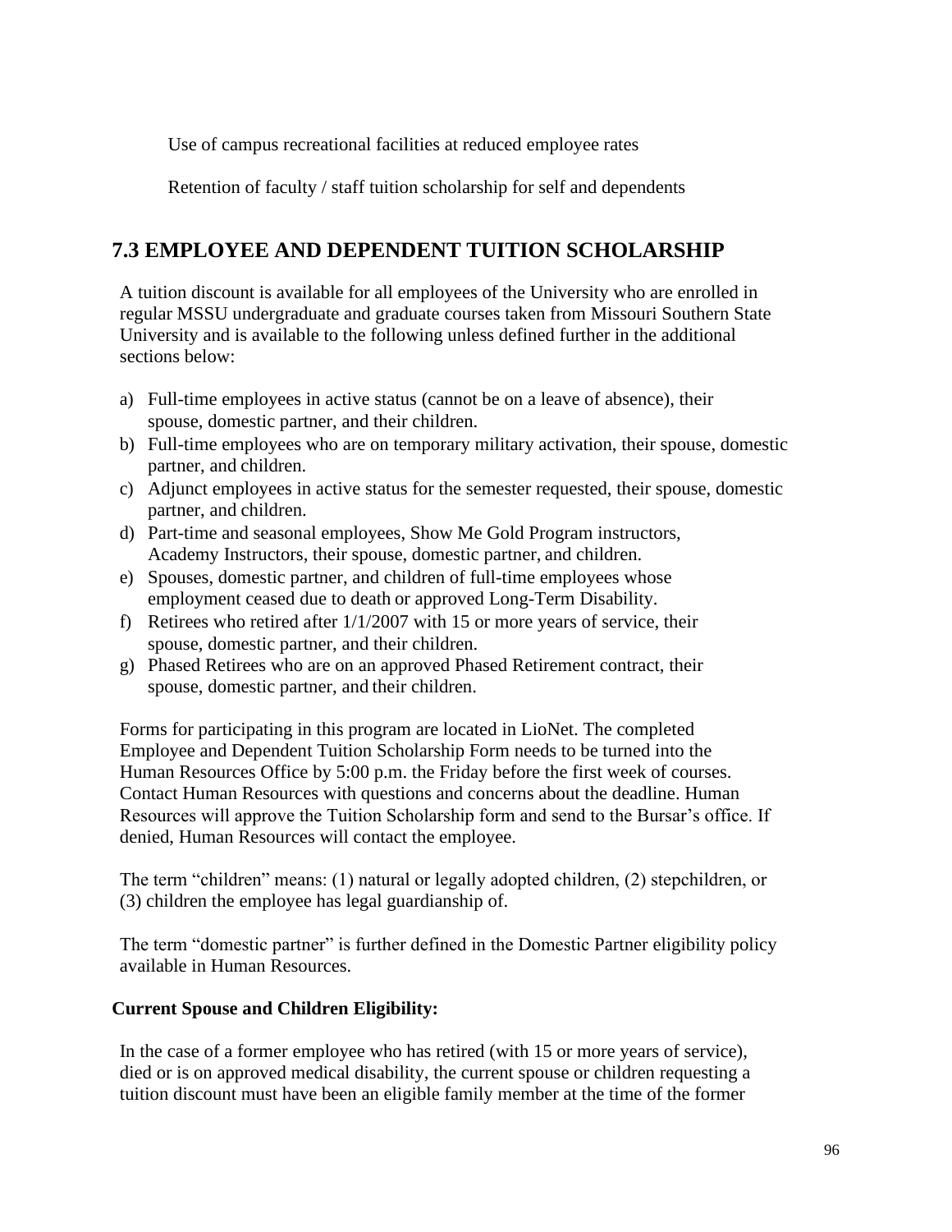Use of campus recreational facilities at reduced employee rates

Retention of faculty / staff tuition scholarship for self and dependents

## 7.3 EMPLOYEE AND DEPENDENT TUITION SCHOLARSHIP

A tuition discount is available for all employees of the University who are enrolled in regular MSSU undergraduate and graduate courses taken from Missouri Southern State University and is available to the following unless defined further in the additional sections below:

a) Full-time employees in active status (cannot be on a leave of absence), their spouse, domestic partner, and their children.
b) Full-time employees who are on temporary military activation, their spouse, domestic partner, and children.
c) Adjunct employees in active status for the semester requested, their spouse, domestic partner, and children.
d) Part-time and seasonal employees, Show Me Gold Program instructors, Academy Instructors, their spouse, domestic partner, and children.
e) Spouses, domestic partner, and children of full-time employees whose employment ceased due to death or approved Long-Term Disability.
f) Retirees who retired after 1/1/2007 with 15 or more years of service, their spouse, domestic partner, and their children.
g) Phased Retirees who are on an approved Phased Retirement contract, their spouse, domestic partner, and their children.

Forms for participating in this program are located in LioNet. The completed Employee and Dependent Tuition Scholarship Form needs to be turned into the Human Resources Office by 5:00 p.m. the Friday before the first week of courses. Contact Human Resources with questions and concerns about the deadline. Human Resources will approve the Tuition Scholarship form and send to the Bursar's office. If denied, Human Resources will contact the employee.

The term "children" means: (1) natural or legally adopted children, (2) stepchildren, or (3) children the employee has legal guardianship of.

The term "domestic partner" is further defined in the Domestic Partner eligibility policy available in Human Resources.

**Current Spouse and Children Eligibility:**

In the case of a former employee who has retired (with 15 or more years of service), died or is on approved medical disability, the current spouse or children requesting a tuition discount must have been an eligible family member at the time of the former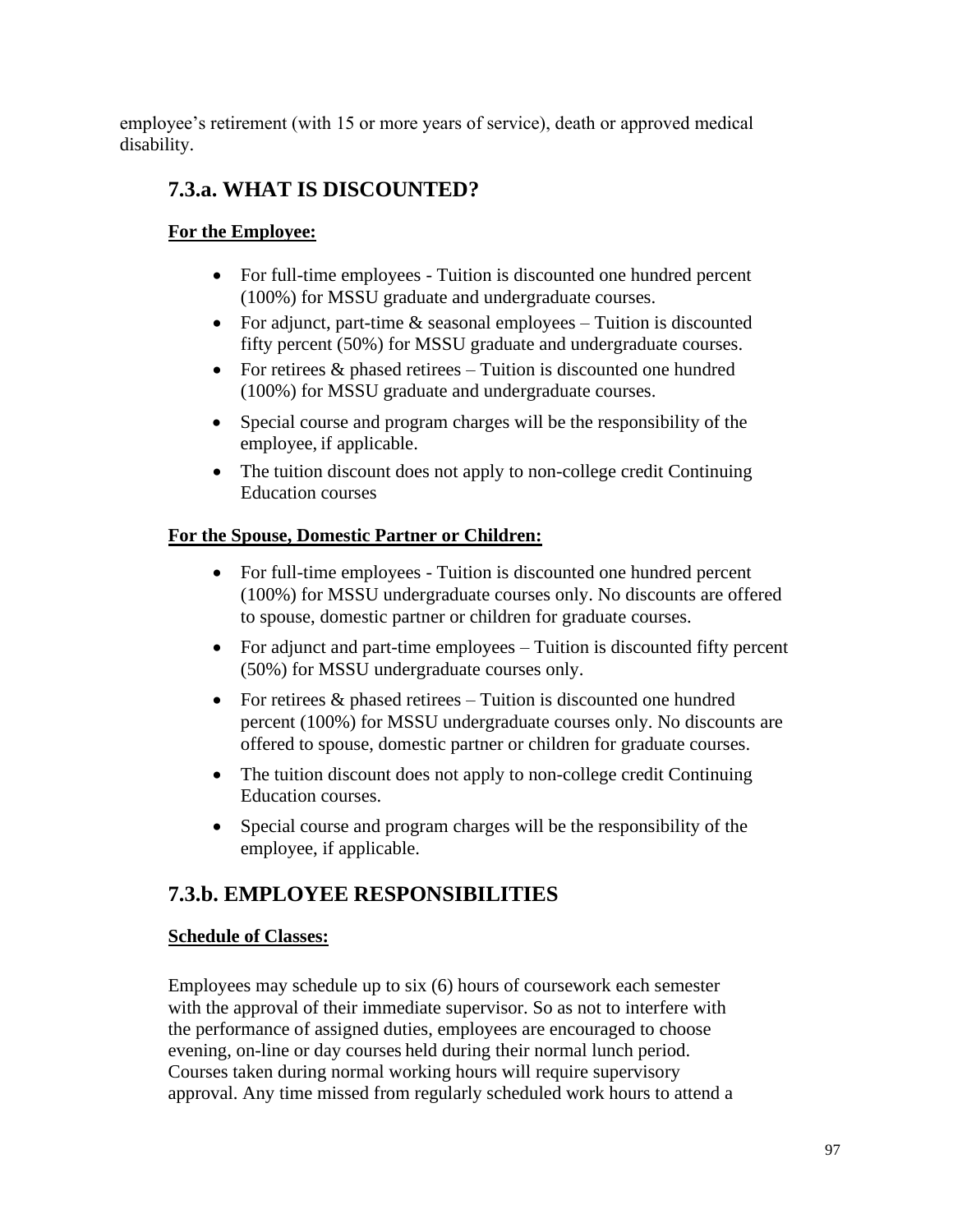employee's retirement (with 15 or more years of service), death or approved medical disability.

## 7.3.a. WHAT IS DISCOUNTED?

**For the Employee:**

- For full-time employees - Tuition is discounted one hundred percent (100%) for MSSU graduate and undergraduate courses.
- For adjunct, part-time & seasonal employees – Tuition is discounted fifty percent (50%) for MSSU graduate and undergraduate courses.
- For retirees & phased retirees – Tuition is discounted one hundred (100%) for MSSU graduate and undergraduate courses.
- Special course and program charges will be the responsibility of the employee, if applicable.
- The tuition discount does not apply to non-college credit Continuing Education courses

**For the Spouse, Domestic Partner or Children:**

- For full-time employees - Tuition is discounted one hundred percent (100%) for MSSU undergraduate courses only. No discounts are offered to spouse, domestic partner or children for graduate courses.
- For adjunct and part-time employees – Tuition is discounted fifty percent (50%) for MSSU undergraduate courses only.
- For retirees & phased retirees – Tuition is discounted one hundred percent (100%) for MSSU undergraduate courses only. No discounts are offered to spouse, domestic partner or children for graduate courses.
- The tuition discount does not apply to non-college credit Continuing Education courses.
- Special course and program charges will be the responsibility of the employee, if applicable.

## 7.3.b. EMPLOYEE RESPONSIBILITIES

**Schedule of Classes:**

Employees may schedule up to six (6) hours of coursework each semester with the approval of their immediate supervisor. So as not to interfere with the performance of assigned duties, employees are encouraged to choose evening, on-line or day courses held during their normal lunch period. Courses taken during normal working hours will require supervisory approval. Any time missed from regularly scheduled work hours to attend a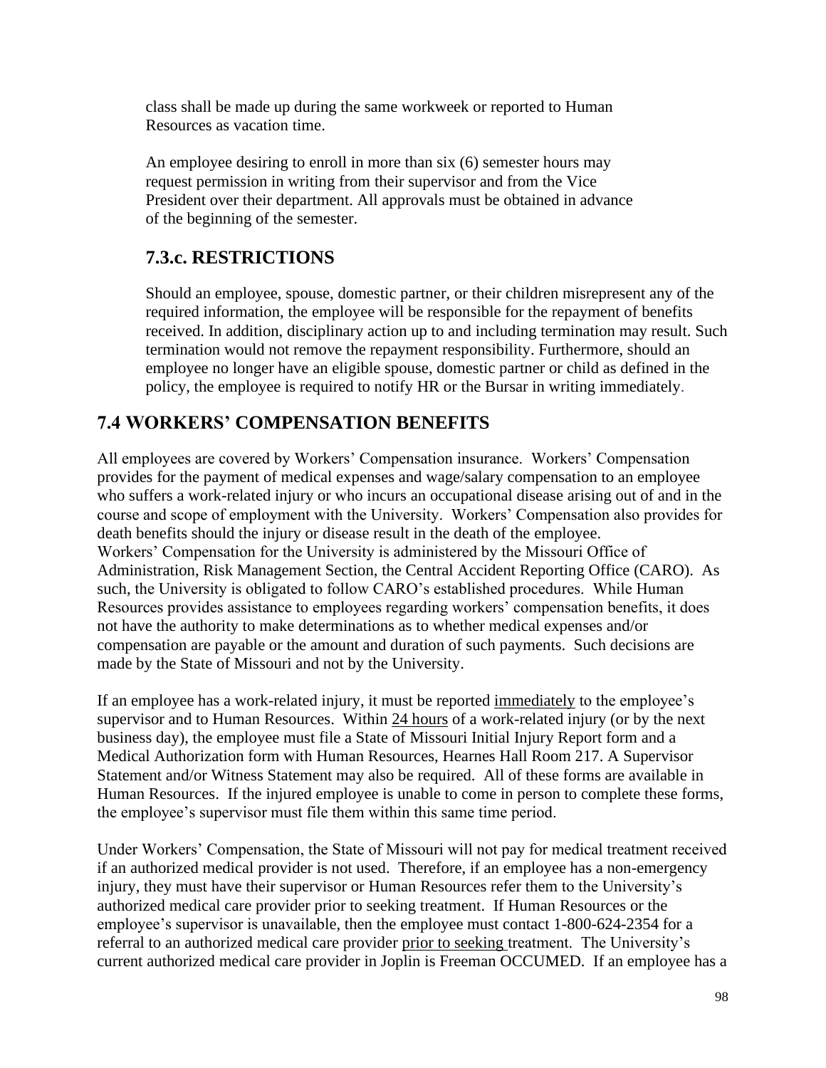class shall be made up during the same workweek or reported to Human Resources as vacation time.

An employee desiring to enroll in more than six (6) semester hours may request permission in writing from their supervisor and from the Vice President over their department. All approvals must be obtained in advance of the beginning of the semester.

### 7.3.c. RESTRICTIONS

Should an employee, spouse, domestic partner, or their children misrepresent any of the required information, the employee will be responsible for the repayment of benefits received. In addition, disciplinary action up to and including termination may result. Such termination would not remove the repayment responsibility. Furthermore, should an employee no longer have an eligible spouse, domestic partner or child as defined in the policy, the employee is required to notify HR or the Bursar in writing immediately.

## 7.4 WORKERS' COMPENSATION BENEFITS

All employees are covered by Workers' Compensation insurance. Workers' Compensation provides for the payment of medical expenses and wage/salary compensation to an employee who suffers a work-related injury or who incurs an occupational disease arising out of and in the course and scope of employment with the University. Workers' Compensation also provides for death benefits should the injury or disease result in the death of the employee. Workers' Compensation for the University is administered by the Missouri Office of Administration, Risk Management Section, the Central Accident Reporting Office (CARO). As such, the University is obligated to follow CARO's established procedures. While Human Resources provides assistance to employees regarding workers' compensation benefits, it does not have the authority to make determinations as to whether medical expenses and/or compensation are payable or the amount and duration of such payments. Such decisions are made by the State of Missouri and not by the University.

If an employee has a work-related injury, it must be reported immediately to the employee's supervisor and to Human Resources. Within 24 hours of a work-related injury (or by the next business day), the employee must file a State of Missouri Initial Injury Report form and a Medical Authorization form with Human Resources, Hearnes Hall Room 217. A Supervisor Statement and/or Witness Statement may also be required. All of these forms are available in Human Resources. If the injured employee is unable to come in person to complete these forms, the employee's supervisor must file them within this same time period.

Under Workers' Compensation, the State of Missouri will not pay for medical treatment received if an authorized medical provider is not used. Therefore, if an employee has a non-emergency injury, they must have their supervisor or Human Resources refer them to the University's authorized medical care provider prior to seeking treatment. If Human Resources or the employee's supervisor is unavailable, then the employee must contact 1-800-624-2354 for a referral to an authorized medical care provider prior to seeking treatment. The University's current authorized medical care provider in Joplin is Freeman OCCUMED. If an employee has a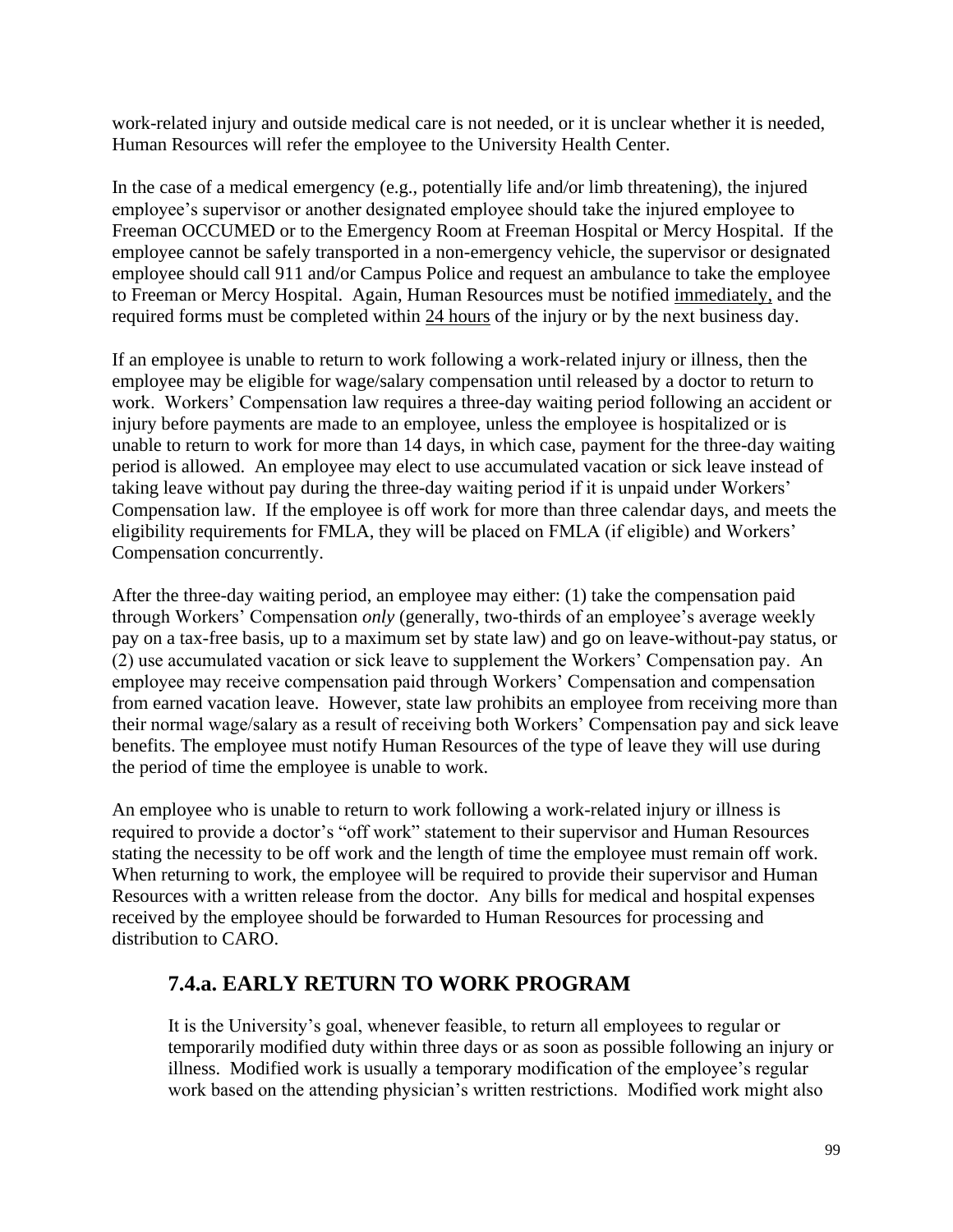work-related injury and outside medical care is not needed, or it is unclear whether it is needed, Human Resources will refer the employee to the University Health Center.

In the case of a medical emergency (e.g., potentially life and/or limb threatening), the injured employee's supervisor or another designated employee should take the injured employee to Freeman OCCUMED or to the Emergency Room at Freeman Hospital or Mercy Hospital. If the employee cannot be safely transported in a non-emergency vehicle, the supervisor or designated employee should call 911 and/or Campus Police and request an ambulance to take the employee to Freeman or Mercy Hospital. Again, Human Resources must be notified <u>immediately,</u> and the required forms must be completed within <u>24 hours</u> of the injury or by the next business day.

If an employee is unable to return to work following a work-related injury or illness, then the employee may be eligible for wage/salary compensation until released by a doctor to return to work. Workers' Compensation law requires a three-day waiting period following an accident or injury before payments are made to an employee, unless the employee is hospitalized or is unable to return to work for more than 14 days, in which case, payment for the three-day waiting period is allowed. An employee may elect to use accumulated vacation or sick leave instead of taking leave without pay during the three-day waiting period if it is unpaid under Workers' Compensation law. If the employee is off work for more than three calendar days, and meets the eligibility requirements for FMLA, they will be placed on FMLA (if eligible) and Workers' Compensation concurrently.

After the three-day waiting period, an employee may either: (1) take the compensation paid through Workers' Compensation *only* (generally, two-thirds of an employee's average weekly pay on a tax-free basis, up to a maximum set by state law) and go on leave-without-pay status, or (2) use accumulated vacation or sick leave to supplement the Workers' Compensation pay. An employee may receive compensation paid through Workers' Compensation and compensation from earned vacation leave. However, state law prohibits an employee from receiving more than their normal wage/salary as a result of receiving both Workers' Compensation pay and sick leave benefits. The employee must notify Human Resources of the type of leave they will use during the period of time the employee is unable to work.

An employee who is unable to return to work following a work-related injury or illness is required to provide a doctor's "off work" statement to their supervisor and Human Resources stating the necessity to be off work and the length of time the employee must remain off work. When returning to work, the employee will be required to provide their supervisor and Human Resources with a written release from the doctor. Any bills for medical and hospital expenses received by the employee should be forwarded to Human Resources for processing and distribution to CARO.

## 7.4.a. EARLY RETURN TO WORK PROGRAM

It is the University's goal, whenever feasible, to return all employees to regular or temporarily modified duty within three days or as soon as possible following an injury or illness. Modified work is usually a temporary modification of the employee's regular work based on the attending physician's written restrictions. Modified work might also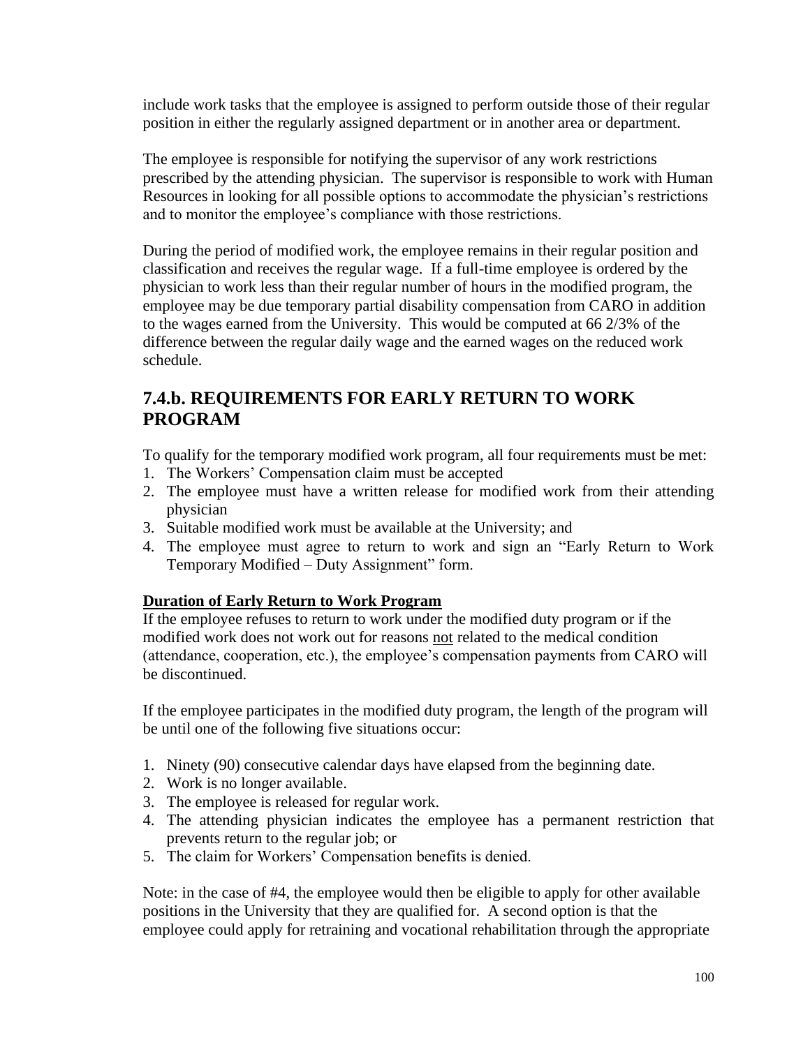include work tasks that the employee is assigned to perform outside those of their regular position in either the regularly assigned department or in another area or department.

The employee is responsible for notifying the supervisor of any work restrictions prescribed by the attending physician. The supervisor is responsible to work with Human Resources in looking for all possible options to accommodate the physician's restrictions and to monitor the employee's compliance with those restrictions.

During the period of modified work, the employee remains in their regular position and classification and receives the regular wage. If a full-time employee is ordered by the physician to work less than their regular number of hours in the modified program, the employee may be due temporary partial disability compensation from CARO in addition to the wages earned from the University. This would be computed at 66 2/3% of the difference between the regular daily wage and the earned wages on the reduced work schedule.

## 7.4.b. REQUIREMENTS FOR EARLY RETURN TO WORK PROGRAM

To qualify for the temporary modified work program, all four requirements must be met:

1. The Workers' Compensation claim must be accepted
2. The employee must have a written release for modified work from their attending physician
3. Suitable modified work must be available at the University; and
4. The employee must agree to return to work and sign an "Early Return to Work Temporary Modified – Duty Assignment" form.

**Duration of Early Return to Work Program**

If the employee refuses to return to work under the modified duty program or if the modified work does not work out for reasons not related to the medical condition (attendance, cooperation, etc.), the employee's compensation payments from CARO will be discontinued.

If the employee participates in the modified duty program, the length of the program will be until one of the following five situations occur:

1. Ninety (90) consecutive calendar days have elapsed from the beginning date.
2. Work is no longer available.
3. The employee is released for regular work.
4. The attending physician indicates the employee has a permanent restriction that prevents return to the regular job; or
5. The claim for Workers' Compensation benefits is denied.

Note: in the case of #4, the employee would then be eligible to apply for other available positions in the University that they are qualified for. A second option is that the employee could apply for retraining and vocational rehabilitation through the appropriate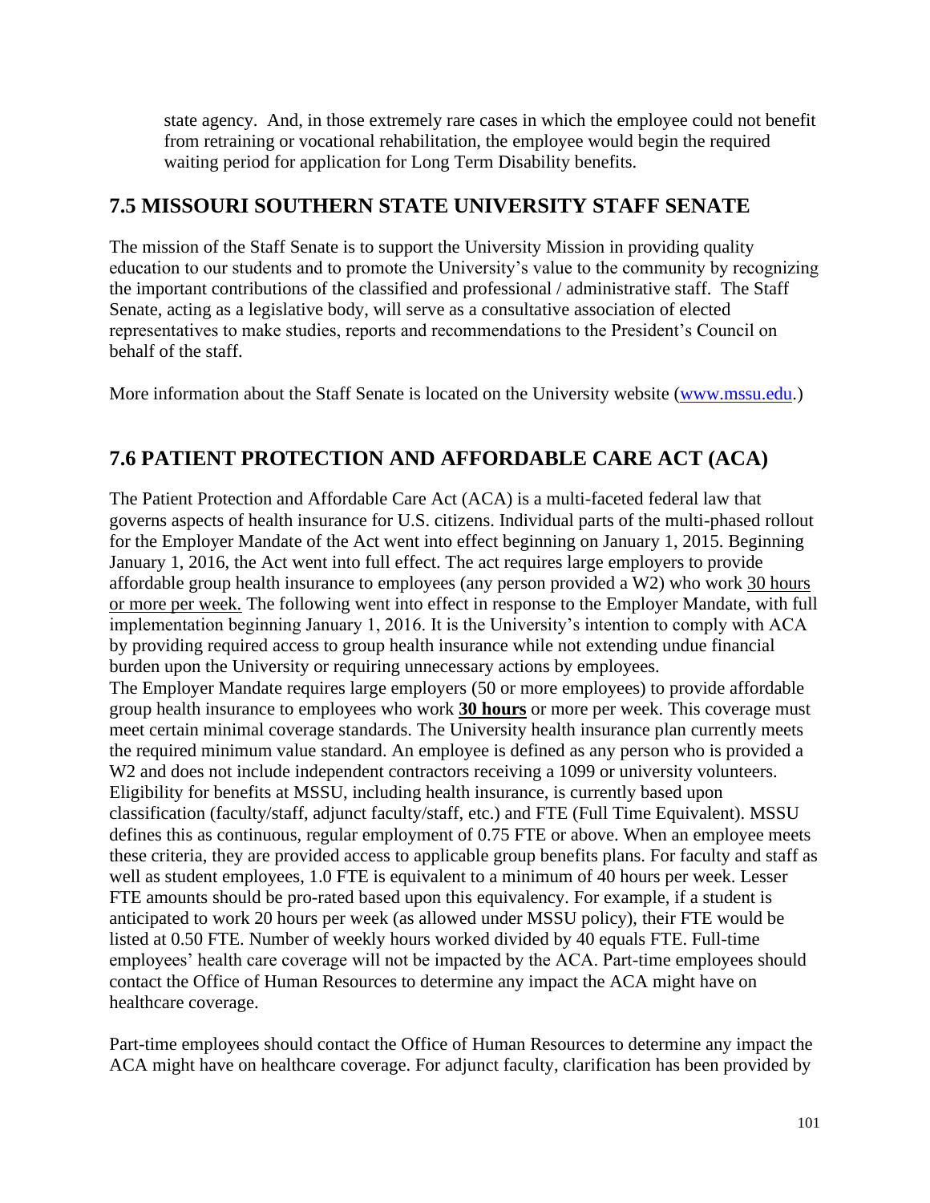state agency. And, in those extremely rare cases in which the employee could not benefit from retraining or vocational rehabilitation, the employee would begin the required waiting period for application for Long Term Disability benefits.

## 7.5 MISSOURI SOUTHERN STATE UNIVERSITY STAFF SENATE

The mission of the Staff Senate is to support the University Mission in providing quality education to our students and to promote the University's value to the community by recognizing the important contributions of the classified and professional / administrative staff. The Staff Senate, acting as a legislative body, will serve as a consultative association of elected representatives to make studies, reports and recommendations to the President's Council on behalf of the staff.

More information about the Staff Senate is located on the University website (www.mssu.edu.)

## 7.6 PATIENT PROTECTION AND AFFORDABLE CARE ACT (ACA)

The Patient Protection and Affordable Care Act (ACA) is a multi-faceted federal law that governs aspects of health insurance for U.S. citizens. Individual parts of the multi-phased rollout for the Employer Mandate of the Act went into effect beginning on January 1, 2015. Beginning January 1, 2016, the Act went into full effect. The act requires large employers to provide affordable group health insurance to employees (any person provided a W2) who work <u>30 hours or more per week.</u> The following went into effect in response to the Employer Mandate, with full implementation beginning January 1, 2016. It is the University's intention to comply with ACA by providing required access to group health insurance while not extending undue financial burden upon the University or requiring unnecessary actions by employees.
The Employer Mandate requires large employers (50 or more employees) to provide affordable group health insurance to employees who work **<u>30 hours</u>** or more per week. This coverage must meet certain minimal coverage standards. The University health insurance plan currently meets the required minimum value standard. An employee is defined as any person who is provided a W2 and does not include independent contractors receiving a 1099 or university volunteers. Eligibility for benefits at MSSU, including health insurance, is currently based upon classification (faculty/staff, adjunct faculty/staff, etc.) and FTE (Full Time Equivalent). MSSU defines this as continuous, regular employment of 0.75 FTE or above. When an employee meets these criteria, they are provided access to applicable group benefits plans. For faculty and staff as well as student employees, 1.0 FTE is equivalent to a minimum of 40 hours per week. Lesser FTE amounts should be pro-rated based upon this equivalency. For example, if a student is anticipated to work 20 hours per week (as allowed under MSSU policy), their FTE would be listed at 0.50 FTE. Number of weekly hours worked divided by 40 equals FTE. Full-time employees' health care coverage will not be impacted by the ACA. Part-time employees should contact the Office of Human Resources to determine any impact the ACA might have on healthcare coverage.

Part-time employees should contact the Office of Human Resources to determine any impact the ACA might have on healthcare coverage. For adjunct faculty, clarification has been provided by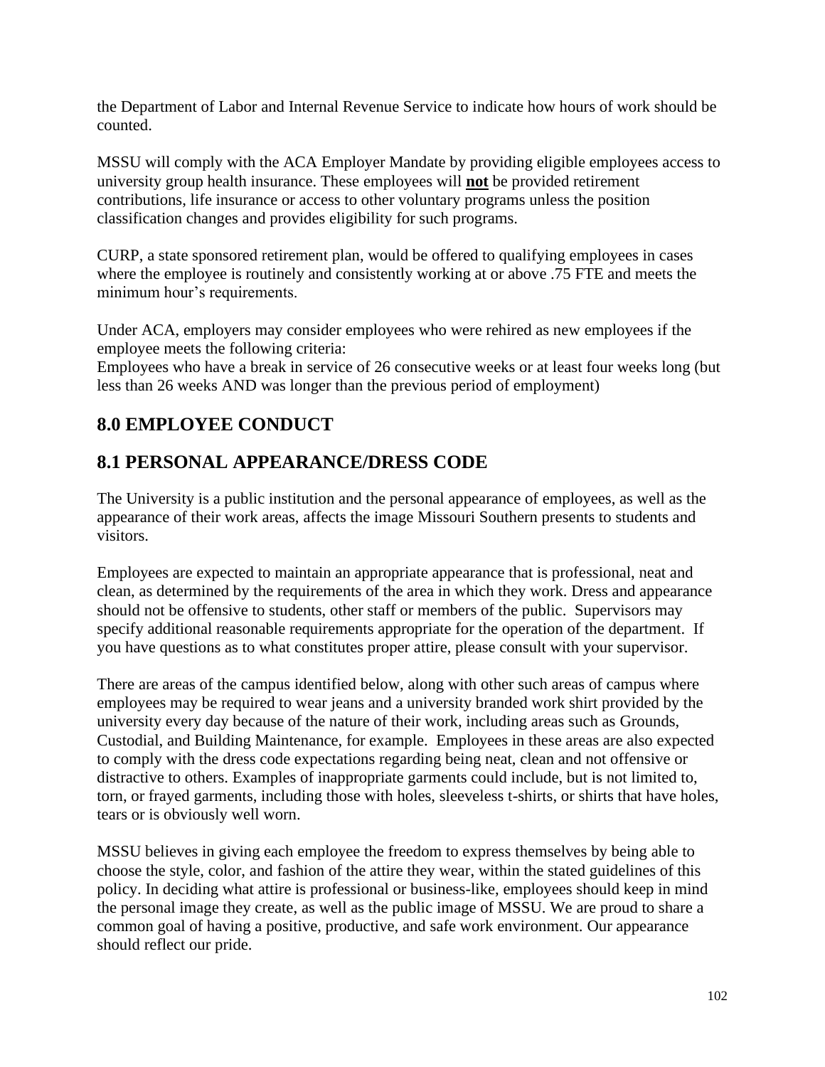the Department of Labor and Internal Revenue Service to indicate how hours of work should be counted.

MSSU will comply with the ACA Employer Mandate by providing eligible employees access to university group health insurance. These employees will **<u>not</u>** be provided retirement contributions, life insurance or access to other voluntary programs unless the position classification changes and provides eligibility for such programs.

CURP, a state sponsored retirement plan, would be offered to qualifying employees in cases where the employee is routinely and consistently working at or above .75 FTE and meets the minimum hour's requirements.

Under ACA, employers may consider employees who were rehired as new employees if the employee meets the following criteria:
Employees who have a break in service of 26 consecutive weeks or at least four weeks long (but less than 26 weeks AND was longer than the previous period of employment)

## 8.0 EMPLOYEE CONDUCT

## 8.1 PERSONAL APPEARANCE/DRESS CODE

The University is a public institution and the personal appearance of employees, as well as the appearance of their work areas, affects the image Missouri Southern presents to students and visitors.

Employees are expected to maintain an appropriate appearance that is professional, neat and clean, as determined by the requirements of the area in which they work. Dress and appearance should not be offensive to students, other staff or members of the public. Supervisors may specify additional reasonable requirements appropriate for the operation of the department. If you have questions as to what constitutes proper attire, please consult with your supervisor.

There are areas of the campus identified below, along with other such areas of campus where employees may be required to wear jeans and a university branded work shirt provided by the university every day because of the nature of their work, including areas such as Grounds, Custodial, and Building Maintenance, for example. Employees in these areas are also expected to comply with the dress code expectations regarding being neat, clean and not offensive or distractive to others. Examples of inappropriate garments could include, but is not limited to, torn, or frayed garments, including those with holes, sleeveless t-shirts, or shirts that have holes, tears or is obviously well worn.

MSSU believes in giving each employee the freedom to express themselves by being able to choose the style, color, and fashion of the attire they wear, within the stated guidelines of this policy. In deciding what attire is professional or business-like, employees should keep in mind the personal image they create, as well as the public image of MSSU. We are proud to share a common goal of having a positive, productive, and safe work environment. Our appearance should reflect our pride.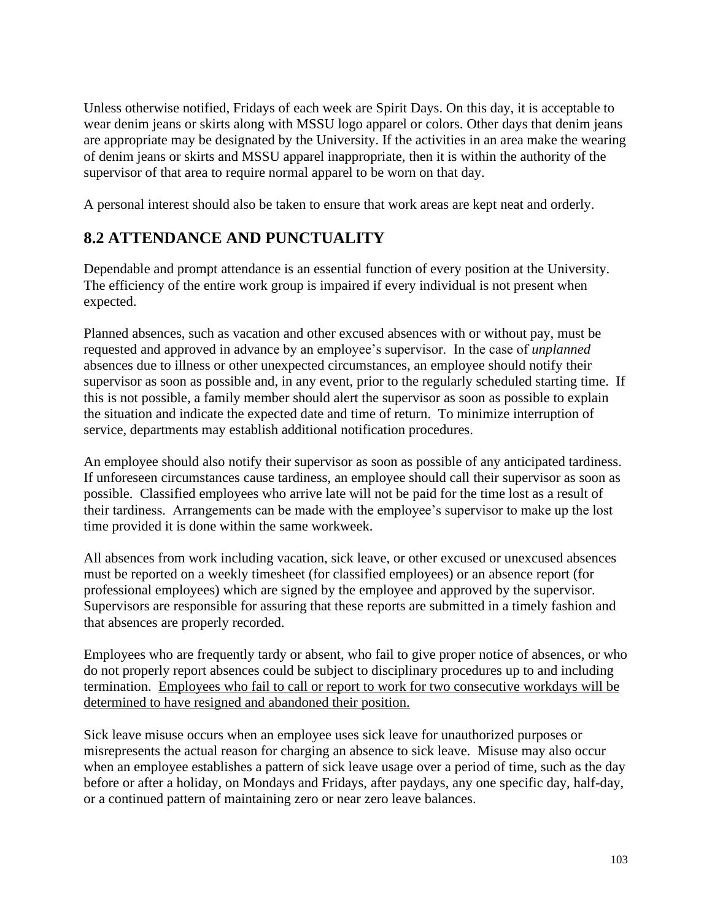Unless otherwise notified, Fridays of each week are Spirit Days. On this day, it is acceptable to wear denim jeans or skirts along with MSSU logo apparel or colors. Other days that denim jeans are appropriate may be designated by the University. If the activities in an area make the wearing of denim jeans or skirts and MSSU apparel inappropriate, then it is within the authority of the supervisor of that area to require normal apparel to be worn on that day.

A personal interest should also be taken to ensure that work areas are kept neat and orderly.

## 8.2 ATTENDANCE AND PUNCTUALITY

Dependable and prompt attendance is an essential function of every position at the University. The efficiency of the entire work group is impaired if every individual is not present when expected.

Planned absences, such as vacation and other excused absences with or without pay, must be requested and approved in advance by an employee's supervisor. In the case of *unplanned* absences due to illness or other unexpected circumstances, an employee should notify their supervisor as soon as possible and, in any event, prior to the regularly scheduled starting time. If this is not possible, a family member should alert the supervisor as soon as possible to explain the situation and indicate the expected date and time of return. To minimize interruption of service, departments may establish additional notification procedures.

An employee should also notify their supervisor as soon as possible of any anticipated tardiness. If unforeseen circumstances cause tardiness, an employee should call their supervisor as soon as possible. Classified employees who arrive late will not be paid for the time lost as a result of their tardiness. Arrangements can be made with the employee's supervisor to make up the lost time provided it is done within the same workweek.

All absences from work including vacation, sick leave, or other excused or unexcused absences must be reported on a weekly timesheet (for classified employees) or an absence report (for professional employees) which are signed by the employee and approved by the supervisor. Supervisors are responsible for assuring that these reports are submitted in a timely fashion and that absences are properly recorded.

Employees who are frequently tardy or absent, who fail to give proper notice of absences, or who do not properly report absences could be subject to disciplinary procedures up to and including termination. <u>Employees who fail to call or report to work for two consecutive workdays will be determined to have resigned and abandoned their position.</u>

Sick leave misuse occurs when an employee uses sick leave for unauthorized purposes or misrepresents the actual reason for charging an absence to sick leave. Misuse may also occur when an employee establishes a pattern of sick leave usage over a period of time, such as the day before or after a holiday, on Mondays and Fridays, after paydays, any one specific day, half-day, or a continued pattern of maintaining zero or near zero leave balances.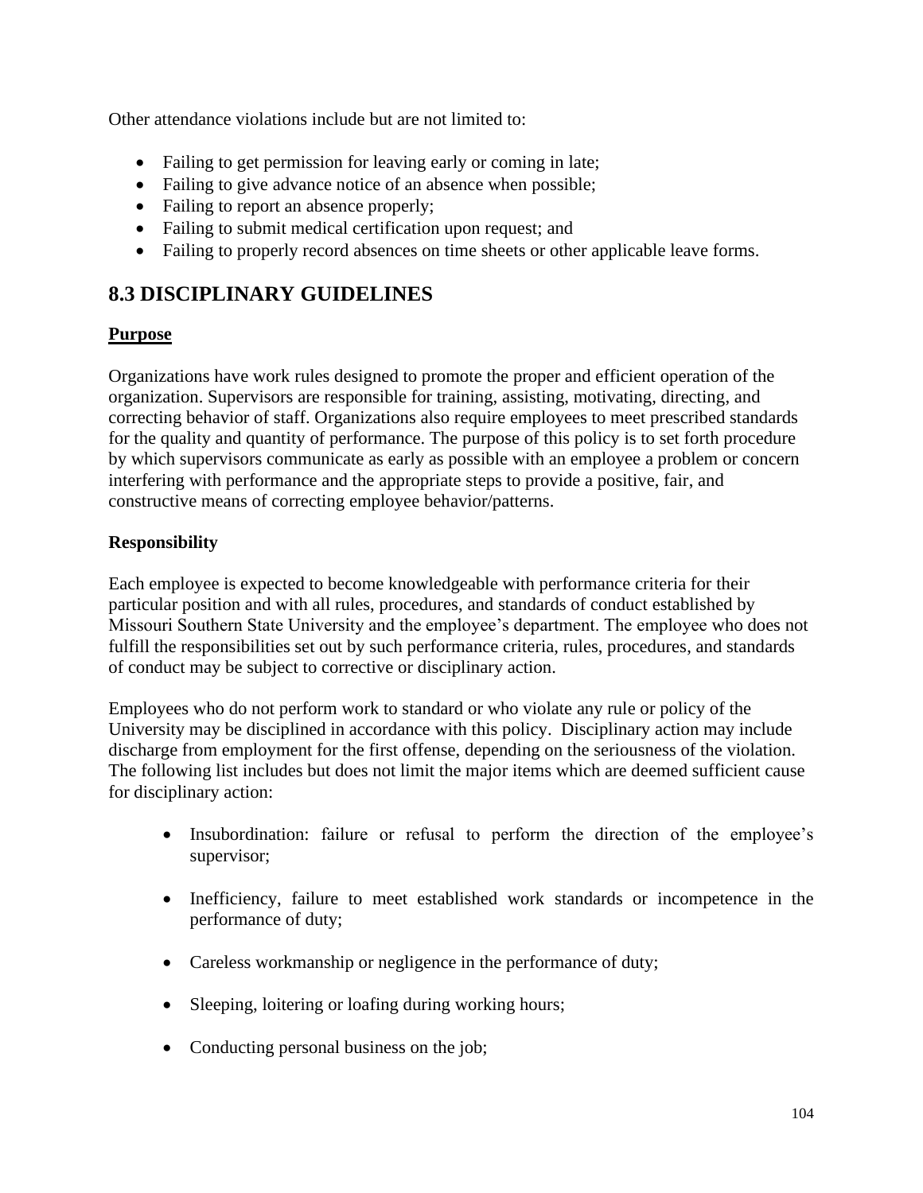Other attendance violations include but are not limited to:

- Failing to get permission for leaving early or coming in late;
- Failing to give advance notice of an absence when possible;
- Failing to report an absence properly;
- Failing to submit medical certification upon request; and
- Failing to properly record absences on time sheets or other applicable leave forms.

## 8.3 DISCIPLINARY GUIDELINES

**Purpose**

Organizations have work rules designed to promote the proper and efficient operation of the organization. Supervisors are responsible for training, assisting, motivating, directing, and correcting behavior of staff. Organizations also require employees to meet prescribed standards for the quality and quantity of performance. The purpose of this policy is to set forth procedure by which supervisors communicate as early as possible with an employee a problem or concern interfering with performance and the appropriate steps to provide a positive, fair, and constructive means of correcting employee behavior/patterns.

**Responsibility**

Each employee is expected to become knowledgeable with performance criteria for their particular position and with all rules, procedures, and standards of conduct established by Missouri Southern State University and the employee's department. The employee who does not fulfill the responsibilities set out by such performance criteria, rules, procedures, and standards of conduct may be subject to corrective or disciplinary action.

Employees who do not perform work to standard or who violate any rule or policy of the University may be disciplined in accordance with this policy. Disciplinary action may include discharge from employment for the first offense, depending on the seriousness of the violation. The following list includes but does not limit the major items which are deemed sufficient cause for disciplinary action:

- Insubordination: failure or refusal to perform the direction of the employee's supervisor;
- Inefficiency, failure to meet established work standards or incompetence in the performance of duty;
- Careless workmanship or negligence in the performance of duty;
- Sleeping, loitering or loafing during working hours;
- Conducting personal business on the job;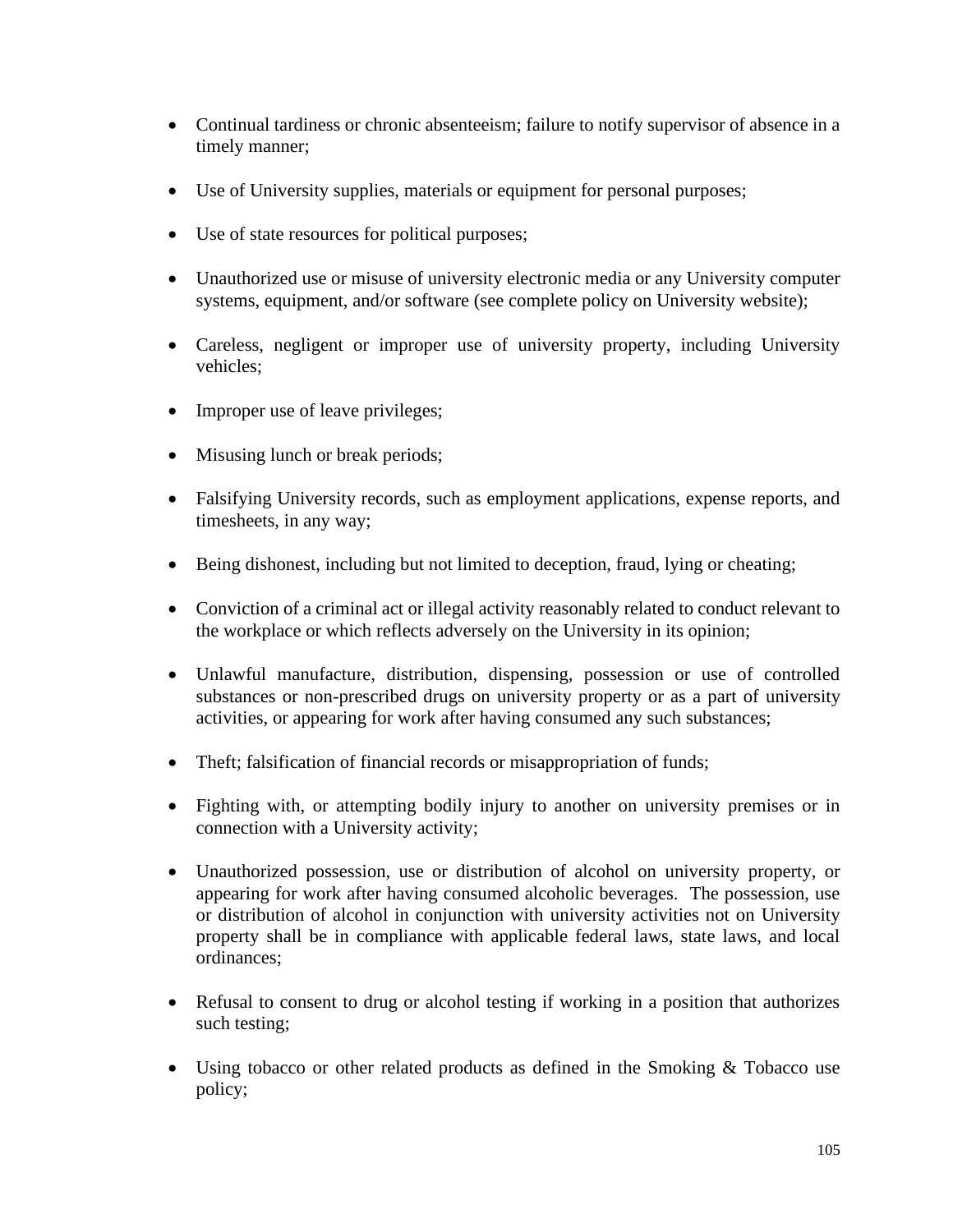- Continual tardiness or chronic absenteeism; failure to notify supervisor of absence in a timely manner;

- Use of University supplies, materials or equipment for personal purposes;

- Use of state resources for political purposes;

- Unauthorized use or misuse of university electronic media or any University computer systems, equipment, and/or software (see complete policy on University website);

- Careless, negligent or improper use of university property, including University vehicles;

- Improper use of leave privileges;

- Misusing lunch or break periods;

- Falsifying University records, such as employment applications, expense reports, and timesheets, in any way;

- Being dishonest, including but not limited to deception, fraud, lying or cheating;

- Conviction of a criminal act or illegal activity reasonably related to conduct relevant to the workplace or which reflects adversely on the University in its opinion;

- Unlawful manufacture, distribution, dispensing, possession or use of controlled substances or non-prescribed drugs on university property or as a part of university activities, or appearing for work after having consumed any such substances;

- Theft; falsification of financial records or misappropriation of funds;

- Fighting with, or attempting bodily injury to another on university premises or in connection with a University activity;

- Unauthorized possession, use or distribution of alcohol on university property, or appearing for work after having consumed alcoholic beverages. The possession, use or distribution of alcohol in conjunction with university activities not on University property shall be in compliance with applicable federal laws, state laws, and local ordinances;

- Refusal to consent to drug or alcohol testing if working in a position that authorizes such testing;

- Using tobacco or other related products as defined in the Smoking & Tobacco use policy;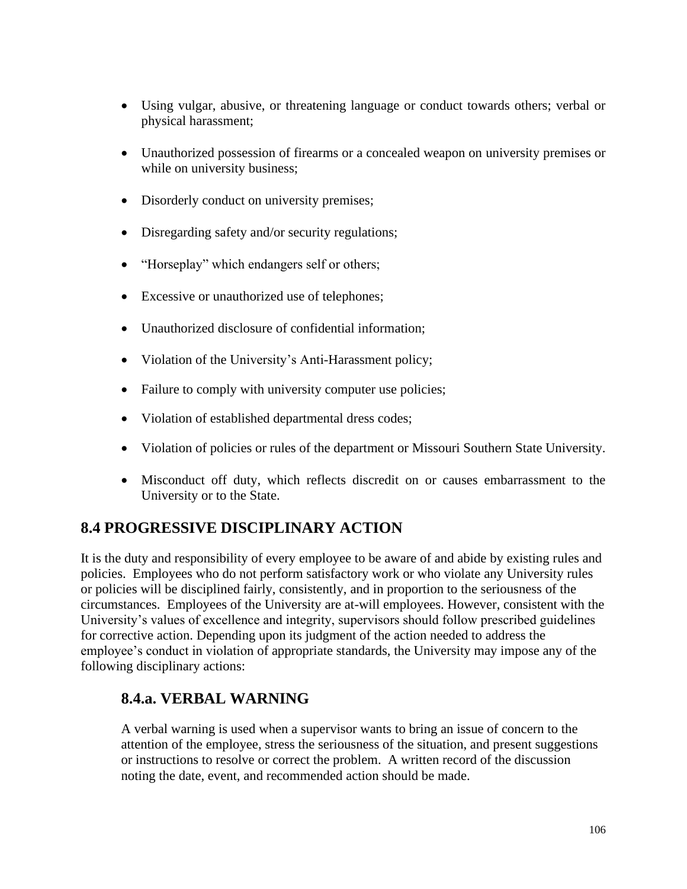- Using vulgar, abusive, or threatening language or conduct towards others; verbal or physical harassment;
- Unauthorized possession of firearms or a concealed weapon on university premises or while on university business;
- Disorderly conduct on university premises;
- Disregarding safety and/or security regulations;
- "Horseplay" which endangers self or others;
- Excessive or unauthorized use of telephones;
- Unauthorized disclosure of confidential information;
- Violation of the University's Anti-Harassment policy;
- Failure to comply with university computer use policies;
- Violation of established departmental dress codes;
- Violation of policies or rules of the department or Missouri Southern State University.
- Misconduct off duty, which reflects discredit on or causes embarrassment to the University or to the State.

## 8.4 PROGRESSIVE DISCIPLINARY ACTION

It is the duty and responsibility of every employee to be aware of and abide by existing rules and policies. Employees who do not perform satisfactory work or who violate any University rules or policies will be disciplined fairly, consistently, and in proportion to the seriousness of the circumstances. Employees of the University are at-will employees. However, consistent with the University's values of excellence and integrity, supervisors should follow prescribed guidelines for corrective action. Depending upon its judgment of the action needed to address the employee's conduct in violation of appropriate standards, the University may impose any of the following disciplinary actions:

### 8.4.a. VERBAL WARNING

A verbal warning is used when a supervisor wants to bring an issue of concern to the attention of the employee, stress the seriousness of the situation, and present suggestions or instructions to resolve or correct the problem. A written record of the discussion noting the date, event, and recommended action should be made.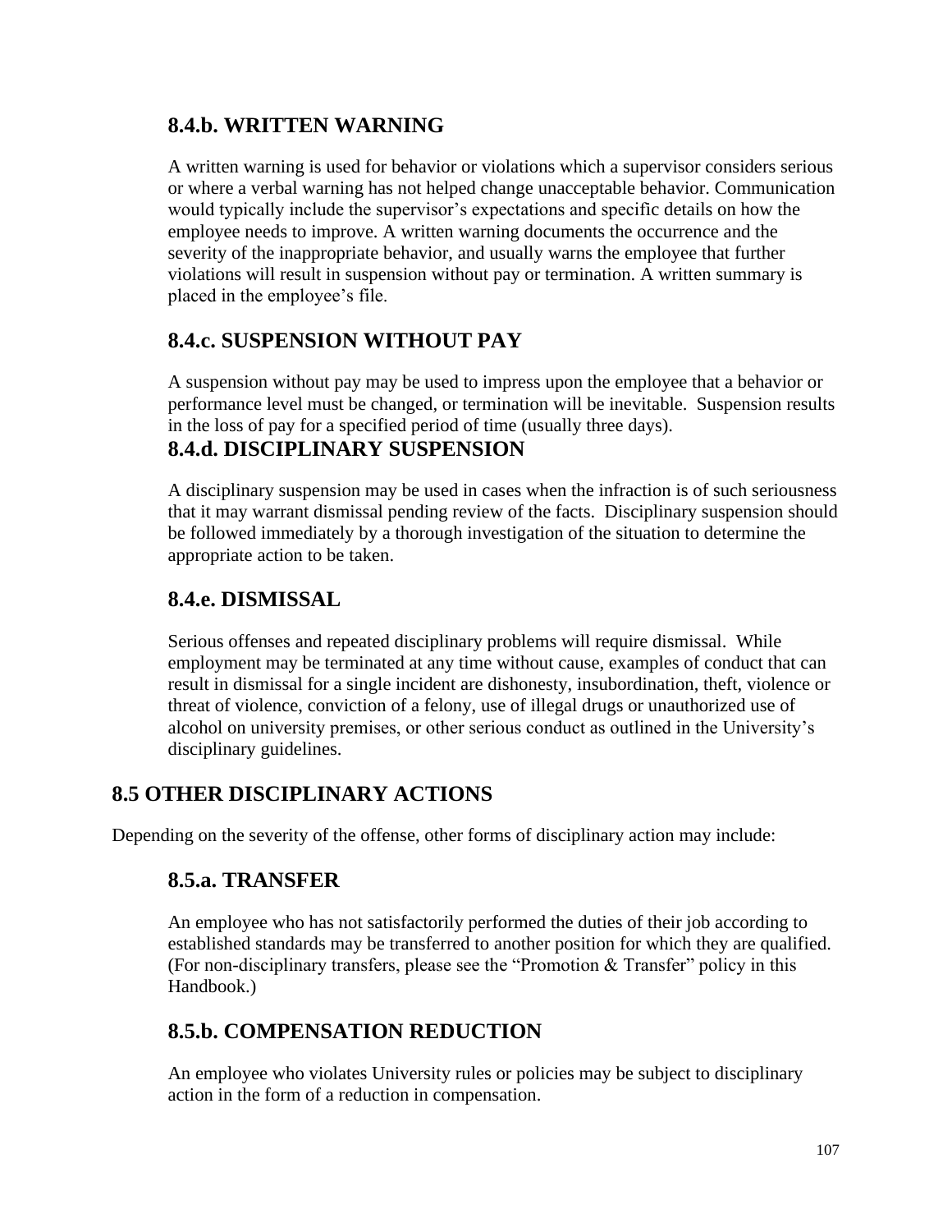### 8.4.b. WRITTEN WARNING

A written warning is used for behavior or violations which a supervisor considers serious or where a verbal warning has not helped change unacceptable behavior. Communication would typically include the supervisor's expectations and specific details on how the employee needs to improve. A written warning documents the occurrence and the severity of the inappropriate behavior, and usually warns the employee that further violations will result in suspension without pay or termination. A written summary is placed in the employee's file.

### 8.4.c. SUSPENSION WITHOUT PAY

A suspension without pay may be used to impress upon the employee that a behavior or performance level must be changed, or termination will be inevitable. Suspension results in the loss of pay for a specified period of time (usually three days).

### 8.4.d. DISCIPLINARY SUSPENSION

A disciplinary suspension may be used in cases when the infraction is of such seriousness that it may warrant dismissal pending review of the facts. Disciplinary suspension should be followed immediately by a thorough investigation of the situation to determine the appropriate action to be taken.

### 8.4.e. DISMISSAL

Serious offenses and repeated disciplinary problems will require dismissal. While employment may be terminated at any time without cause, examples of conduct that can result in dismissal for a single incident are dishonesty, insubordination, theft, violence or threat of violence, conviction of a felony, use of illegal drugs or unauthorized use of alcohol on university premises, or other serious conduct as outlined in the University's disciplinary guidelines.

## 8.5 OTHER DISCIPLINARY ACTIONS

Depending on the severity of the offense, other forms of disciplinary action may include:

### 8.5.a. TRANSFER

An employee who has not satisfactorily performed the duties of their job according to established standards may be transferred to another position for which they are qualified. (For non-disciplinary transfers, please see the "Promotion & Transfer" policy in this Handbook.)

### 8.5.b. COMPENSATION REDUCTION

An employee who violates University rules or policies may be subject to disciplinary action in the form of a reduction in compensation.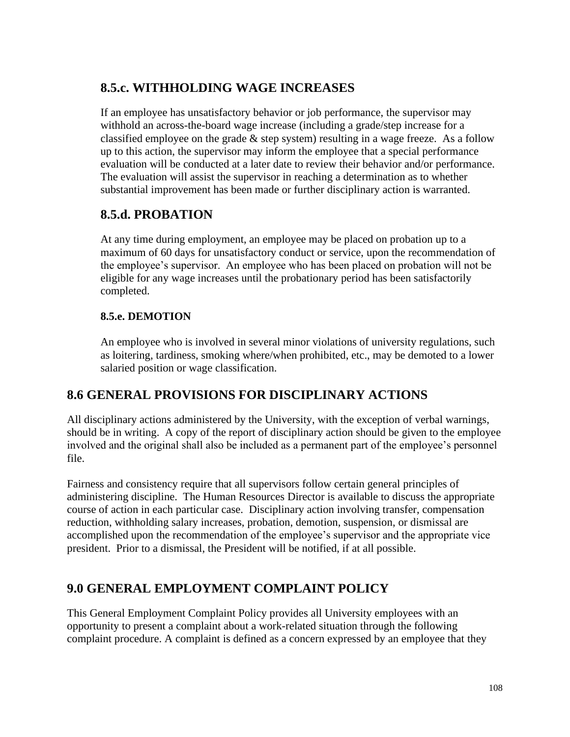### 8.5.c. WITHHOLDING WAGE INCREASES

If an employee has unsatisfactory behavior or job performance, the supervisor may withhold an across-the-board wage increase (including a grade/step increase for a classified employee on the grade & step system) resulting in a wage freeze. As a follow up to this action, the supervisor may inform the employee that a special performance evaluation will be conducted at a later date to review their behavior and/or performance. The evaluation will assist the supervisor in reaching a determination as to whether substantial improvement has been made or further disciplinary action is warranted.

### 8.5.d. PROBATION

At any time during employment, an employee may be placed on probation up to a maximum of 60 days for unsatisfactory conduct or service, upon the recommendation of the employee's supervisor. An employee who has been placed on probation will not be eligible for any wage increases until the probationary period has been satisfactorily completed.

#### 8.5.e. DEMOTION

An employee who is involved in several minor violations of university regulations, such as loitering, tardiness, smoking where/when prohibited, etc., may be demoted to a lower salaried position or wage classification.

## 8.6 GENERAL PROVISIONS FOR DISCIPLINARY ACTIONS

All disciplinary actions administered by the University, with the exception of verbal warnings, should be in writing. A copy of the report of disciplinary action should be given to the employee involved and the original shall also be included as a permanent part of the employee's personnel file.

Fairness and consistency require that all supervisors follow certain general principles of administering discipline. The Human Resources Director is available to discuss the appropriate course of action in each particular case. Disciplinary action involving transfer, compensation reduction, withholding salary increases, probation, demotion, suspension, or dismissal are accomplished upon the recommendation of the employee's supervisor and the appropriate vice president. Prior to a dismissal, the President will be notified, if at all possible.

## 9.0 GENERAL EMPLOYMENT COMPLAINT POLICY

This General Employment Complaint Policy provides all University employees with an opportunity to present a complaint about a work-related situation through the following complaint procedure. A complaint is defined as a concern expressed by an employee that they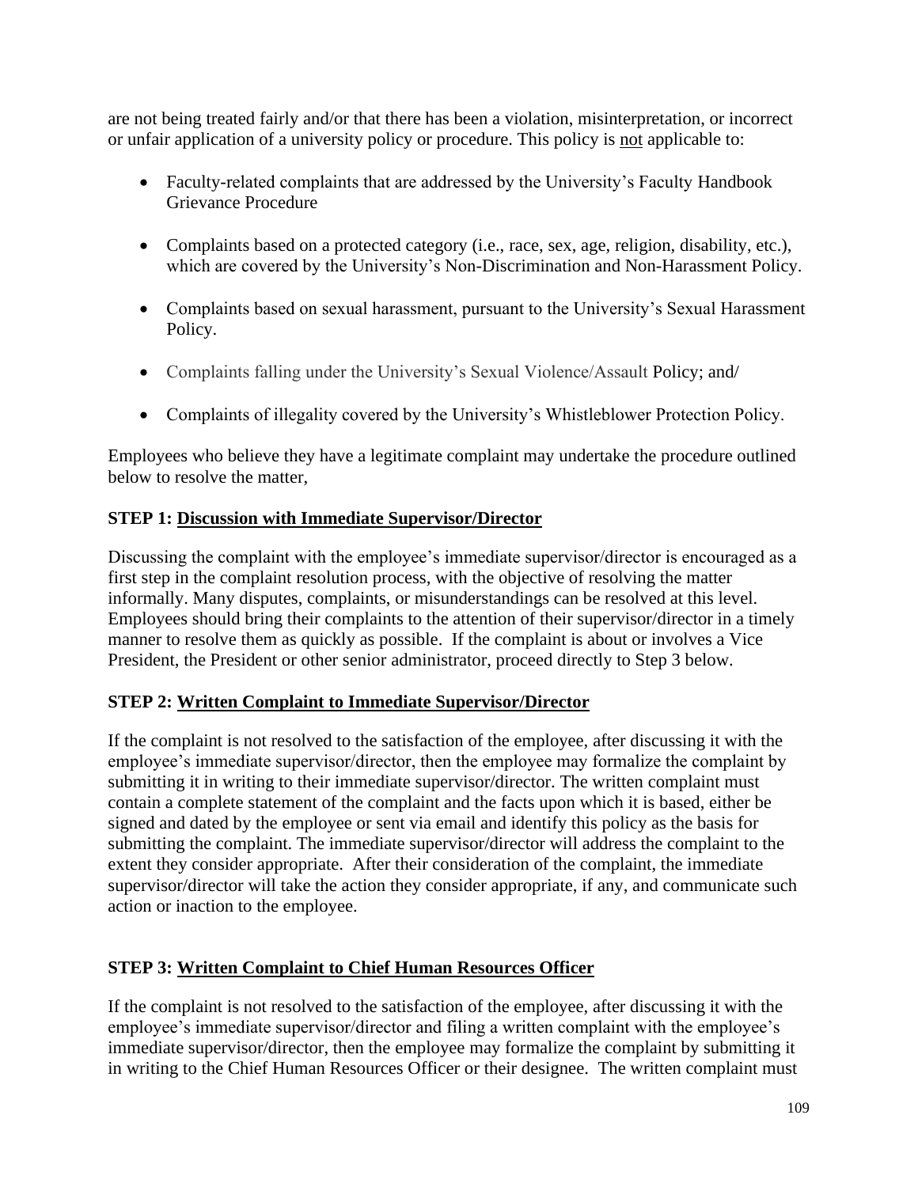are not being treated fairly and/or that there has been a violation, misinterpretation, or incorrect or unfair application of a university policy or procedure. This policy is not applicable to:

- Faculty-related complaints that are addressed by the University's Faculty Handbook Grievance Procedure
- Complaints based on a protected category (i.e., race, sex, age, religion, disability, etc.), which are covered by the University's Non-Discrimination and Non-Harassment Policy.
- Complaints based on sexual harassment, pursuant to the University's Sexual Harassment Policy.
- Complaints falling under the University's Sexual Violence/Assault Policy; and/
- Complaints of illegality covered by the University's Whistleblower Protection Policy.

Employees who believe they have a legitimate complaint may undertake the procedure outlined below to resolve the matter,

**STEP 1: Discussion with Immediate Supervisor/Director**

Discussing the complaint with the employee's immediate supervisor/director is encouraged as a first step in the complaint resolution process, with the objective of resolving the matter informally. Many disputes, complaints, or misunderstandings can be resolved at this level. Employees should bring their complaints to the attention of their supervisor/director in a timely manner to resolve them as quickly as possible. If the complaint is about or involves a Vice President, the President or other senior administrator, proceed directly to Step 3 below.

**STEP 2: Written Complaint to Immediate Supervisor/Director**

If the complaint is not resolved to the satisfaction of the employee, after discussing it with the employee's immediate supervisor/director, then the employee may formalize the complaint by submitting it in writing to their immediate supervisor/director. The written complaint must contain a complete statement of the complaint and the facts upon which it is based, either be signed and dated by the employee or sent via email and identify this policy as the basis for submitting the complaint. The immediate supervisor/director will address the complaint to the extent they consider appropriate. After their consideration of the complaint, the immediate supervisor/director will take the action they consider appropriate, if any, and communicate such action or inaction to the employee.

**STEP 3: Written Complaint to Chief Human Resources Officer**

If the complaint is not resolved to the satisfaction of the employee, after discussing it with the employee's immediate supervisor/director and filing a written complaint with the employee's immediate supervisor/director, then the employee may formalize the complaint by submitting it in writing to the Chief Human Resources Officer or their designee. The written complaint must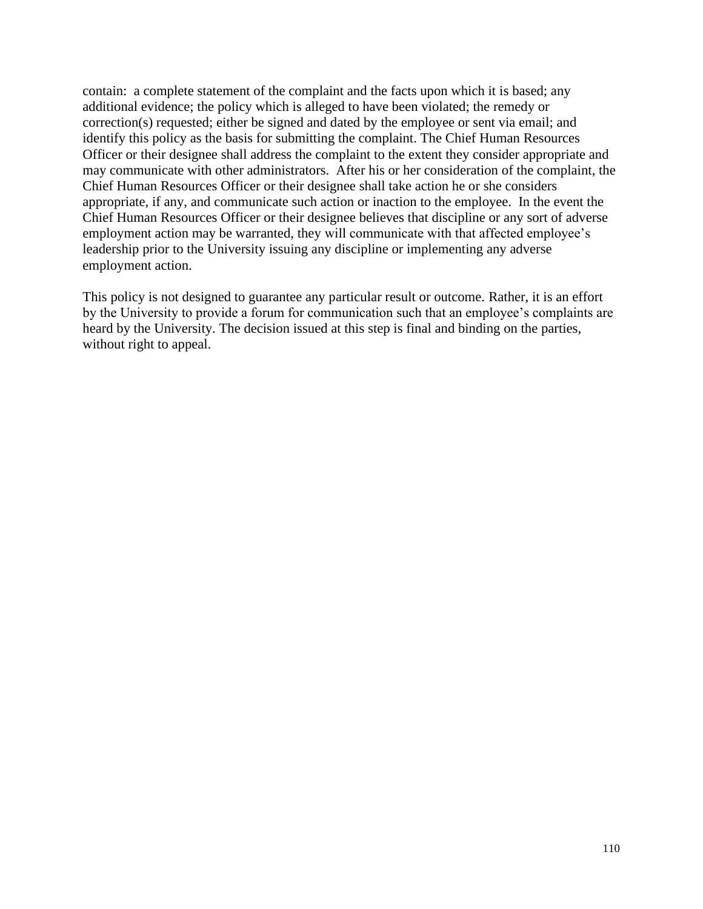contain: a complete statement of the complaint and the facts upon which it is based; any additional evidence; the policy which is alleged to have been violated; the remedy or correction(s) requested; either be signed and dated by the employee or sent via email; and identify this policy as the basis for submitting the complaint. The Chief Human Resources Officer or their designee shall address the complaint to the extent they consider appropriate and may communicate with other administrators. After his or her consideration of the complaint, the Chief Human Resources Officer or their designee shall take action he or she considers appropriate, if any, and communicate such action or inaction to the employee. In the event the Chief Human Resources Officer or their designee believes that discipline or any sort of adverse employment action may be warranted, they will communicate with that affected employee's leadership prior to the University issuing any discipline or implementing any adverse employment action.

This policy is not designed to guarantee any particular result or outcome. Rather, it is an effort by the University to provide a forum for communication such that an employee's complaints are heard by the University. The decision issued at this step is final and binding on the parties, without right to appeal.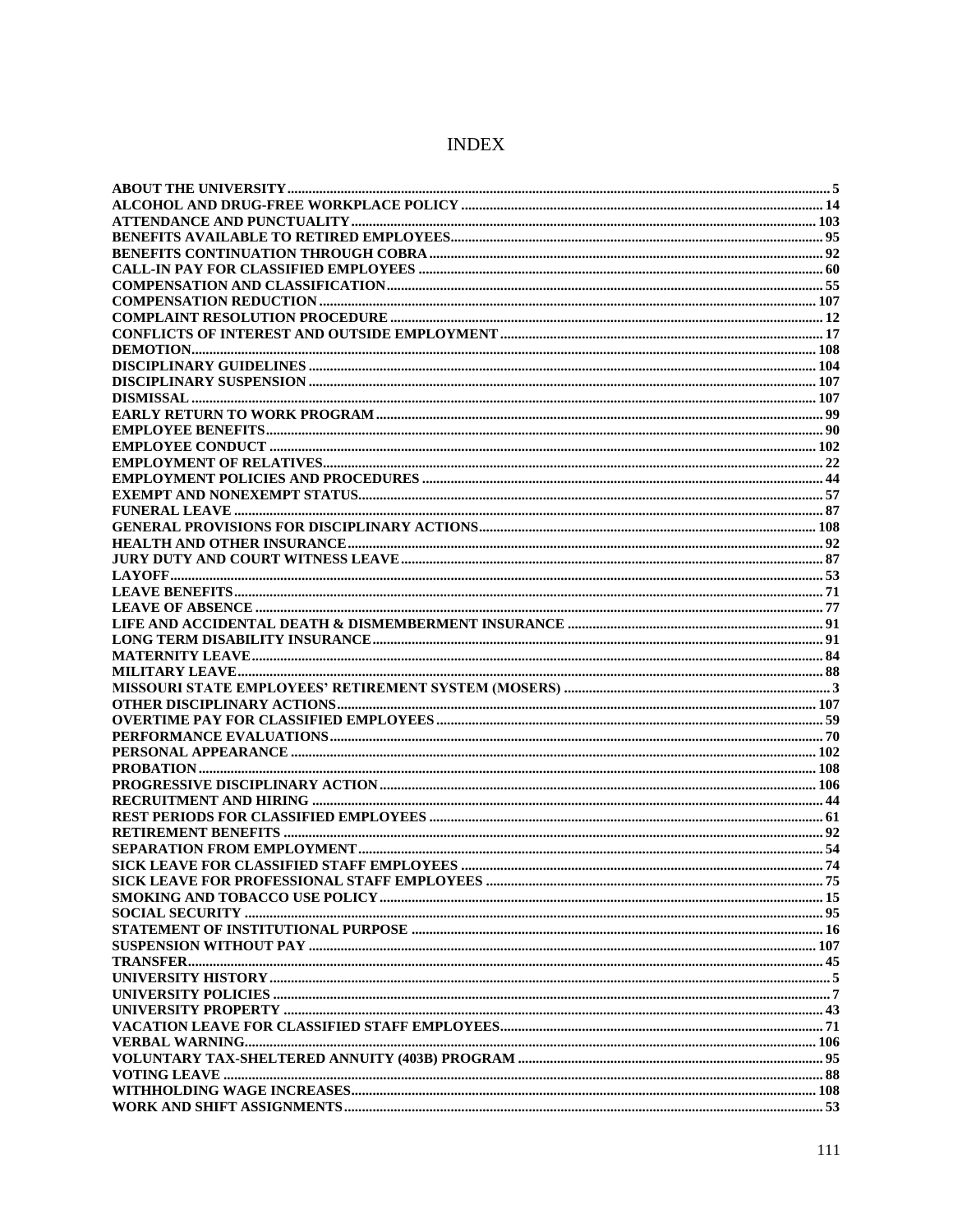# INDEX

**ABOUT THE UNIVERSITY** .......... 5
**ALCOHOL AND DRUG-FREE WORKPLACE POLICY** .......... 14
**ATTENDANCE AND PUNCTUALITY** .......... 103
**BENEFITS AVAILABLE TO RETIRED EMPLOYEES** .......... 95
**BENEFITS CONTINUATION THROUGH COBRA** .......... 92
**CALL-IN PAY FOR CLASSIFIED EMPLOYEES** .......... 60
**COMPENSATION AND CLASSIFICATION** .......... 55
**COMPENSATION REDUCTION** .......... 107
**COMPLAINT RESOLUTION PROCEDURE** .......... 12
**CONFLICTS OF INTEREST AND OUTSIDE EMPLOYMENT** .......... 17
**DEMOTION** .......... 108
**DISCIPLINARY GUIDELINES** .......... 104
**DISCIPLINARY SUSPENSION** .......... 107
**DISMISSAL** .......... 107
**EARLY RETURN TO WORK PROGRAM** .......... 99
**EMPLOYEE BENEFITS** .......... 90
**EMPLOYEE CONDUCT** .......... 102
**EMPLOYMENT OF RELATIVES** .......... 22
**EMPLOYMENT POLICIES AND PROCEDURES** .......... 44
**EXEMPT AND NONEXEMPT STATUS** .......... 57
**FUNERAL LEAVE** .......... 87
**GENERAL PROVISIONS FOR DISCIPLINARY ACTIONS** .......... 108
**HEALTH AND OTHER INSURANCE** .......... 92
**JURY DUTY AND COURT WITNESS LEAVE** .......... 87
**LAYOFF** .......... 53
**LEAVE BENEFITS** .......... 71
**LEAVE OF ABSENCE** .......... 77
**LIFE AND ACCIDENTAL DEATH & DISMEMBERMENT INSURANCE** .......... 91
**LONG TERM DISABILITY INSURANCE** .......... 91
**MATERNITY LEAVE** .......... 84
**MILITARY LEAVE** .......... 88
**MISSOURI STATE EMPLOYEES' RETIREMENT SYSTEM (MOSERS)** .......... 3
**OTHER DISCIPLINARY ACTIONS** .......... 107
**OVERTIME PAY FOR CLASSIFIED EMPLOYEES** .......... 59
**PERFORMANCE EVALUATIONS** .......... 70
**PERSONAL APPEARANCE** .......... 102
**PROBATION** .......... 108
**PROGRESSIVE DISCIPLINARY ACTION** .......... 106
**RECRUITMENT AND HIRING** .......... 44
**REST PERIODS FOR CLASSIFIED EMPLOYEES** .......... 61
**RETIREMENT BENEFITS** .......... 92
**SEPARATION FROM EMPLOYMENT** .......... 54
**SICK LEAVE FOR CLASSIFIED STAFF EMPLOYEES** .......... 74
**SICK LEAVE FOR PROFESSIONAL STAFF EMPLOYEES** .......... 75
**SMOKING AND TOBACCO USE POLICY** .......... 15
**SOCIAL SECURITY** .......... 95
**STATEMENT OF INSTITUTIONAL PURPOSE** .......... 16
**SUSPENSION WITHOUT PAY** .......... 107
**TRANSFER** .......... 45
**UNIVERSITY HISTORY** .......... 5
**UNIVERSITY POLICIES** .......... 7
**UNIVERSITY PROPERTY** .......... 43
**VACATION LEAVE FOR CLASSIFIED STAFF EMPLOYEES** .......... 71
**VERBAL WARNING** .......... 106
**VOLUNTARY TAX-SHELTERED ANNUITY (403B) PROGRAM** .......... 95
**VOTING LEAVE** .......... 88
**WITHHOLDING WAGE INCREASES** .......... 108
**WORK AND SHIFT ASSIGNMENTS** .......... 53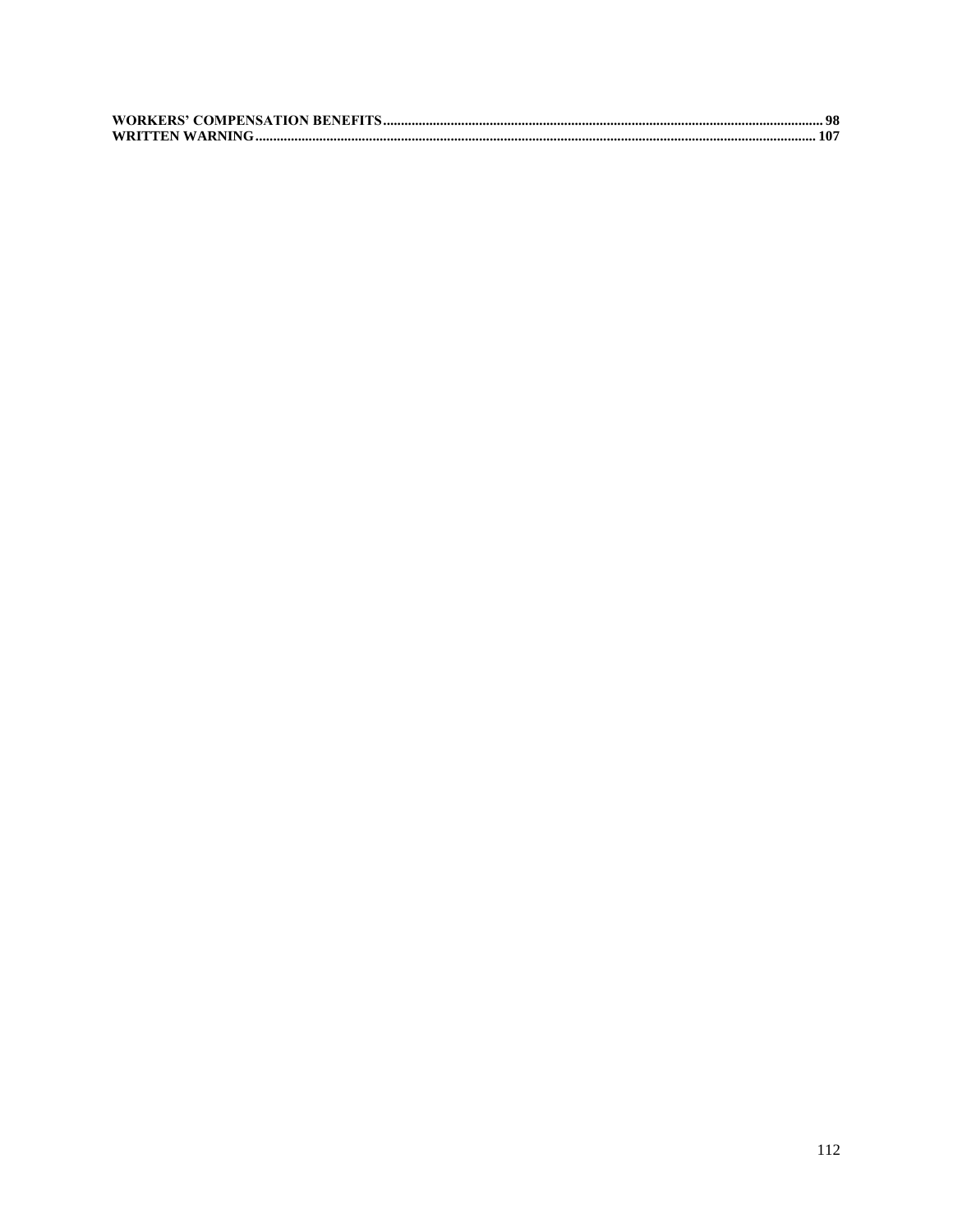**WORKERS' COMPENSATION BENEFITS** ........................................................................................................................... 98
**WRITTEN WARNING** ............................................................................................................................................ 107